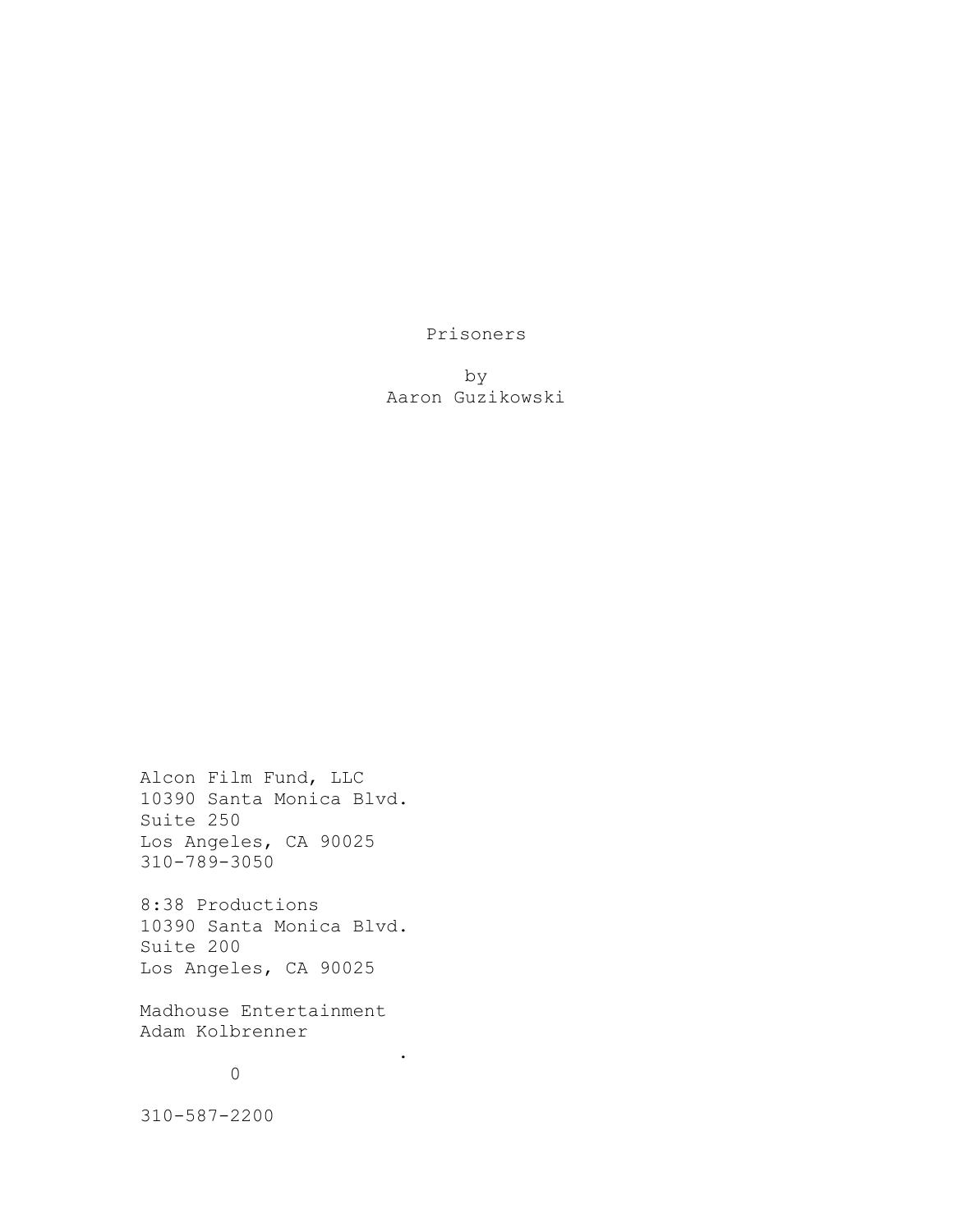# Prisoners

by
Aaron Guzikowski

Alcon Film Fund, LLC
10390 Santa Monica Blvd.
Suite 250
Los Angeles, CA 90025
310-789-3050

8:38 Productions
10390 Santa Monica Blvd.
Suite 200
Los Angeles, CA 90025

Madhouse Entertainment
Adam Kolbrenner
.
0

310-587-2200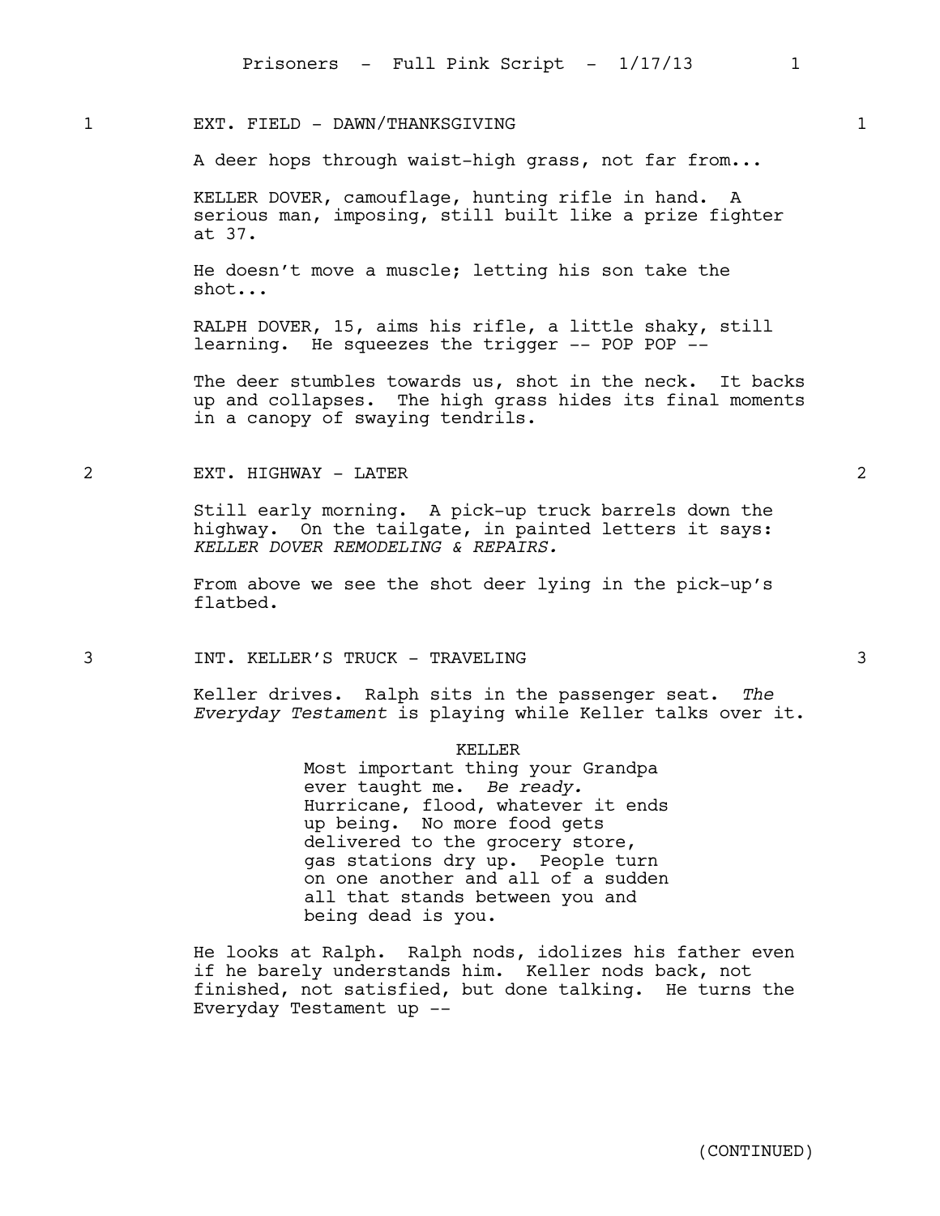1 EXT. FIELD - DAWN/THANKSGIVING 1

A deer hops through waist-high grass, not far from...

KELLER DOVER, camouflage, hunting rifle in hand. A serious man, imposing, still built like a prize fighter at 37.

He doesn't move a muscle; letting his son take the shot...

RALPH DOVER, 15, aims his rifle, a little shaky, still learning. He squeezes the trigger -- POP POP --

The deer stumbles towards us, shot in the neck. It backs up and collapses. The high grass hides its final moments in a canopy of swaying tendrils.

2 EXT. HIGHWAY - LATER 2

Still early morning. A pick-up truck barrels down the highway. On the tailgate, in painted letters it says: *KELLER DOVER REMODELING & REPAIRS.*

From above we see the shot deer lying in the pick-up's flatbed.

3 INT. KELLER'S TRUCK - TRAVELING 3

Keller drives. Ralph sits in the passenger seat. *The Everyday Testament* is playing while Keller talks over it.

KELLER

Most important thing your Grandpa ever taught me. *Be ready.* Hurricane, flood, whatever it ends up being. No more food gets delivered to the grocery store, gas stations dry up. People turn on one another and all of a sudden all that stands between you and being dead is you.

He looks at Ralph. Ralph nods, idolizes his father even if he barely understands him. Keller nods back, not finished, not satisfied, but done talking. He turns the Everyday Testament up --

(CONTINUED)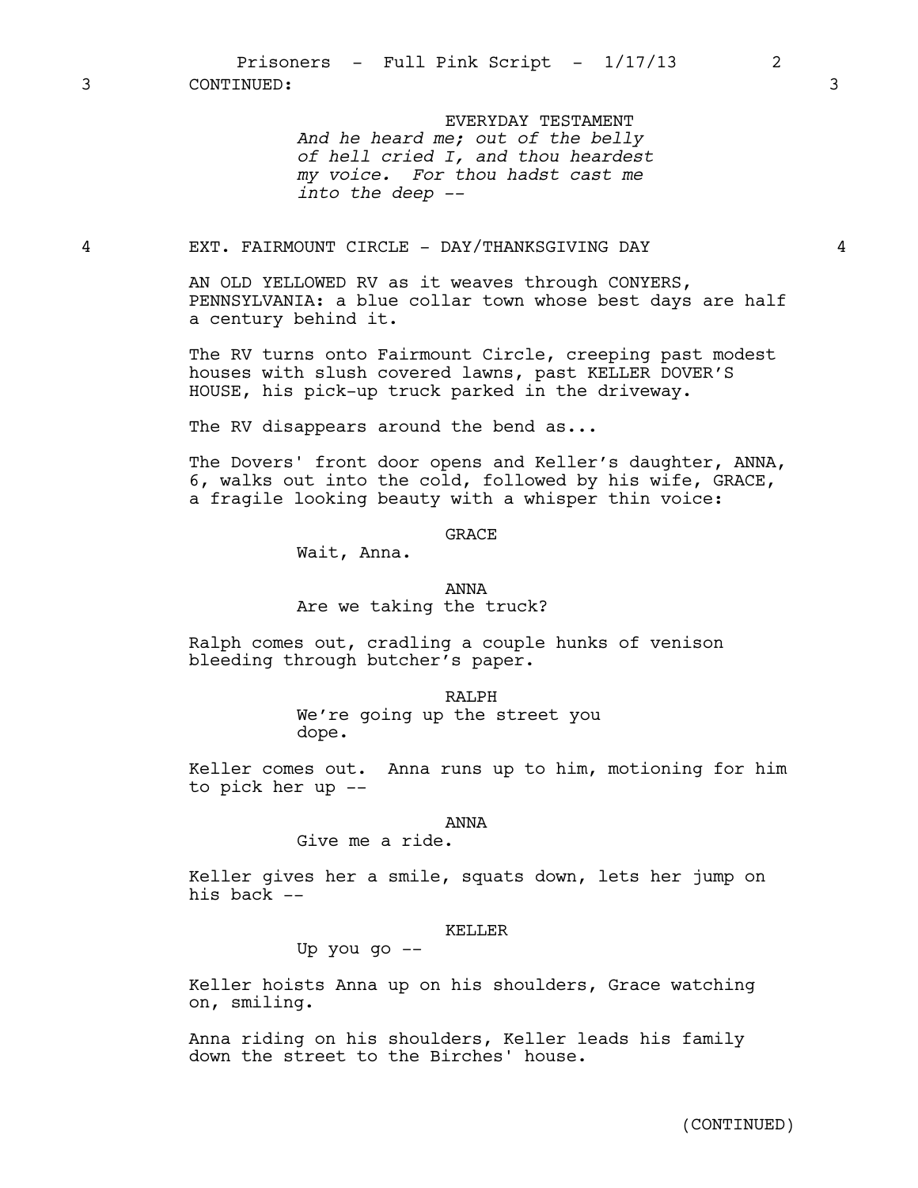3 CONTINUED: 3

EVERYDAY TESTAMENT

*And he heard me; out of the belly of hell cried I, and thou heardest my voice. For thou hadst cast me into the deep --*

4 EXT. FAIRMOUNT CIRCLE - DAY/THANKSGIVING DAY 4

AN OLD YELLOWED RV as it weaves through CONYERS, PENNSYLVANIA: a blue collar town whose best days are half a century behind it.

The RV turns onto Fairmount Circle, creeping past modest houses with slush covered lawns, past KELLER DOVER'S HOUSE, his pick-up truck parked in the driveway.

The RV disappears around the bend as...

The Dovers' front door opens and Keller's daughter, ANNA, 6, walks out into the cold, followed by his wife, GRACE, a fragile looking beauty with a whisper thin voice:

GRACE

Wait, Anna.

ANNA

Are we taking the truck?

Ralph comes out, cradling a couple hunks of venison bleeding through butcher's paper.

RALPH

We're going up the street you dope.

Keller comes out. Anna runs up to him, motioning for him to pick her up --

ANNA

Give me a ride.

Keller gives her a smile, squats down, lets her jump on his back --

KELLER

Up you go --

Keller hoists Anna up on his shoulders, Grace watching on, smiling.

Anna riding on his shoulders, Keller leads his family down the street to the Birches' house.

(CONTINUED)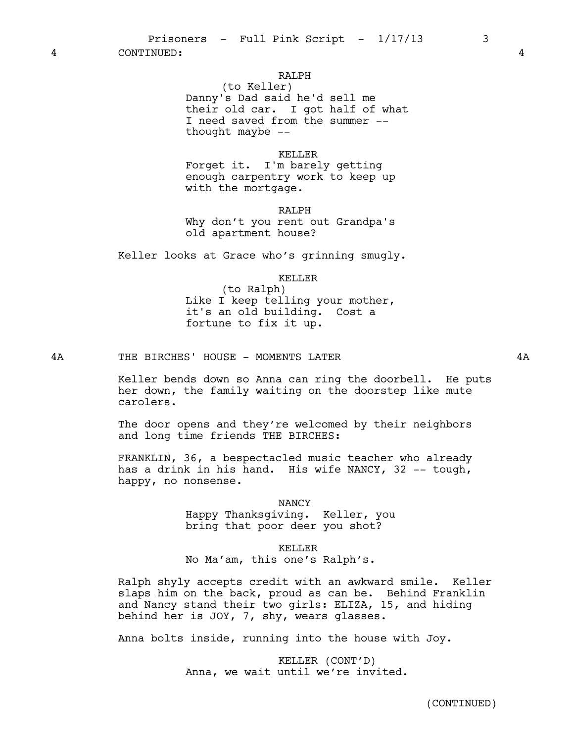4 CONTINUED: 4

RALPH
(to Keller)
Danny's Dad said he'd sell me their old car. I got half of what I need saved from the summer -- thought maybe --

KELLER
Forget it. I'm barely getting enough carpentry work to keep up with the mortgage.

RALPH
Why don't you rent out Grandpa's old apartment house?

Keller looks at Grace who's grinning smugly.

KELLER
(to Ralph)
Like I keep telling your mother, it's an old building. Cost a fortune to fix it up.

4A THE BIRCHES' HOUSE - MOMENTS LATER 4A

Keller bends down so Anna can ring the doorbell. He puts her down, the family waiting on the doorstep like mute carolers.

The door opens and they're welcomed by their neighbors and long time friends THE BIRCHES:

FRANKLIN, 36, a bespectacled music teacher who already has a drink in his hand. His wife NANCY, 32 -- tough, happy, no nonsense.

NANCY
Happy Thanksgiving. Keller, you bring that poor deer you shot?

KELLER
No Ma'am, this one's Ralph's.

Ralph shyly accepts credit with an awkward smile. Keller slaps him on the back, proud as can be. Behind Franklin and Nancy stand their two girls: ELIZA, 15, and hiding behind her is JOY, 7, shy, wears glasses.

Anna bolts inside, running into the house with Joy.

KELLER (CONT'D)
Anna, we wait until we're invited.

(CONTINUED)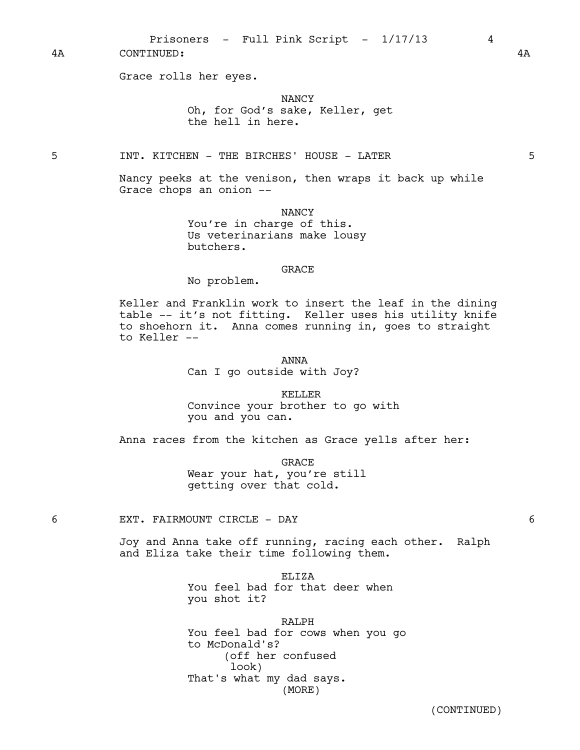4A CONTINUED: 4A

Grace rolls her eyes.

NANCY
Oh, for God's sake, Keller, get the hell in here.

5 INT. KITCHEN - THE BIRCHES' HOUSE - LATER 5

Nancy peeks at the venison, then wraps it back up while Grace chops an onion --

NANCY
You're in charge of this. Us veterinarians make lousy butchers.

GRACE
No problem.

Keller and Franklin work to insert the leaf in the dining table -- it's not fitting. Keller uses his utility knife to shoehorn it. Anna comes running in, goes to straight to Keller --

ANNA
Can I go outside with Joy?

KELLER
Convince your brother to go with you and you can.

Anna races from the kitchen as Grace yells after her:

GRACE
Wear your hat, you're still getting over that cold.

6 EXT. FAIRMOUNT CIRCLE - DAY 6

Joy and Anna take off running, racing each other. Ralph and Eliza take their time following them.

ELIZA
You feel bad for that deer when you shot it?

RALPH
You feel bad for cows when you go to McDonald's?
(off her confused look)
That's what my dad says.
(MORE)

(CONTINUED)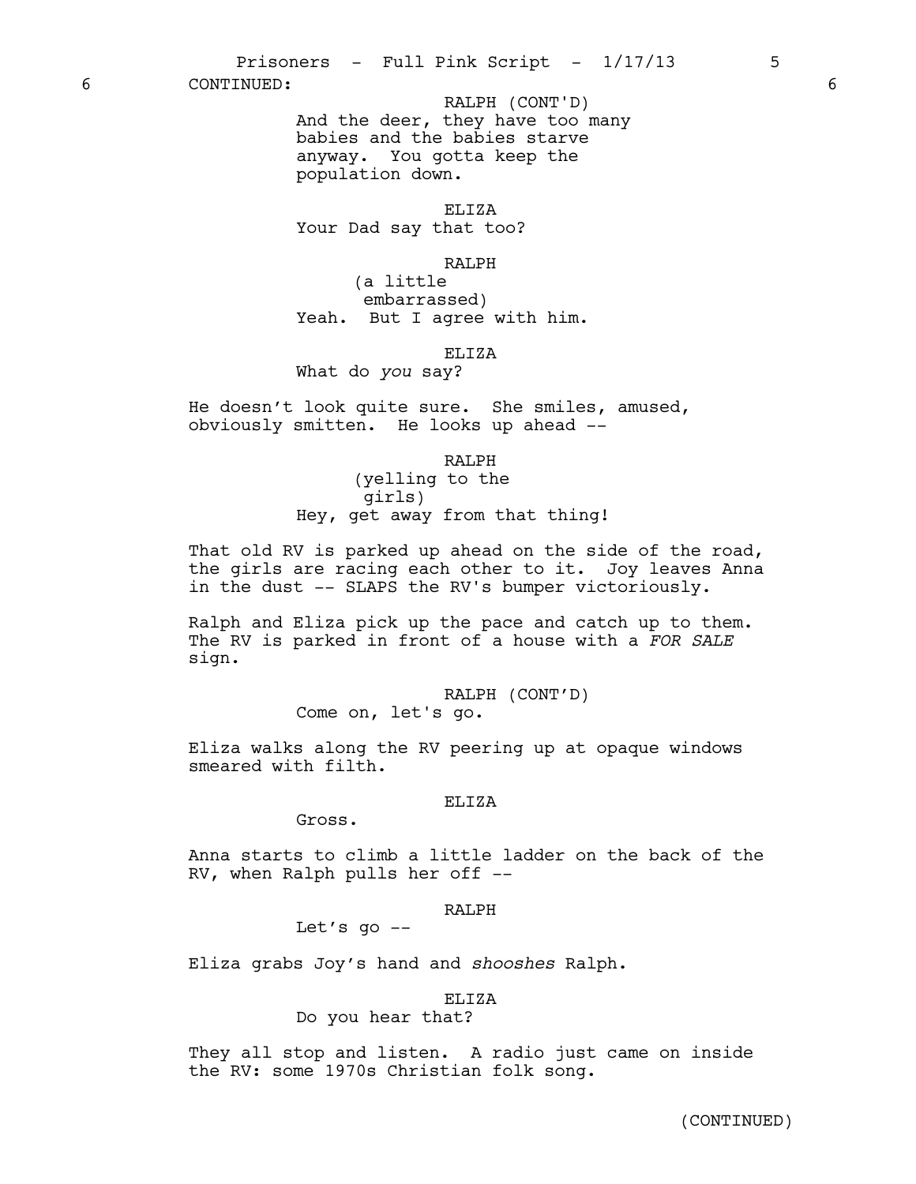6 CONTINUED: 6

RALPH (CONT'D)
And the deer, they have too many babies and the babies starve anyway. You gotta keep the population down.

ELIZA
Your Dad say that too?

RALPH
(a little embarrassed)
Yeah. But I agree with him.

ELIZA
What do *you* say?

He doesn't look quite sure. She smiles, amused, obviously smitten. He looks up ahead --

RALPH
(yelling to the girls)
Hey, get away from that thing!

That old RV is parked up ahead on the side of the road, the girls are racing each other to it. Joy leaves Anna in the dust -- SLAPS the RV's bumper victoriously.

Ralph and Eliza pick up the pace and catch up to them. The RV is parked in front of a house with a *FOR SALE* sign.

RALPH (CONT'D)
Come on, let's go.

Eliza walks along the RV peering up at opaque windows smeared with filth.

ELIZA
Gross.

Anna starts to climb a little ladder on the back of the RV, when Ralph pulls her off --

RALPH
Let's go --

Eliza grabs Joy's hand and *shooshes* Ralph.

ELIZA
Do you hear that?

They all stop and listen. A radio just came on inside the RV: some 1970s Christian folk song.

(CONTINUED)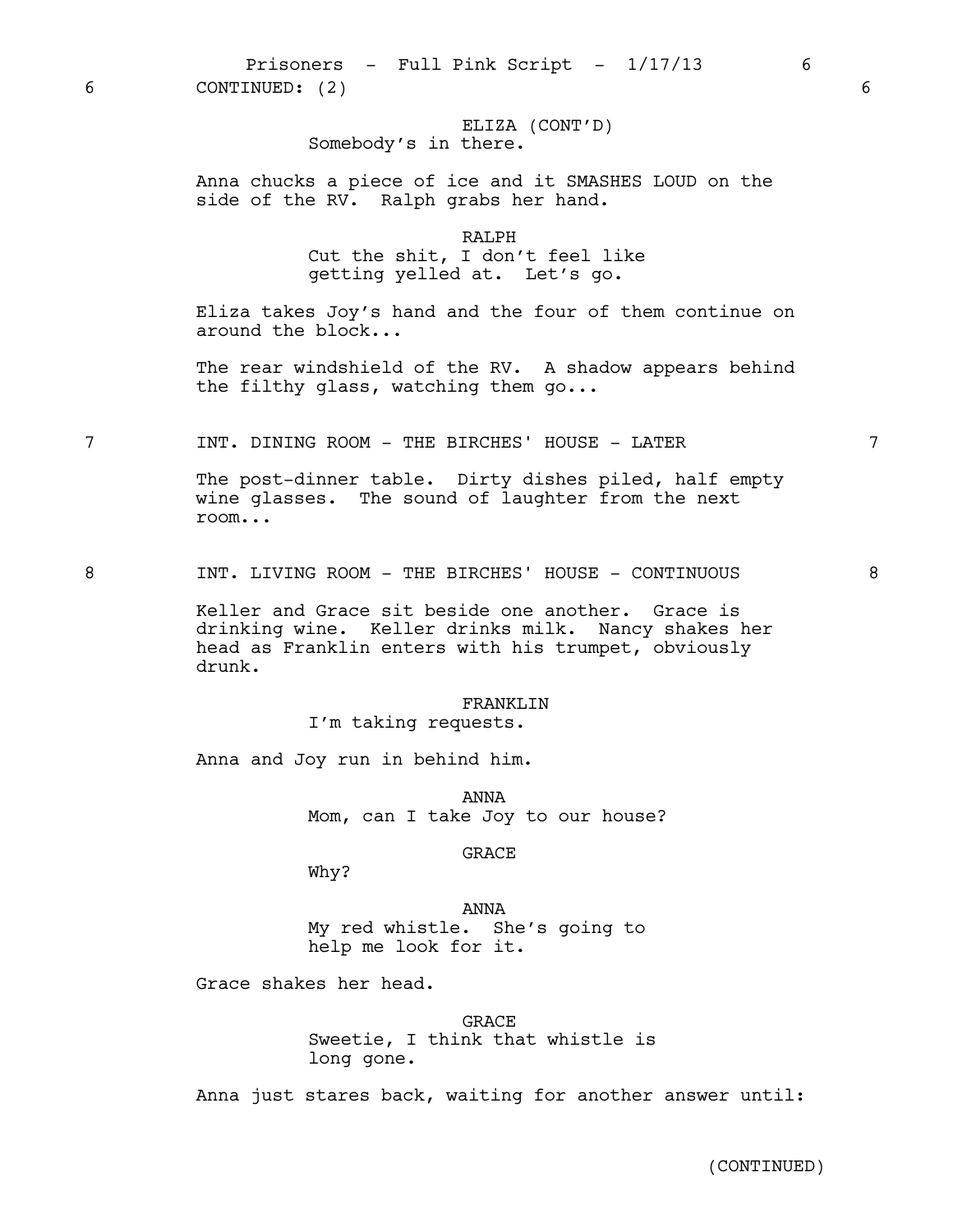6 CONTINUED: (2) 6

ELIZA (CONT'D)
Somebody's in there.

Anna chucks a piece of ice and it SMASHES LOUD on the side of the RV. Ralph grabs her hand.

RALPH
Cut the shit, I don't feel like getting yelled at. Let's go.

Eliza takes Joy's hand and the four of them continue on around the block...

The rear windshield of the RV. A shadow appears behind the filthy glass, watching them go...

7 INT. DINING ROOM - THE BIRCHES' HOUSE - LATER 7

The post-dinner table. Dirty dishes piled, half empty wine glasses. The sound of laughter from the next room...

8 INT. LIVING ROOM - THE BIRCHES' HOUSE - CONTINUOUS 8

Keller and Grace sit beside one another. Grace is drinking wine. Keller drinks milk. Nancy shakes her head as Franklin enters with his trumpet, obviously drunk.

FRANKLIN
I'm taking requests.

Anna and Joy run in behind him.

ANNA
Mom, can I take Joy to our house?

GRACE
Why?

ANNA
My red whistle. She's going to help me look for it.

Grace shakes her head.

GRACE
Sweetie, I think that whistle is long gone.

Anna just stares back, waiting for another answer until:

(CONTINUED)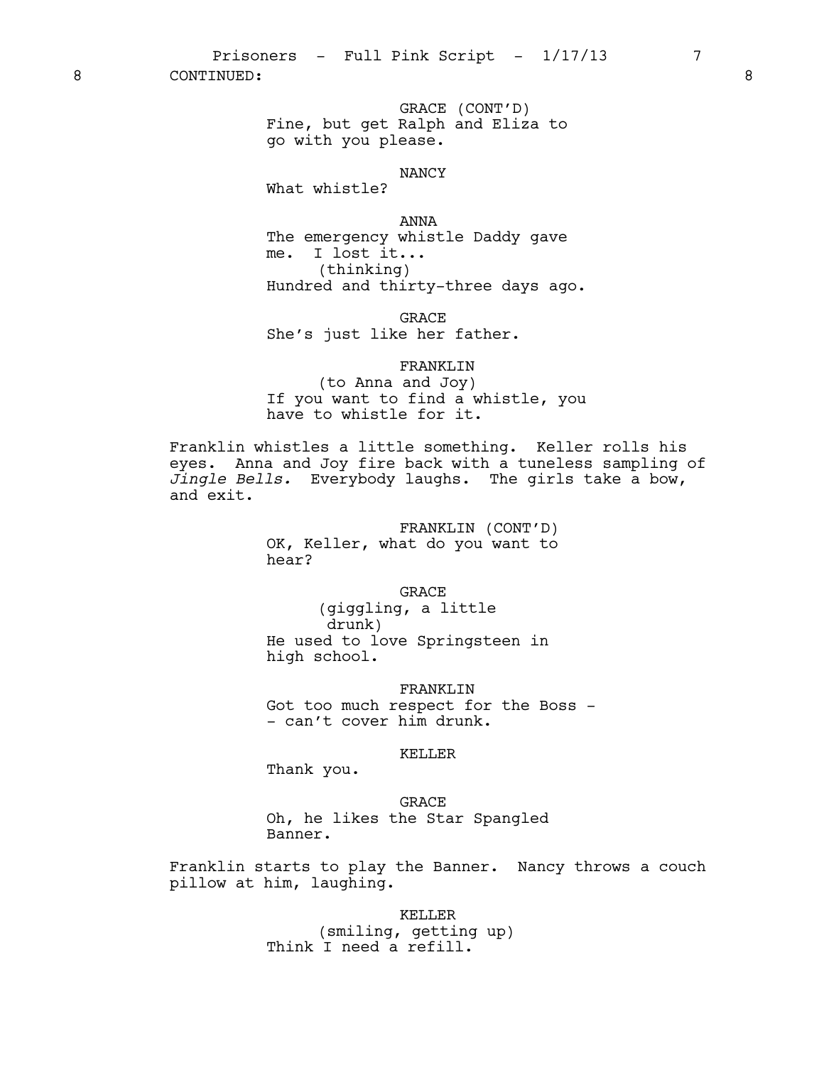8 CONTINUED: 8

GRACE (CONT'D)
Fine, but get Ralph and Eliza to go with you please.

NANCY
What whistle?

ANNA
The emergency whistle Daddy gave me. I lost it...
(thinking)
Hundred and thirty-three days ago.

GRACE
She's just like her father.

FRANKLIN
(to Anna and Joy)
If you want to find a whistle, you have to whistle for it.

Franklin whistles a little something. Keller rolls his eyes. Anna and Joy fire back with a tuneless sampling of *Jingle Bells.* Everybody laughs. The girls take a bow, and exit.

FRANKLIN (CONT'D)
OK, Keller, what do you want to hear?

GRACE
(giggling, a little drunk)
He used to love Springsteen in high school.

FRANKLIN
Got too much respect for the Boss -- can't cover him drunk.

KELLER
Thank you.

GRACE
Oh, he likes the Star Spangled Banner.

Franklin starts to play the Banner. Nancy throws a couch pillow at him, laughing.

KELLER
(smiling, getting up)
Think I need a refill.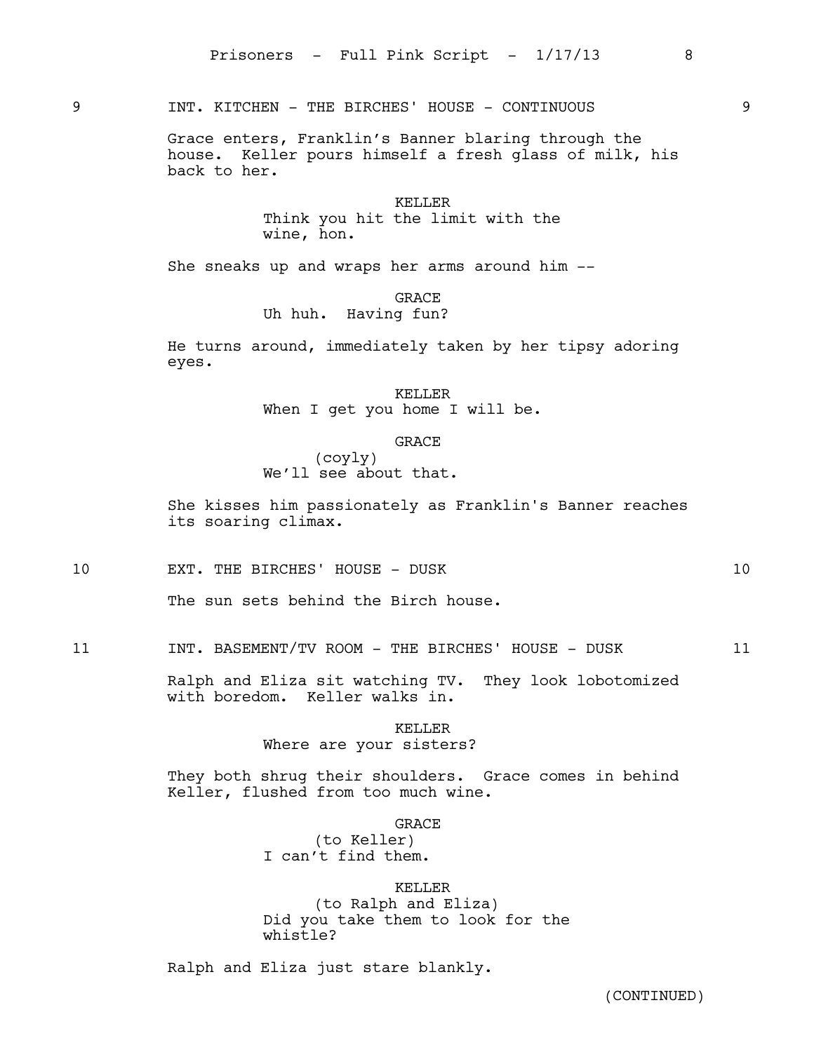9 INT. KITCHEN - THE BIRCHES' HOUSE - CONTINUOUS 9

Grace enters, Franklin's Banner blaring through the house. Keller pours himself a fresh glass of milk, his back to her.

KELLER
Think you hit the limit with the wine, hon.

She sneaks up and wraps her arms around him --

GRACE
Uh huh. Having fun?

He turns around, immediately taken by her tipsy adoring eyes.

KELLER
When I get you home I will be.

GRACE
(coyly)
We'll see about that.

She kisses him passionately as Franklin's Banner reaches its soaring climax.

10 EXT. THE BIRCHES' HOUSE - DUSK 10

The sun sets behind the Birch house.

11 INT. BASEMENT/TV ROOM - THE BIRCHES' HOUSE - DUSK 11

Ralph and Eliza sit watching TV. They look lobotomized with boredom. Keller walks in.

KELLER
Where are your sisters?

They both shrug their shoulders. Grace comes in behind Keller, flushed from too much wine.

GRACE
(to Keller)
I can't find them.

KELLER
(to Ralph and Eliza)
Did you take them to look for the whistle?

Ralph and Eliza just stare blankly.

(CONTINUED)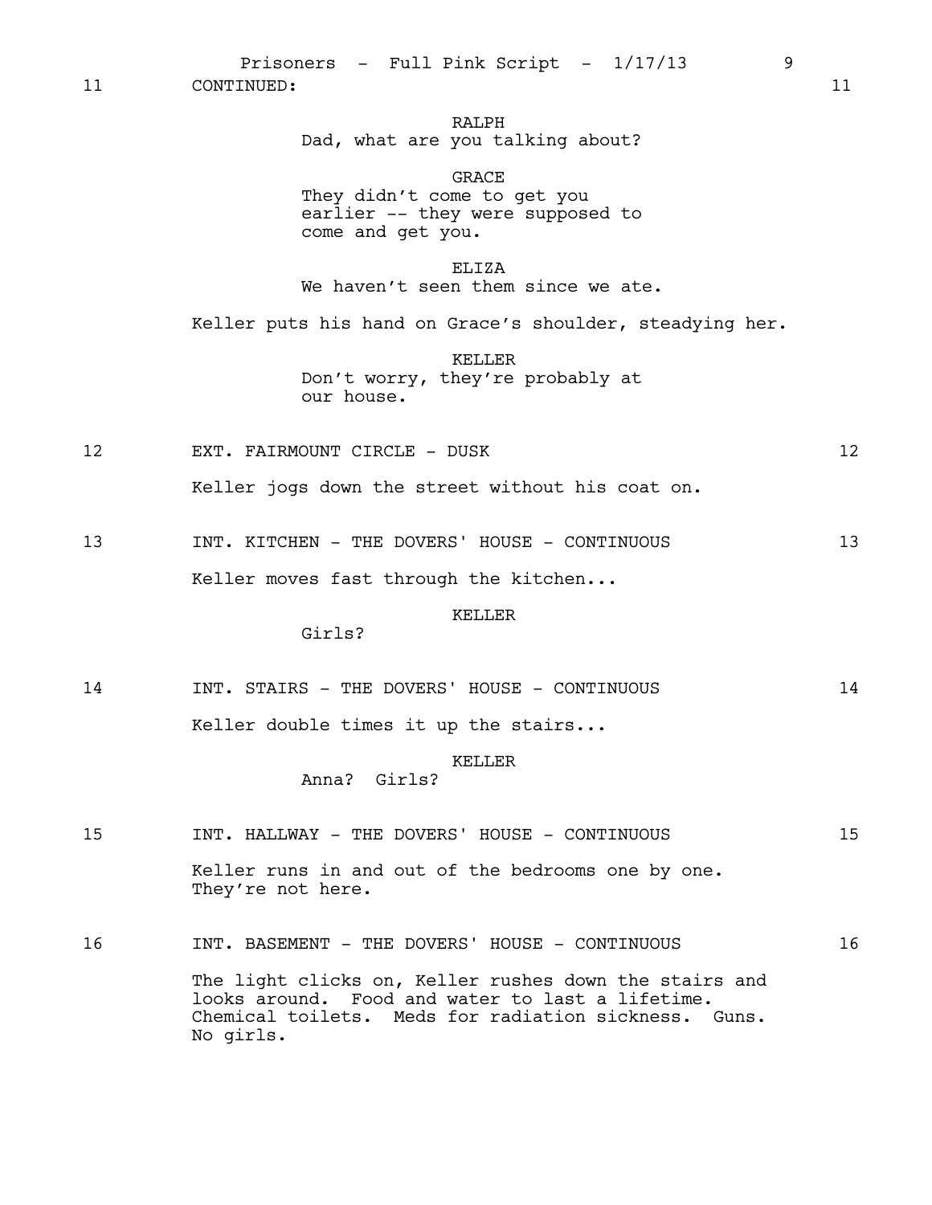11 CONTINUED: 11

**RALPH**
Dad, what are you talking about?

**GRACE**
They didn't come to get you earlier -- they were supposed to come and get you.

**ELIZA**
We haven't seen them since we ate.

Keller puts his hand on Grace's shoulder, steadying her.

**KELLER**
Don't worry, they're probably at our house.

### 12 EXT. FAIRMOUNT CIRCLE - DUSK 12

Keller jogs down the street without his coat on.

### 13 INT. KITCHEN - THE DOVERS' HOUSE - CONTINUOUS 13

Keller moves fast through the kitchen...

**KELLER**
Girls?

### 14 INT. STAIRS - THE DOVERS' HOUSE - CONTINUOUS 14

Keller double times it up the stairs...

**KELLER**
Anna? Girls?

### 15 INT. HALLWAY - THE DOVERS' HOUSE - CONTINUOUS 15

Keller runs in and out of the bedrooms one by one. They're not here.

### 16 INT. BASEMENT - THE DOVERS' HOUSE - CONTINUOUS 16

The light clicks on, Keller rushes down the stairs and looks around. Food and water to last a lifetime. Chemical toilets. Meds for radiation sickness. Guns. No girls.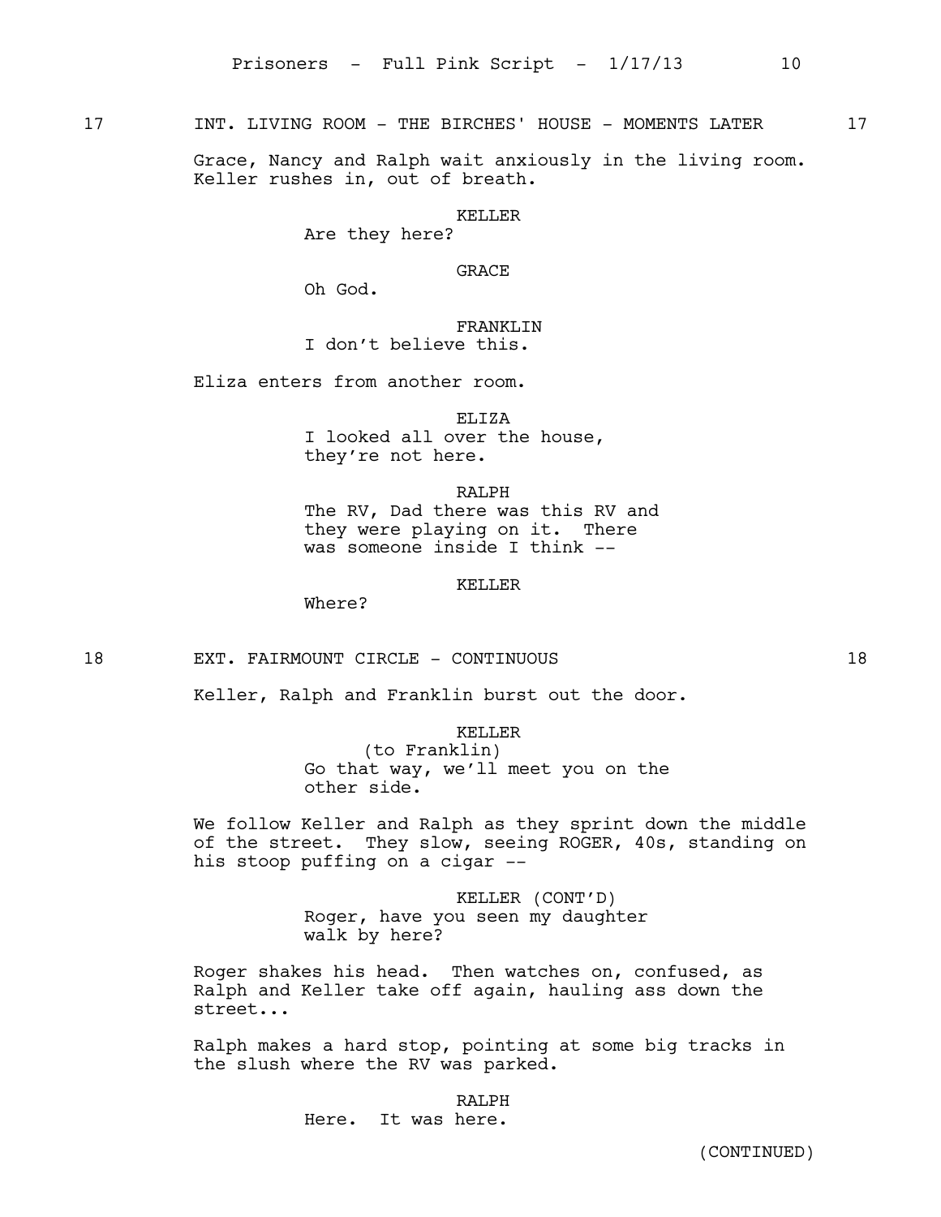17 INT. LIVING ROOM - THE BIRCHES' HOUSE - MOMENTS LATER 17

Grace, Nancy and Ralph wait anxiously in the living room. Keller rushes in, out of breath.

KELLER
Are they here?

GRACE
Oh God.

FRANKLIN
I don't believe this.

Eliza enters from another room.

ELIZA
I looked all over the house, they're not here.

RALPH
The RV, Dad there was this RV and they were playing on it. There was someone inside I think --

KELLER
Where?

18 EXT. FAIRMOUNT CIRCLE - CONTINUOUS 18

Keller, Ralph and Franklin burst out the door.

KELLER
(to Franklin)
Go that way, we'll meet you on the other side.

We follow Keller and Ralph as they sprint down the middle of the street. They slow, seeing ROGER, 40s, standing on his stoop puffing on a cigar --

KELLER (CONT'D)
Roger, have you seen my daughter walk by here?

Roger shakes his head. Then watches on, confused, as Ralph and Keller take off again, hauling ass down the street...

Ralph makes a hard stop, pointing at some big tracks in the slush where the RV was parked.

RALPH
Here. It was here.

(CONTINUED)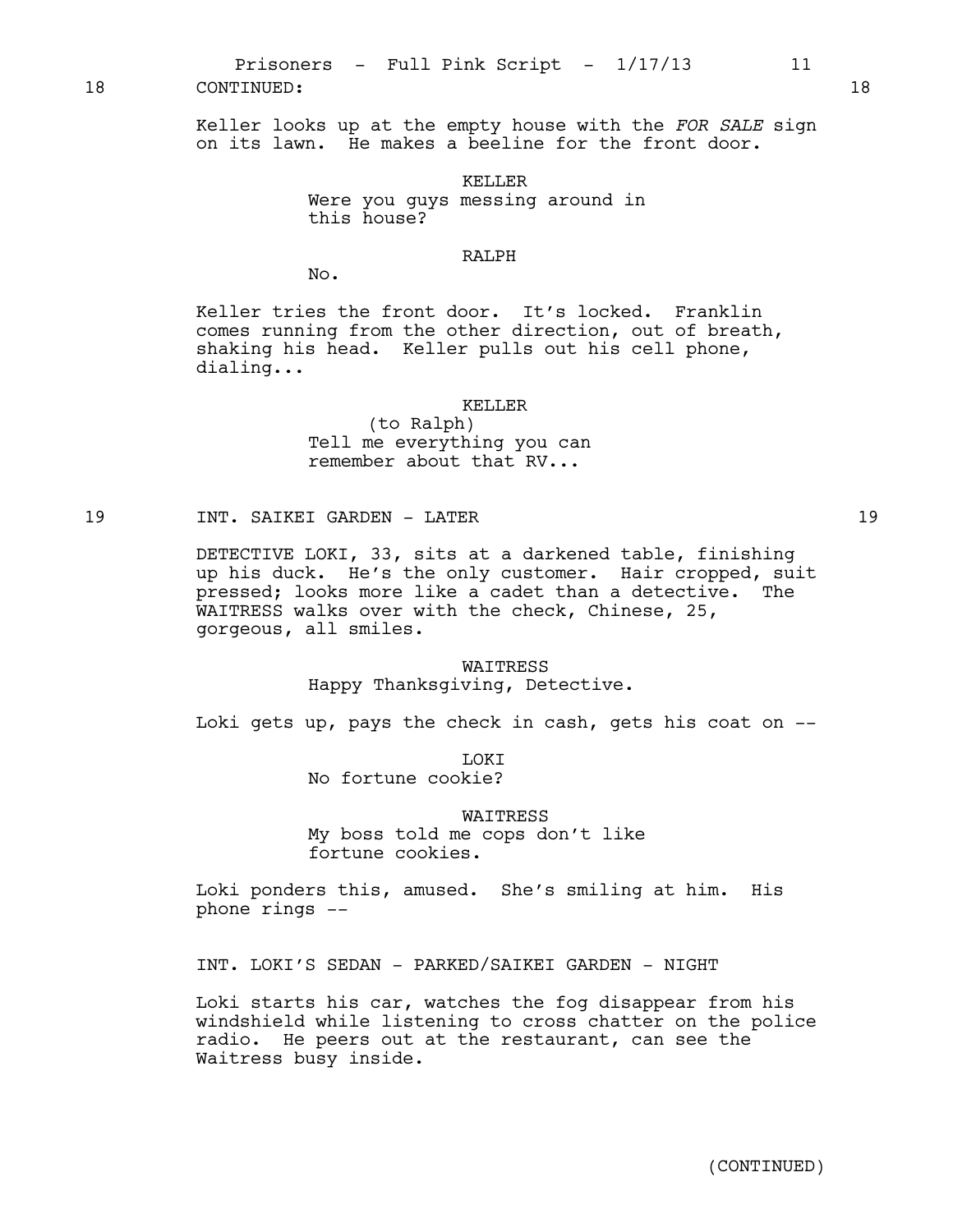18 CONTINUED: 18

Keller looks up at the empty house with the *FOR SALE* sign on its lawn. He makes a beeline for the front door.

KELLER
Were you guys messing around in this house?

RALPH
No.

Keller tries the front door. It's locked. Franklin comes running from the other direction, out of breath, shaking his head. Keller pulls out his cell phone, dialing...

KELLER
(to Ralph)
Tell me everything you can remember about that RV...

19 INT. SAIKEI GARDEN - LATER 19

DETECTIVE LOKI, 33, sits at a darkened table, finishing up his duck. He's the only customer. Hair cropped, suit pressed; looks more like a cadet than a detective. The WAITRESS walks over with the check, Chinese, 25, gorgeous, all smiles.

WAITRESS
Happy Thanksgiving, Detective.

Loki gets up, pays the check in cash, gets his coat on --

LOKI
No fortune cookie?

WAITRESS
My boss told me cops don't like fortune cookies.

Loki ponders this, amused. She's smiling at him. His phone rings --

INT. LOKI'S SEDAN - PARKED/SAIKEI GARDEN - NIGHT

Loki starts his car, watches the fog disappear from his windshield while listening to cross chatter on the police radio. He peers out at the restaurant, can see the Waitress busy inside.

(CONTINUED)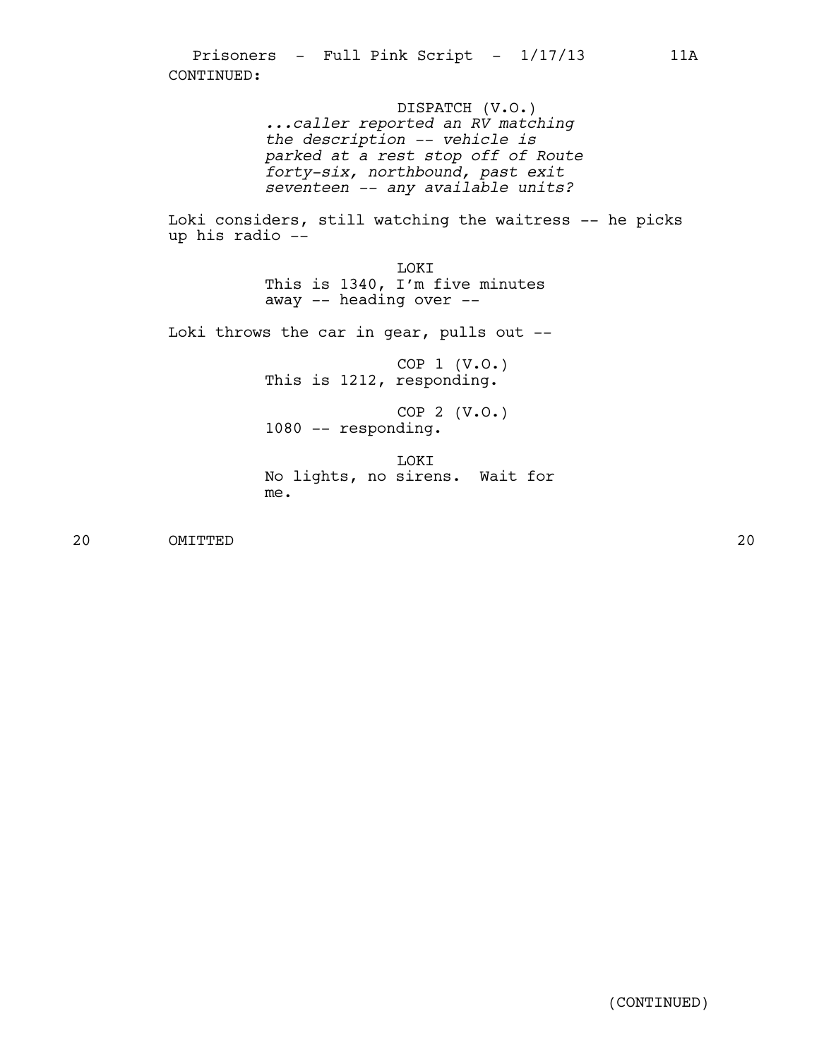CONTINUED:

DISPATCH (V.O.)
*...caller reported an RV matching the description -- vehicle is parked at a rest stop off of Route forty-six, northbound, past exit seventeen -- any available units?*

Loki considers, still watching the waitress -- he picks up his radio --

LOKI
This is 1340, I'm five minutes away -- heading over --

Loki throws the car in gear, pulls out --

COP 1 (V.O.)
This is 1212, responding.

COP 2 (V.O.)
1080 -- responding.

LOKI
No lights, no sirens. Wait for me.

20 OMITTED 20

(CONTINUED)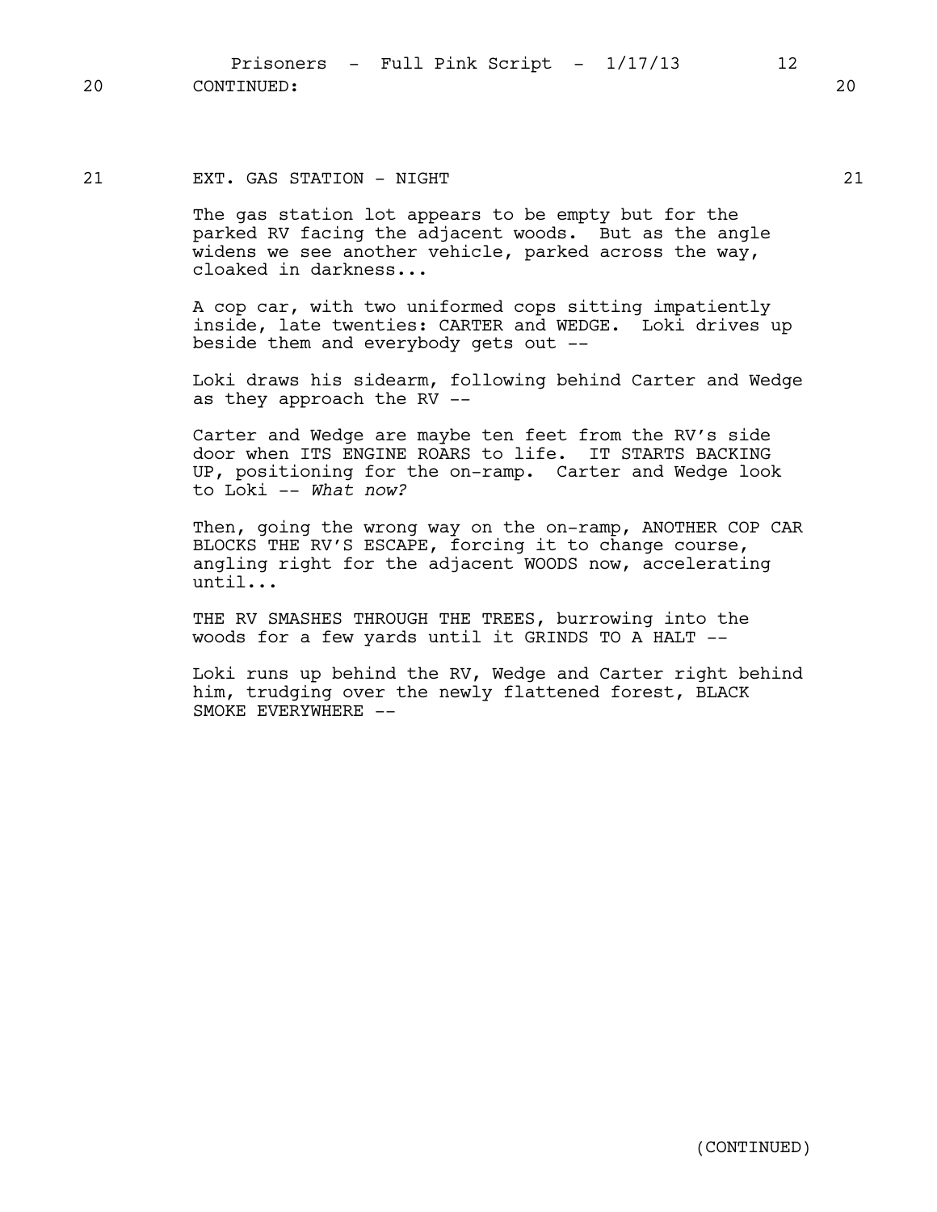20 CONTINUED: 20

21 EXT. GAS STATION - NIGHT 21

The gas station lot appears to be empty but for the parked RV facing the adjacent woods. But as the angle widens we see another vehicle, parked across the way, cloaked in darkness...

A cop car, with two uniformed cops sitting impatiently inside, late twenties: CARTER and WEDGE. Loki drives up beside them and everybody gets out --

Loki draws his sidearm, following behind Carter and Wedge as they approach the RV --

Carter and Wedge are maybe ten feet from the RV's side door when ITS ENGINE ROARS to life. IT STARTS BACKING UP, positioning for the on-ramp. Carter and Wedge look to Loki -- *What now?*

Then, going the wrong way on the on-ramp, ANOTHER COP CAR BLOCKS THE RV'S ESCAPE, forcing it to change course, angling right for the adjacent WOODS now, accelerating until...

THE RV SMASHES THROUGH THE TREES, burrowing into the woods for a few yards until it GRINDS TO A HALT --

Loki runs up behind the RV, Wedge and Carter right behind him, trudging over the newly flattened forest, BLACK SMOKE EVERYWHERE --

(CONTINUED)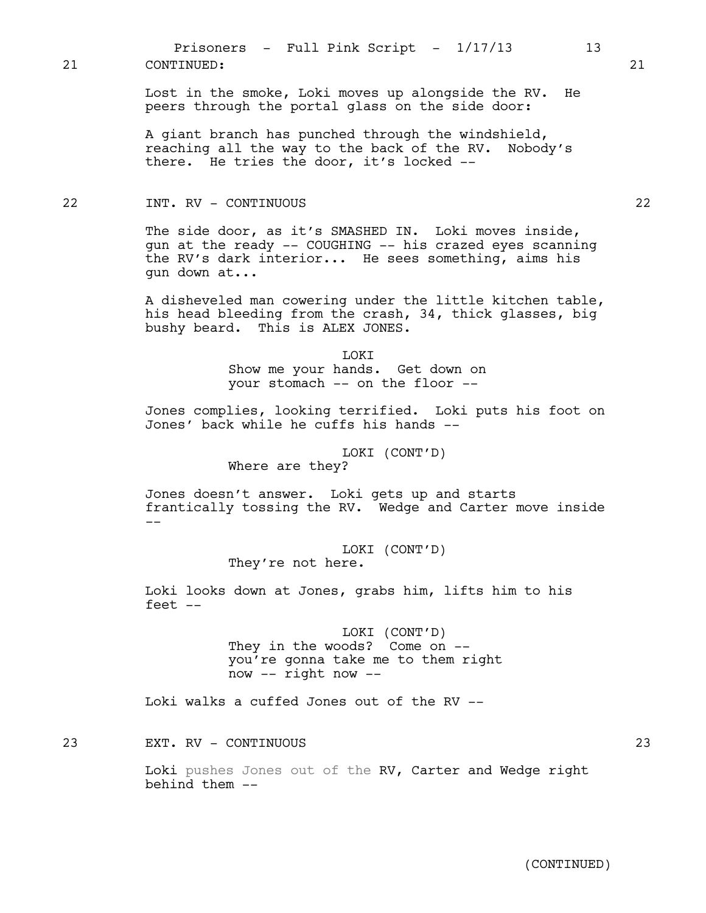21 CONTINUED: 21

Lost in the smoke, Loki moves up alongside the RV. He peers through the portal glass on the side door:

A giant branch has punched through the windshield, reaching all the way to the back of the RV. Nobody's there. He tries the door, it's locked --

22 INT. RV - CONTINUOUS 22

The side door, as it's SMASHED IN. Loki moves inside, gun at the ready -- COUGHING -- his crazed eyes scanning the RV's dark interior... He sees something, aims his gun down at...

A disheveled man cowering under the little kitchen table, his head bleeding from the crash, 34, thick glasses, big bushy beard. This is ALEX JONES.

LOKI
Show me your hands. Get down on your stomach -- on the floor --

Jones complies, looking terrified. Loki puts his foot on Jones' back while he cuffs his hands --

LOKI (CONT'D)
Where are they?

Jones doesn't answer. Loki gets up and starts frantically tossing the RV. Wedge and Carter move inside --

LOKI (CONT'D)
They're not here.

Loki looks down at Jones, grabs him, lifts him to his feet --

LOKI (CONT'D)
They in the woods? Come on -- you're gonna take me to them right now -- right now --

Loki walks a cuffed Jones out of the RV --

23 EXT. RV - CONTINUOUS 23

Loki pushes Jones out of the RV, Carter and Wedge right behind them --

(CONTINUED)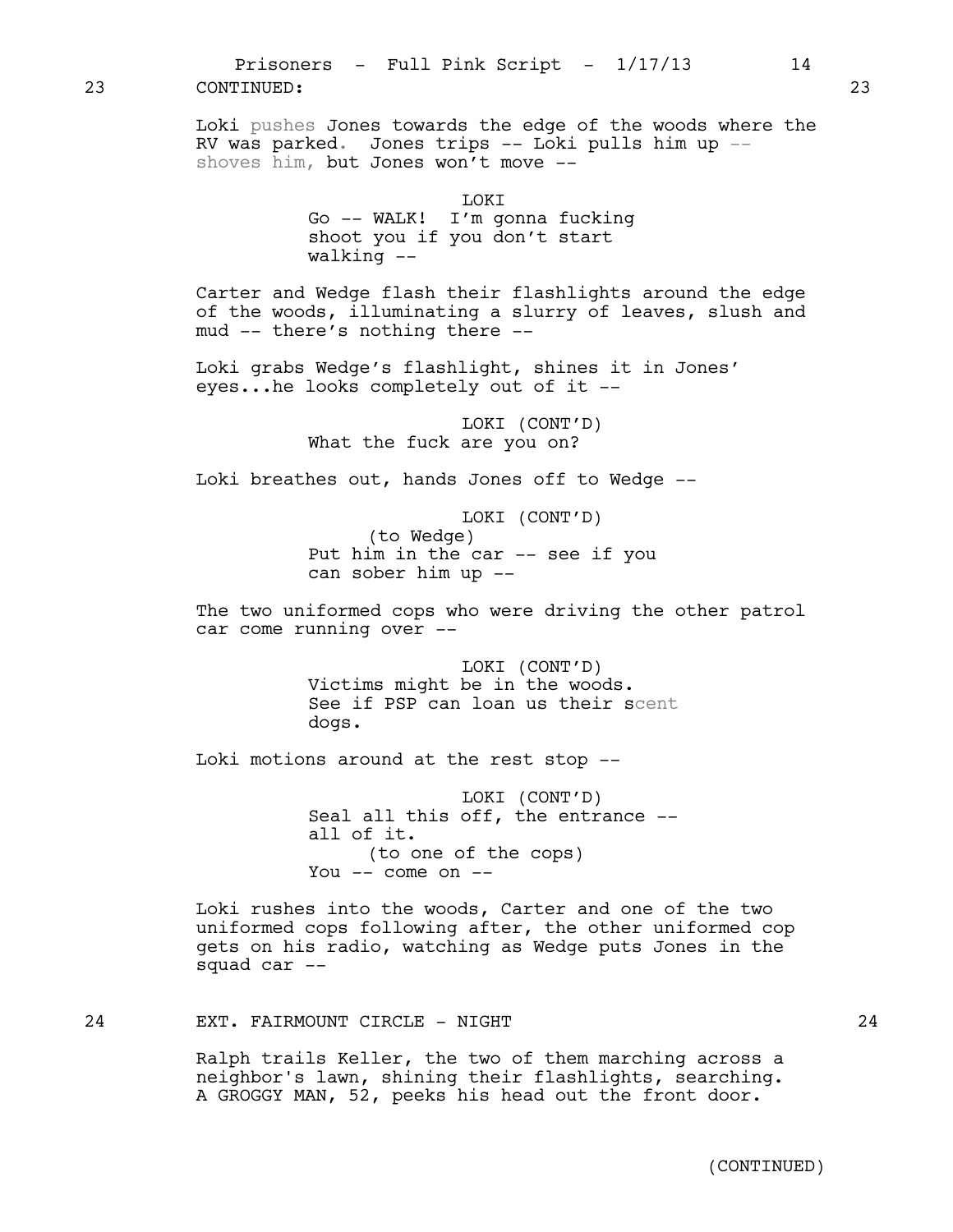23 CONTINUED: 23

Loki pushes Jones towards the edge of the woods where the RV was parked. Jones trips -- Loki pulls him up -- shoves him, but Jones won't move --

LOKI
Go -- WALK! I'm gonna fucking shoot you if you don't start walking --

Carter and Wedge flash their flashlights around the edge of the woods, illuminating a slurry of leaves, slush and mud -- there's nothing there --

Loki grabs Wedge's flashlight, shines it in Jones' eyes...he looks completely out of it --

LOKI (CONT'D)
What the fuck are you on?

Loki breathes out, hands Jones off to Wedge --

LOKI (CONT'D)
(to Wedge)
Put him in the car -- see if you can sober him up --

The two uniformed cops who were driving the other patrol car come running over --

LOKI (CONT'D)
Victims might be in the woods. See if PSP can loan us their scent dogs.

Loki motions around at the rest stop --

LOKI (CONT'D)
Seal all this off, the entrance -- all of it.
(to one of the cops)
You -- come on --

Loki rushes into the woods, Carter and one of the two uniformed cops following after, the other uniformed cop gets on his radio, watching as Wedge puts Jones in the squad car --

24 EXT. FAIRMOUNT CIRCLE - NIGHT 24

Ralph trails Keller, the two of them marching across a neighbor's lawn, shining their flashlights, searching. A GROGGY MAN, 52, peeks his head out the front door.

(CONTINUED)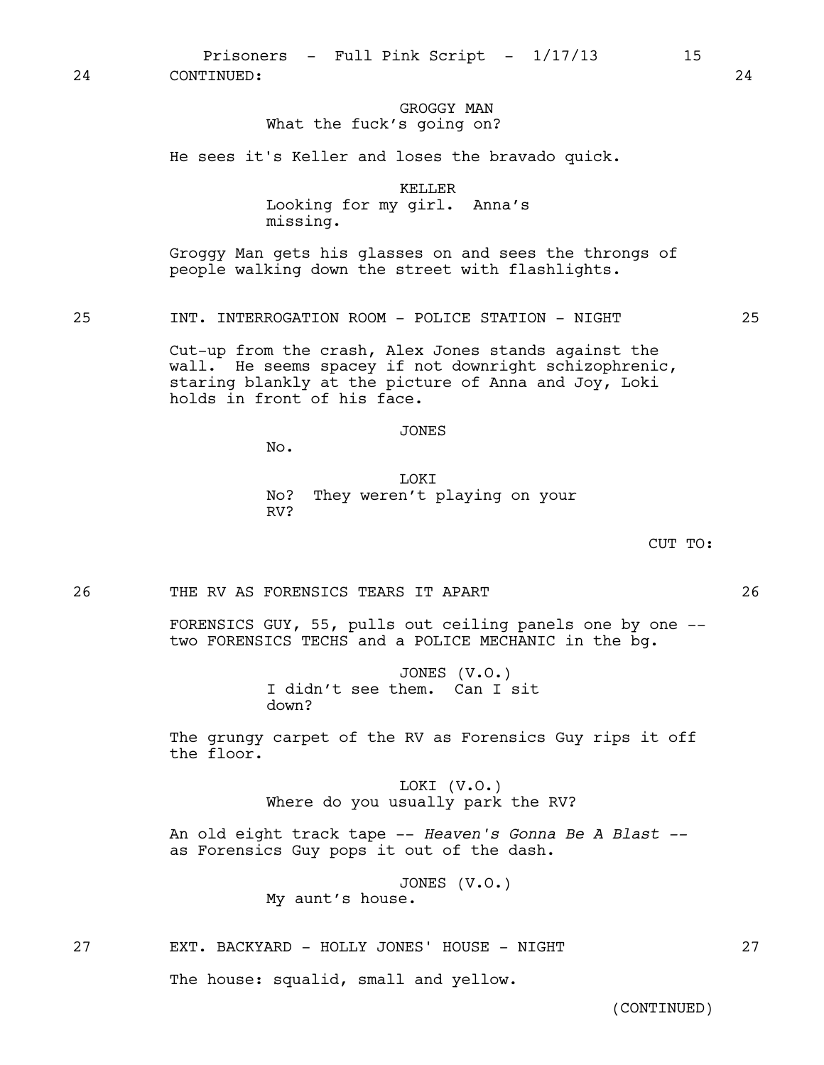24 CONTINUED: 24

GROGGY MAN
What the fuck's going on?

He sees it's Keller and loses the bravado quick.

KELLER
Looking for my girl. Anna's missing.

Groggy Man gets his glasses on and sees the throngs of people walking down the street with flashlights.

25 INT. INTERROGATION ROOM - POLICE STATION - NIGHT 25

Cut-up from the crash, Alex Jones stands against the wall. He seems spacey if not downright schizophrenic, staring blankly at the picture of Anna and Joy, Loki holds in front of his face.

JONES
No.

LOKI
No? They weren't playing on your RV?

CUT TO:

26 THE RV AS FORENSICS TEARS IT APART 26

FORENSICS GUY, 55, pulls out ceiling panels one by one -- two FORENSICS TECHS and a POLICE MECHANIC in the bg.

JONES (V.O.)
I didn't see them. Can I sit down?

The grungy carpet of the RV as Forensics Guy rips it off the floor.

LOKI (V.O.)
Where do you usually park the RV?

An old eight track tape -- *Heaven's Gonna Be A Blast* -- as Forensics Guy pops it out of the dash.

JONES (V.O.)
My aunt's house.

27 EXT. BACKYARD - HOLLY JONES' HOUSE - NIGHT 27

The house: squalid, small and yellow.

(CONTINUED)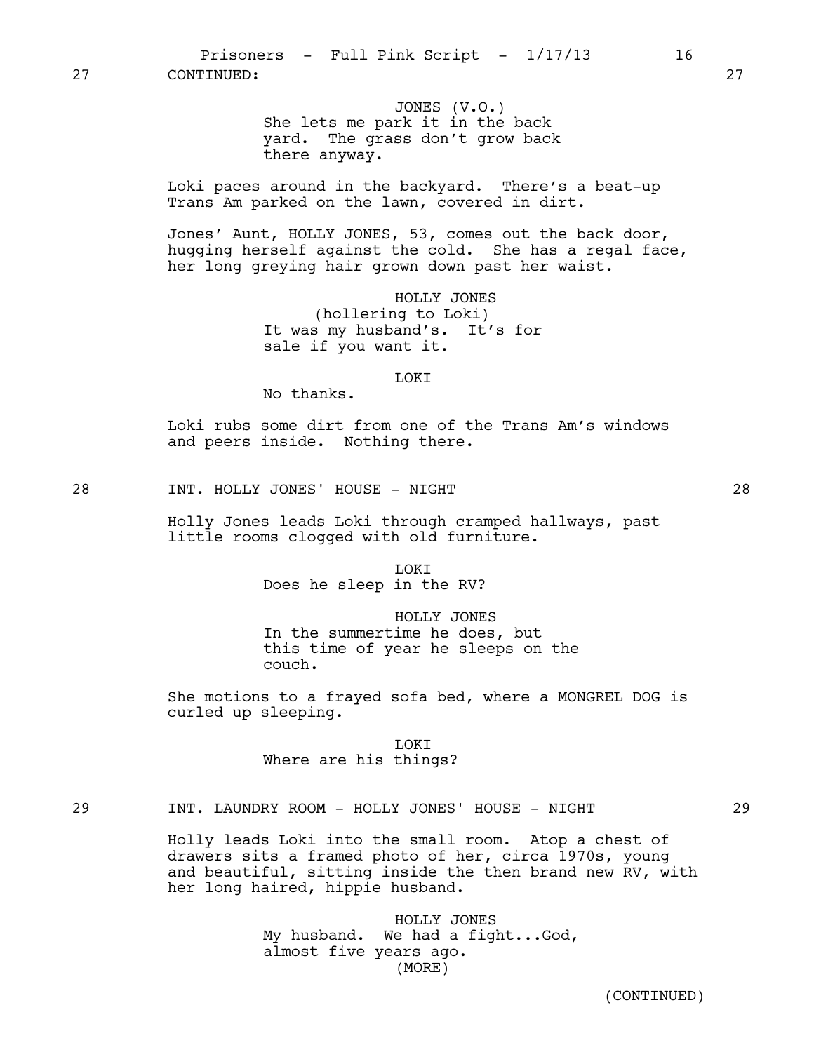27 CONTINUED: 27

JONES (V.O.)
She lets me park it in the back yard. The grass don't grow back there anyway.

Loki paces around in the backyard. There's a beat-up Trans Am parked on the lawn, covered in dirt.

Jones' Aunt, HOLLY JONES, 53, comes out the back door, hugging herself against the cold. She has a regal face, her long greying hair grown down past her waist.

HOLLY JONES
(hollering to Loki)
It was my husband's. It's for sale if you want it.

LOKI
No thanks.

Loki rubs some dirt from one of the Trans Am's windows and peers inside. Nothing there.

28 INT. HOLLY JONES' HOUSE - NIGHT 28

Holly Jones leads Loki through cramped hallways, past little rooms clogged with old furniture.

LOKI
Does he sleep in the RV?

HOLLY JONES
In the summertime he does, but this time of year he sleeps on the couch.

She motions to a frayed sofa bed, where a MONGREL DOG is curled up sleeping.

LOKI
Where are his things?

29 INT. LAUNDRY ROOM - HOLLY JONES' HOUSE - NIGHT 29

Holly leads Loki into the small room. Atop a chest of drawers sits a framed photo of her, circa 1970s, young and beautiful, sitting inside the then brand new RV, with her long haired, hippie husband.

HOLLY JONES
My husband. We had a fight...God, almost five years ago.
(MORE)

(CONTINUED)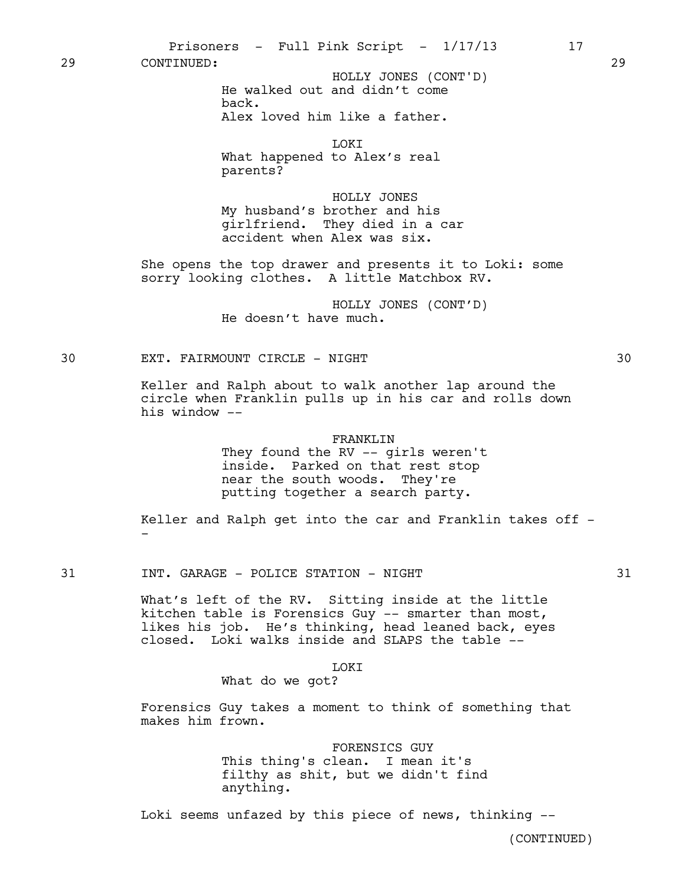29 CONTINUED: 29

HOLLY JONES (CONT'D)
He walked out and didn't come back.
Alex loved him like a father.

LOKI
What happened to Alex's real parents?

HOLLY JONES
My husband's brother and his girlfriend. They died in a car accident when Alex was six.

She opens the top drawer and presents it to Loki: some sorry looking clothes. A little Matchbox RV.

HOLLY JONES (CONT'D)
He doesn't have much.

30 EXT. FAIRMOUNT CIRCLE - NIGHT 30

Keller and Ralph about to walk another lap around the circle when Franklin pulls up in his car and rolls down his window --

FRANKLIN
They found the RV -- girls weren't inside. Parked on that rest stop near the south woods. They're putting together a search party.

Keller and Ralph get into the car and Franklin takes off --

31 INT. GARAGE - POLICE STATION - NIGHT 31

What's left of the RV. Sitting inside at the little kitchen table is Forensics Guy -- smarter than most, likes his job. He's thinking, head leaned back, eyes closed. Loki walks inside and SLAPS the table --

LOKI
What do we got?

Forensics Guy takes a moment to think of something that makes him frown.

FORENSICS GUY
This thing's clean. I mean it's filthy as shit, but we didn't find anything.

Loki seems unfazed by this piece of news, thinking --

(CONTINUED)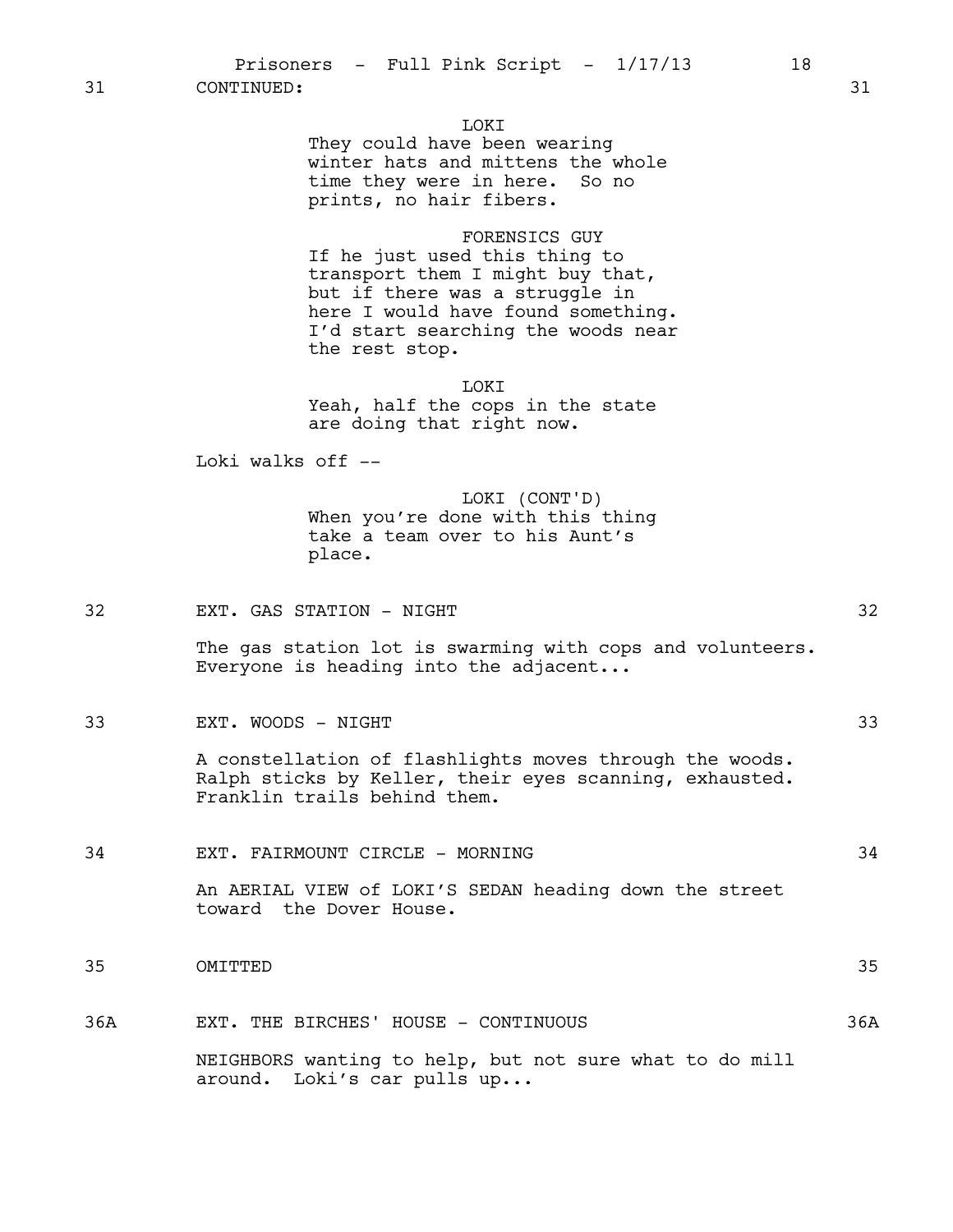31 CONTINUED: 31

LOKI
They could have been wearing winter hats and mittens the whole time they were in here. So no prints, no hair fibers.

FORENSICS GUY
If he just used this thing to transport them I might buy that, but if there was a struggle in here I would have found something. I'd start searching the woods near the rest stop.

LOKI
Yeah, half the cops in the state are doing that right now.

Loki walks off --

LOKI (CONT'D)
When you're done with this thing take a team over to his Aunt's place.

32 EXT. GAS STATION - NIGHT 32

The gas station lot is swarming with cops and volunteers. Everyone is heading into the adjacent...

33 EXT. WOODS - NIGHT 33

A constellation of flashlights moves through the woods. Ralph sticks by Keller, their eyes scanning, exhausted. Franklin trails behind them.

34 EXT. FAIRMOUNT CIRCLE - MORNING 34

An AERIAL VIEW of LOKI'S SEDAN heading down the street toward the Dover House.

35 OMITTED 35

36A EXT. THE BIRCHES' HOUSE - CONTINUOUS 36A

NEIGHBORS wanting to help, but not sure what to do mill around. Loki's car pulls up...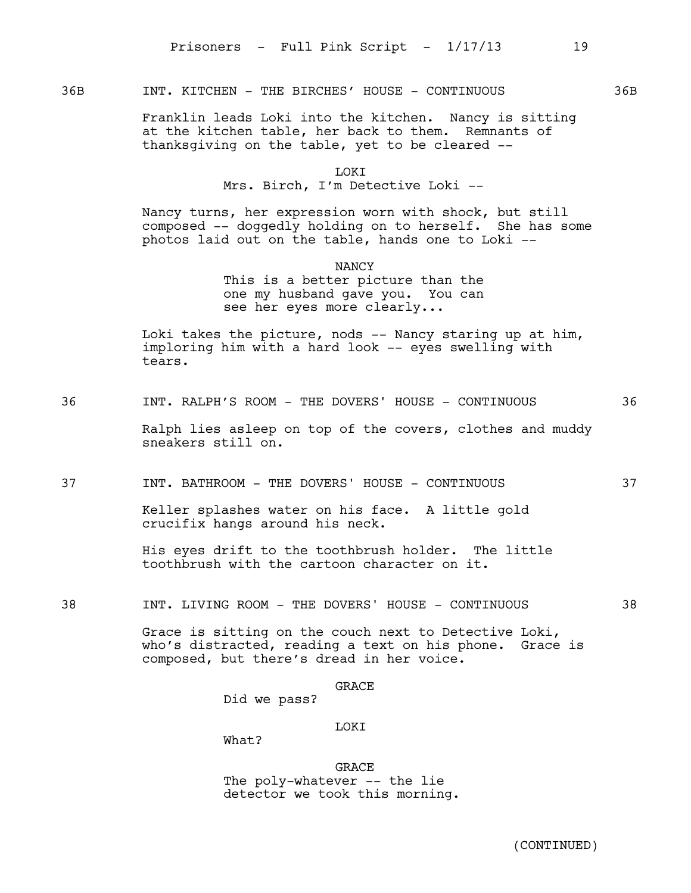36B INT. KITCHEN - THE BIRCHES' HOUSE - CONTINUOUS 36B

Franklin leads Loki into the kitchen. Nancy is sitting at the kitchen table, her back to them. Remnants of thanksgiving on the table, yet to be cleared --

LOKI
Mrs. Birch, I'm Detective Loki --

Nancy turns, her expression worn with shock, but still composed -- doggedly holding on to herself. She has some photos laid out on the table, hands one to Loki --

NANCY
This is a better picture than the one my husband gave you. You can see her eyes more clearly...

Loki takes the picture, nods -- Nancy staring up at him, imploring him with a hard look -- eyes swelling with tears.

36 INT. RALPH'S ROOM - THE DOVERS' HOUSE - CONTINUOUS 36

Ralph lies asleep on top of the covers, clothes and muddy sneakers still on.

37 INT. BATHROOM - THE DOVERS' HOUSE - CONTINUOUS 37

Keller splashes water on his face. A little gold crucifix hangs around his neck.

His eyes drift to the toothbrush holder. The little toothbrush with the cartoon character on it.

38 INT. LIVING ROOM - THE DOVERS' HOUSE - CONTINUOUS 38

Grace is sitting on the couch next to Detective Loki, who's distracted, reading a text on his phone. Grace is composed, but there's dread in her voice.

GRACE
Did we pass?

LOKI
What?

GRACE
The poly-whatever -- the lie detector we took this morning.

(CONTINUED)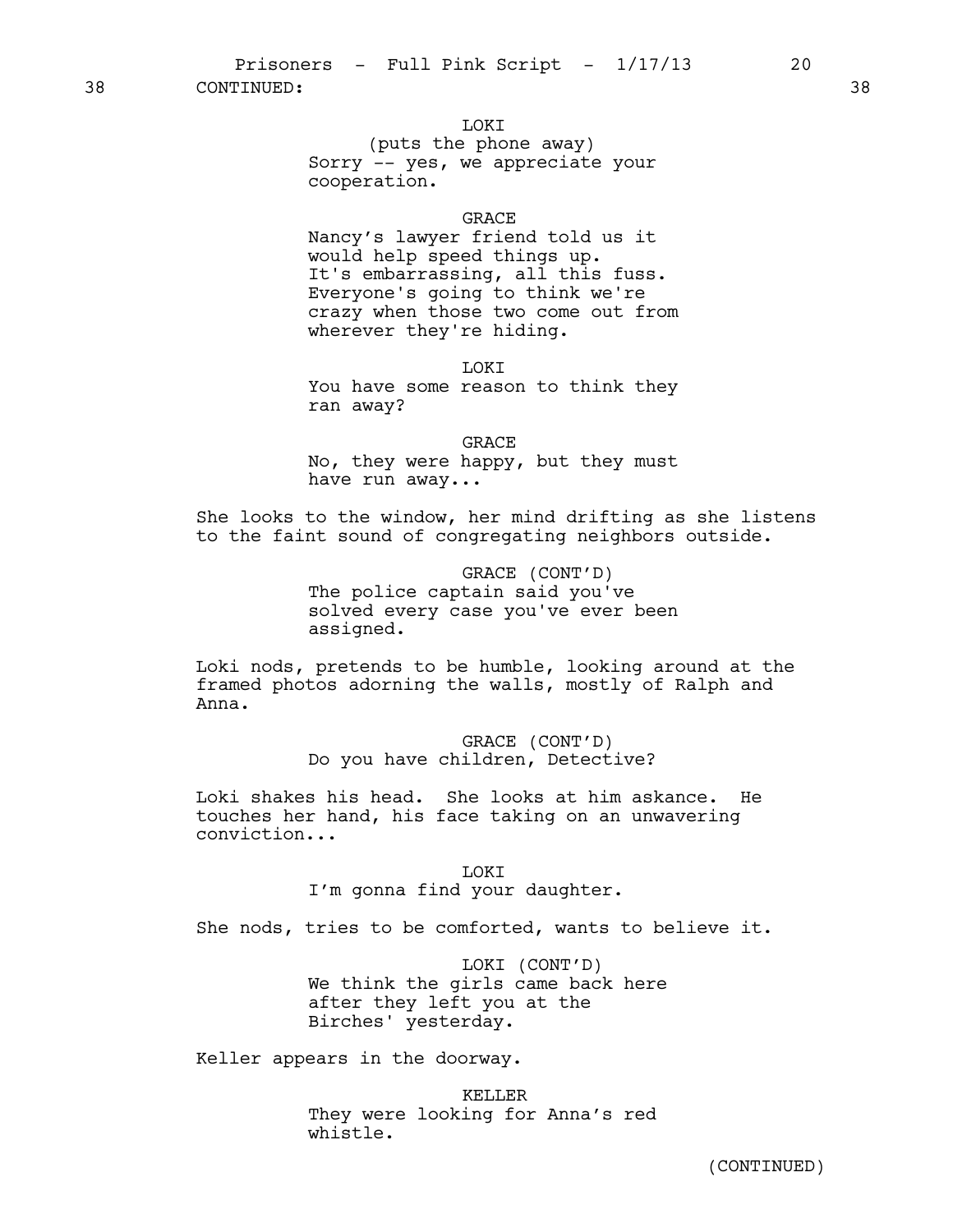38 CONTINUED: 38

LOKI
(puts the phone away)
Sorry -- yes, we appreciate your cooperation.

GRACE
Nancy's lawyer friend told us it would help speed things up. It's embarrassing, all this fuss. Everyone's going to think we're crazy when those two come out from wherever they're hiding.

LOKI
You have some reason to think they ran away?

GRACE
No, they were happy, but they must have run away...

She looks to the window, her mind drifting as she listens to the faint sound of congregating neighbors outside.

GRACE (CONT'D)
The police captain said you've solved every case you've ever been assigned.

Loki nods, pretends to be humble, looking around at the framed photos adorning the walls, mostly of Ralph and Anna.

GRACE (CONT'D)
Do you have children, Detective?

Loki shakes his head. She looks at him askance. He touches her hand, his face taking on an unwavering conviction...

LOKI
I'm gonna find your daughter.

She nods, tries to be comforted, wants to believe it.

LOKI (CONT'D)
We think the girls came back here after they left you at the Birches' yesterday.

Keller appears in the doorway.

KELLER
They were looking for Anna's red whistle.

(CONTINUED)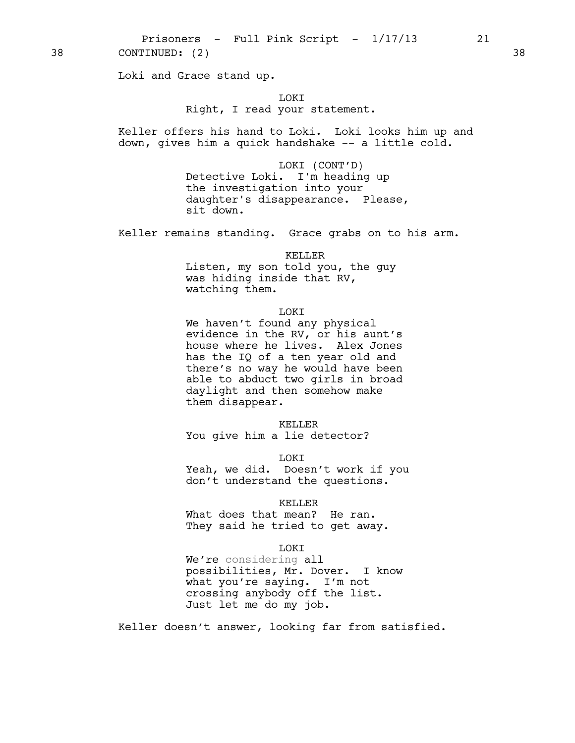38 CONTINUED: (2) 38

Loki and Grace stand up.

LOKI
Right, I read your statement.

Keller offers his hand to Loki. Loki looks him up and down, gives him a quick handshake -- a little cold.

LOKI (CONT'D)
Detective Loki. I'm heading up the investigation into your daughter's disappearance. Please, sit down.

Keller remains standing. Grace grabs on to his arm.

KELLER
Listen, my son told you, the guy was hiding inside that RV, watching them.

LOKI
We haven't found any physical evidence in the RV, or his aunt's house where he lives. Alex Jones has the IQ of a ten year old and there's no way he would have been able to abduct two girls in broad daylight and then somehow make them disappear.

KELLER
You give him a lie detector?

LOKI
Yeah, we did. Doesn't work if you don't understand the questions.

KELLER
What does that mean? He ran. They said he tried to get away.

LOKI
We're considering all possibilities, Mr. Dover. I know what you're saying. I'm not crossing anybody off the list. Just let me do my job.

Keller doesn't answer, looking far from satisfied.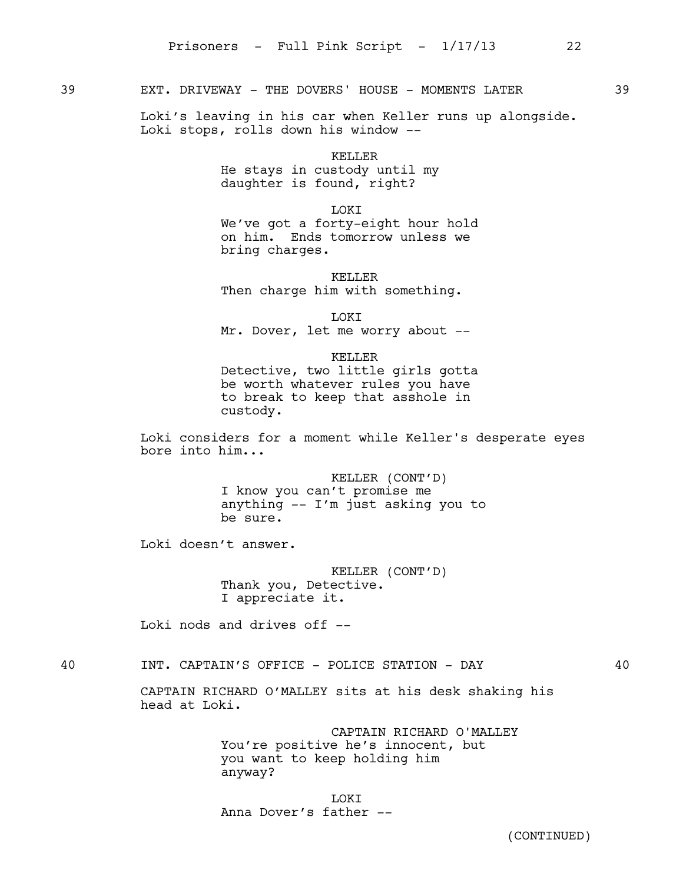39 EXT. DRIVEWAY - THE DOVERS' HOUSE - MOMENTS LATER 39

Loki's leaving in his car when Keller runs up alongside. Loki stops, rolls down his window --

KELLER
He stays in custody until my daughter is found, right?

LOKI
We've got a forty-eight hour hold on him. Ends tomorrow unless we bring charges.

KELLER
Then charge him with something.

LOKI
Mr. Dover, let me worry about --

KELLER
Detective, two little girls gotta be worth whatever rules you have to break to keep that asshole in custody.

Loki considers for a moment while Keller's desperate eyes bore into him...

KELLER (CONT'D)
I know you can't promise me anything -- I'm just asking you to be sure.

Loki doesn't answer.

KELLER (CONT'D)
Thank you, Detective.
I appreciate it.

Loki nods and drives off --

40 INT. CAPTAIN'S OFFICE - POLICE STATION - DAY 40

CAPTAIN RICHARD O'MALLEY sits at his desk shaking his head at Loki.

CAPTAIN RICHARD O'MALLEY
You're positive he's innocent, but you want to keep holding him anyway?

LOKI
Anna Dover's father --

(CONTINUED)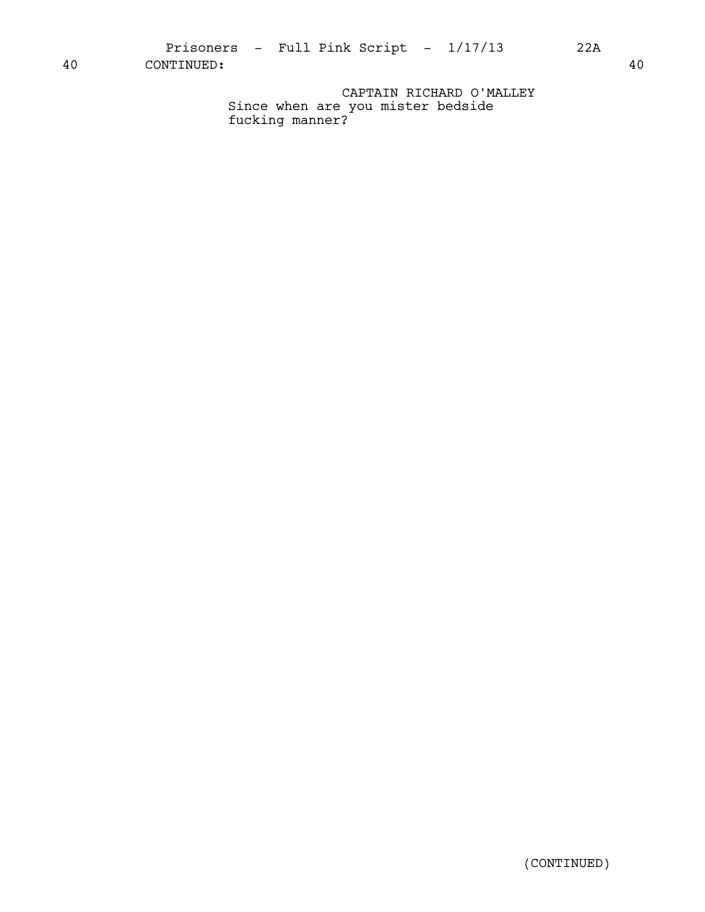40 CONTINUED: 40

CAPTAIN RICHARD O'MALLEY

Since when are you mister bedside fucking manner?

(CONTINUED)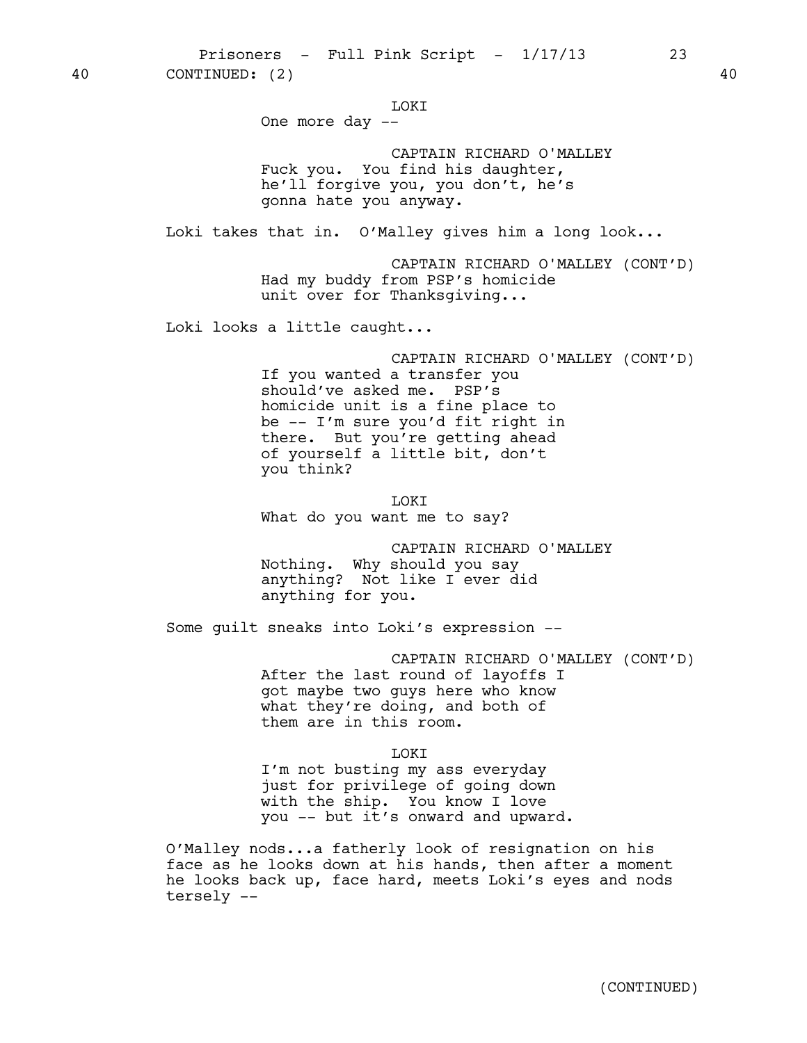40 CONTINUED: (2) 40

LOKI
One more day --

CAPTAIN RICHARD O'MALLEY
Fuck you. You find his daughter, he'll forgive you, you don't, he's gonna hate you anyway.

Loki takes that in. O'Malley gives him a long look...

CAPTAIN RICHARD O'MALLEY (CONT'D)
Had my buddy from PSP's homicide unit over for Thanksgiving...

Loki looks a little caught...

CAPTAIN RICHARD O'MALLEY (CONT'D)
If you wanted a transfer you should've asked me. PSP's homicide unit is a fine place to be -- I'm sure you'd fit right in there. But you're getting ahead of yourself a little bit, don't you think?

LOKI
What do you want me to say?

CAPTAIN RICHARD O'MALLEY
Nothing. Why should you say anything? Not like I ever did anything for you.

Some guilt sneaks into Loki's expression --

CAPTAIN RICHARD O'MALLEY (CONT'D)
After the last round of layoffs I got maybe two guys here who know what they're doing, and both of them are in this room.

LOKI
I'm not busting my ass everyday just for privilege of going down with the ship. You know I love you -- but it's onward and upward.

O'Malley nods...a fatherly look of resignation on his face as he looks down at his hands, then after a moment he looks back up, face hard, meets Loki's eyes and nods tersely --

(CONTINUED)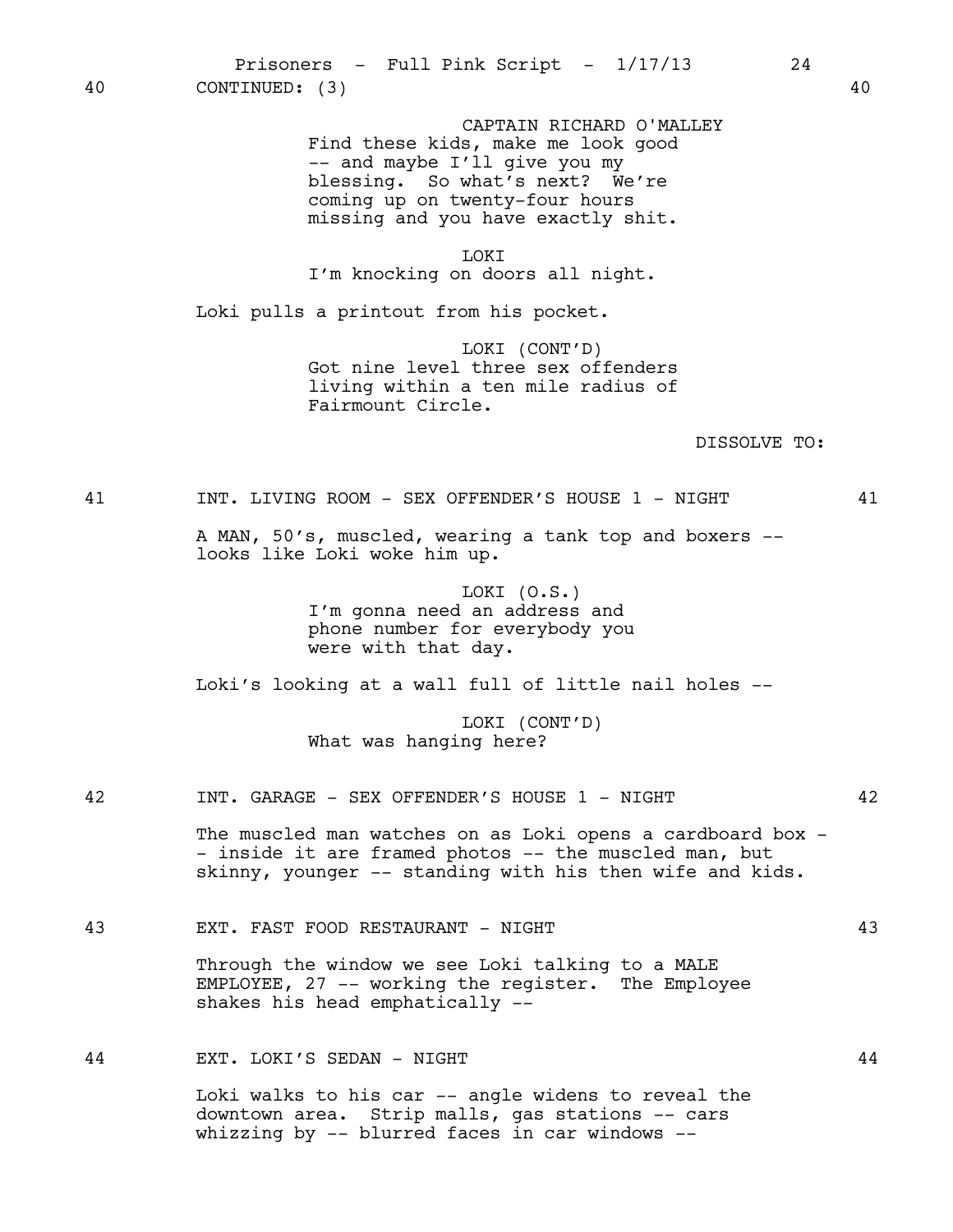40 CONTINUED: (3) 40

CAPTAIN RICHARD O'MALLEY
Find these kids, make me look good -- and maybe I'll give you my blessing. So what's next? We're coming up on twenty-four hours missing and you have exactly shit.

LOKI
I'm knocking on doors all night.

Loki pulls a printout from his pocket.

LOKI (CONT'D)
Got nine level three sex offenders living within a ten mile radius of Fairmount Circle.

DISSOLVE TO:

41 INT. LIVING ROOM - SEX OFFENDER'S HOUSE 1 - NIGHT 41

A MAN, 50's, muscled, wearing a tank top and boxers -- looks like Loki woke him up.

LOKI (O.S.)
I'm gonna need an address and phone number for everybody you were with that day.

Loki's looking at a wall full of little nail holes --

LOKI (CONT'D)
What was hanging here?

42 INT. GARAGE - SEX OFFENDER'S HOUSE 1 - NIGHT 42

The muscled man watches on as Loki opens a cardboard box - - inside it are framed photos -- the muscled man, but skinny, younger -- standing with his then wife and kids.

43 EXT. FAST FOOD RESTAURANT - NIGHT 43

Through the window we see Loki talking to a MALE EMPLOYEE, 27 -- working the register. The Employee shakes his head emphatically --

44 EXT. LOKI'S SEDAN - NIGHT 44

Loki walks to his car -- angle widens to reveal the downtown area. Strip malls, gas stations -- cars whizzing by -- blurred faces in car windows --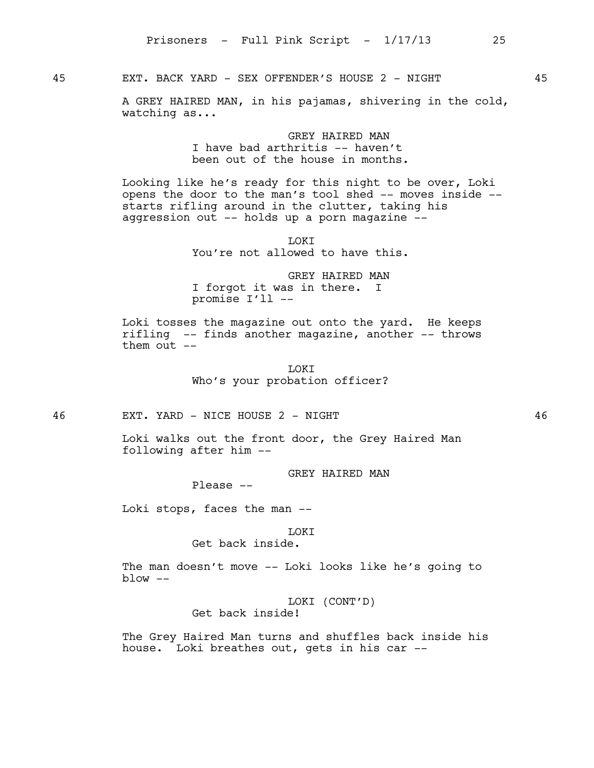45 EXT. BACK YARD - SEX OFFENDER'S HOUSE 2 - NIGHT 45

A GREY HAIRED MAN, in his pajamas, shivering in the cold, watching as...

GREY HAIRED MAN
I have bad arthritis -- haven't been out of the house in months.

Looking like he's ready for this night to be over, Loki opens the door to the man's tool shed -- moves inside -- starts rifling around in the clutter, taking his aggression out -- holds up a porn magazine --

LOKI
You're not allowed to have this.

GREY HAIRED MAN
I forgot it was in there. I promise I'll --

Loki tosses the magazine out onto the yard. He keeps rifling -- finds another magazine, another -- throws them out --

LOKI
Who's your probation officer?

46 EXT. YARD - NICE HOUSE 2 - NIGHT 46

Loki walks out the front door, the Grey Haired Man following after him --

GREY HAIRED MAN
Please --

Loki stops, faces the man --

LOKI
Get back inside.

The man doesn't move -- Loki looks like he's going to blow --

LOKI (CONT'D)
Get back inside!

The Grey Haired Man turns and shuffles back inside his house. Loki breathes out, gets in his car --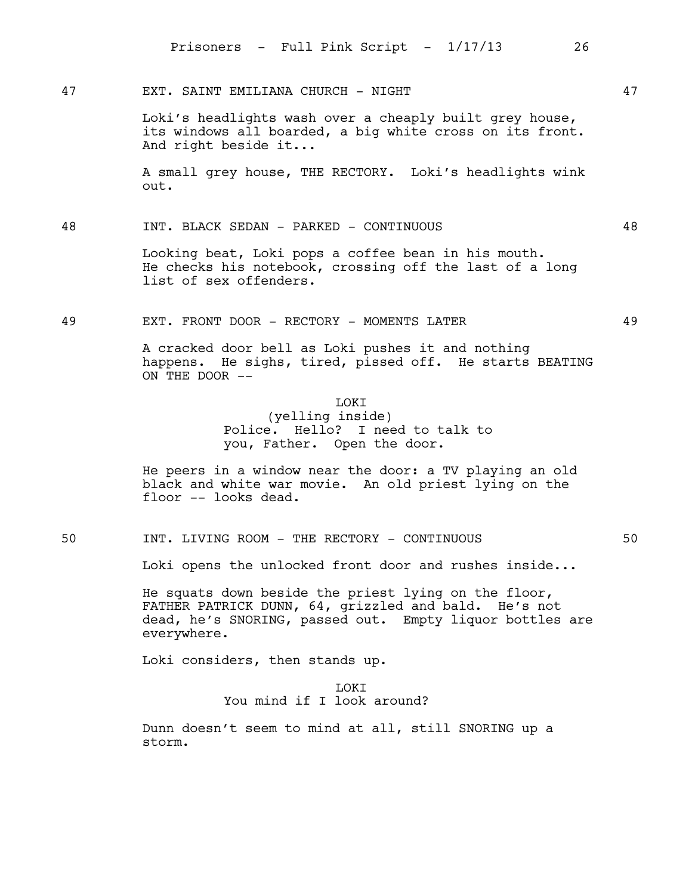47 EXT. SAINT EMILIANA CHURCH - NIGHT 47

Loki's headlights wash over a cheaply built grey house, its windows all boarded, a big white cross on its front. And right beside it...

A small grey house, THE RECTORY. Loki's headlights wink out.

48 INT. BLACK SEDAN - PARKED - CONTINUOUS 48

Looking beat, Loki pops a coffee bean in his mouth. He checks his notebook, crossing off the last of a long list of sex offenders.

49 EXT. FRONT DOOR - RECTORY - MOMENTS LATER 49

A cracked door bell as Loki pushes it and nothing happens. He sighs, tired, pissed off. He starts BEATING ON THE DOOR --

LOKI
(yelling inside)
Police. Hello? I need to talk to you, Father. Open the door.

He peers in a window near the door: a TV playing an old black and white war movie. An old priest lying on the floor -- looks dead.

50 INT. LIVING ROOM - THE RECTORY - CONTINUOUS 50

Loki opens the unlocked front door and rushes inside...

He squats down beside the priest lying on the floor, FATHER PATRICK DUNN, 64, grizzled and bald. He's not dead, he's SNORING, passed out. Empty liquor bottles are everywhere.

Loki considers, then stands up.

LOKI
You mind if I look around?

Dunn doesn't seem to mind at all, still SNORING up a storm.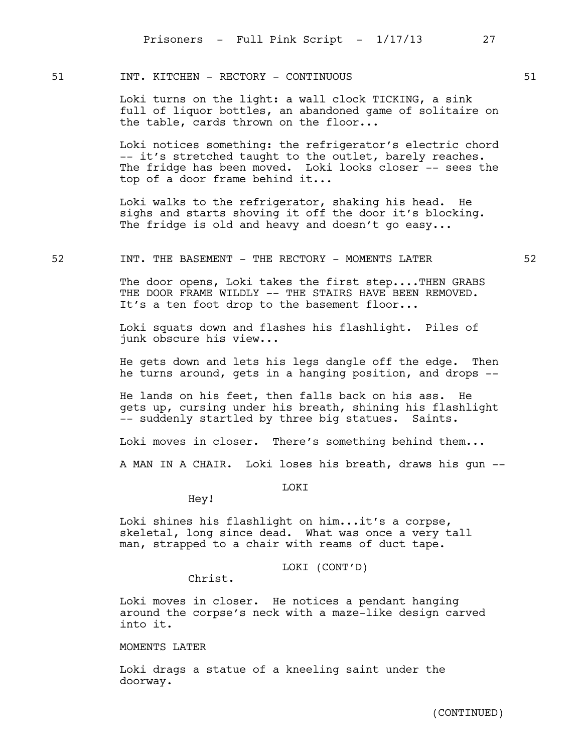51 INT. KITCHEN - RECTORY - CONTINUOUS 51

Loki turns on the light: a wall clock TICKING, a sink full of liquor bottles, an abandoned game of solitaire on the table, cards thrown on the floor...

Loki notices something: the refrigerator's electric chord -- it's stretched taught to the outlet, barely reaches. The fridge has been moved. Loki looks closer -- sees the top of a door frame behind it...

Loki walks to the refrigerator, shaking his head. He sighs and starts shoving it off the door it's blocking. The fridge is old and heavy and doesn't go easy...

52 INT. THE BASEMENT - THE RECTORY - MOMENTS LATER 52

The door opens, Loki takes the first step....THEN GRABS THE DOOR FRAME WILDLY -- THE STAIRS HAVE BEEN REMOVED. It's a ten foot drop to the basement floor...

Loki squats down and flashes his flashlight. Piles of junk obscure his view...

He gets down and lets his legs dangle off the edge. Then he turns around, gets in a hanging position, and drops --

He lands on his feet, then falls back on his ass. He gets up, cursing under his breath, shining his flashlight -- suddenly startled by three big statues. Saints.

Loki moves in closer. There's something behind them...

A MAN IN A CHAIR. Loki loses his breath, draws his gun --

LOKI

Hey!

Loki shines his flashlight on him...it's a corpse, skeletal, long since dead. What was once a very tall man, strapped to a chair with reams of duct tape.

LOKI (CONT'D)

Christ.

Loki moves in closer. He notices a pendant hanging around the corpse's neck with a maze-like design carved into it.

MOMENTS LATER

Loki drags a statue of a kneeling saint under the doorway.

(CONTINUED)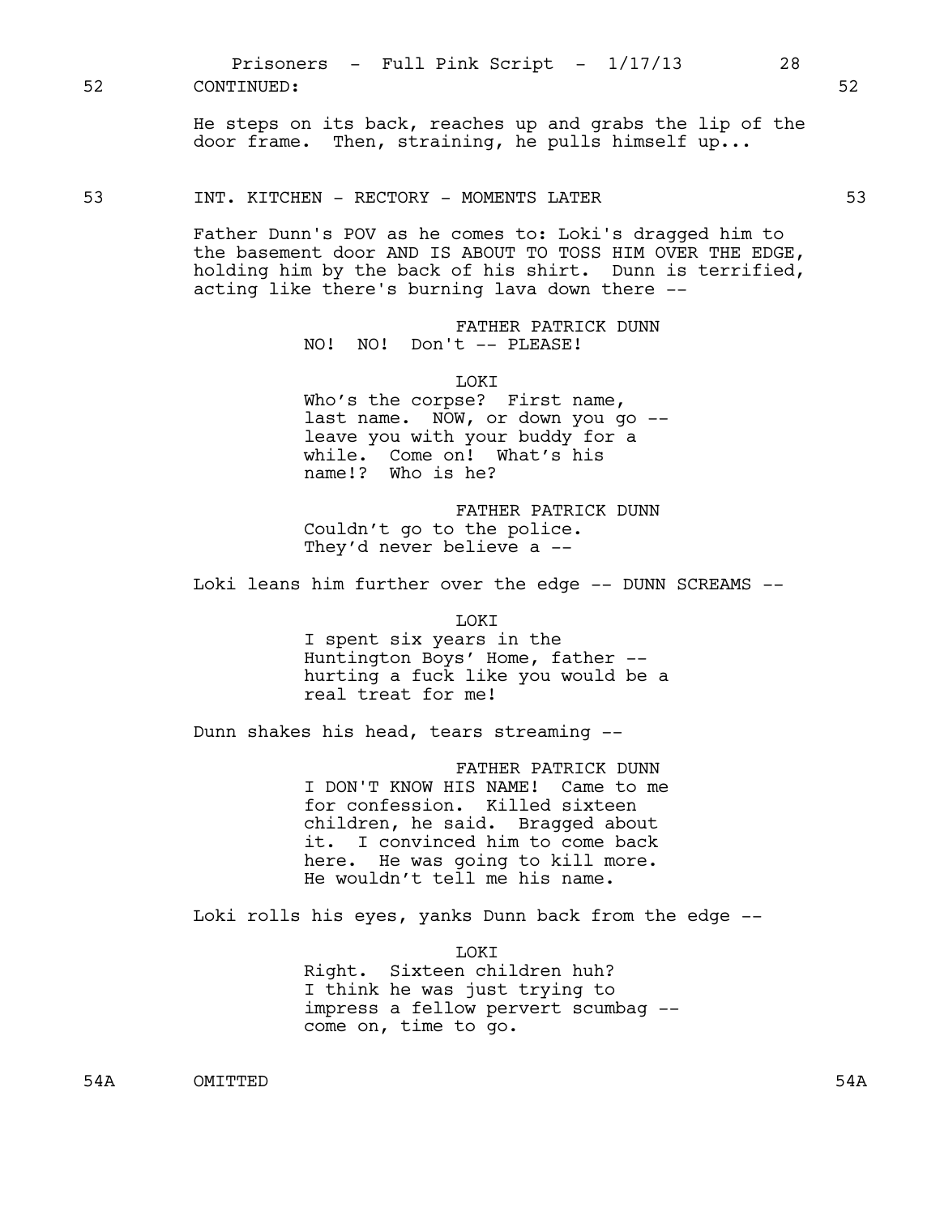52 CONTINUED: 52

He steps on its back, reaches up and grabs the lip of the door frame. Then, straining, he pulls himself up...

53 INT. KITCHEN - RECTORY - MOMENTS LATER 53

Father Dunn's POV as he comes to: Loki's dragged him to the basement door AND IS ABOUT TO TOSS HIM OVER THE EDGE, holding him by the back of his shirt. Dunn is terrified, acting like there's burning lava down there --

FATHER PATRICK DUNN
NO! NO! Don't -- PLEASE!

LOKI
Who's the corpse? First name, last name. NOW, or down you go -- leave you with your buddy for a while. Come on! What's his name!? Who is he?

FATHER PATRICK DUNN
Couldn't go to the police. They'd never believe a --

Loki leans him further over the edge -- DUNN SCREAMS --

LOKI
I spent six years in the Huntington Boys' Home, father -- hurting a fuck like you would be a real treat for me!

Dunn shakes his head, tears streaming --

FATHER PATRICK DUNN
I DON'T KNOW HIS NAME! Came to me for confession. Killed sixteen children, he said. Bragged about it. I convinced him to come back here. He was going to kill more. He wouldn't tell me his name.

Loki rolls his eyes, yanks Dunn back from the edge --

LOKI
Right. Sixteen children huh? I think he was just trying to impress a fellow pervert scumbag -- come on, time to go.

54A OMITTED 54A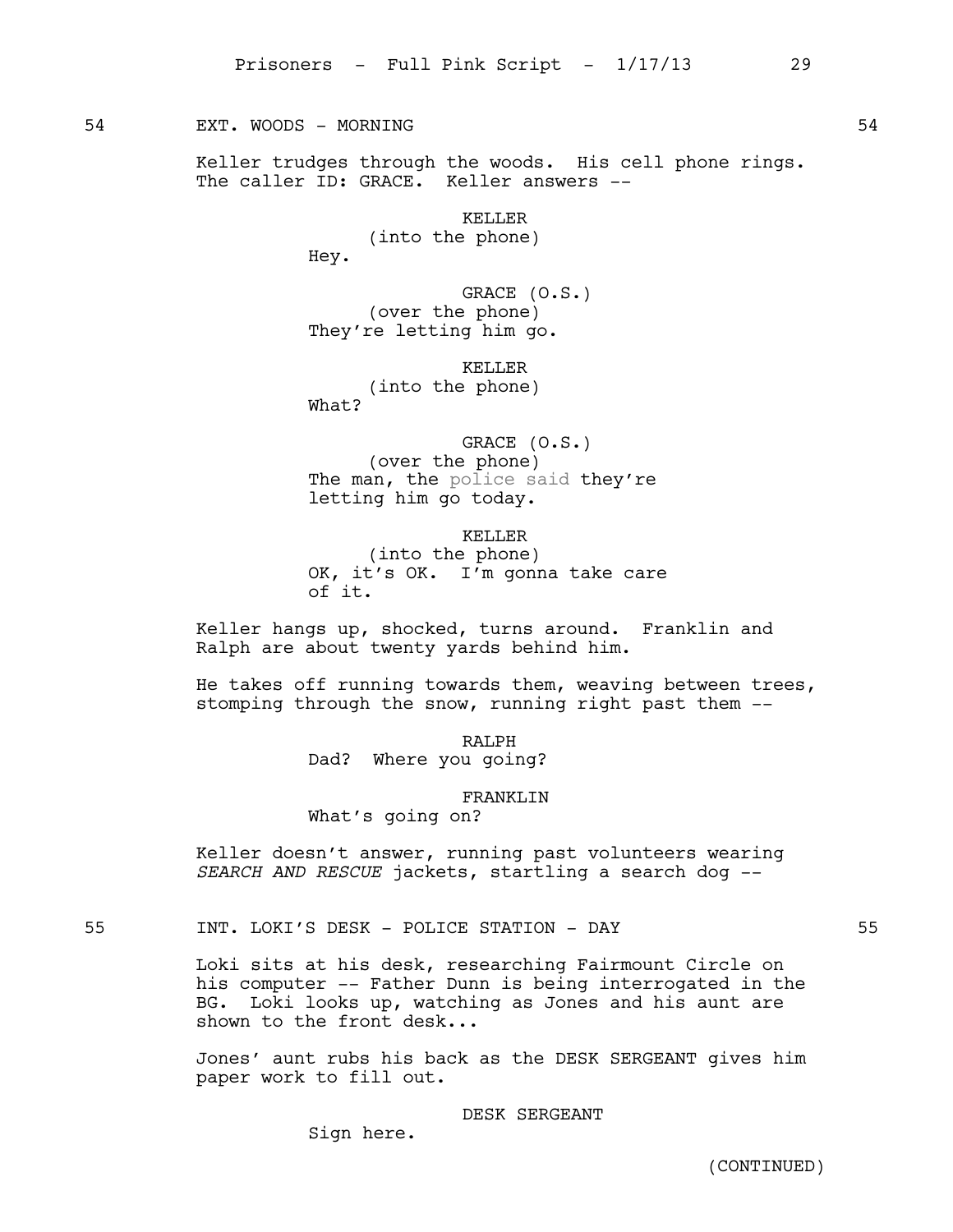54 EXT. WOODS - MORNING 54

Keller trudges through the woods. His cell phone rings. The caller ID: GRACE. Keller answers --

KELLER
(into the phone)
Hey.

GRACE (O.S.)
(over the phone)
They're letting him go.

KELLER
(into the phone)
What?

GRACE (O.S.)
(over the phone)
The man, the police said they're letting him go today.

KELLER
(into the phone)
OK, it's OK. I'm gonna take care of it.

Keller hangs up, shocked, turns around. Franklin and Ralph are about twenty yards behind him.

He takes off running towards them, weaving between trees, stomping through the snow, running right past them --

RALPH
Dad? Where you going?

FRANKLIN
What's going on?

Keller doesn't answer, running past volunteers wearing *SEARCH AND RESCUE* jackets, startling a search dog --

55 INT. LOKI'S DESK - POLICE STATION - DAY 55

Loki sits at his desk, researching Fairmount Circle on his computer -- Father Dunn is being interrogated in the BG. Loki looks up, watching as Jones and his aunt are shown to the front desk...

Jones' aunt rubs his back as the DESK SERGEANT gives him paper work to fill out.

DESK SERGEANT
Sign here.

(CONTINUED)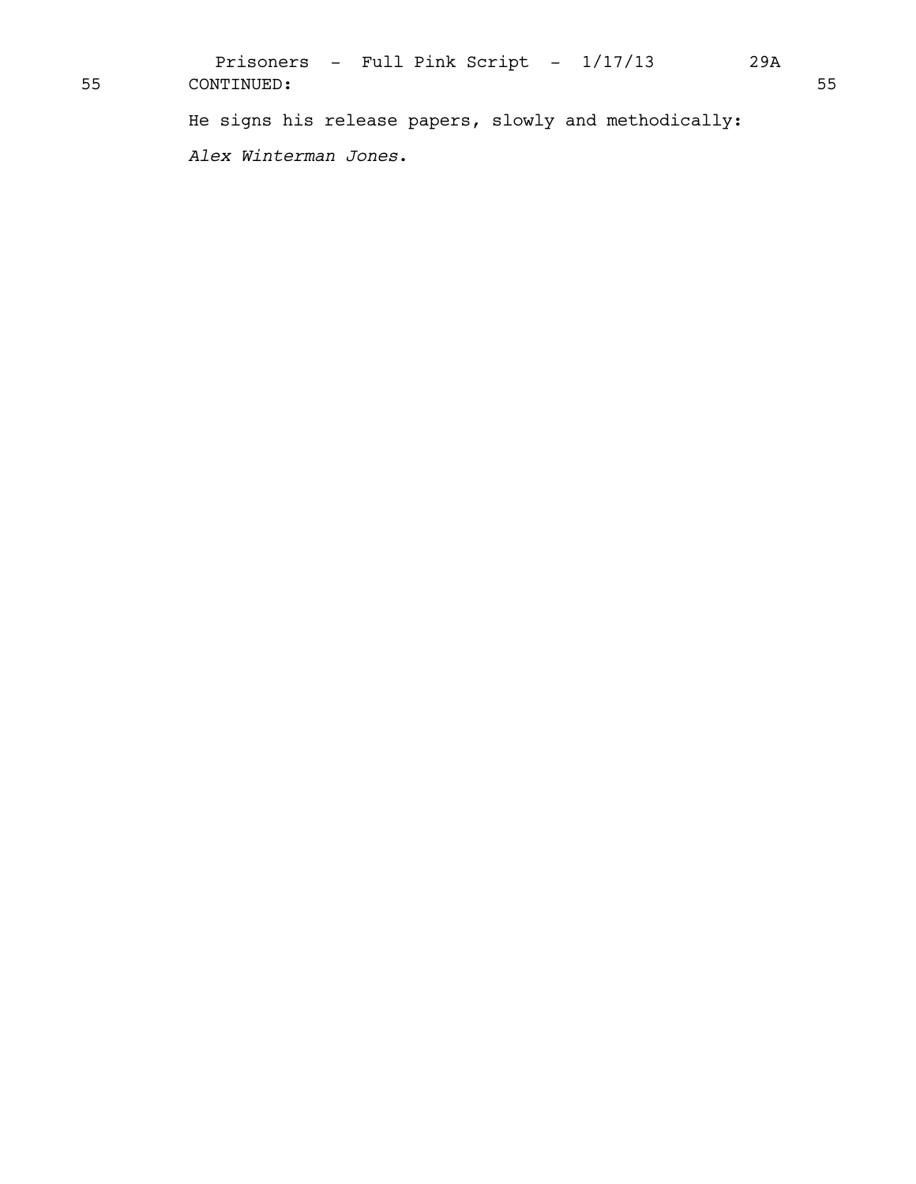55 CONTINUED: 55

He signs his release papers, slowly and methodically:

*Alex Winterman Jones*.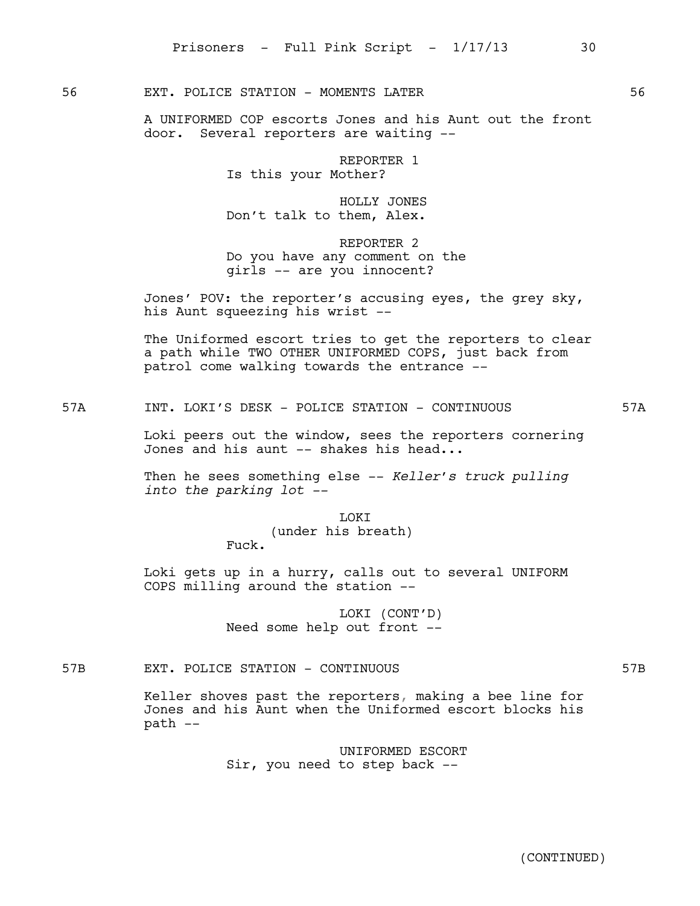56 EXT. POLICE STATION - MOMENTS LATER 56

A UNIFORMED COP escorts Jones and his Aunt out the front door. Several reporters are waiting --

REPORTER 1
Is this your Mother?

HOLLY JONES
Don't talk to them, Alex.

REPORTER 2
Do you have any comment on the girls -- are you innocent?

Jones' POV: the reporter's accusing eyes, the grey sky, his Aunt squeezing his wrist --

The Uniformed escort tries to get the reporters to clear a path while TWO OTHER UNIFORMED COPS, just back from patrol come walking towards the entrance --

57A INT. LOKI'S DESK - POLICE STATION - CONTINUOUS 57A

Loki peers out the window, sees the reporters cornering Jones and his aunt -- shakes his head...

Then he sees something else -- *Keller's truck pulling into the parking lot* --

LOKI
(under his breath)
Fuck.

Loki gets up in a hurry, calls out to several UNIFORM COPS milling around the station --

LOKI (CONT'D)
Need some help out front --

57B EXT. POLICE STATION - CONTINUOUS 57B

Keller shoves past the reporters, making a bee line for Jones and his Aunt when the Uniformed escort blocks his path --

UNIFORMED ESCORT
Sir, you need to step back --

(CONTINUED)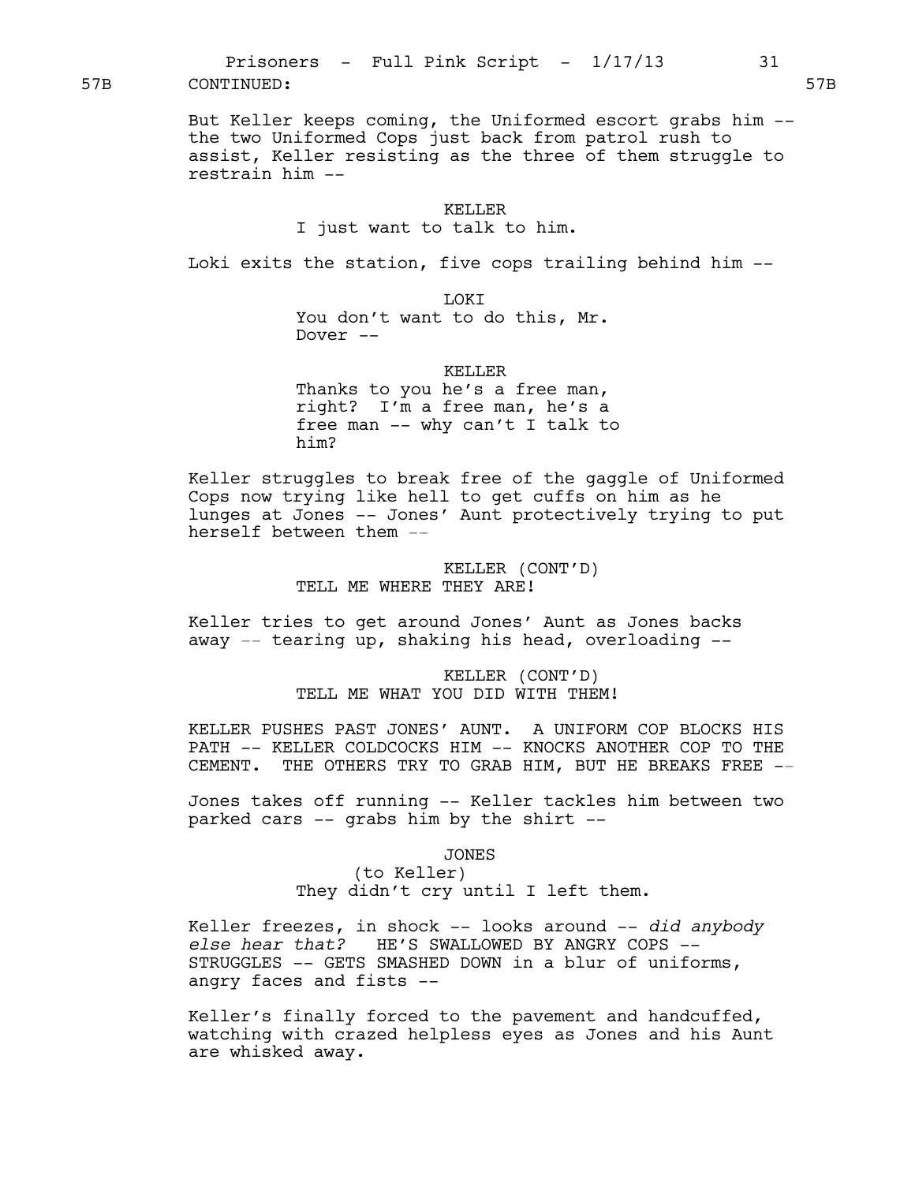57B CONTINUED: 57B

But Keller keeps coming, the Uniformed escort grabs him -- the two Uniformed Cops just back from patrol rush to assist, Keller resisting as the three of them struggle to restrain him --

KELLER
I just want to talk to him.

Loki exits the station, five cops trailing behind him --

LOKI
You don't want to do this, Mr. Dover --

KELLER
Thanks to you he's a free man, right? I'm a free man, he's a free man -- why can't I talk to him?

Keller struggles to break free of the gaggle of Uniformed Cops now trying like hell to get cuffs on him as he lunges at Jones -- Jones' Aunt protectively trying to put herself between them --

KELLER (CONT'D)
TELL ME WHERE THEY ARE!

Keller tries to get around Jones' Aunt as Jones backs away -- tearing up, shaking his head, overloading --

KELLER (CONT'D)
TELL ME WHAT YOU DID WITH THEM!

KELLER PUSHES PAST JONES' AUNT. A UNIFORM COP BLOCKS HIS PATH -- KELLER COLDCOCKS HIM -- KNOCKS ANOTHER COP TO THE CEMENT. THE OTHERS TRY TO GRAB HIM, BUT HE BREAKS FREE --

Jones takes off running -- Keller tackles him between two parked cars -- grabs him by the shirt --

JONES
(to Keller)
They didn't cry until I left them.

Keller freezes, in shock -- looks around -- *did anybody else hear that?* HE'S SWALLOWED BY ANGRY COPS -- STRUGGLES -- GETS SMASHED DOWN in a blur of uniforms, angry faces and fists --

Keller's finally forced to the pavement and handcuffed, watching with crazed helpless eyes as Jones and his Aunt are whisked away.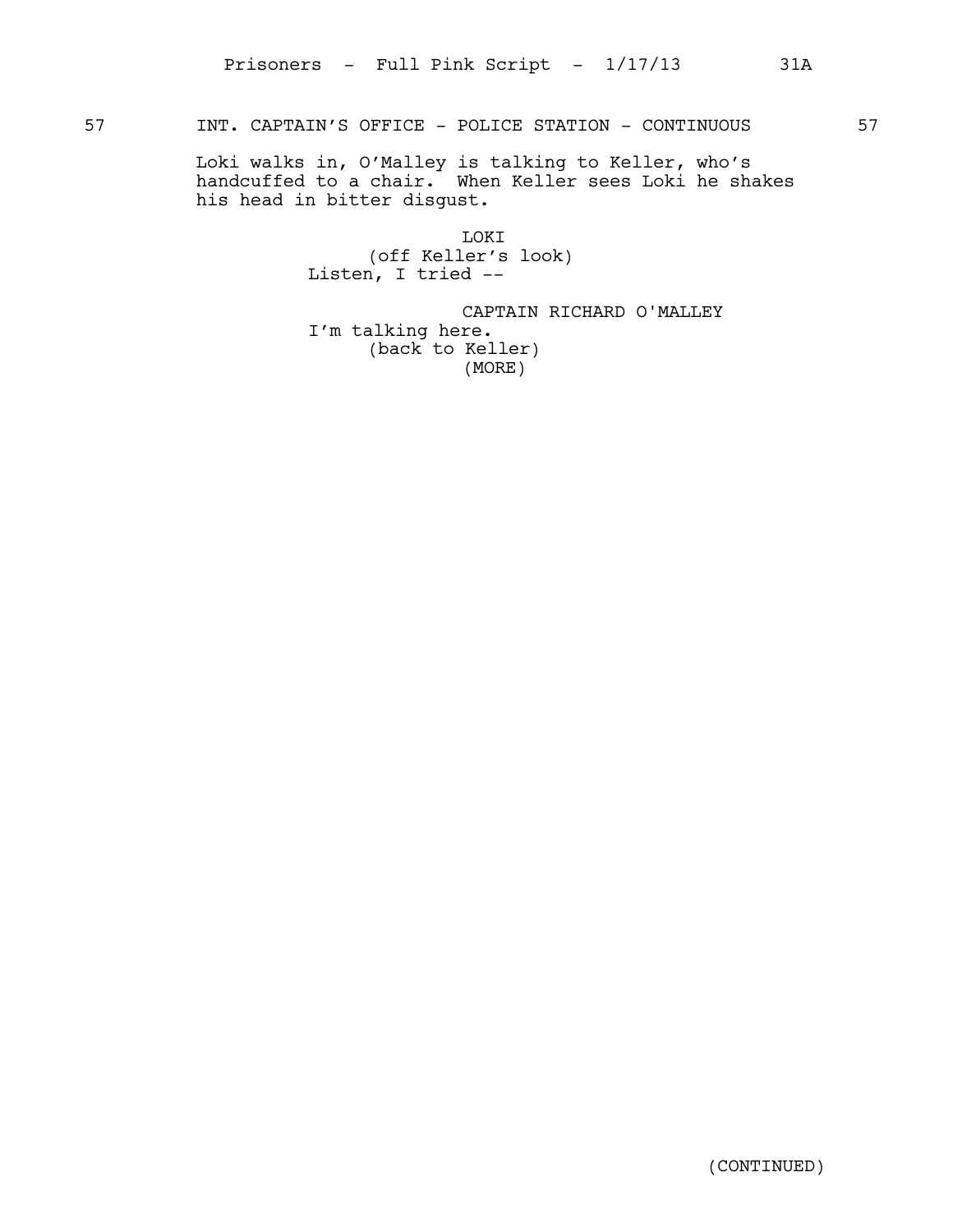57 INT. CAPTAIN'S OFFICE - POLICE STATION - CONTINUOUS 57

Loki walks in, O'Malley is talking to Keller, who's handcuffed to a chair. When Keller sees Loki he shakes his head in bitter disgust.

LOKI
(off Keller's look)
Listen, I tried --

CAPTAIN RICHARD O'MALLEY
I'm talking here.
(back to Keller)
(MORE)

(CONTINUED)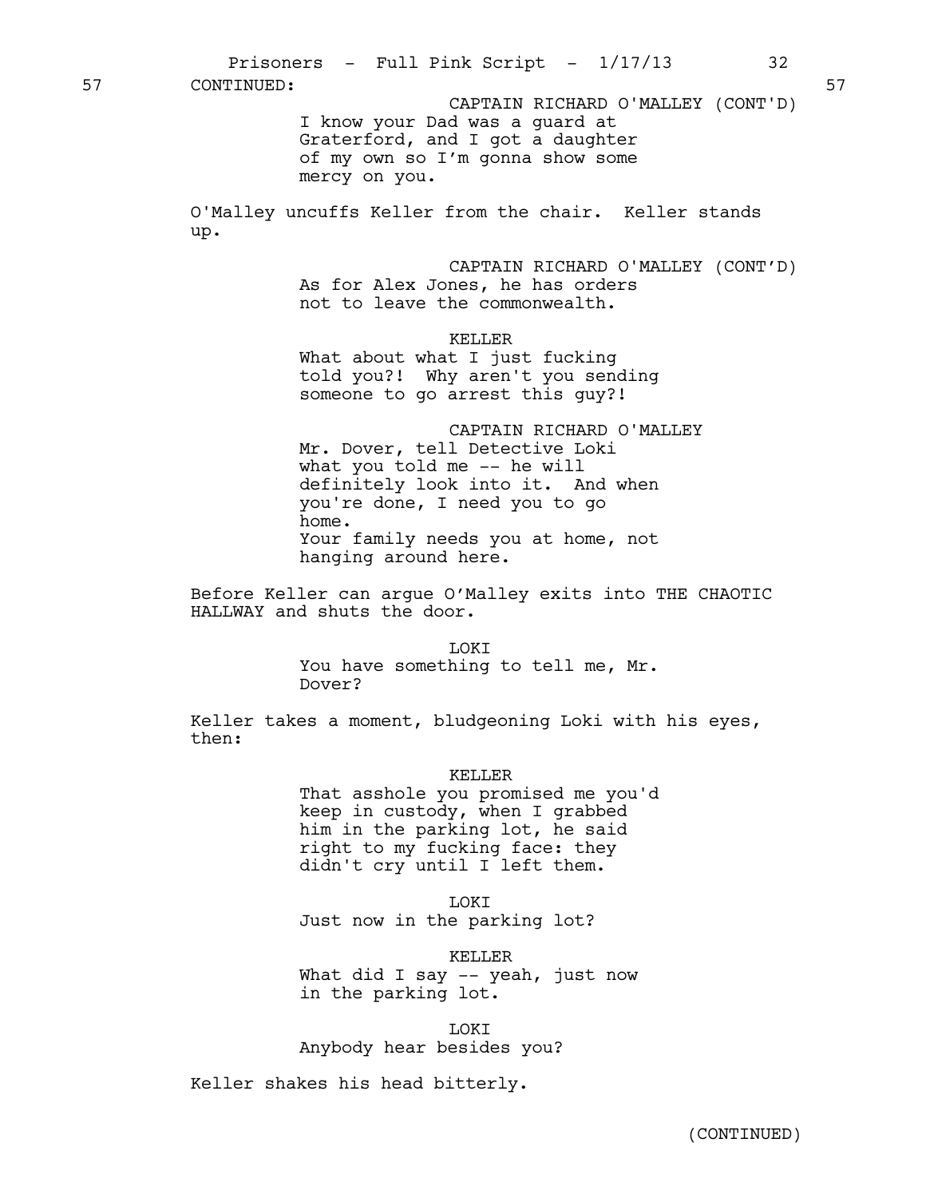57 CONTINUED: 57

CAPTAIN RICHARD O'MALLEY (CONT'D)
I know your Dad was a guard at Graterford, and I got a daughter of my own so I'm gonna show some mercy on you.

O'Malley uncuffs Keller from the chair. Keller stands up.

CAPTAIN RICHARD O'MALLEY (CONT'D)
As for Alex Jones, he has orders not to leave the commonwealth.

KELLER
What about what I just fucking told you?! Why aren't you sending someone to go arrest this guy?!

CAPTAIN RICHARD O'MALLEY
Mr. Dover, tell Detective Loki what you told me -- he will definitely look into it. And when you're done, I need you to go home.
Your family needs you at home, not hanging around here.

Before Keller can argue O'Malley exits into THE CHAOTIC HALLWAY and shuts the door.

LOKI
You have something to tell me, Mr. Dover?

Keller takes a moment, bludgeoning Loki with his eyes, then:

KELLER
That asshole you promised me you'd keep in custody, when I grabbed him in the parking lot, he said right to my fucking face: they didn't cry until I left them.

LOKI
Just now in the parking lot?

KELLER
What did I say -- yeah, just now in the parking lot.

LOKI
Anybody hear besides you?

Keller shakes his head bitterly.

(CONTINUED)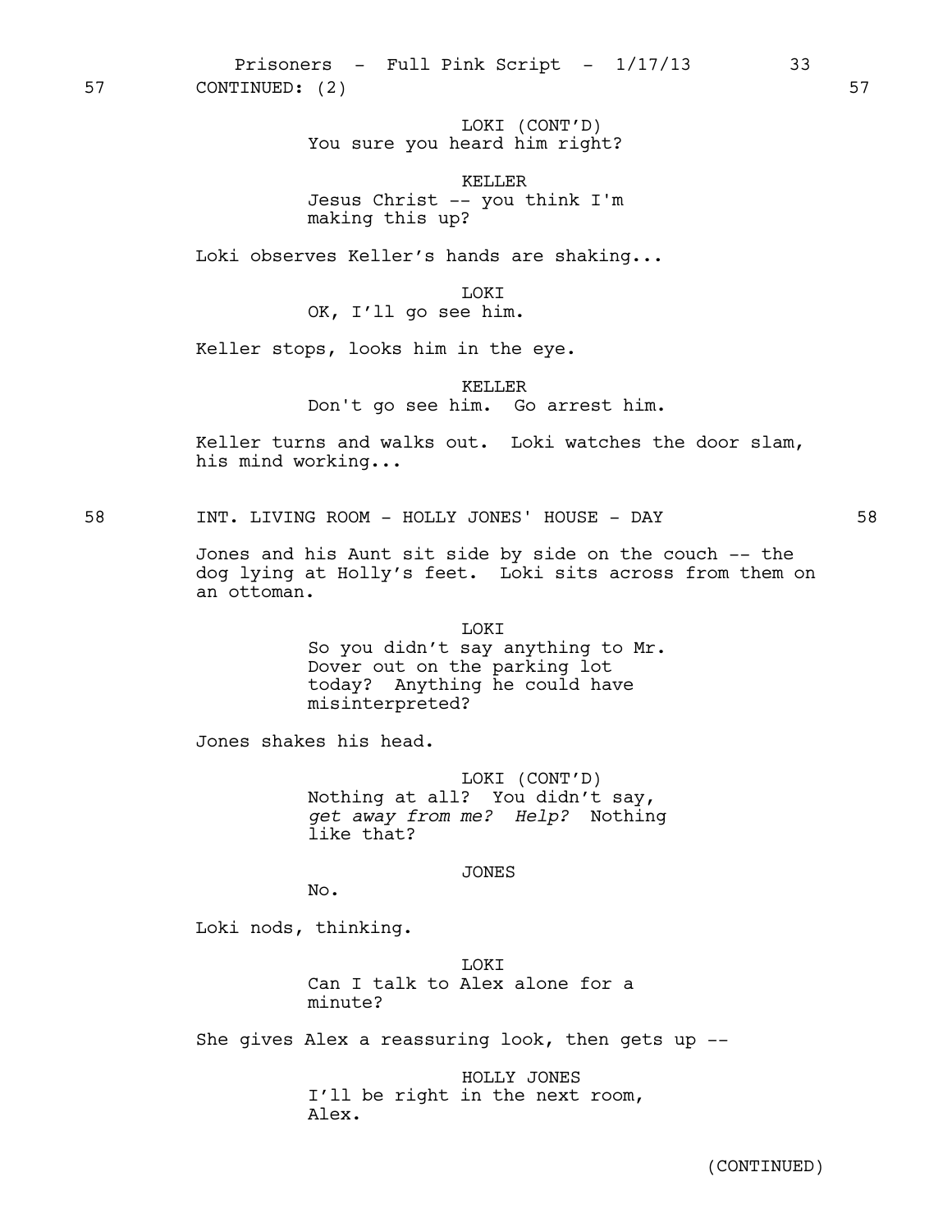57 CONTINUED: (2) 57

LOKI (CONT'D)
You sure you heard him right?

KELLER
Jesus Christ -- you think I'm making this up?

Loki observes Keller's hands are shaking...

LOKI
OK, I'll go see him.

Keller stops, looks him in the eye.

KELLER
Don't go see him. Go arrest him.

Keller turns and walks out. Loki watches the door slam, his mind working...

58 INT. LIVING ROOM - HOLLY JONES' HOUSE - DAY 58

Jones and his Aunt sit side by side on the couch -- the dog lying at Holly's feet. Loki sits across from them on an ottoman.

LOKI
So you didn't say anything to Mr. Dover out on the parking lot today? Anything he could have misinterpreted?

Jones shakes his head.

LOKI (CONT'D)
Nothing at all? You didn't say, *get away from me? Help?* Nothing like that?

JONES
No.

Loki nods, thinking.

LOKI
Can I talk to Alex alone for a minute?

She gives Alex a reassuring look, then gets up --

HOLLY JONES
I'll be right in the next room, Alex.

(CONTINUED)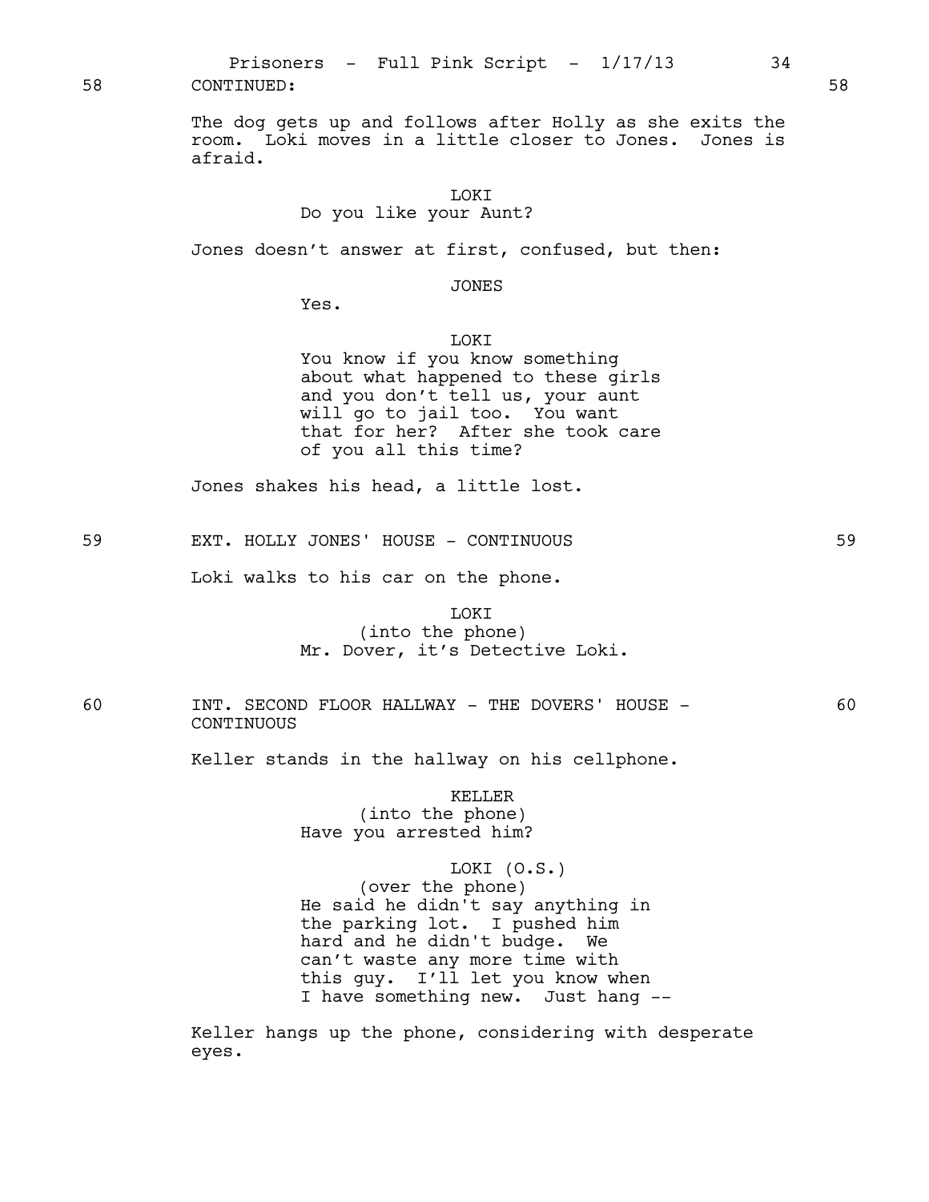58 CONTINUED: 58

The dog gets up and follows after Holly as she exits the room. Loki moves in a little closer to Jones. Jones is afraid.

LOKI
Do you like your Aunt?

Jones doesn't answer at first, confused, but then:

JONES
Yes.

LOKI
You know if you know something about what happened to these girls and you don't tell us, your aunt will go to jail too. You want that for her? After she took care of you all this time?

Jones shakes his head, a little lost.

59 EXT. HOLLY JONES' HOUSE - CONTINUOUS 59

Loki walks to his car on the phone.

LOKI
(into the phone)
Mr. Dover, it's Detective Loki.

60 INT. SECOND FLOOR HALLWAY - THE DOVERS' HOUSE - CONTINUOUS 60

Keller stands in the hallway on his cellphone.

KELLER
(into the phone)
Have you arrested him?

LOKI (O.S.)
(over the phone)
He said he didn't say anything in the parking lot. I pushed him hard and he didn't budge. We can't waste any more time with this guy. I'll let you know when I have something new. Just hang --

Keller hangs up the phone, considering with desperate eyes.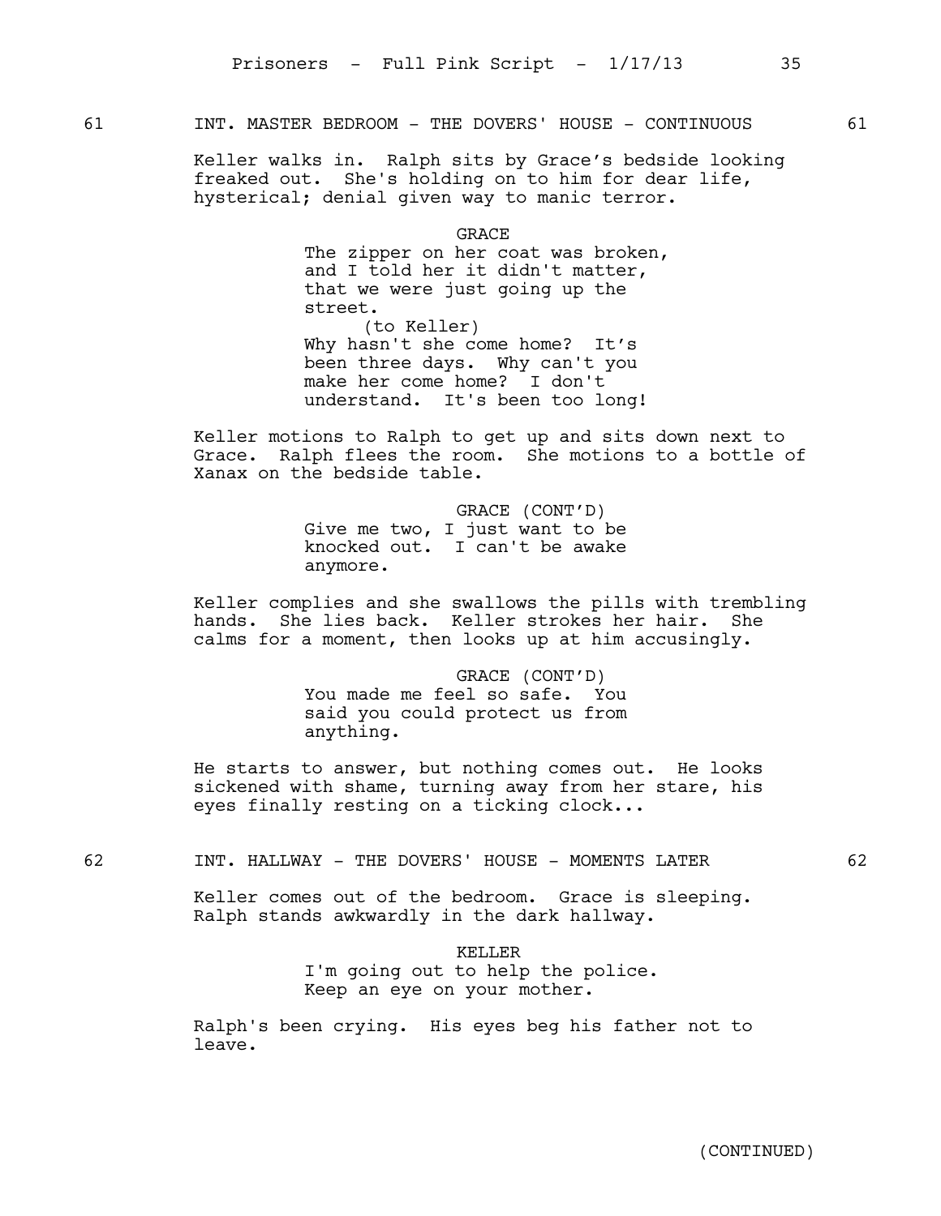61 INT. MASTER BEDROOM - THE DOVERS' HOUSE - CONTINUOUS 61

Keller walks in. Ralph sits by Grace's bedside looking freaked out. She's holding on to him for dear life, hysterical; denial given way to manic terror.

GRACE

The zipper on her coat was broken, and I told her it didn't matter, that we were just going up the street.

(to Keller)

Why hasn't she come home? It's been three days. Why can't you make her come home? I don't understand. It's been too long!

Keller motions to Ralph to get up and sits down next to Grace. Ralph flees the room. She motions to a bottle of Xanax on the bedside table.

GRACE (CONT'D)

Give me two, I just want to be knocked out. I can't be awake anymore.

Keller complies and she swallows the pills with trembling hands. She lies back. Keller strokes her hair. She calms for a moment, then looks up at him accusingly.

GRACE (CONT'D)

You made me feel so safe. You said you could protect us from anything.

He starts to answer, but nothing comes out. He looks sickened with shame, turning away from her stare, his eyes finally resting on a ticking clock...

62 INT. HALLWAY - THE DOVERS' HOUSE - MOMENTS LATER 62

Keller comes out of the bedroom. Grace is sleeping. Ralph stands awkwardly in the dark hallway.

KELLER

I'm going out to help the police. Keep an eye on your mother.

Ralph's been crying. His eyes beg his father not to leave.

(CONTINUED)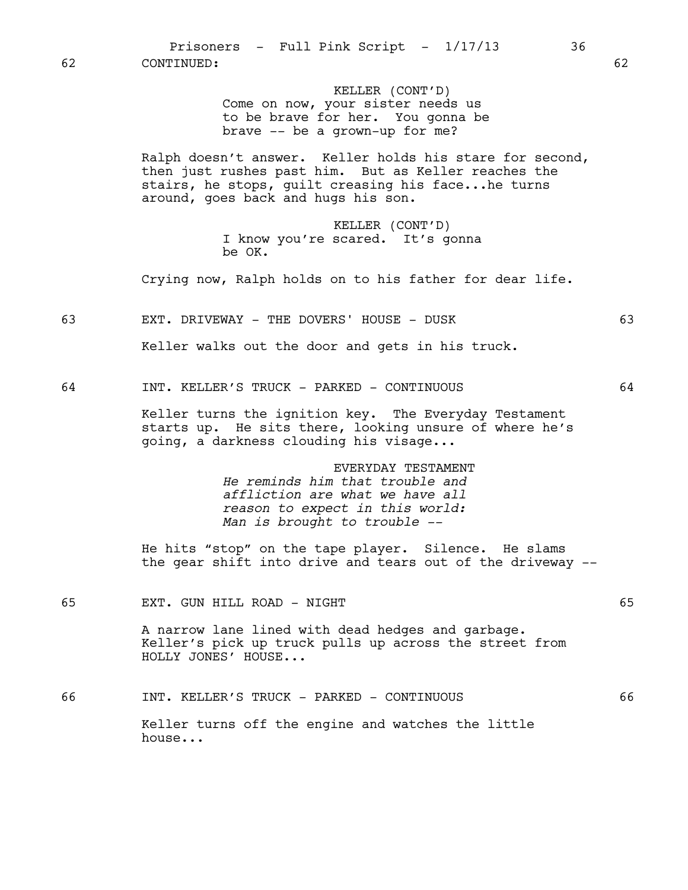62 CONTINUED: 62

KELLER (CONT'D)
Come on now, your sister needs us to be brave for her. You gonna be brave -- be a grown-up for me?

Ralph doesn't answer. Keller holds his stare for second, then just rushes past him. But as Keller reaches the stairs, he stops, guilt creasing his face...he turns around, goes back and hugs his son.

KELLER (CONT'D)
I know you're scared. It's gonna be OK.

Crying now, Ralph holds on to his father for dear life.

63 EXT. DRIVEWAY - THE DOVERS' HOUSE - DUSK 63

Keller walks out the door and gets in his truck.

64 INT. KELLER'S TRUCK - PARKED - CONTINUOUS 64

Keller turns the ignition key. The Everyday Testament starts up. He sits there, looking unsure of where he's going, a darkness clouding his visage...

EVERYDAY TESTAMENT
*He reminds him that trouble and affliction are what we have all reason to expect in this world: Man is brought to trouble --*

He hits "stop" on the tape player. Silence. He slams the gear shift into drive and tears out of the driveway --

65 EXT. GUN HILL ROAD - NIGHT 65

A narrow lane lined with dead hedges and garbage. Keller's pick up truck pulls up across the street from HOLLY JONES' HOUSE...

66 INT. KELLER'S TRUCK - PARKED - CONTINUOUS 66

Keller turns off the engine and watches the little house...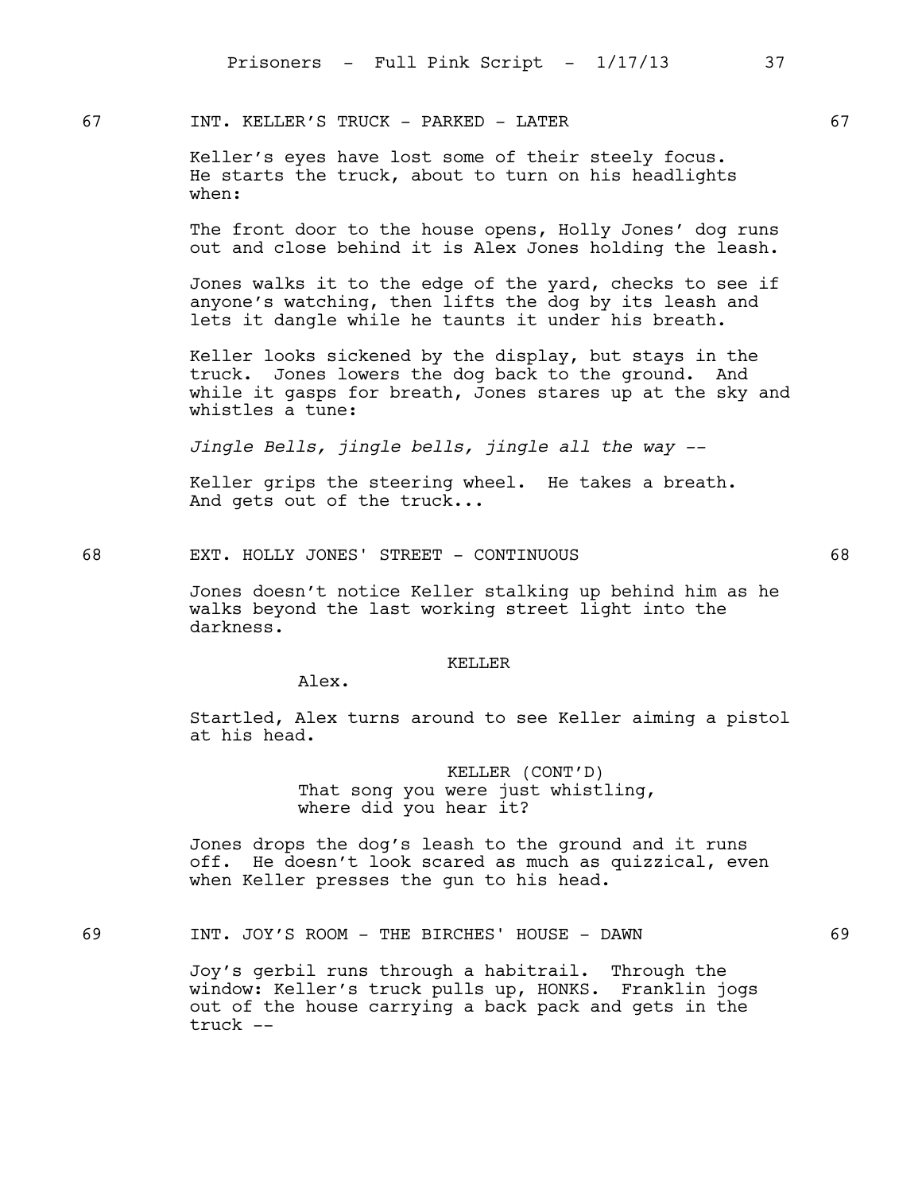67 INT. KELLER'S TRUCK - PARKED - LATER 67

Keller's eyes have lost some of their steely focus. He starts the truck, about to turn on his headlights when:

The front door to the house opens, Holly Jones' dog runs out and close behind it is Alex Jones holding the leash.

Jones walks it to the edge of the yard, checks to see if anyone's watching, then lifts the dog by its leash and lets it dangle while he taunts it under his breath.

Keller looks sickened by the display, but stays in the truck. Jones lowers the dog back to the ground. And while it gasps for breath, Jones stares up at the sky and whistles a tune:

*Jingle Bells, jingle bells, jingle all the way --*

Keller grips the steering wheel. He takes a breath. And gets out of the truck...

68 EXT. HOLLY JONES' STREET - CONTINUOUS 68

Jones doesn't notice Keller stalking up behind him as he walks beyond the last working street light into the darkness.

KELLER

Alex.

Startled, Alex turns around to see Keller aiming a pistol at his head.

KELLER (CONT'D)

That song you were just whistling, where did you hear it?

Jones drops the dog's leash to the ground and it runs off. He doesn't look scared as much as quizzical, even when Keller presses the gun to his head.

69 INT. JOY'S ROOM - THE BIRCHES' HOUSE - DAWN 69

Joy's gerbil runs through a habitrail. Through the window: Keller's truck pulls up, HONKS. Franklin jogs out of the house carrying a back pack and gets in the truck --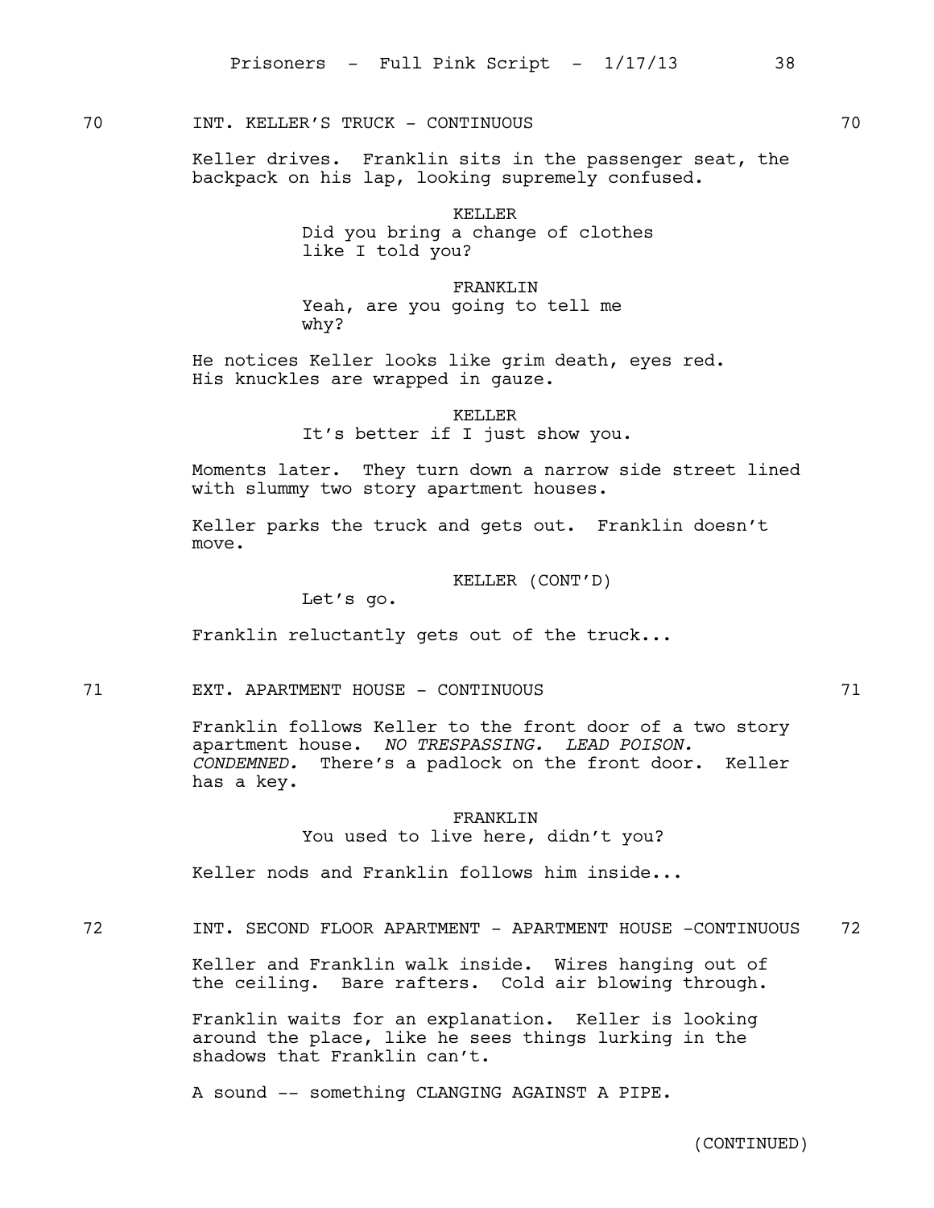70 INT. KELLER'S TRUCK - CONTINUOUS 70

Keller drives. Franklin sits in the passenger seat, the backpack on his lap, looking supremely confused.

KELLER
Did you bring a change of clothes like I told you?

FRANKLIN
Yeah, are you going to tell me why?

He notices Keller looks like grim death, eyes red. His knuckles are wrapped in gauze.

KELLER
It's better if I just show you.

Moments later. They turn down a narrow side street lined with slummy two story apartment houses.

Keller parks the truck and gets out. Franklin doesn't move.

KELLER (CONT'D)
Let's go.

Franklin reluctantly gets out of the truck...

71 EXT. APARTMENT HOUSE - CONTINUOUS 71

Franklin follows Keller to the front door of a two story apartment house. *NO TRESPASSING. LEAD POISON. CONDEMNED.* There's a padlock on the front door. Keller has a key.

FRANKLIN
You used to live here, didn't you?

Keller nods and Franklin follows him inside...

72 INT. SECOND FLOOR APARTMENT - APARTMENT HOUSE -CONTINUOUS 72

Keller and Franklin walk inside. Wires hanging out of the ceiling. Bare rafters. Cold air blowing through.

Franklin waits for an explanation. Keller is looking around the place, like he sees things lurking in the shadows that Franklin can't.

A sound -- something CLANGING AGAINST A PIPE.

(CONTINUED)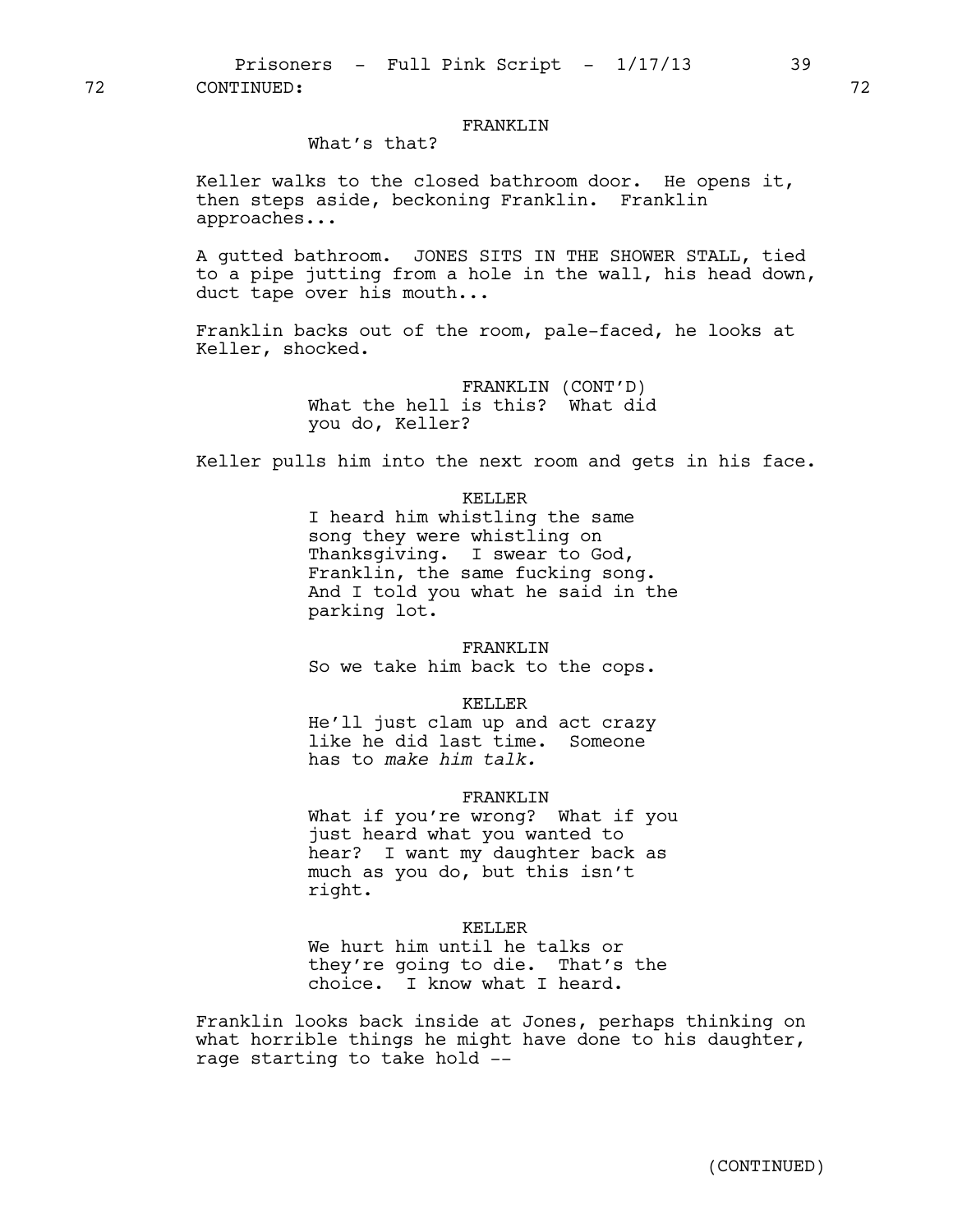72 CONTINUED: 72

FRANKLIN

What's that?

Keller walks to the closed bathroom door. He opens it, then steps aside, beckoning Franklin. Franklin approaches...

A gutted bathroom. JONES SITS IN THE SHOWER STALL, tied to a pipe jutting from a hole in the wall, his head down, duct tape over his mouth...

Franklin backs out of the room, pale-faced, he looks at Keller, shocked.

FRANKLIN (CONT'D)

What the hell is this? What did you do, Keller?

Keller pulls him into the next room and gets in his face.

KELLER

I heard him whistling the same song they were whistling on Thanksgiving. I swear to God, Franklin, the same fucking song. And I told you what he said in the parking lot.

FRANKLIN

So we take him back to the cops.

KELLER

He'll just clam up and act crazy like he did last time. Someone has to *make him talk.*

FRANKLIN

What if you're wrong? What if you just heard what you wanted to hear? I want my daughter back as much as you do, but this isn't right.

KELLER

We hurt him until he talks or they're going to die. That's the choice. I know what I heard.

Franklin looks back inside at Jones, perhaps thinking on what horrible things he might have done to his daughter, rage starting to take hold --

(CONTINUED)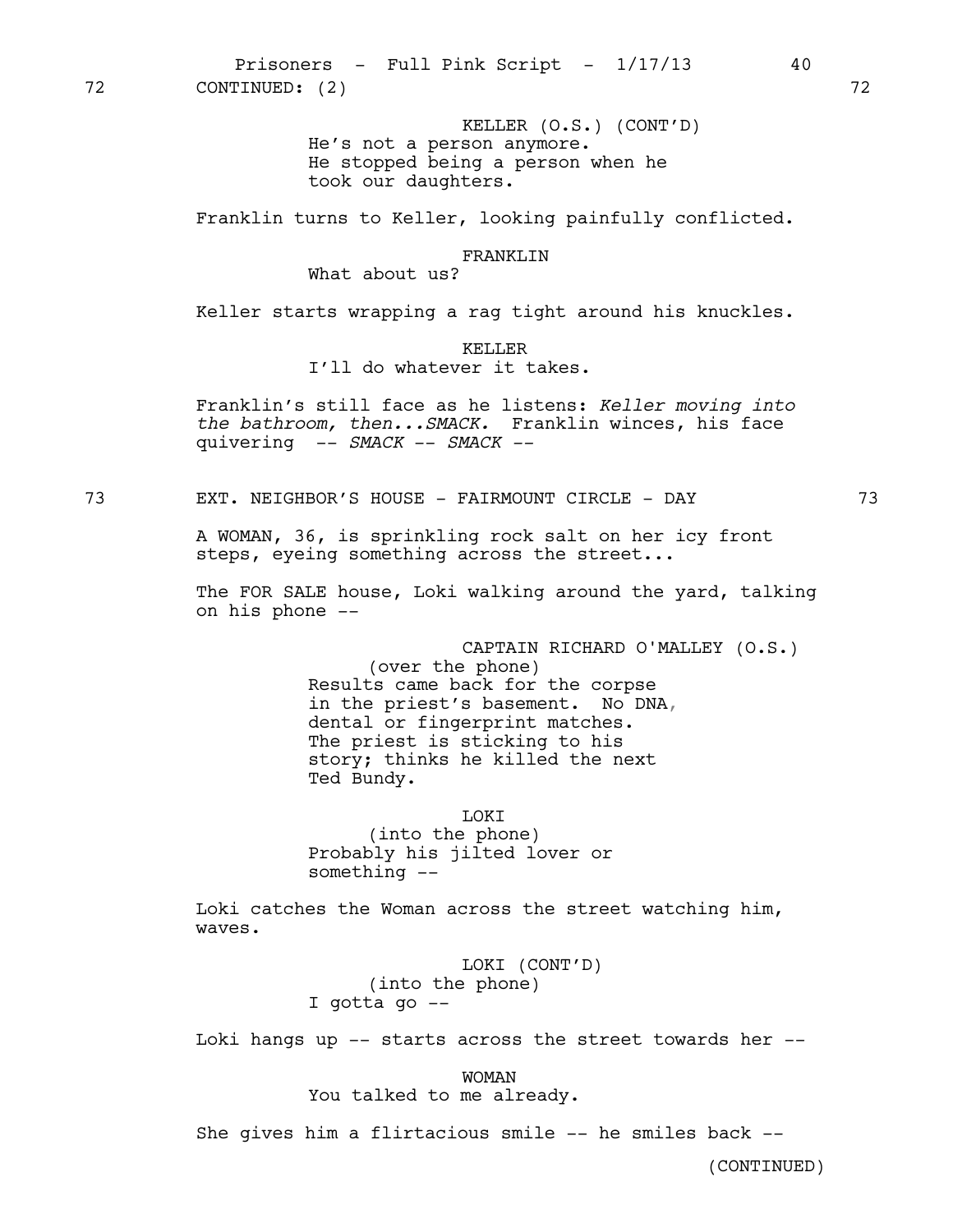72 CONTINUED: (2) 72

KELLER (O.S.) (CONT'D)
He's not a person anymore.
He stopped being a person when he
took our daughters.

Franklin turns to Keller, looking painfully conflicted.

FRANKLIN
What about us?

Keller starts wrapping a rag tight around his knuckles.

KELLER
I'll do whatever it takes.

Franklin's still face as he listens: *Keller moving into the bathroom, then...SMACK.* Franklin winces, his face quivering -- *SMACK* -- *SMACK* --

73 EXT. NEIGHBOR'S HOUSE - FAIRMOUNT CIRCLE - DAY 73

A WOMAN, 36, is sprinkling rock salt on her icy front steps, eyeing something across the street...

The FOR SALE house, Loki walking around the yard, talking on his phone --

CAPTAIN RICHARD O'MALLEY (O.S.)
(over the phone)
Results came back for the corpse
in the priest's basement. No DNA,
dental or fingerprint matches.
The priest is sticking to his
story; thinks he killed the next
Ted Bundy.

LOKI
(into the phone)
Probably his jilted lover or
something --

Loki catches the Woman across the street watching him, waves.

LOKI (CONT'D)
(into the phone)
I gotta go --

Loki hangs up -- starts across the street towards her --

WOMAN
You talked to me already.

She gives him a flirtacious smile -- he smiles back --

(CONTINUED)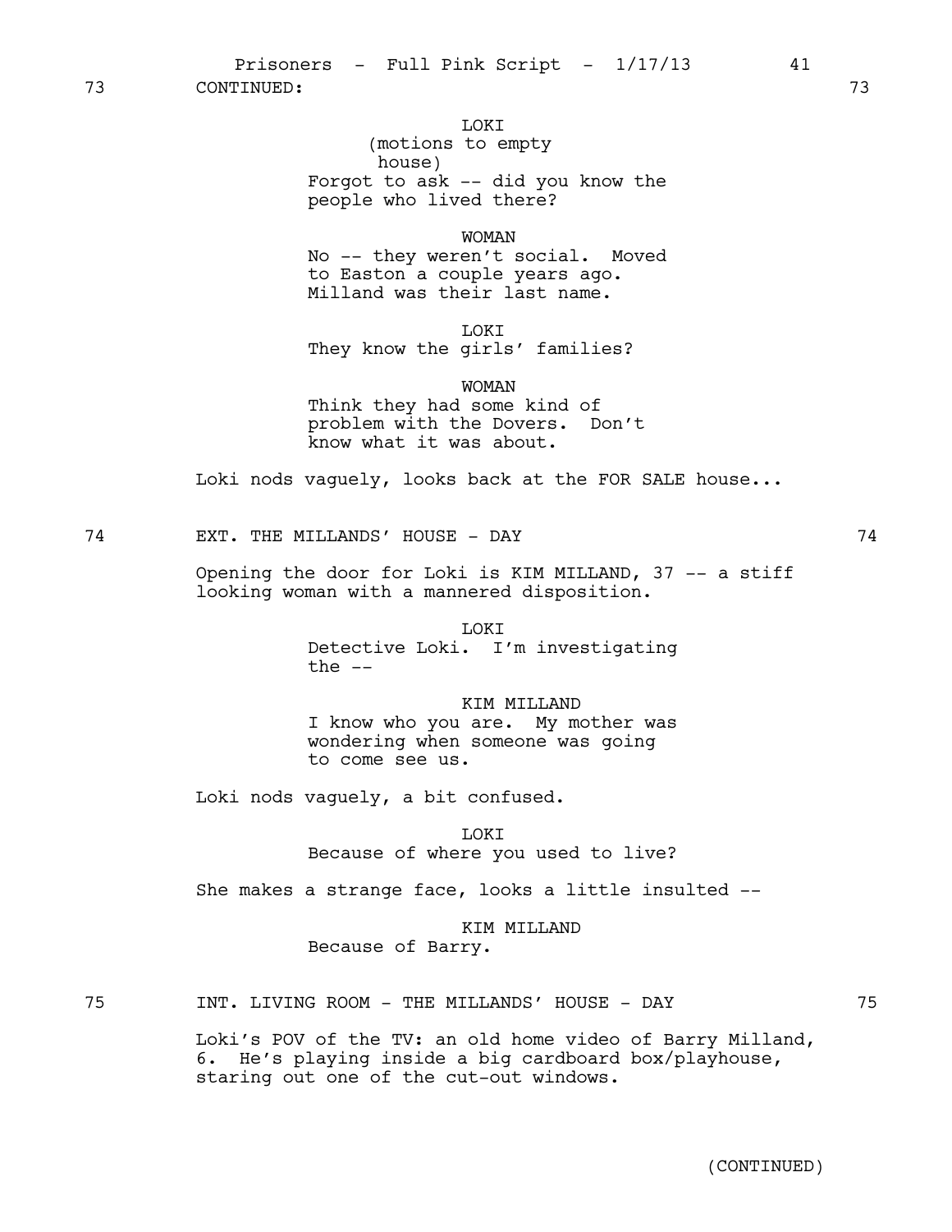73 CONTINUED: 73

LOKI
(motions to empty house)
Forgot to ask -- did you know the people who lived there?

WOMAN
No -- they weren't social. Moved to Easton a couple years ago. Milland was their last name.

LOKI
They know the girls' families?

WOMAN
Think they had some kind of problem with the Dovers. Don't know what it was about.

Loki nods vaguely, looks back at the FOR SALE house...

74 EXT. THE MILLANDS' HOUSE - DAY 74

Opening the door for Loki is KIM MILLAND, 37 -- a stiff looking woman with a mannered disposition.

LOKI
Detective Loki. I'm investigating the --

KIM MILLAND
I know who you are. My mother was wondering when someone was going to come see us.

Loki nods vaguely, a bit confused.

LOKI
Because of where you used to live?

She makes a strange face, looks a little insulted --

KIM MILLAND
Because of Barry.

75 INT. LIVING ROOM - THE MILLANDS' HOUSE - DAY 75

Loki's POV of the TV: an old home video of Barry Milland, 6. He's playing inside a big cardboard box/playhouse, staring out one of the cut-out windows.

(CONTINUED)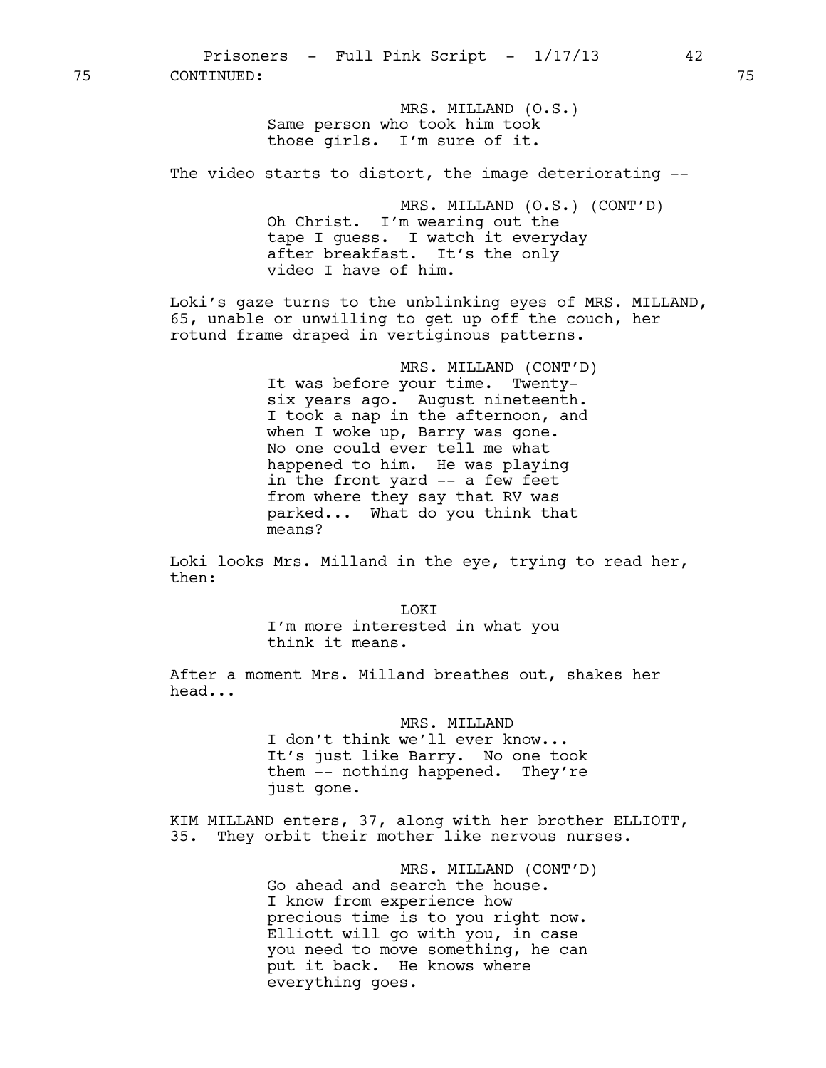75 CONTINUED: 75

MRS. MILLAND (O.S.)
Same person who took him took
those girls. I'm sure of it.

The video starts to distort, the image deteriorating --

MRS. MILLAND (O.S.) (CONT'D)
Oh Christ. I'm wearing out the
tape I guess. I watch it everyday
after breakfast. It's the only
video I have of him.

Loki's gaze turns to the unblinking eyes of MRS. MILLAND, 65, unable or unwilling to get up off the couch, her rotund frame draped in vertiginous patterns.

MRS. MILLAND (CONT'D)
It was before your time. Twenty-
six years ago. August nineteenth.
I took a nap in the afternoon, and
when I woke up, Barry was gone.
No one could ever tell me what
happened to him. He was playing
in the front yard -- a few feet
from where they say that RV was
parked... What do you think that
means?

Loki looks Mrs. Milland in the eye, trying to read her, then:

LOKI
I'm more interested in what you
think it means.

After a moment Mrs. Milland breathes out, shakes her head...

MRS. MILLAND
I don't think we'll ever know...
It's just like Barry. No one took
them -- nothing happened. They're
just gone.

KIM MILLAND enters, 37, along with her brother ELLIOTT, 35. They orbit their mother like nervous nurses.

MRS. MILLAND (CONT'D)
Go ahead and search the house.
I know from experience how
precious time is to you right now.
Elliott will go with you, in case
you need to move something, he can
put it back. He knows where
everything goes.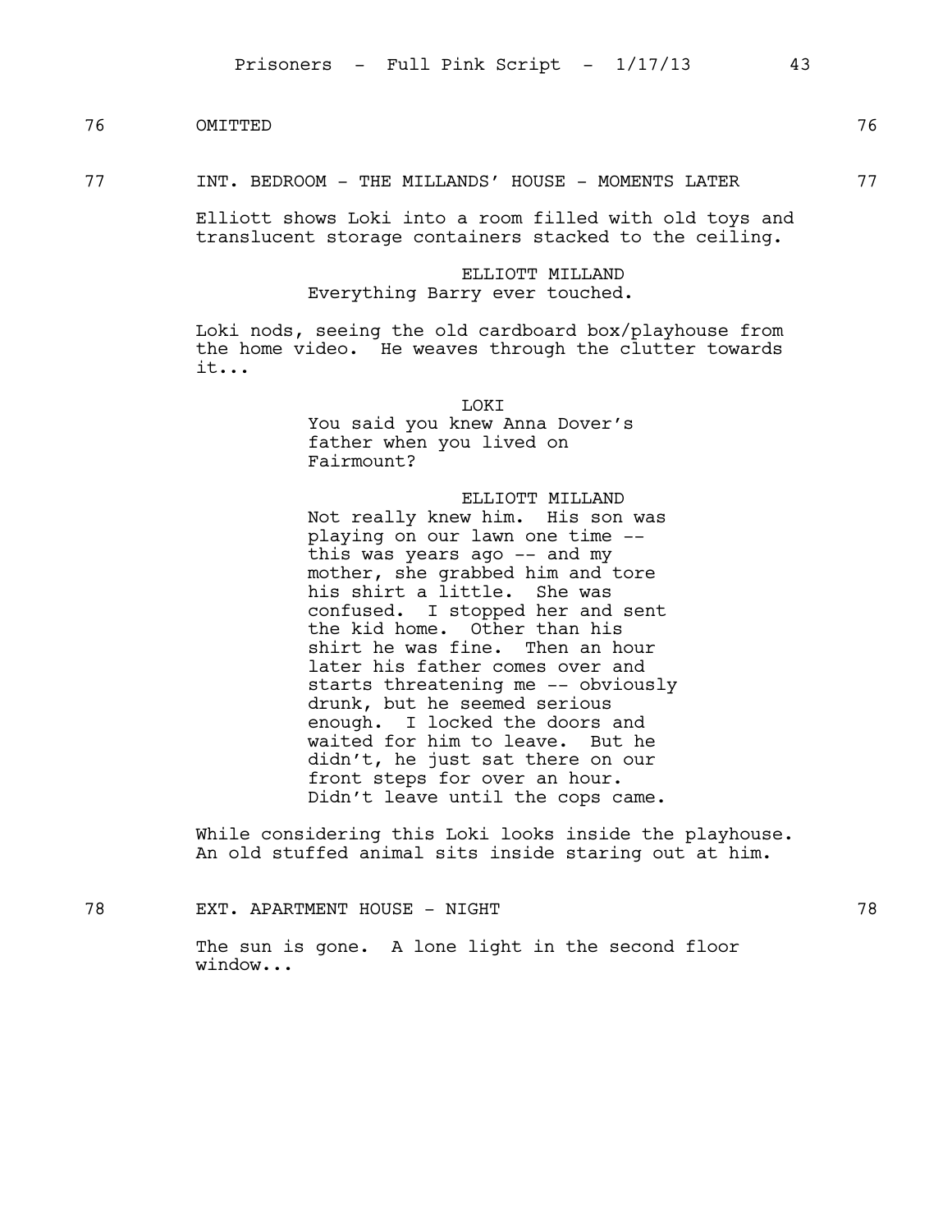76 OMITTED 76

77 INT. BEDROOM - THE MILLANDS' HOUSE - MOMENTS LATER 77

Elliott shows Loki into a room filled with old toys and translucent storage containers stacked to the ceiling.

ELLIOTT MILLAND
Everything Barry ever touched.

Loki nods, seeing the old cardboard box/playhouse from the home video. He weaves through the clutter towards it...

LOKI
You said you knew Anna Dover's father when you lived on Fairmount?

ELLIOTT MILLAND
Not really knew him. His son was playing on our lawn one time -- this was years ago -- and my mother, she grabbed him and tore his shirt a little. She was confused. I stopped her and sent the kid home. Other than his shirt he was fine. Then an hour later his father comes over and starts threatening me -- obviously drunk, but he seemed serious enough. I locked the doors and waited for him to leave. But he didn't, he just sat there on our front steps for over an hour. Didn't leave until the cops came.

While considering this Loki looks inside the playhouse. An old stuffed animal sits inside staring out at him.

78 EXT. APARTMENT HOUSE - NIGHT 78

The sun is gone. A lone light in the second floor window...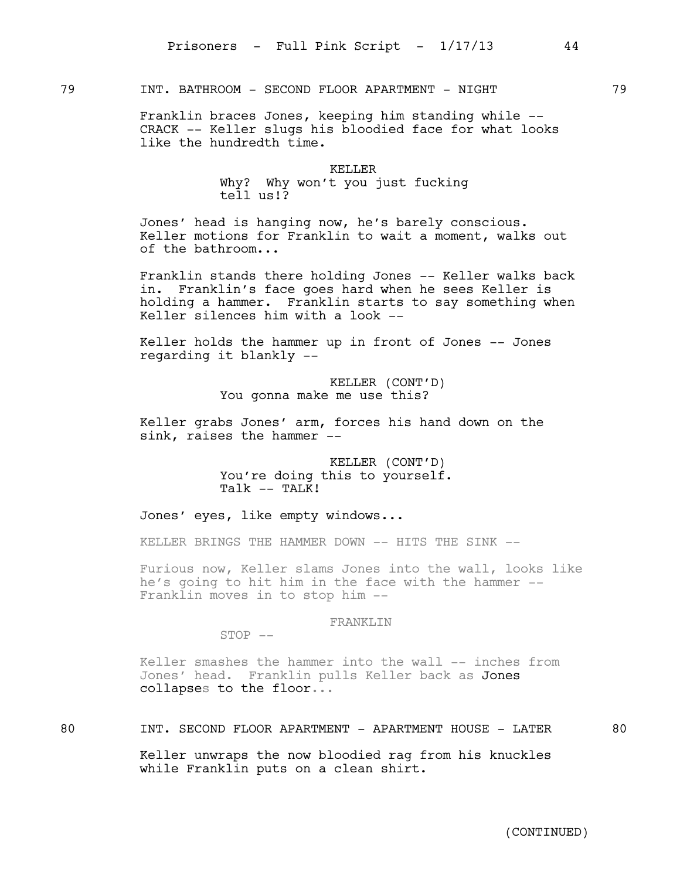79 INT. BATHROOM - SECOND FLOOR APARTMENT - NIGHT 79

Franklin braces Jones, keeping him standing while -- CRACK -- Keller slugs his bloodied face for what looks like the hundredth time.

KELLER
Why? Why won't you just fucking tell us!?

Jones' head is hanging now, he's barely conscious. Keller motions for Franklin to wait a moment, walks out of the bathroom...

Franklin stands there holding Jones -- Keller walks back in. Franklin's face goes hard when he sees Keller is holding a hammer. Franklin starts to say something when Keller silences him with a look --

Keller holds the hammer up in front of Jones -- Jones regarding it blankly --

KELLER (CONT'D)
You gonna make me use this?

Keller grabs Jones' arm, forces his hand down on the sink, raises the hammer --

KELLER (CONT'D)
You're doing this to yourself. Talk -- TALK!

Jones' eyes, like empty windows...

KELLER BRINGS THE HAMMER DOWN -- HITS THE SINK --

Furious now, Keller slams Jones into the wall, looks like he's going to hit him in the face with the hammer -- Franklin moves in to stop him --

FRANKLIN
STOP --

Keller smashes the hammer into the wall -- inches from Jones' head. Franklin pulls Keller back as Jones collapses to the floor...

80 INT. SECOND FLOOR APARTMENT - APARTMENT HOUSE - LATER 80

Keller unwraps the now bloodied rag from his knuckles while Franklin puts on a clean shirt.

(CONTINUED)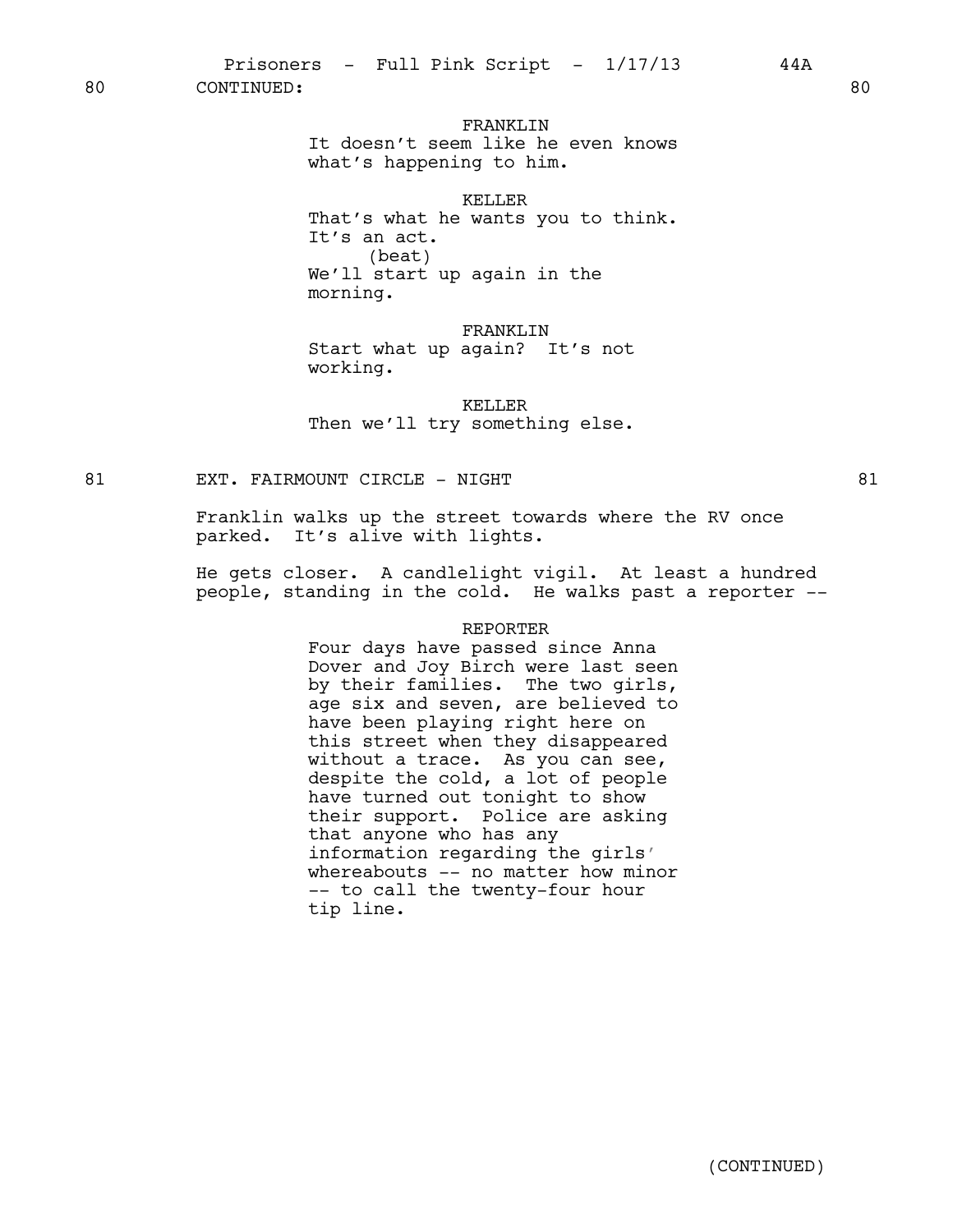80 CONTINUED: 80

FRANKLIN
It doesn't seem like he even knows what's happening to him.

KELLER
That's what he wants you to think. It's an act.
(beat)
We'll start up again in the morning.

FRANKLIN
Start what up again? It's not working.

KELLER
Then we'll try something else.

81 EXT. FAIRMOUNT CIRCLE - NIGHT 81

Franklin walks up the street towards where the RV once parked. It's alive with lights.

He gets closer. A candlelight vigil. At least a hundred people, standing in the cold. He walks past a reporter --

REPORTER
Four days have passed since Anna Dover and Joy Birch were last seen by their families. The two girls, age six and seven, are believed to have been playing right here on this street when they disappeared without a trace. As you can see, despite the cold, a lot of people have turned out tonight to show their support. Police are asking that anyone who has any information regarding the girls' whereabouts -- no matter how minor -- to call the twenty-four hour tip line.

(CONTINUED)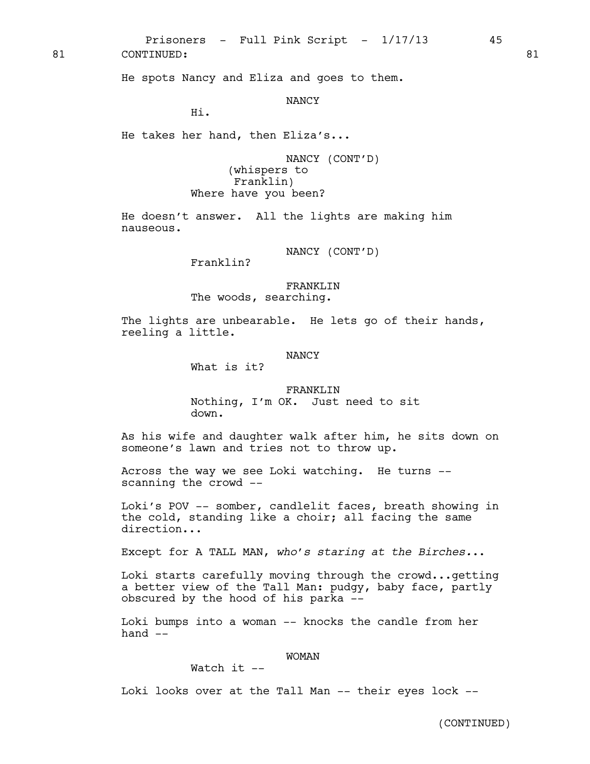81 CONTINUED: 81

He spots Nancy and Eliza and goes to them.

NANCY
Hi.

He takes her hand, then Eliza's...

NANCY (CONT'D)
(whispers to Franklin)
Where have you been?

He doesn't answer. All the lights are making him nauseous.

NANCY (CONT'D)
Franklin?

FRANKLIN
The woods, searching.

The lights are unbearable. He lets go of their hands, reeling a little.

NANCY
What is it?

FRANKLIN
Nothing, I'm OK. Just need to sit down.

As his wife and daughter walk after him, he sits down on someone's lawn and tries not to throw up.

Across the way we see Loki watching. He turns -- scanning the crowd --

Loki's POV -- somber, candlelit faces, breath showing in the cold, standing like a choir; all facing the same direction...

Except for A TALL MAN, *who's staring at the Birches...*

Loki starts carefully moving through the crowd...getting a better view of the Tall Man: pudgy, baby face, partly obscured by the hood of his parka --

Loki bumps into a woman -- knocks the candle from her hand --

WOMAN
Watch it --

Loki looks over at the Tall Man -- their eyes lock --

(CONTINUED)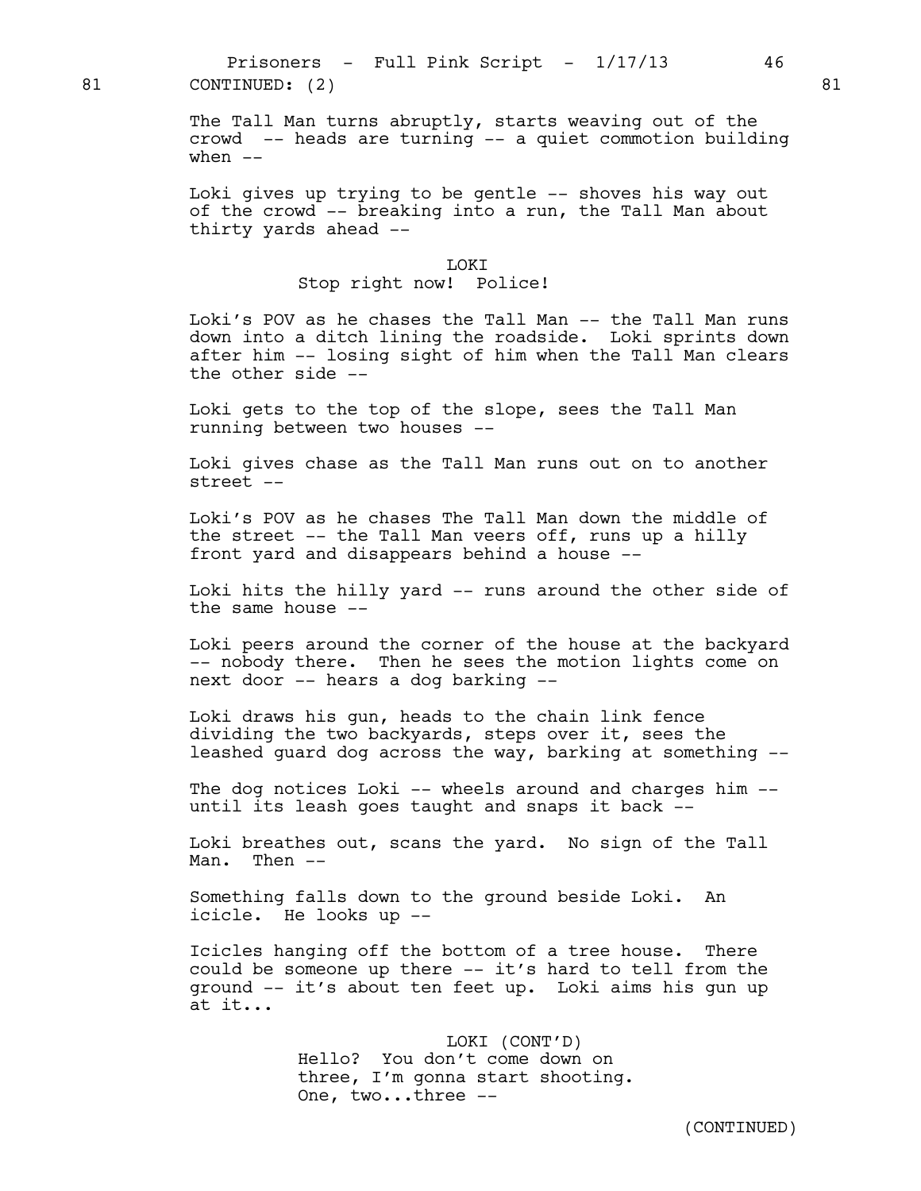81 CONTINUED: (2) 81

The Tall Man turns abruptly, starts weaving out of the crowd -- heads are turning -- a quiet commotion building when --

Loki gives up trying to be gentle -- shoves his way out of the crowd -- breaking into a run, the Tall Man about thirty yards ahead --

LOKI
Stop right now! Police!

Loki's POV as he chases the Tall Man -- the Tall Man runs down into a ditch lining the roadside. Loki sprints down after him -- losing sight of him when the Tall Man clears the other side --

Loki gets to the top of the slope, sees the Tall Man running between two houses --

Loki gives chase as the Tall Man runs out on to another street --

Loki's POV as he chases The Tall Man down the middle of the street -- the Tall Man veers off, runs up a hilly front yard and disappears behind a house --

Loki hits the hilly yard -- runs around the other side of the same house --

Loki peers around the corner of the house at the backyard -- nobody there. Then he sees the motion lights come on next door -- hears a dog barking --

Loki draws his gun, heads to the chain link fence dividing the two backyards, steps over it, sees the leashed guard dog across the way, barking at something --

The dog notices Loki -- wheels around and charges him -- until its leash goes taught and snaps it back --

Loki breathes out, scans the yard. No sign of the Tall Man. Then --

Something falls down to the ground beside Loki. An icicle. He looks up --

Icicles hanging off the bottom of a tree house. There could be someone up there -- it's hard to tell from the ground -- it's about ten feet up. Loki aims his gun up at it...

LOKI (CONT'D)
Hello? You don't come down on three, I'm gonna start shooting. One, two...three --

(CONTINUED)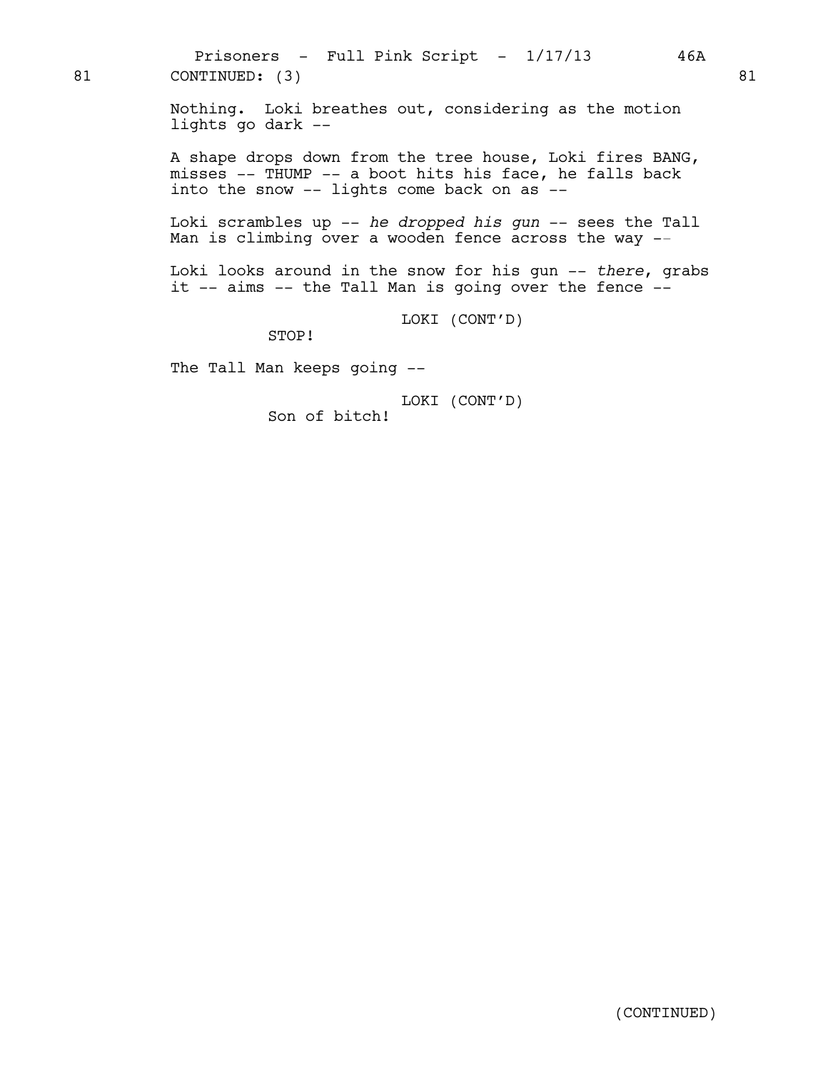81 CONTINUED: (3) 81

Nothing. Loki breathes out, considering as the motion lights go dark --

A shape drops down from the tree house, Loki fires BANG, misses -- THUMP -- a boot hits his face, he falls back into the snow -- lights come back on as --

Loki scrambles up -- *he dropped his gun* -- sees the Tall Man is climbing over a wooden fence across the way --

Loki looks around in the snow for his gun -- *there*, grabs it -- aims -- the Tall Man is going over the fence --

LOKI (CONT'D)
STOP!

The Tall Man keeps going --

LOKI (CONT'D)
Son of bitch!

(CONTINUED)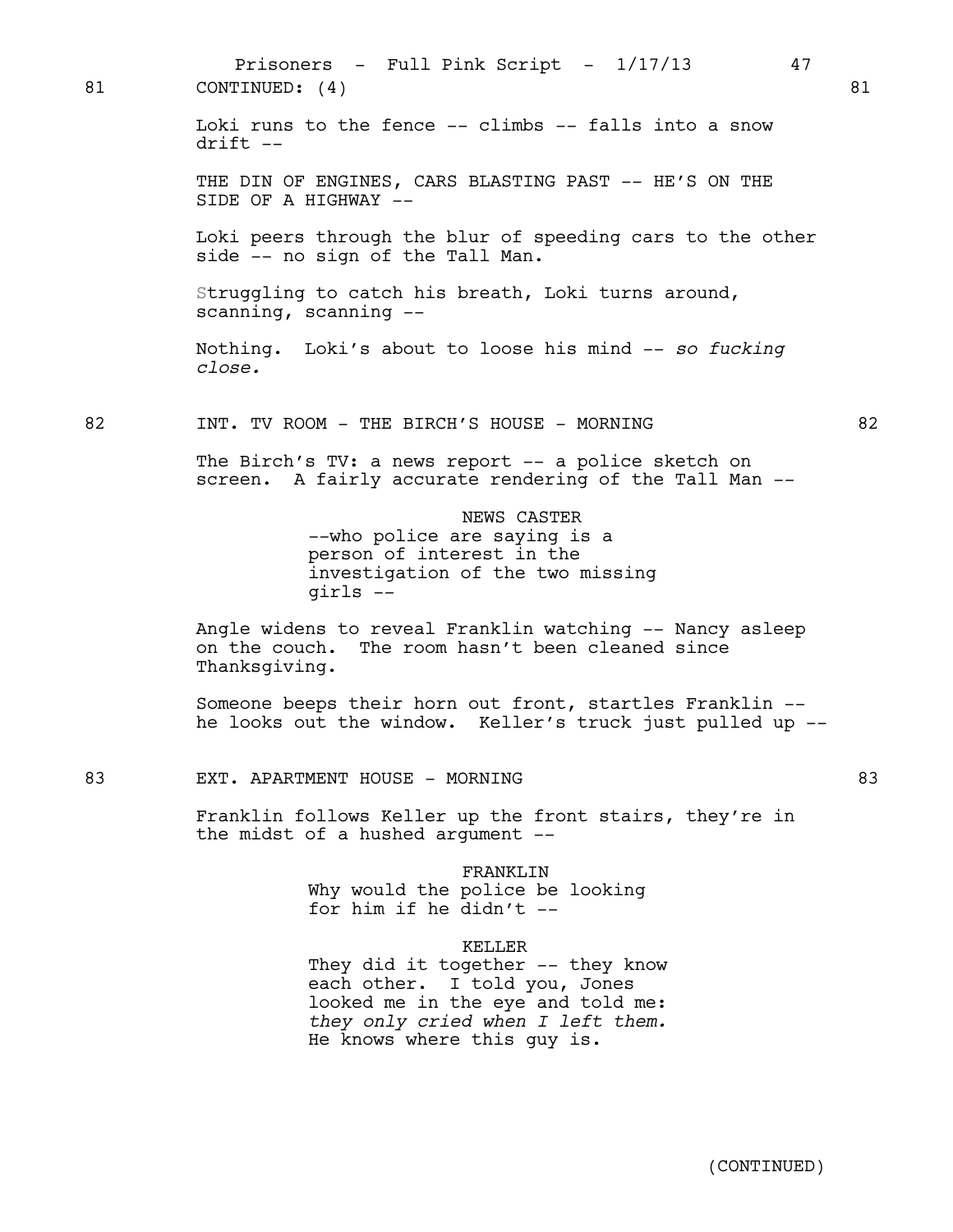81 CONTINUED: (4) 81

Loki runs to the fence -- climbs -- falls into a snow drift --

THE DIN OF ENGINES, CARS BLASTING PAST -- HE'S ON THE SIDE OF A HIGHWAY --

Loki peers through the blur of speeding cars to the other side -- no sign of the Tall Man.

Struggling to catch his breath, Loki turns around, scanning, scanning --

Nothing. Loki's about to loose his mind -- *so fucking close.*

82 INT. TV ROOM - THE BIRCH'S HOUSE - MORNING 82

The Birch's TV: a news report -- a police sketch on screen. A fairly accurate rendering of the Tall Man --

NEWS CASTER
--who police are saying is a person of interest in the investigation of the two missing girls --

Angle widens to reveal Franklin watching -- Nancy asleep on the couch. The room hasn't been cleaned since Thanksgiving.

Someone beeps their horn out front, startles Franklin -- he looks out the window. Keller's truck just pulled up --

83 EXT. APARTMENT HOUSE - MORNING 83

Franklin follows Keller up the front stairs, they're in the midst of a hushed argument --

FRANKLIN
Why would the police be looking for him if he didn't --

KELLER
They did it together -- they know each other. I told you, Jones looked me in the eye and told me: *they only cried when I left them.* He knows where this guy is.

(CONTINUED)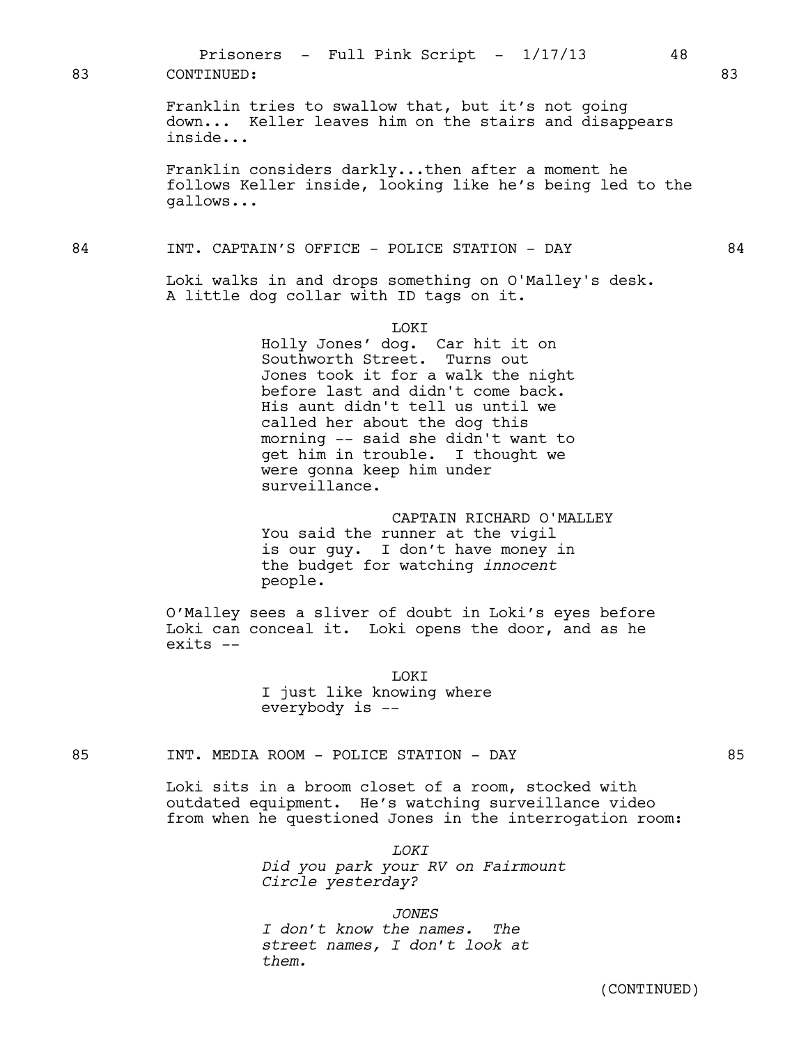83 CONTINUED: 83

Franklin tries to swallow that, but it's not going down... Keller leaves him on the stairs and disappears inside...

Franklin considers darkly...then after a moment he follows Keller inside, looking like he's being led to the gallows...

84 INT. CAPTAIN'S OFFICE - POLICE STATION - DAY 84

Loki walks in and drops something on O'Malley's desk. A little dog collar with ID tags on it.

LOKI
Holly Jones' dog. Car hit it on Southworth Street. Turns out Jones took it for a walk the night before last and didn't come back. His aunt didn't tell us until we called her about the dog this morning -- said she didn't want to get him in trouble. I thought we were gonna keep him under surveillance.

CAPTAIN RICHARD O'MALLEY
You said the runner at the vigil is our guy. I don't have money in the budget for watching *innocent* people.

O'Malley sees a sliver of doubt in Loki's eyes before Loki can conceal it. Loki opens the door, and as he exits --

LOKI
I just like knowing where everybody is --

85 INT. MEDIA ROOM - POLICE STATION - DAY 85

Loki sits in a broom closet of a room, stocked with outdated equipment. He's watching surveillance video from when he questioned Jones in the interrogation room:

*LOKI*
*Did you park your RV on Fairmount Circle yesterday?*

*JONES*
*I don't know the names. The street names, I don't look at them.*

(CONTINUED)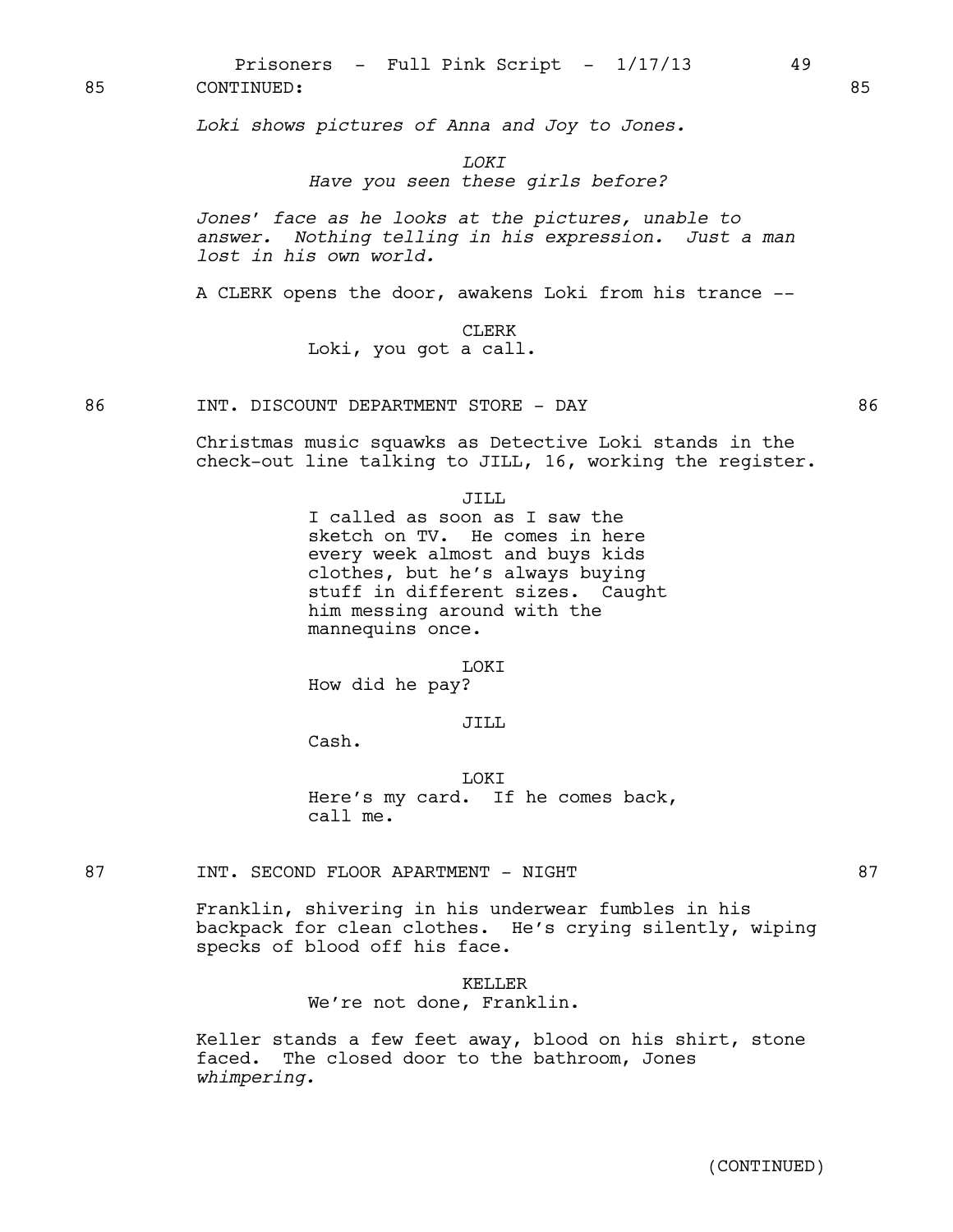85 CONTINUED: 85

*Loki shows pictures of Anna and Joy to Jones.*

*LOKI*
*Have you seen these girls before?*

*Jones' face as he looks at the pictures, unable to answer. Nothing telling in his expression. Just a man lost in his own world.*

A CLERK opens the door, awakens Loki from his trance --

CLERK
Loki, you got a call.

86 INT. DISCOUNT DEPARTMENT STORE - DAY 86

Christmas music squawks as Detective Loki stands in the check-out line talking to JILL, 16, working the register.

JILL
I called as soon as I saw the sketch on TV. He comes in here every week almost and buys kids clothes, but he's always buying stuff in different sizes. Caught him messing around with the mannequins once.

LOKI
How did he pay?

JILL
Cash.

LOKI
Here's my card. If he comes back, call me.

87 INT. SECOND FLOOR APARTMENT - NIGHT 87

Franklin, shivering in his underwear fumbles in his backpack for clean clothes. He's crying silently, wiping specks of blood off his face.

KELLER
We're not done, Franklin.

Keller stands a few feet away, blood on his shirt, stone faced. The closed door to the bathroom, Jones *whimpering.*

(CONTINUED)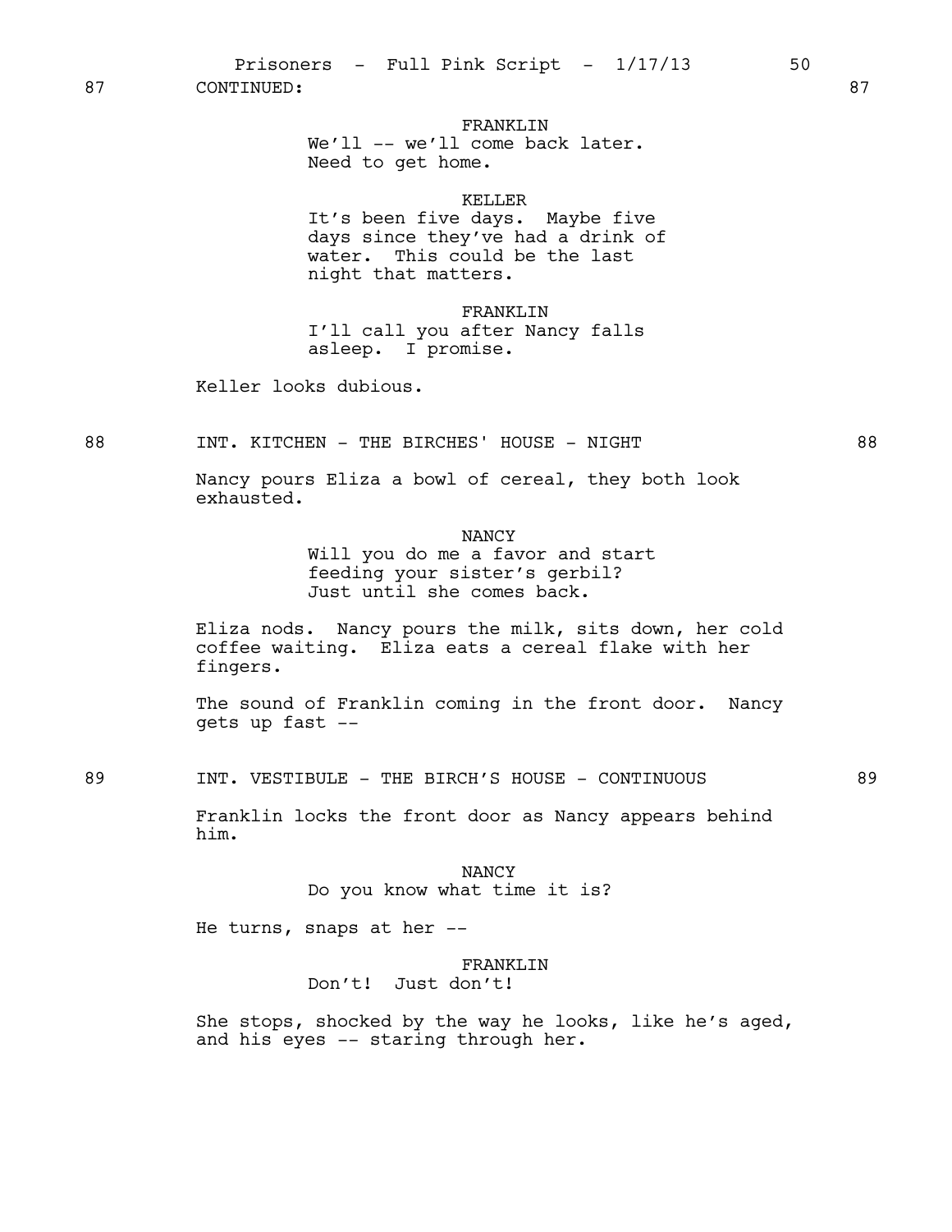87 CONTINUED: 87

FRANKLIN
We'll -- we'll come back later.
Need to get home.

KELLER
It's been five days. Maybe five
days since they've had a drink of
water. This could be the last
night that matters.

FRANKLIN
I'll call you after Nancy falls
asleep. I promise.

Keller looks dubious.

88 INT. KITCHEN - THE BIRCHES' HOUSE - NIGHT 88

Nancy pours Eliza a bowl of cereal, they both look exhausted.

NANCY
Will you do me a favor and start
feeding your sister's gerbil?
Just until she comes back.

Eliza nods. Nancy pours the milk, sits down, her cold coffee waiting. Eliza eats a cereal flake with her fingers.

The sound of Franklin coming in the front door. Nancy gets up fast --

89 INT. VESTIBULE - THE BIRCH'S HOUSE - CONTINUOUS 89

Franklin locks the front door as Nancy appears behind him.

NANCY
Do you know what time it is?

He turns, snaps at her --

FRANKLIN
Don't! Just don't!

She stops, shocked by the way he looks, like he's aged, and his eyes -- staring through her.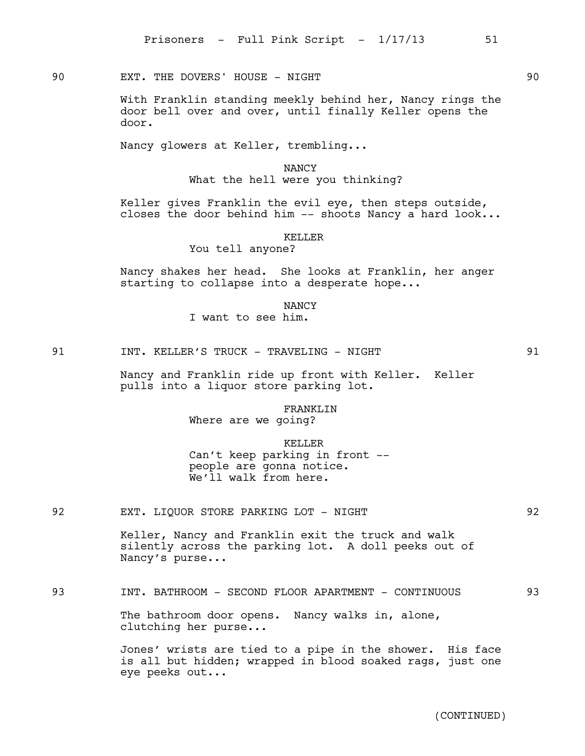90 EXT. THE DOVERS' HOUSE - NIGHT 90

With Franklin standing meekly behind her, Nancy rings the door bell over and over, until finally Keller opens the door.

Nancy glowers at Keller, trembling...

NANCY
What the hell were you thinking?

Keller gives Franklin the evil eye, then steps outside, closes the door behind him -- shoots Nancy a hard look...

KELLER
You tell anyone?

Nancy shakes her head. She looks at Franklin, her anger starting to collapse into a desperate hope...

NANCY
I want to see him.

91 INT. KELLER'S TRUCK - TRAVELING - NIGHT 91

Nancy and Franklin ride up front with Keller. Keller pulls into a liquor store parking lot.

FRANKLIN
Where are we going?

KELLER
Can't keep parking in front --
people are gonna notice.
We'll walk from here.

92 EXT. LIQUOR STORE PARKING LOT - NIGHT 92

Keller, Nancy and Franklin exit the truck and walk silently across the parking lot. A doll peeks out of Nancy's purse...

93 INT. BATHROOM - SECOND FLOOR APARTMENT - CONTINUOUS 93

The bathroom door opens. Nancy walks in, alone, clutching her purse...

Jones' wrists are tied to a pipe in the shower. His face is all but hidden; wrapped in blood soaked rags, just one eye peeks out...

(CONTINUED)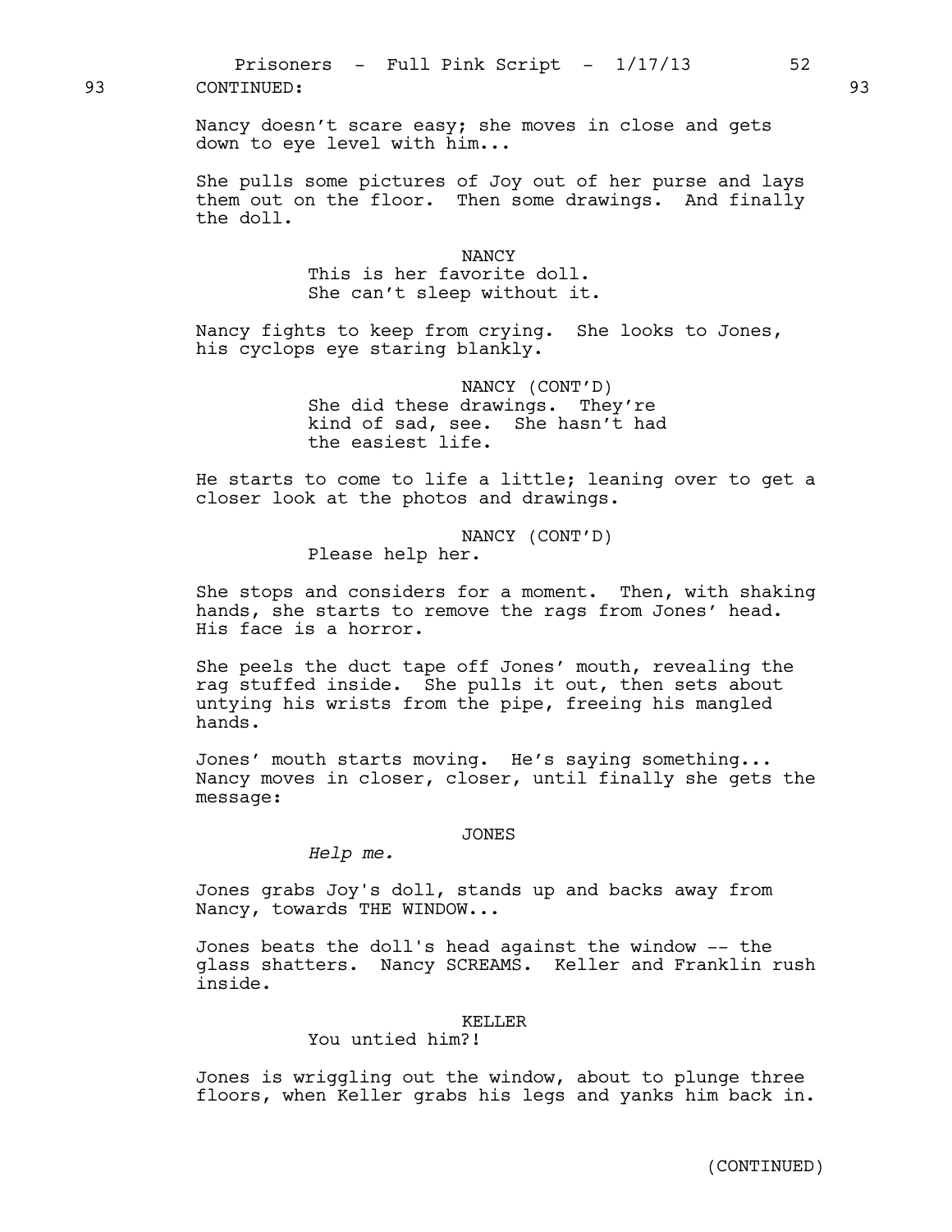93 CONTINUED: 93

Nancy doesn't scare easy; she moves in close and gets down to eye level with him...

She pulls some pictures of Joy out of her purse and lays them out on the floor. Then some drawings. And finally the doll.

NANCY
This is her favorite doll.
She can't sleep without it.

Nancy fights to keep from crying. She looks to Jones, his cyclops eye staring blankly.

NANCY (CONT'D)
She did these drawings. They're kind of sad, see. She hasn't had the easiest life.

He starts to come to life a little; leaning over to get a closer look at the photos and drawings.

NANCY (CONT'D)
Please help her.

She stops and considers for a moment. Then, with shaking hands, she starts to remove the rags from Jones' head. His face is a horror.

She peels the duct tape off Jones' mouth, revealing the rag stuffed inside. She pulls it out, then sets about untying his wrists from the pipe, freeing his mangled hands.

Jones' mouth starts moving. He's saying something... Nancy moves in closer, closer, until finally she gets the message:

JONES
*Help me.*

Jones grabs Joy's doll, stands up and backs away from Nancy, towards THE WINDOW...

Jones beats the doll's head against the window -- the glass shatters. Nancy SCREAMS. Keller and Franklin rush inside.

KELLER
You untied him?!

Jones is wriggling out the window, about to plunge three floors, when Keller grabs his legs and yanks him back in.

(CONTINUED)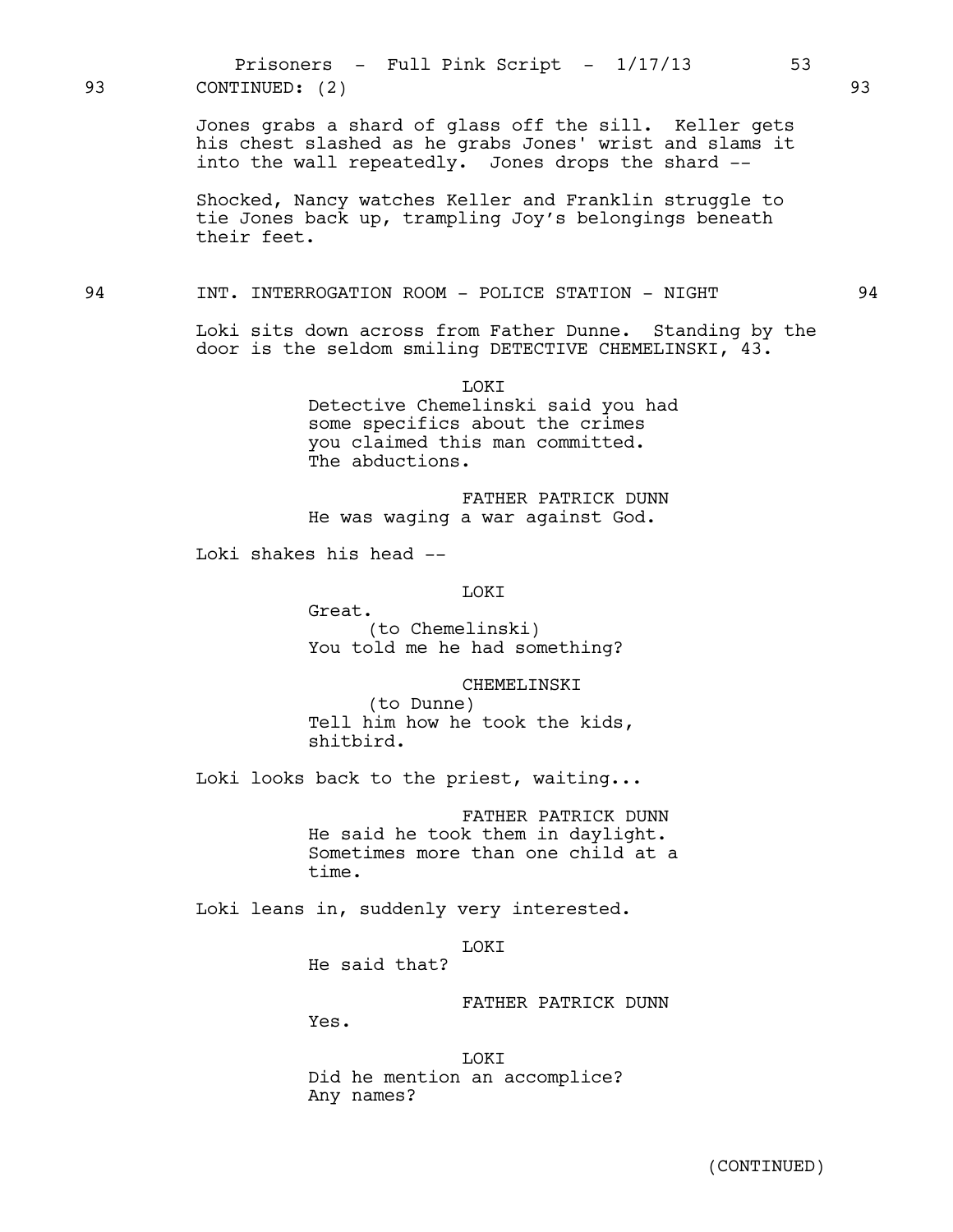93 CONTINUED: (2) 93

Jones grabs a shard of glass off the sill. Keller gets his chest slashed as he grabs Jones' wrist and slams it into the wall repeatedly. Jones drops the shard --

Shocked, Nancy watches Keller and Franklin struggle to tie Jones back up, trampling Joy's belongings beneath their feet.

94 INT. INTERROGATION ROOM - POLICE STATION - NIGHT 94

Loki sits down across from Father Dunne. Standing by the door is the seldom smiling DETECTIVE CHEMELINSKI, 43.

LOKI
Detective Chemelinski said you had some specifics about the crimes you claimed this man committed. The abductions.

FATHER PATRICK DUNN
He was waging a war against God.

Loki shakes his head --

LOKI
Great.
(to Chemelinski)
You told me he had something?

CHEMELINSKI
(to Dunne)
Tell him how he took the kids, shitbird.

Loki looks back to the priest, waiting...

FATHER PATRICK DUNN
He said he took them in daylight. Sometimes more than one child at a time.

Loki leans in, suddenly very interested.

LOKI
He said that?

FATHER PATRICK DUNN
Yes.

LOKI
Did he mention an accomplice? Any names?

(CONTINUED)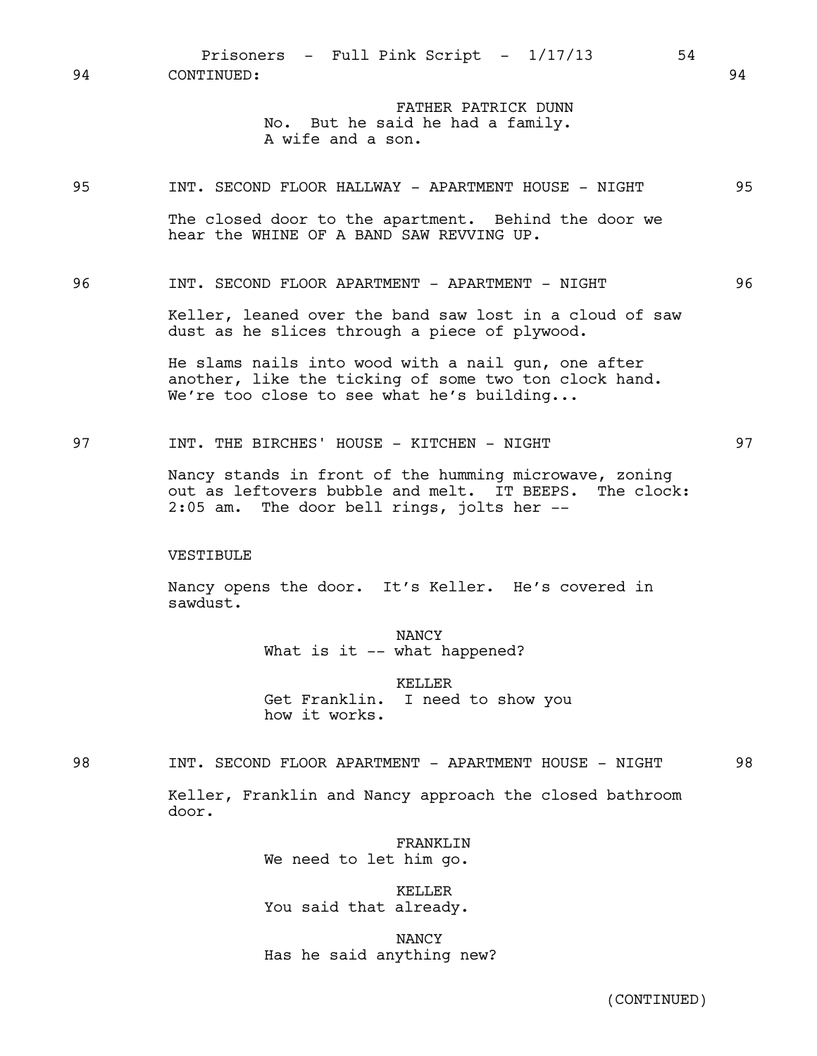94 CONTINUED: 94

FATHER PATRICK DUNN
No. But he said he had a family. A wife and a son.

95 INT. SECOND FLOOR HALLWAY - APARTMENT HOUSE - NIGHT 95

The closed door to the apartment. Behind the door we hear the WHINE OF A BAND SAW REVVING UP.

96 INT. SECOND FLOOR APARTMENT - APARTMENT - NIGHT 96

Keller, leaned over the band saw lost in a cloud of saw dust as he slices through a piece of plywood.

He slams nails into wood with a nail gun, one after another, like the ticking of some two ton clock hand. We're too close to see what he's building...

97 INT. THE BIRCHES' HOUSE - KITCHEN - NIGHT 97

Nancy stands in front of the humming microwave, zoning out as leftovers bubble and melt. IT BEEPS. The clock: 2:05 am. The door bell rings, jolts her --

VESTIBULE

Nancy opens the door. It's Keller. He's covered in sawdust.

NANCY
What is it -- what happened?

KELLER
Get Franklin. I need to show you how it works.

98 INT. SECOND FLOOR APARTMENT - APARTMENT HOUSE - NIGHT 98

Keller, Franklin and Nancy approach the closed bathroom door.

FRANKLIN
We need to let him go.

KELLER
You said that already.

NANCY
Has he said anything new?

(CONTINUED)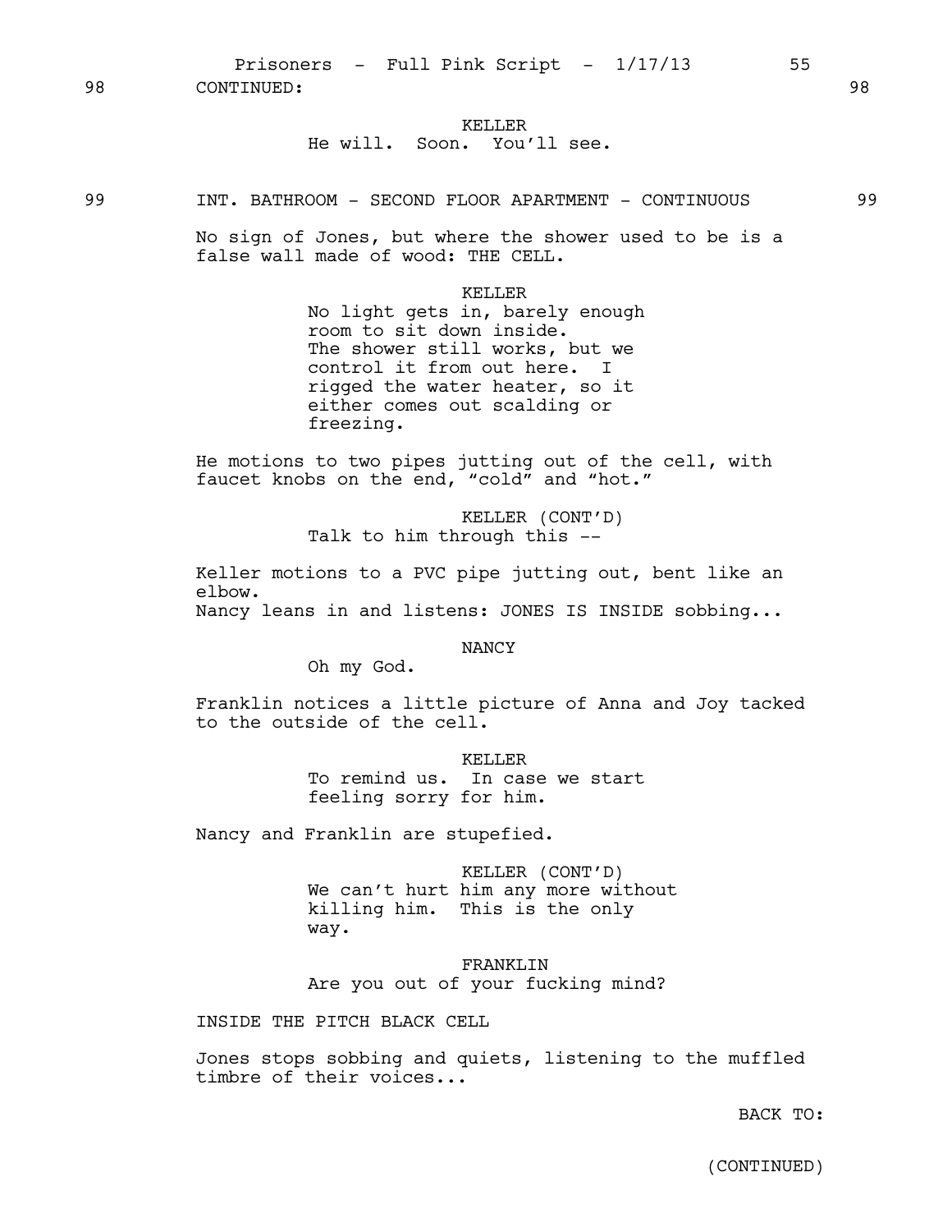98 CONTINUED: 98

KELLER
He will. Soon. You'll see.

99 INT. BATHROOM - SECOND FLOOR APARTMENT - CONTINUOUS 99

No sign of Jones, but where the shower used to be is a false wall made of wood: THE CELL.

KELLER
No light gets in, barely enough room to sit down inside. The shower still works, but we control it from out here. I rigged the water heater, so it either comes out scalding or freezing.

He motions to two pipes jutting out of the cell, with faucet knobs on the end, "cold" and "hot."

KELLER (CONT'D)
Talk to him through this --

Keller motions to a PVC pipe jutting out, bent like an elbow.
Nancy leans in and listens: JONES IS INSIDE sobbing...

NANCY
Oh my God.

Franklin notices a little picture of Anna and Joy tacked to the outside of the cell.

KELLER
To remind us. In case we start feeling sorry for him.

Nancy and Franklin are stupefied.

KELLER (CONT'D)
We can't hurt him any more without killing him. This is the only way.

FRANKLIN
Are you out of your fucking mind?

INSIDE THE PITCH BLACK CELL

Jones stops sobbing and quiets, listening to the muffled timbre of their voices...

BACK TO:

(CONTINUED)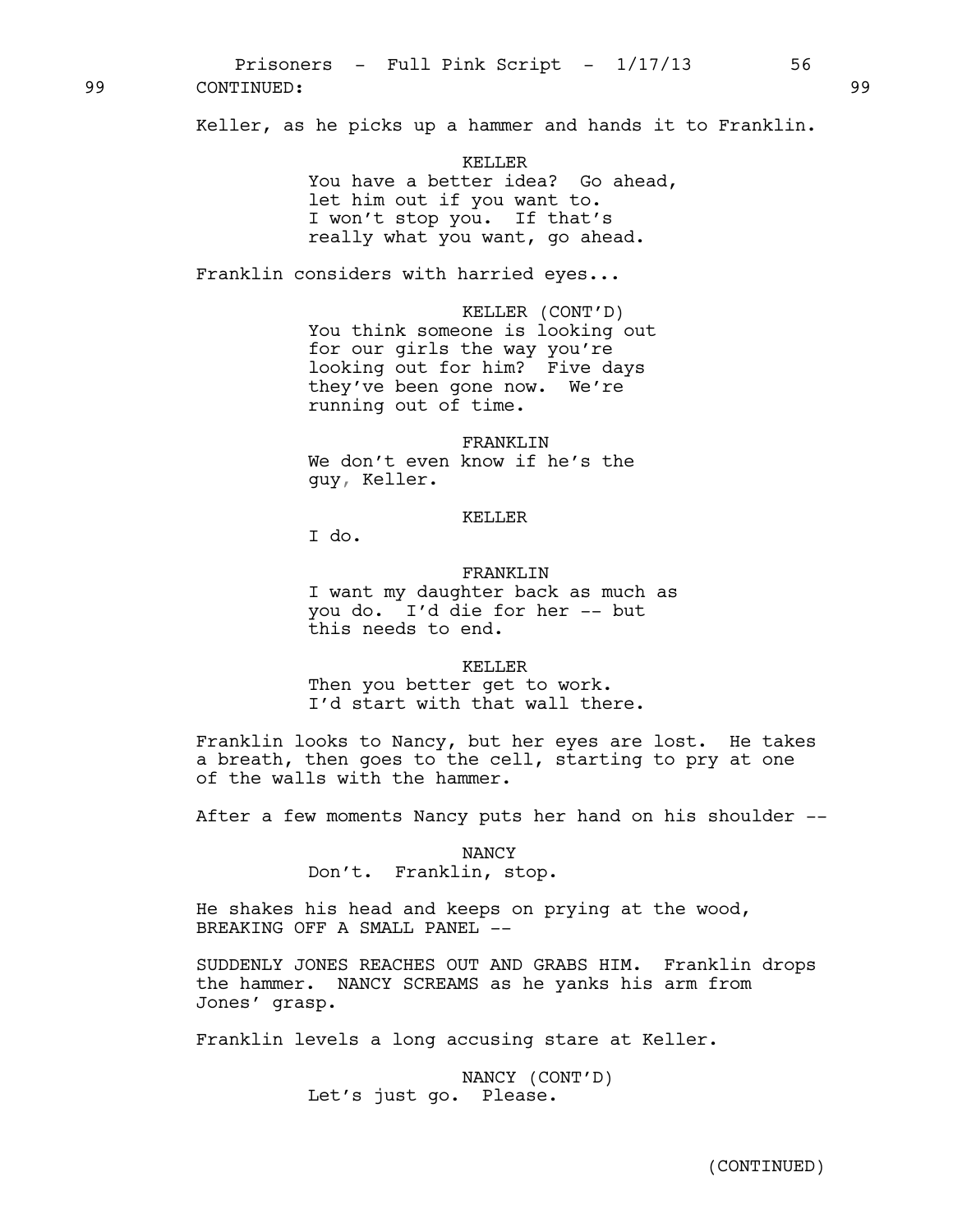99 CONTINUED: 99

Keller, as he picks up a hammer and hands it to Franklin.

KELLER
You have a better idea? Go ahead, let him out if you want to. I won't stop you. If that's really what you want, go ahead.

Franklin considers with harried eyes...

KELLER (CONT'D)
You think someone is looking out for our girls the way you're looking out for him? Five days they've been gone now. We're running out of time.

FRANKLIN
We don't even know if he's the guy, Keller.

KELLER
I do.

FRANKLIN
I want my daughter back as much as you do. I'd die for her -- but this needs to end.

KELLER
Then you better get to work. I'd start with that wall there.

Franklin looks to Nancy, but her eyes are lost. He takes a breath, then goes to the cell, starting to pry at one of the walls with the hammer.

After a few moments Nancy puts her hand on his shoulder --

NANCY
Don't. Franklin, stop.

He shakes his head and keeps on prying at the wood, BREAKING OFF A SMALL PANEL --

SUDDENLY JONES REACHES OUT AND GRABS HIM. Franklin drops the hammer. NANCY SCREAMS as he yanks his arm from Jones' grasp.

Franklin levels a long accusing stare at Keller.

NANCY (CONT'D)
Let's just go. Please.

(CONTINUED)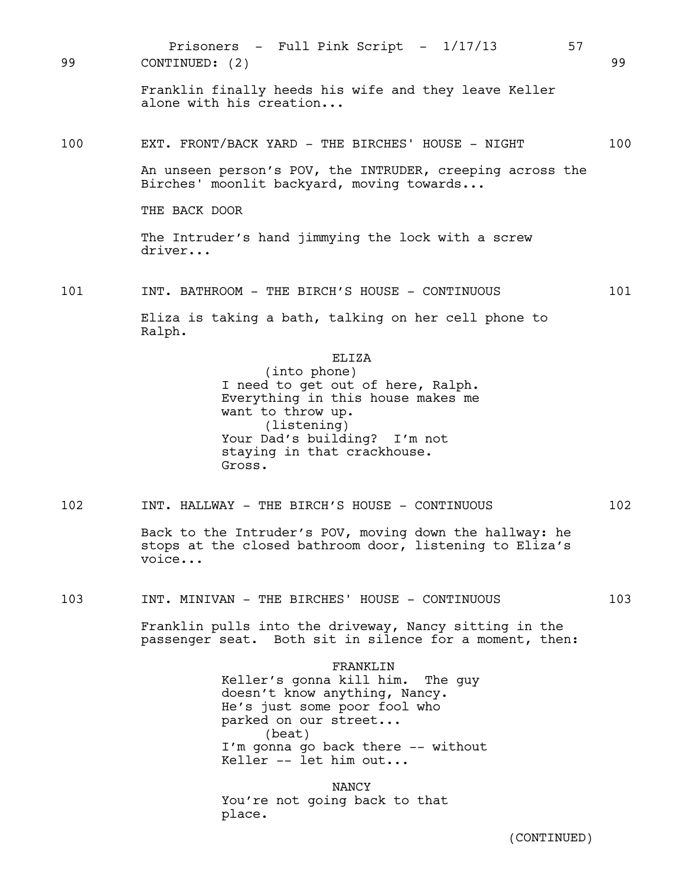99 CONTINUED: (2) 99

Franklin finally heeds his wife and they leave Keller alone with his creation...

100 EXT. FRONT/BACK YARD - THE BIRCHES' HOUSE - NIGHT 100

An unseen person's POV, the INTRUDER, creeping across the Birches' moonlit backyard, moving towards...

THE BACK DOOR

The Intruder's hand jimmying the lock with a screw driver...

101 INT. BATHROOM - THE BIRCH'S HOUSE - CONTINUOUS 101

Eliza is taking a bath, talking on her cell phone to Ralph.

ELIZA
(into phone)
I need to get out of here, Ralph. Everything in this house makes me want to throw up.
(listening)
Your Dad's building? I'm not staying in that crackhouse. Gross.

102 INT. HALLWAY - THE BIRCH'S HOUSE - CONTINUOUS 102

Back to the Intruder's POV, moving down the hallway: he stops at the closed bathroom door, listening to Eliza's voice...

103 INT. MINIVAN - THE BIRCHES' HOUSE - CONTINUOUS 103

Franklin pulls into the driveway, Nancy sitting in the passenger seat. Both sit in silence for a moment, then:

FRANKLIN
Keller's gonna kill him. The guy doesn't know anything, Nancy. He's just some poor fool who parked on our street...
(beat)
I'm gonna go back there -- without Keller -- let him out...

NANCY
You're not going back to that place.

(CONTINUED)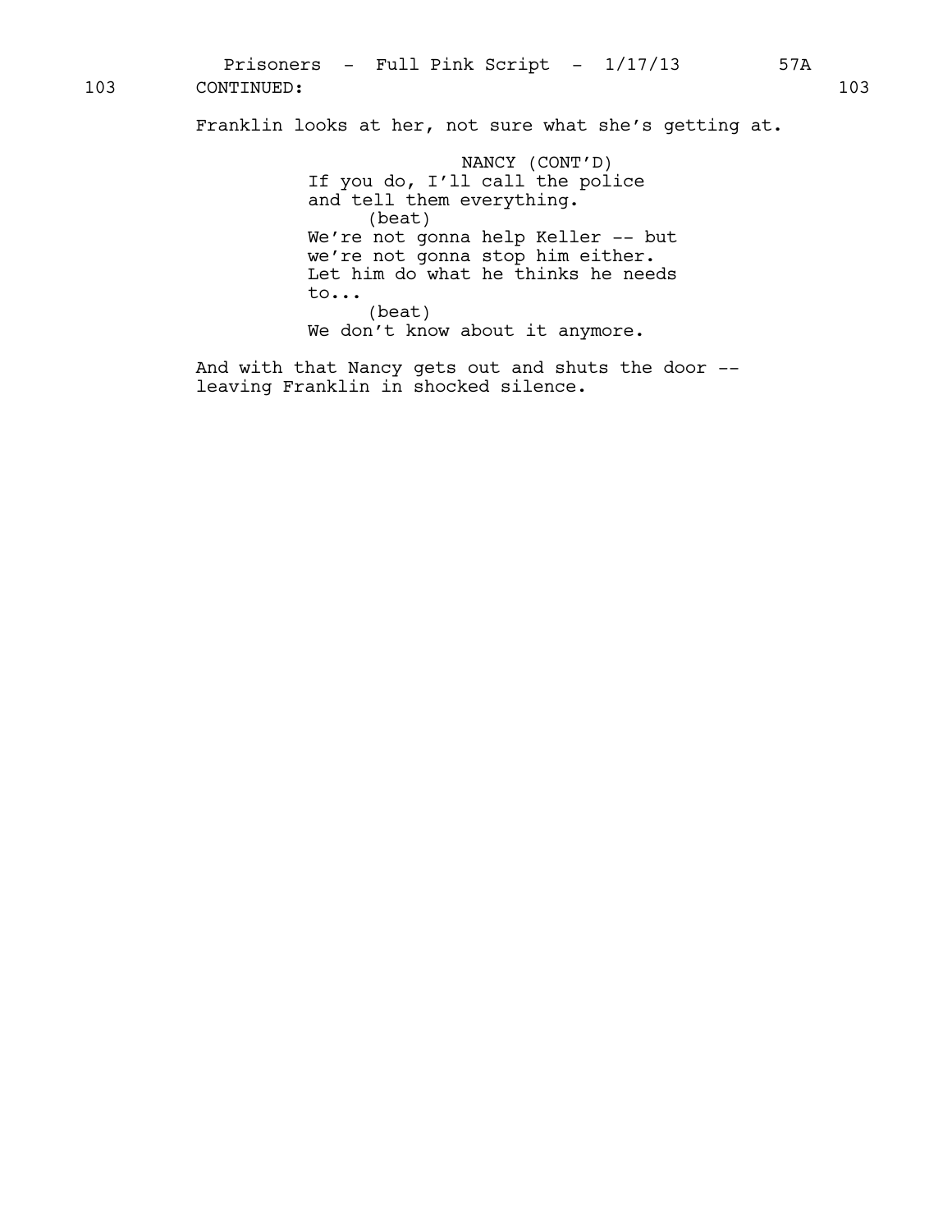103 CONTINUED: 103

Franklin looks at her, not sure what she's getting at.

NANCY (CONT'D)
If you do, I'll call the police and tell them everything.
(beat)
We're not gonna help Keller -- but we're not gonna stop him either. Let him do what he thinks he needs to...
(beat)
We don't know about it anymore.

And with that Nancy gets out and shuts the door -- leaving Franklin in shocked silence.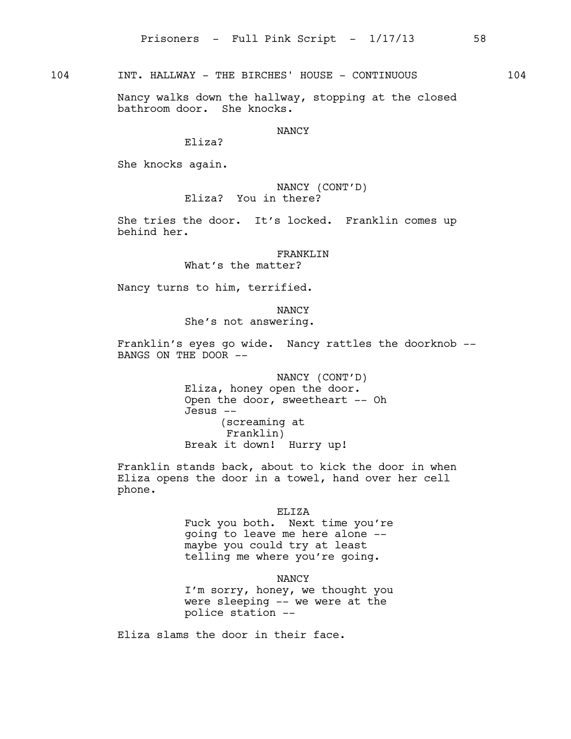104 INT. HALLWAY - THE BIRCHES' HOUSE - CONTINUOUS 104

Nancy walks down the hallway, stopping at the closed bathroom door. She knocks.

NANCY
Eliza?

She knocks again.

NANCY (CONT'D)
Eliza? You in there?

She tries the door. It's locked. Franklin comes up behind her.

FRANKLIN
What's the matter?

Nancy turns to him, terrified.

NANCY
She's not answering.

Franklin's eyes go wide. Nancy rattles the doorknob -- BANGS ON THE DOOR --

NANCY (CONT'D)
Eliza, honey open the door. Open the door, sweetheart -- Oh Jesus --
(screaming at Franklin)
Break it down! Hurry up!

Franklin stands back, about to kick the door in when Eliza opens the door in a towel, hand over her cell phone.

ELIZA
Fuck you both. Next time you're going to leave me here alone -- maybe you could try at least telling me where you're going.

NANCY
I'm sorry, honey, we thought you were sleeping -- we were at the police station --

Eliza slams the door in their face.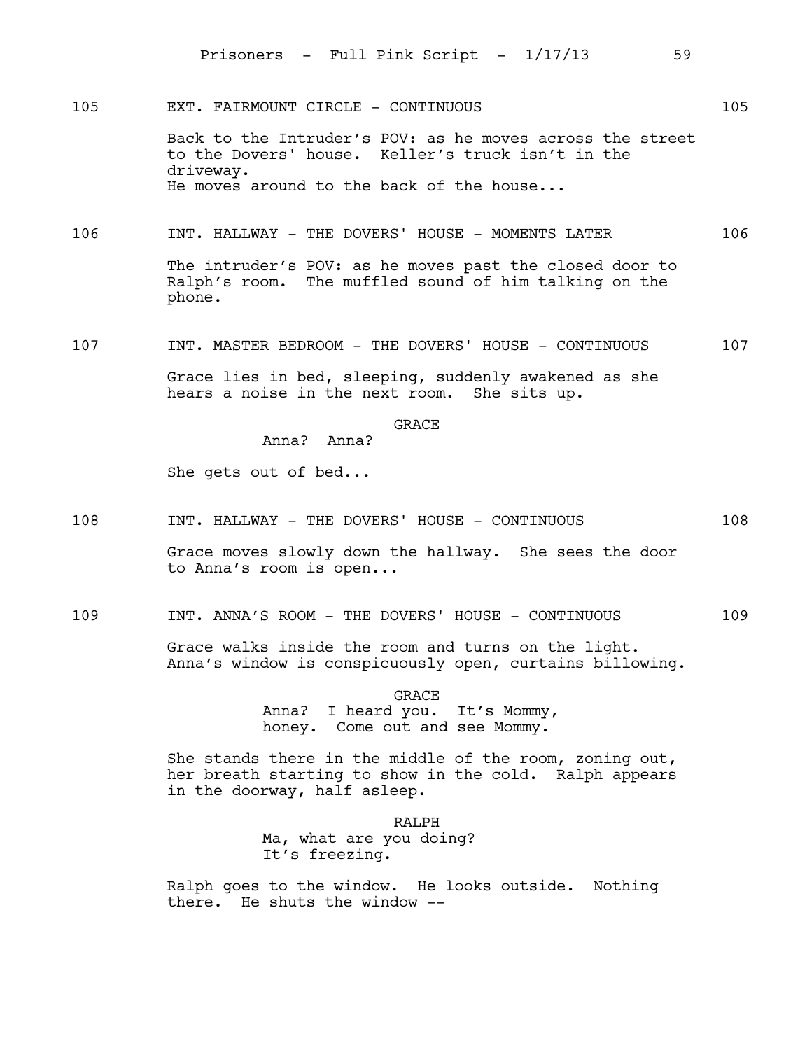105 EXT. FAIRMOUNT CIRCLE - CONTINUOUS 105

Back to the Intruder's POV: as he moves across the street to the Dovers' house. Keller's truck isn't in the driveway.
He moves around to the back of the house...

106 INT. HALLWAY - THE DOVERS' HOUSE - MOMENTS LATER 106

The intruder's POV: as he moves past the closed door to Ralph's room. The muffled sound of him talking on the phone.

107 INT. MASTER BEDROOM - THE DOVERS' HOUSE - CONTINUOUS 107

Grace lies in bed, sleeping, suddenly awakened as she hears a noise in the next room. She sits up.

GRACE

Anna? Anna?

She gets out of bed...

108 INT. HALLWAY - THE DOVERS' HOUSE - CONTINUOUS 108

Grace moves slowly down the hallway. She sees the door to Anna's room is open...

109 INT. ANNA'S ROOM - THE DOVERS' HOUSE - CONTINUOUS 109

Grace walks inside the room and turns on the light. Anna's window is conspicuously open, curtains billowing.

GRACE

Anna? I heard you. It's Mommy, honey. Come out and see Mommy.

She stands there in the middle of the room, zoning out, her breath starting to show in the cold. Ralph appears in the doorway, half asleep.

RALPH

Ma, what are you doing? It's freezing.

Ralph goes to the window. He looks outside. Nothing there. He shuts the window --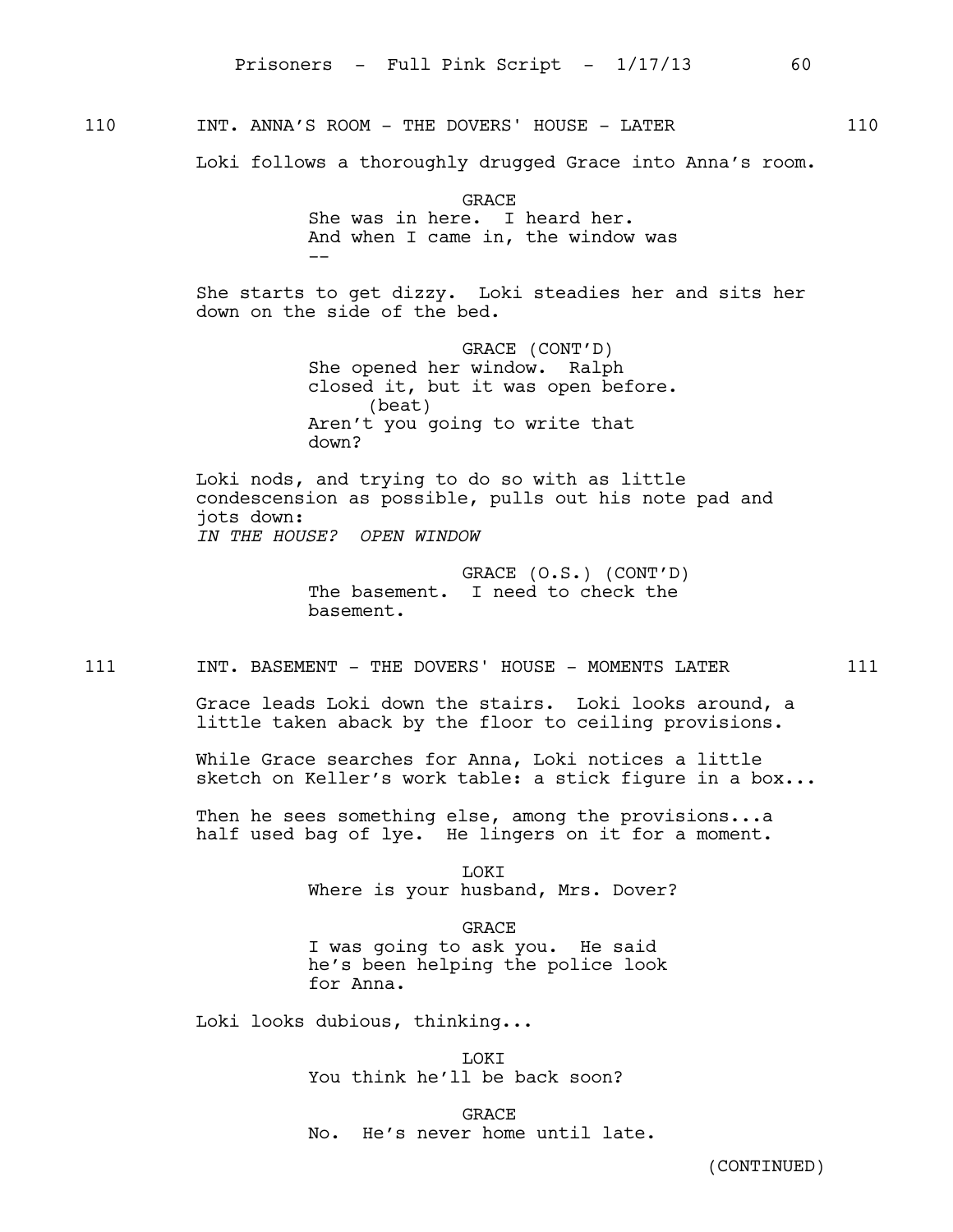110 INT. ANNA'S ROOM - THE DOVERS' HOUSE - LATER 110

Loki follows a thoroughly drugged Grace into Anna's room.

GRACE
She was in here. I heard her.
And when I came in, the window was
--

She starts to get dizzy. Loki steadies her and sits her down on the side of the bed.

GRACE (CONT'D)
She opened her window. Ralph
closed it, but it was open before.
(beat)
Aren't you going to write that
down?

Loki nods, and trying to do so with as little condescension as possible, pulls out his note pad and jots down:
*IN THE HOUSE? OPEN WINDOW*

GRACE (O.S.) (CONT'D)
The basement. I need to check the
basement.

111 INT. BASEMENT - THE DOVERS' HOUSE - MOMENTS LATER 111

Grace leads Loki down the stairs. Loki looks around, a little taken aback by the floor to ceiling provisions.

While Grace searches for Anna, Loki notices a little sketch on Keller's work table: a stick figure in a box...

Then he sees something else, among the provisions...a half used bag of lye. He lingers on it for a moment.

LOKI
Where is your husband, Mrs. Dover?

GRACE
I was going to ask you. He said
he's been helping the police look
for Anna.

Loki looks dubious, thinking...

LOKI
You think he'll be back soon?

GRACE
No. He's never home until late.

(CONTINUED)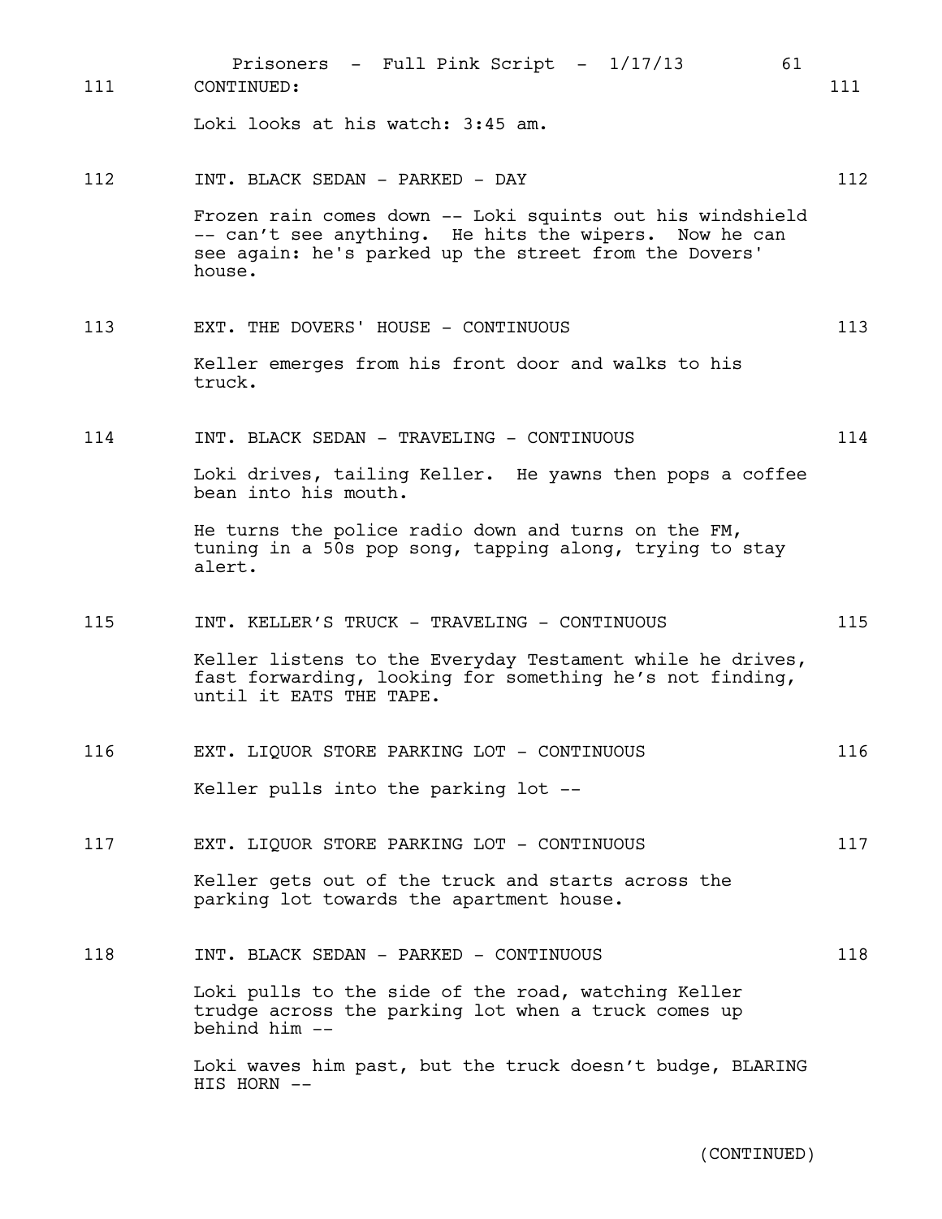111 CONTINUED: 111

Loki looks at his watch: 3:45 am.

112 INT. BLACK SEDAN - PARKED - DAY 112

Frozen rain comes down -- Loki squints out his windshield -- can't see anything. He hits the wipers. Now he can see again: he's parked up the street from the Dovers' house.

113 EXT. THE DOVERS' HOUSE - CONTINUOUS 113

Keller emerges from his front door and walks to his truck.

114 INT. BLACK SEDAN - TRAVELING - CONTINUOUS 114

Loki drives, tailing Keller. He yawns then pops a coffee bean into his mouth.

He turns the police radio down and turns on the FM, tuning in a 50s pop song, tapping along, trying to stay alert.

115 INT. KELLER'S TRUCK - TRAVELING - CONTINUOUS 115

Keller listens to the Everyday Testament while he drives, fast forwarding, looking for something he's not finding, until it EATS THE TAPE.

116 EXT. LIQUOR STORE PARKING LOT - CONTINUOUS 116

Keller pulls into the parking lot --

117 EXT. LIQUOR STORE PARKING LOT - CONTINUOUS 117

Keller gets out of the truck and starts across the parking lot towards the apartment house.

118 INT. BLACK SEDAN - PARKED - CONTINUOUS 118

Loki pulls to the side of the road, watching Keller trudge across the parking lot when a truck comes up behind him --

Loki waves him past, but the truck doesn't budge, BLARING HIS HORN --

(CONTINUED)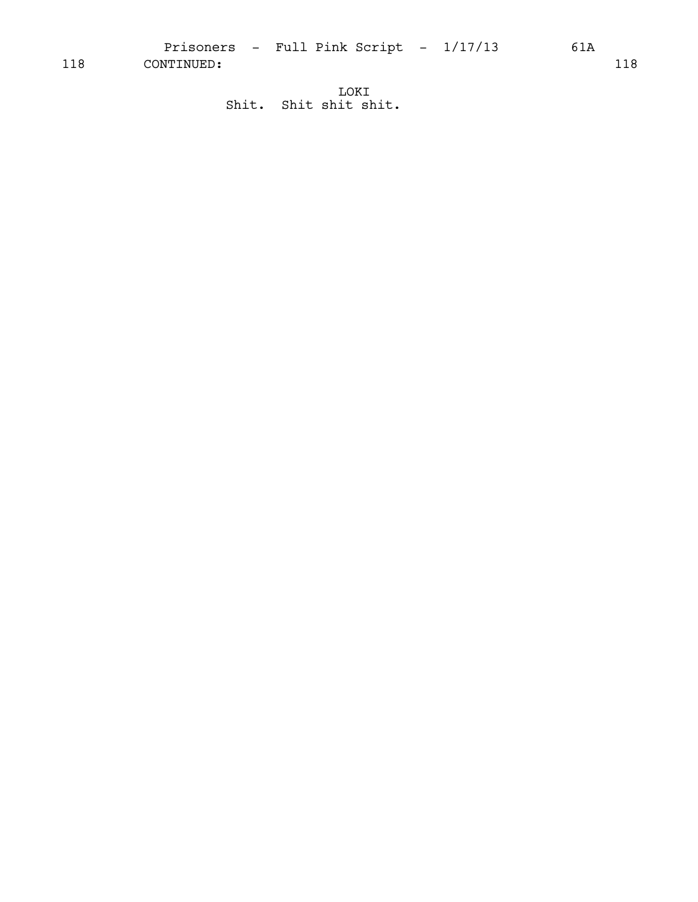118 CONTINUED: 118

LOKI
Shit. Shit shit shit.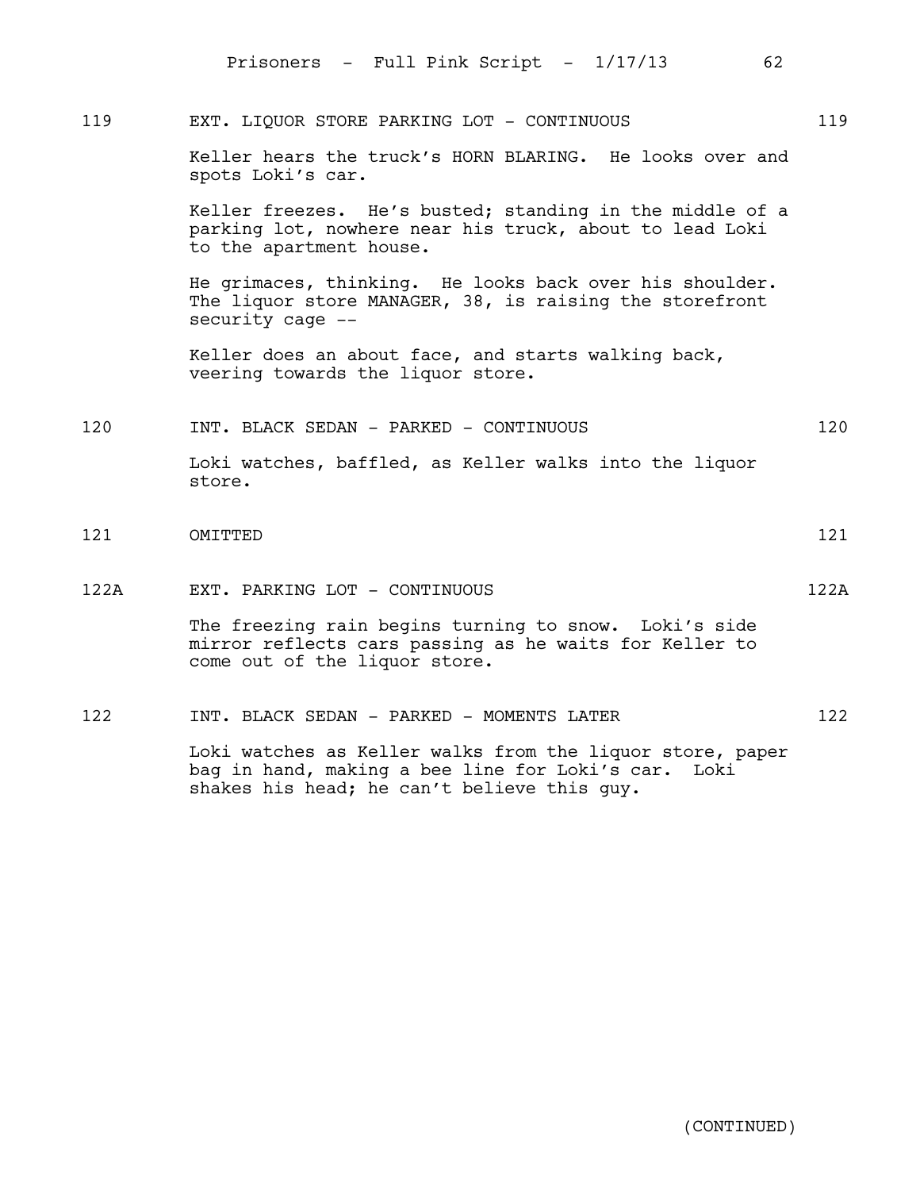119 EXT. LIQUOR STORE PARKING LOT - CONTINUOUS 119

Keller hears the truck's HORN BLARING. He looks over and spots Loki's car.

Keller freezes. He's busted; standing in the middle of a parking lot, nowhere near his truck, about to lead Loki to the apartment house.

He grimaces, thinking. He looks back over his shoulder. The liquor store MANAGER, 38, is raising the storefront security cage --

Keller does an about face, and starts walking back, veering towards the liquor store.

120 INT. BLACK SEDAN - PARKED - CONTINUOUS 120

Loki watches, baffled, as Keller walks into the liquor store.

121 OMITTED 121

122A EXT. PARKING LOT - CONTINUOUS 122A

The freezing rain begins turning to snow. Loki's side mirror reflects cars passing as he waits for Keller to come out of the liquor store.

122 INT. BLACK SEDAN - PARKED - MOMENTS LATER 122

Loki watches as Keller walks from the liquor store, paper bag in hand, making a bee line for Loki's car. Loki shakes his head; he can't believe this guy.

(CONTINUED)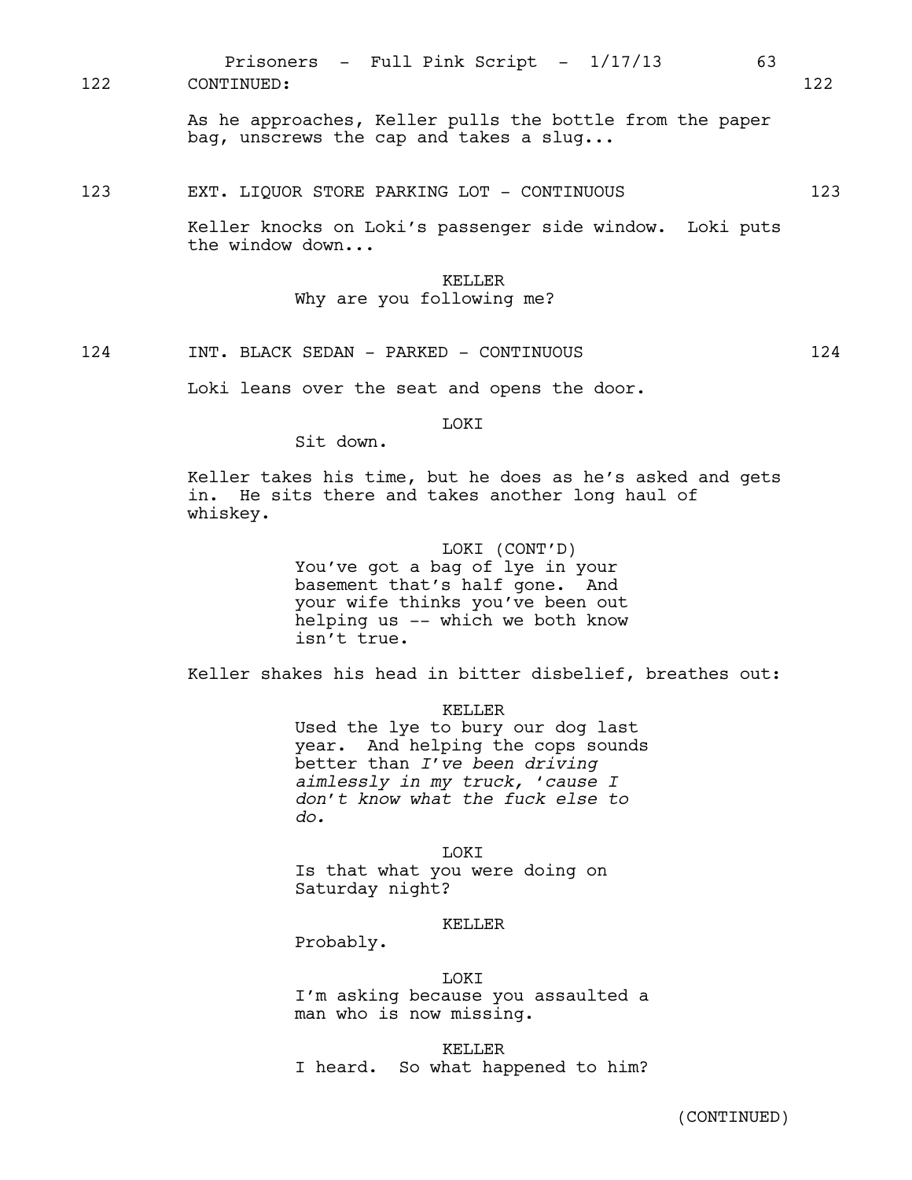122 CONTINUED: 122

As he approaches, Keller pulls the bottle from the paper bag, unscrews the cap and takes a slug...

123 EXT. LIQUOR STORE PARKING LOT - CONTINUOUS 123

Keller knocks on Loki's passenger side window. Loki puts the window down...

KELLER
Why are you following me?

124 INT. BLACK SEDAN - PARKED - CONTINUOUS 124

Loki leans over the seat and opens the door.

LOKI
Sit down.

Keller takes his time, but he does as he's asked and gets in. He sits there and takes another long haul of whiskey.

LOKI (CONT'D)
You've got a bag of lye in your basement that's half gone. And your wife thinks you've been out helping us -- which we both know isn't true.

Keller shakes his head in bitter disbelief, breathes out:

KELLER
Used the lye to bury our dog last year. And helping the cops sounds better than *I've been driving aimlessly in my truck, 'cause I don't know what the fuck else to do.*

LOKI
Is that what you were doing on Saturday night?

KELLER
Probably.

LOKI
I'm asking because you assaulted a man who is now missing.

KELLER
I heard. So what happened to him?

(CONTINUED)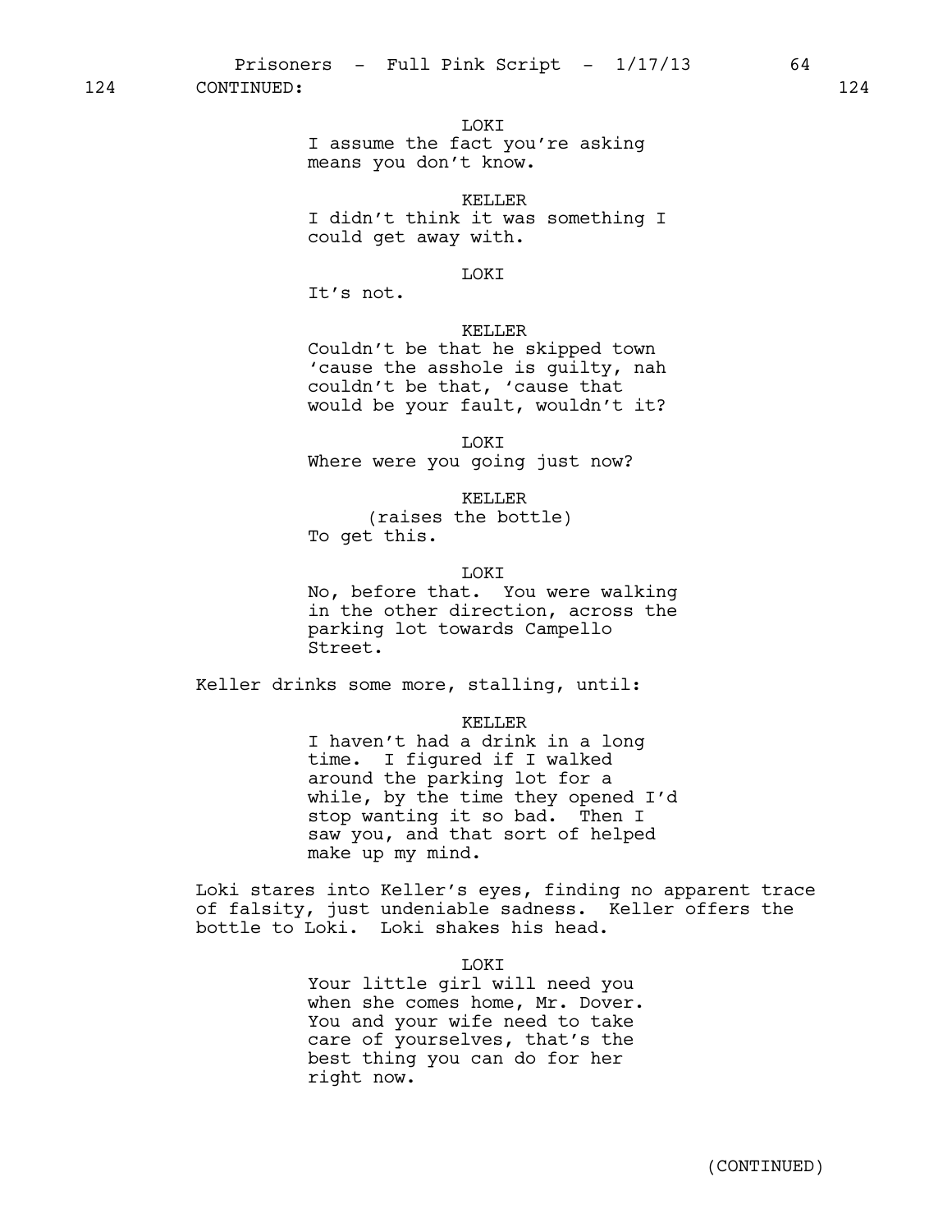124 CONTINUED: 124

LOKI
I assume the fact you're asking means you don't know.

KELLER
I didn't think it was something I could get away with.

LOKI
It's not.

KELLER
Couldn't be that he skipped town 'cause the asshole is guilty, nah couldn't be that, 'cause that would be your fault, wouldn't it?

LOKI
Where were you going just now?

KELLER
(raises the bottle)
To get this.

LOKI
No, before that. You were walking in the other direction, across the parking lot towards Campello Street.

Keller drinks some more, stalling, until:

KELLER
I haven't had a drink in a long time. I figured if I walked around the parking lot for a while, by the time they opened I'd stop wanting it so bad. Then I saw you, and that sort of helped make up my mind.

Loki stares into Keller's eyes, finding no apparent trace of falsity, just undeniable sadness. Keller offers the bottle to Loki. Loki shakes his head.

LOKI
Your little girl will need you when she comes home, Mr. Dover. You and your wife need to take care of yourselves, that's the best thing you can do for her right now.

(CONTINUED)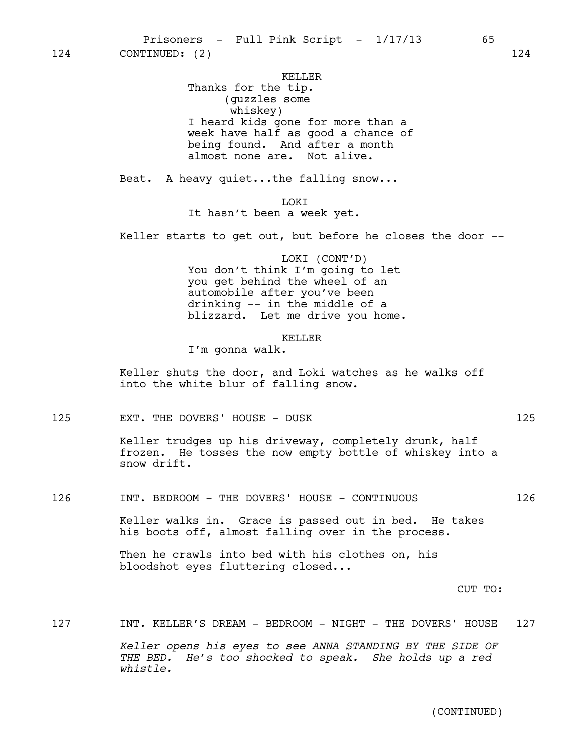124 CONTINUED: (2) 124

KELLER
Thanks for the tip.
(guzzles some whiskey)
I heard kids gone for more than a week have half as good a chance of being found. And after a month almost none are. Not alive.

Beat. A heavy quiet...the falling snow...

LOKI
It hasn't been a week yet.

Keller starts to get out, but before he closes the door --

LOKI (CONT'D)
You don't think I'm going to let you get behind the wheel of an automobile after you've been drinking -- in the middle of a blizzard. Let me drive you home.

KELLER
I'm gonna walk.

Keller shuts the door, and Loki watches as he walks off into the white blur of falling snow.

125 EXT. THE DOVERS' HOUSE - DUSK 125

Keller trudges up his driveway, completely drunk, half frozen. He tosses the now empty bottle of whiskey into a snow drift.

126 INT. BEDROOM - THE DOVERS' HOUSE - CONTINUOUS 126

Keller walks in. Grace is passed out in bed. He takes his boots off, almost falling over in the process.

Then he crawls into bed with his clothes on, his bloodshot eyes fluttering closed...

CUT TO:

127 INT. KELLER'S DREAM - BEDROOM - NIGHT - THE DOVERS' HOUSE 127

*Keller opens his eyes to see ANNA STANDING BY THE SIDE OF THE BED. He's too shocked to speak. She holds up a red whistle.*

(CONTINUED)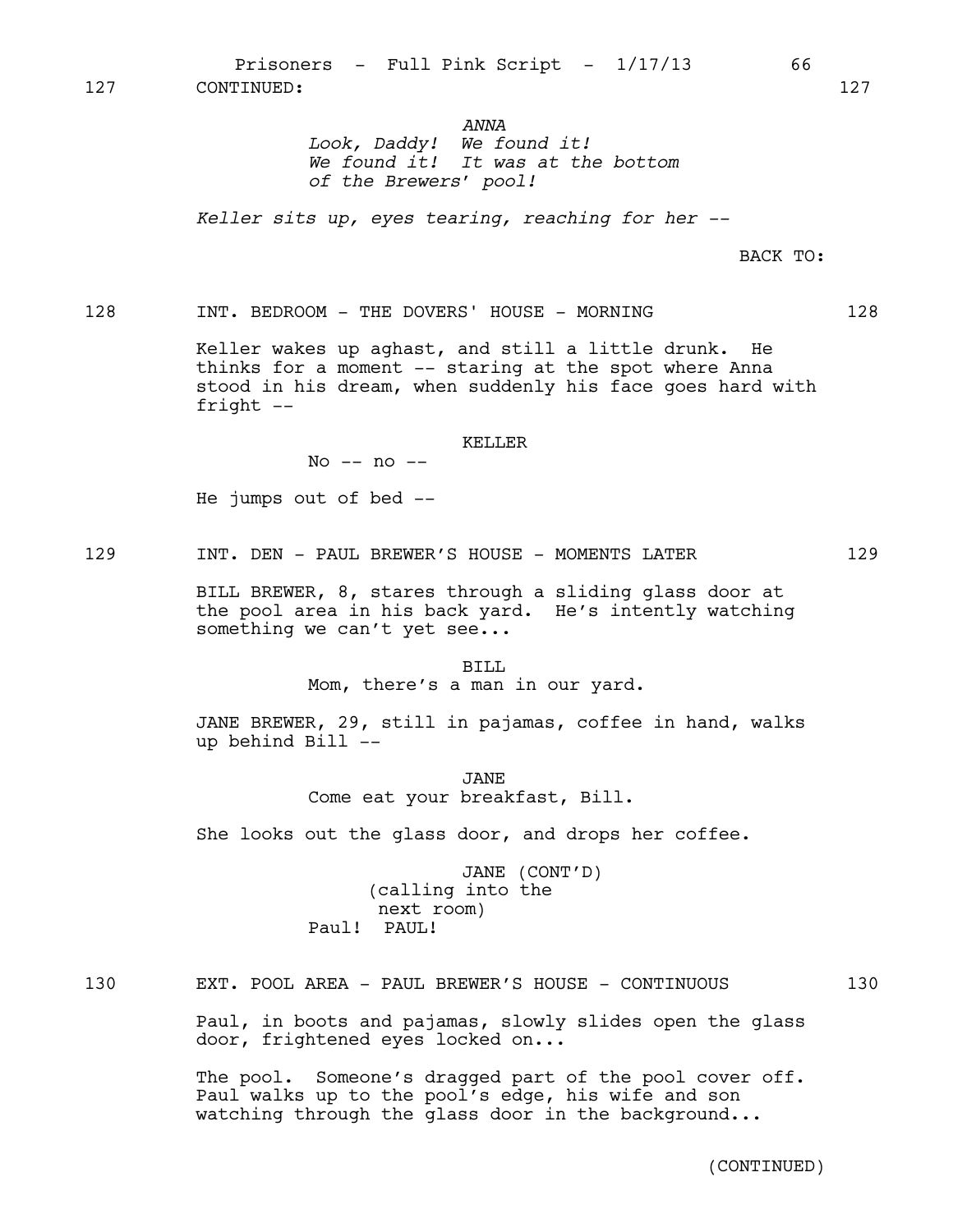127 CONTINUED: 127

*ANNA*
*Look, Daddy! We found it! We found it! It was at the bottom of the Brewers' pool!*

*Keller sits up, eyes tearing, reaching for her --*

BACK TO:

128 INT. BEDROOM - THE DOVERS' HOUSE - MORNING 128

Keller wakes up aghast, and still a little drunk. He thinks for a moment -- staring at the spot where Anna stood in his dream, when suddenly his face goes hard with fright --

KELLER
No -- no --

He jumps out of bed --

129 INT. DEN - PAUL BREWER'S HOUSE - MOMENTS LATER 129

BILL BREWER, 8, stares through a sliding glass door at the pool area in his back yard. He's intently watching something we can't yet see...

BILL
Mom, there's a man in our yard.

JANE BREWER, 29, still in pajamas, coffee in hand, walks up behind Bill --

JANE
Come eat your breakfast, Bill.

She looks out the glass door, and drops her coffee.

JANE (CONT'D)
(calling into the next room)
Paul! PAUL!

130 EXT. POOL AREA - PAUL BREWER'S HOUSE - CONTINUOUS 130

Paul, in boots and pajamas, slowly slides open the glass door, frightened eyes locked on...

The pool. Someone's dragged part of the pool cover off. Paul walks up to the pool's edge, his wife and son watching through the glass door in the background...

(CONTINUED)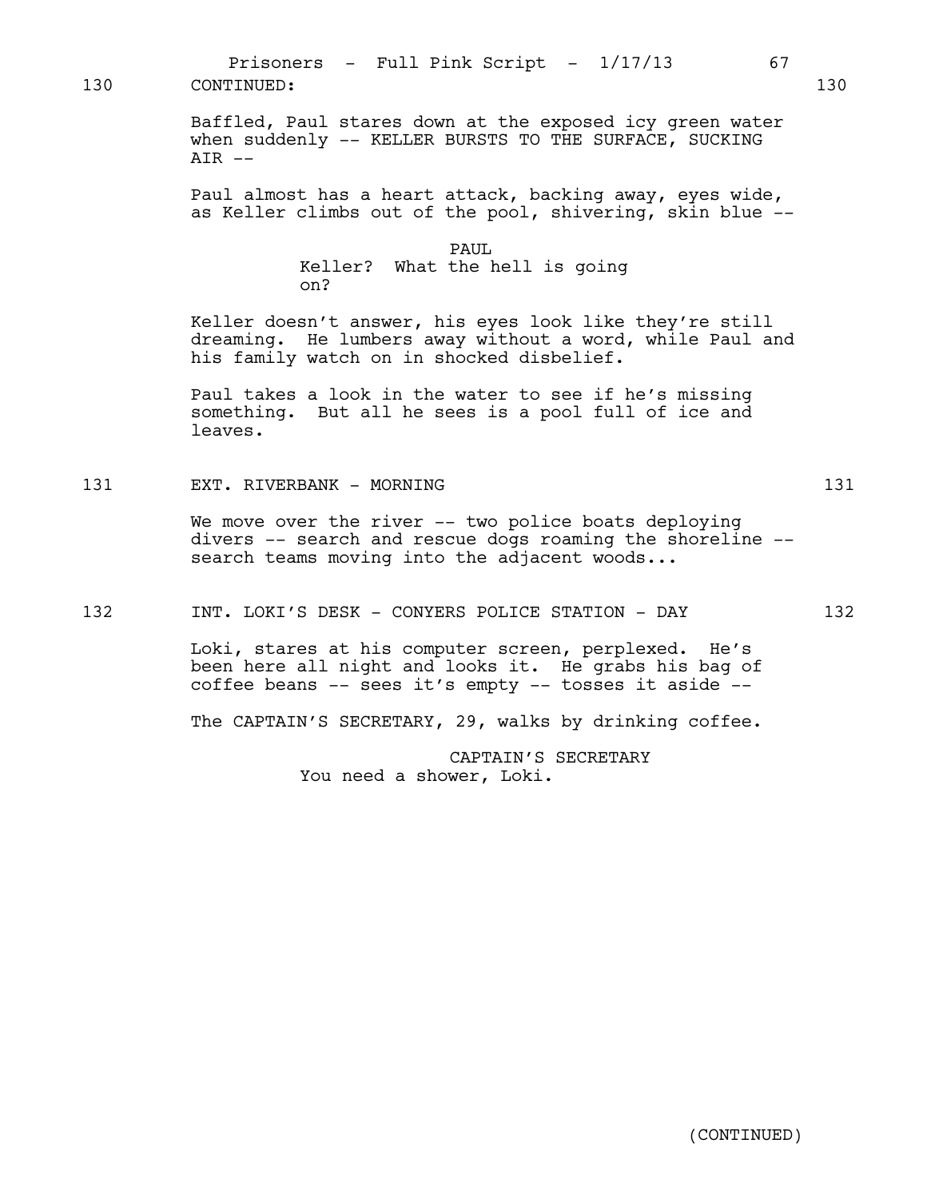130 CONTINUED: 130

Baffled, Paul stares down at the exposed icy green water when suddenly -- KELLER BURSTS TO THE SURFACE, SUCKING AIR --

Paul almost has a heart attack, backing away, eyes wide, as Keller climbs out of the pool, shivering, skin blue --

PAUL
Keller? What the hell is going on?

Keller doesn't answer, his eyes look like they're still dreaming. He lumbers away without a word, while Paul and his family watch on in shocked disbelief.

Paul takes a look in the water to see if he's missing something. But all he sees is a pool full of ice and leaves.

131 EXT. RIVERBANK - MORNING 131

We move over the river -- two police boats deploying divers -- search and rescue dogs roaming the shoreline -- search teams moving into the adjacent woods...

132 INT. LOKI'S DESK - CONYERS POLICE STATION - DAY 132

Loki, stares at his computer screen, perplexed. He's been here all night and looks it. He grabs his bag of coffee beans -- sees it's empty -- tosses it aside --

The CAPTAIN'S SECRETARY, 29, walks by drinking coffee.

CAPTAIN'S SECRETARY
You need a shower, Loki.

(CONTINUED)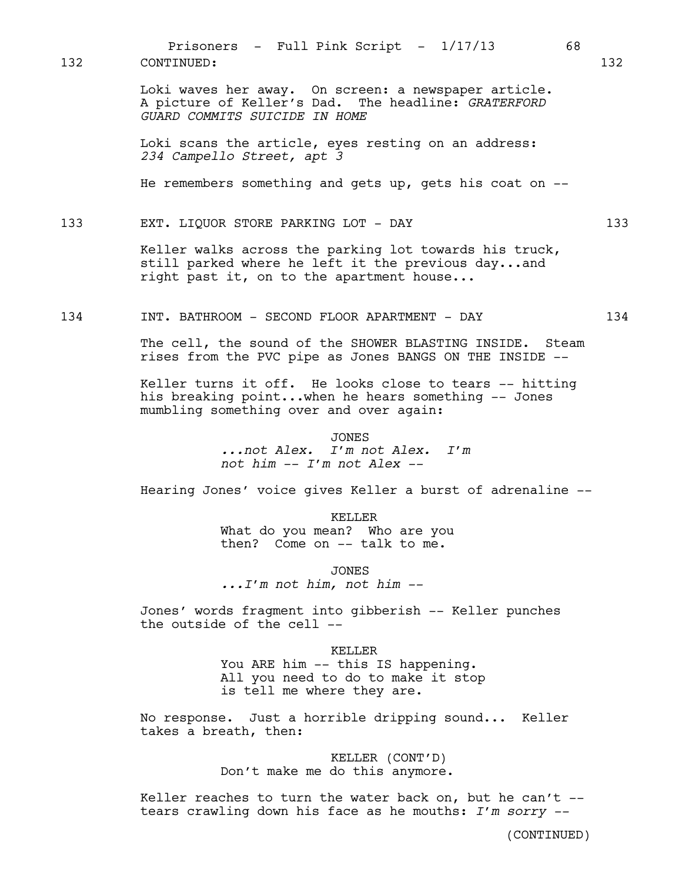132 CONTINUED: 132

Loki waves her away. On screen: a newspaper article. A picture of Keller's Dad. The headline: *GRATERFORD GUARD COMMITS SUICIDE IN HOME*

Loki scans the article, eyes resting on an address: *234 Campello Street, apt 3*

He remembers something and gets up, gets his coat on --

133 EXT. LIQUOR STORE PARKING LOT - DAY 133

Keller walks across the parking lot towards his truck, still parked where he left it the previous day...and right past it, on to the apartment house...

134 INT. BATHROOM - SECOND FLOOR APARTMENT - DAY 134

The cell, the sound of the SHOWER BLASTING INSIDE. Steam rises from the PVC pipe as Jones BANGS ON THE INSIDE --

Keller turns it off. He looks close to tears -- hitting his breaking point...when he hears something -- Jones mumbling something over and over again:

JONES
*...not Alex. I'm not Alex. I'm not him -- I'm not Alex --*

Hearing Jones' voice gives Keller a burst of adrenaline --

KELLER
What do you mean? Who are you then? Come on -- talk to me.

JONES
*...I'm not him, not him --*

Jones' words fragment into gibberish -- Keller punches the outside of the cell --

KELLER
You ARE him -- this IS happening. All you need to do to make it stop is tell me where they are.

No response. Just a horrible dripping sound... Keller takes a breath, then:

KELLER (CONT'D)
Don't make me do this anymore.

Keller reaches to turn the water back on, but he can't -- tears crawling down his face as he mouths: *I'm sorry --*

(CONTINUED)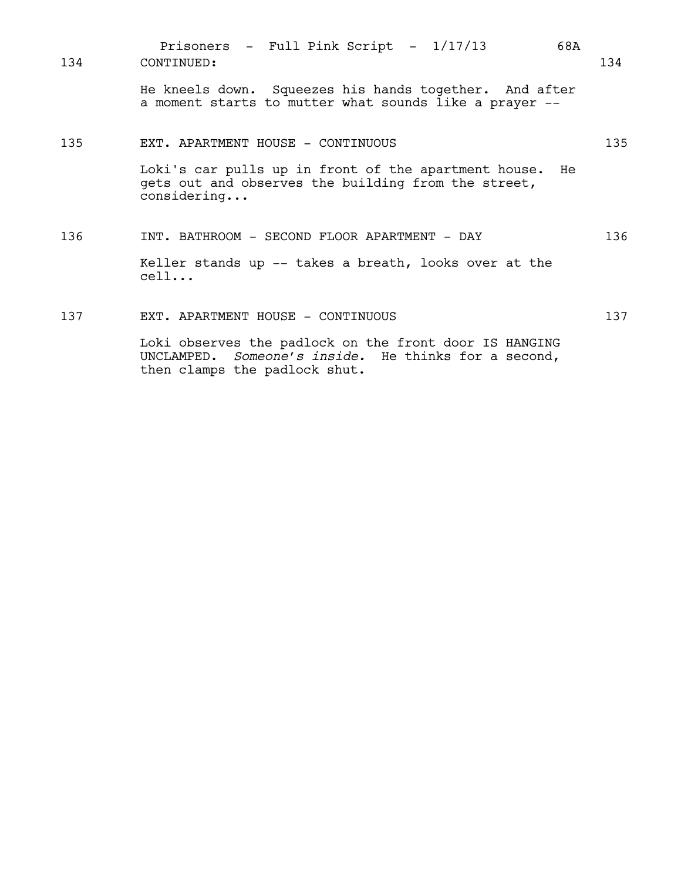134 CONTINUED: 134

He kneels down. Squeezes his hands together. And after a moment starts to mutter what sounds like a prayer --

135 EXT. APARTMENT HOUSE - CONTINUOUS 135

Loki's car pulls up in front of the apartment house. He gets out and observes the building from the street, considering...

136 INT. BATHROOM - SECOND FLOOR APARTMENT - DAY 136

Keller stands up -- takes a breath, looks over at the cell...

137 EXT. APARTMENT HOUSE - CONTINUOUS 137

Loki observes the padlock on the front door IS HANGING UNCLAMPED. *Someone's inside.* He thinks for a second, then clamps the padlock shut.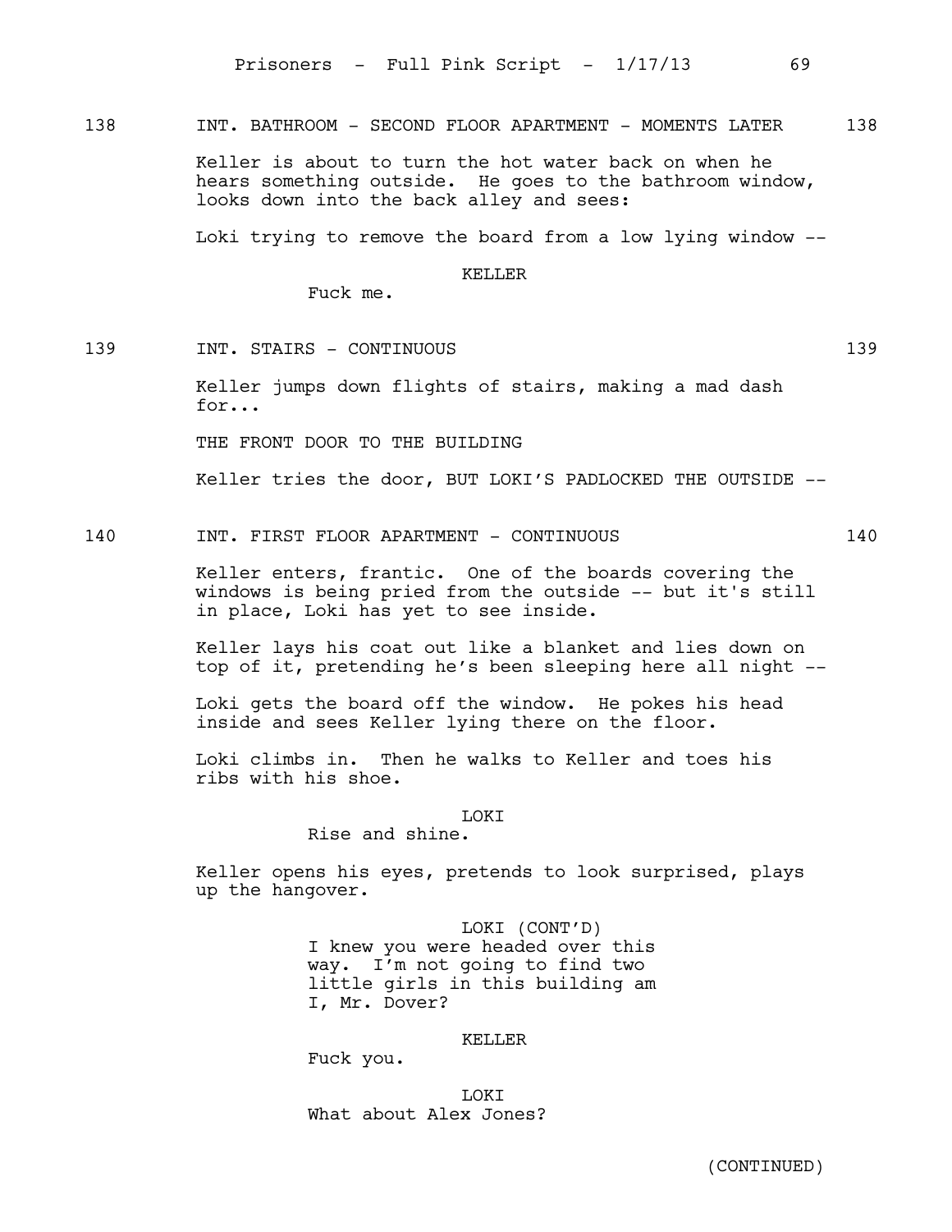138 INT. BATHROOM - SECOND FLOOR APARTMENT - MOMENTS LATER 138

Keller is about to turn the hot water back on when he hears something outside. He goes to the bathroom window, looks down into the back alley and sees:

Loki trying to remove the board from a low lying window --

KELLER

Fuck me.

139 INT. STAIRS - CONTINUOUS 139

Keller jumps down flights of stairs, making a mad dash for...

THE FRONT DOOR TO THE BUILDING

Keller tries the door, BUT LOKI'S PADLOCKED THE OUTSIDE --

140 INT. FIRST FLOOR APARTMENT - CONTINUOUS 140

Keller enters, frantic. One of the boards covering the windows is being pried from the outside -- but it's still in place, Loki has yet to see inside.

Keller lays his coat out like a blanket and lies down on top of it, pretending he's been sleeping here all night --

Loki gets the board off the window. He pokes his head inside and sees Keller lying there on the floor.

Loki climbs in. Then he walks to Keller and toes his ribs with his shoe.

LOKI

Rise and shine.

Keller opens his eyes, pretends to look surprised, plays up the hangover.

LOKI (CONT'D)

I knew you were headed over this way. I'm not going to find two little girls in this building am I, Mr. Dover?

KELLER

Fuck you.

LOKI

What about Alex Jones?

(CONTINUED)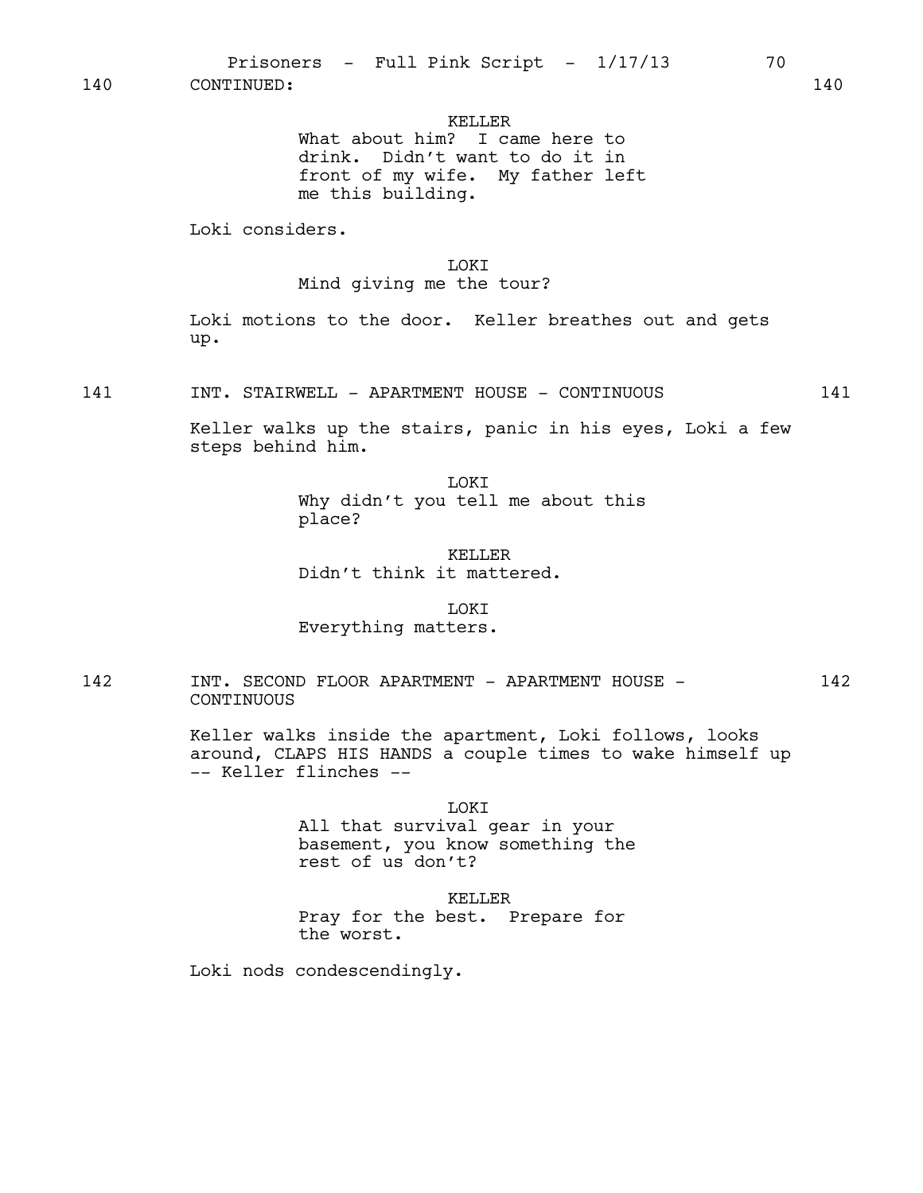140 CONTINUED: 140

KELLER

What about him? I came here to drink. Didn't want to do it in front of my wife. My father left me this building.

Loki considers.

LOKI

Mind giving me the tour?

Loki motions to the door. Keller breathes out and gets up.

141 INT. STAIRWELL - APARTMENT HOUSE - CONTINUOUS 141

Keller walks up the stairs, panic in his eyes, Loki a few steps behind him.

LOKI

Why didn't you tell me about this place?

KELLER

Didn't think it mattered.

LOKI

Everything matters.

142 INT. SECOND FLOOR APARTMENT - APARTMENT HOUSE - CONTINUOUS 142

Keller walks inside the apartment, Loki follows, looks around, CLAPS HIS HANDS a couple times to wake himself up -- Keller flinches --

LOKI

All that survival gear in your basement, you know something the rest of us don't?

KELLER

Pray for the best. Prepare for the worst.

Loki nods condescendingly.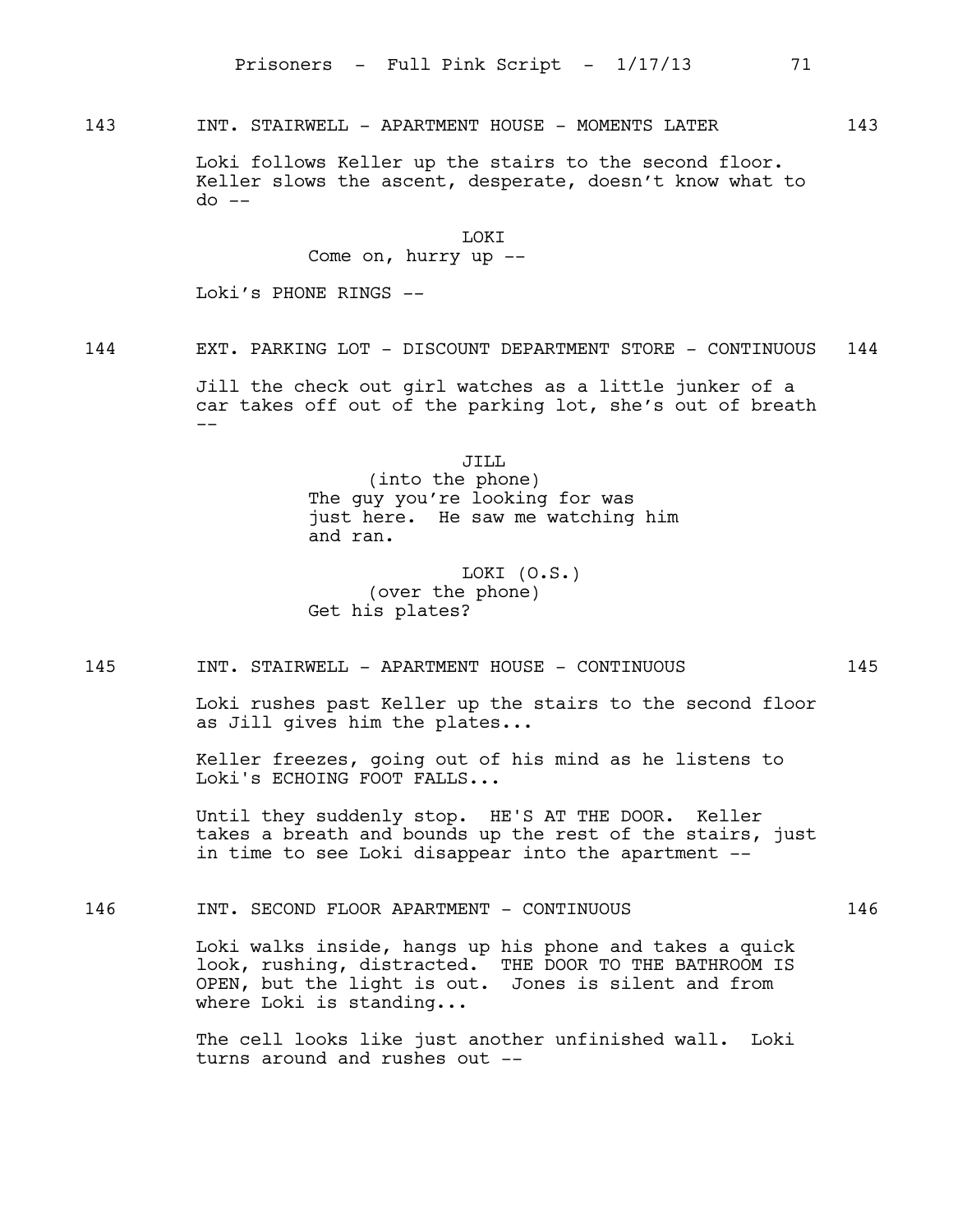143 INT. STAIRWELL - APARTMENT HOUSE - MOMENTS LATER 143

Loki follows Keller up the stairs to the second floor. Keller slows the ascent, desperate, doesn't know what to do --

LOKI
Come on, hurry up --

Loki's PHONE RINGS --

144 EXT. PARKING LOT - DISCOUNT DEPARTMENT STORE - CONTINUOUS 144

Jill the check out girl watches as a little junker of a car takes off out of the parking lot, she's out of breath --

JILL
(into the phone)
The guy you're looking for was just here. He saw me watching him and ran.

LOKI (O.S.)
(over the phone)
Get his plates?

145 INT. STAIRWELL - APARTMENT HOUSE - CONTINUOUS 145

Loki rushes past Keller up the stairs to the second floor as Jill gives him the plates...

Keller freezes, going out of his mind as he listens to Loki's ECHOING FOOT FALLS...

Until they suddenly stop. HE'S AT THE DOOR. Keller takes a breath and bounds up the rest of the stairs, just in time to see Loki disappear into the apartment --

146 INT. SECOND FLOOR APARTMENT - CONTINUOUS 146

Loki walks inside, hangs up his phone and takes a quick look, rushing, distracted. THE DOOR TO THE BATHROOM IS OPEN, but the light is out. Jones is silent and from where Loki is standing...

The cell looks like just another unfinished wall. Loki turns around and rushes out --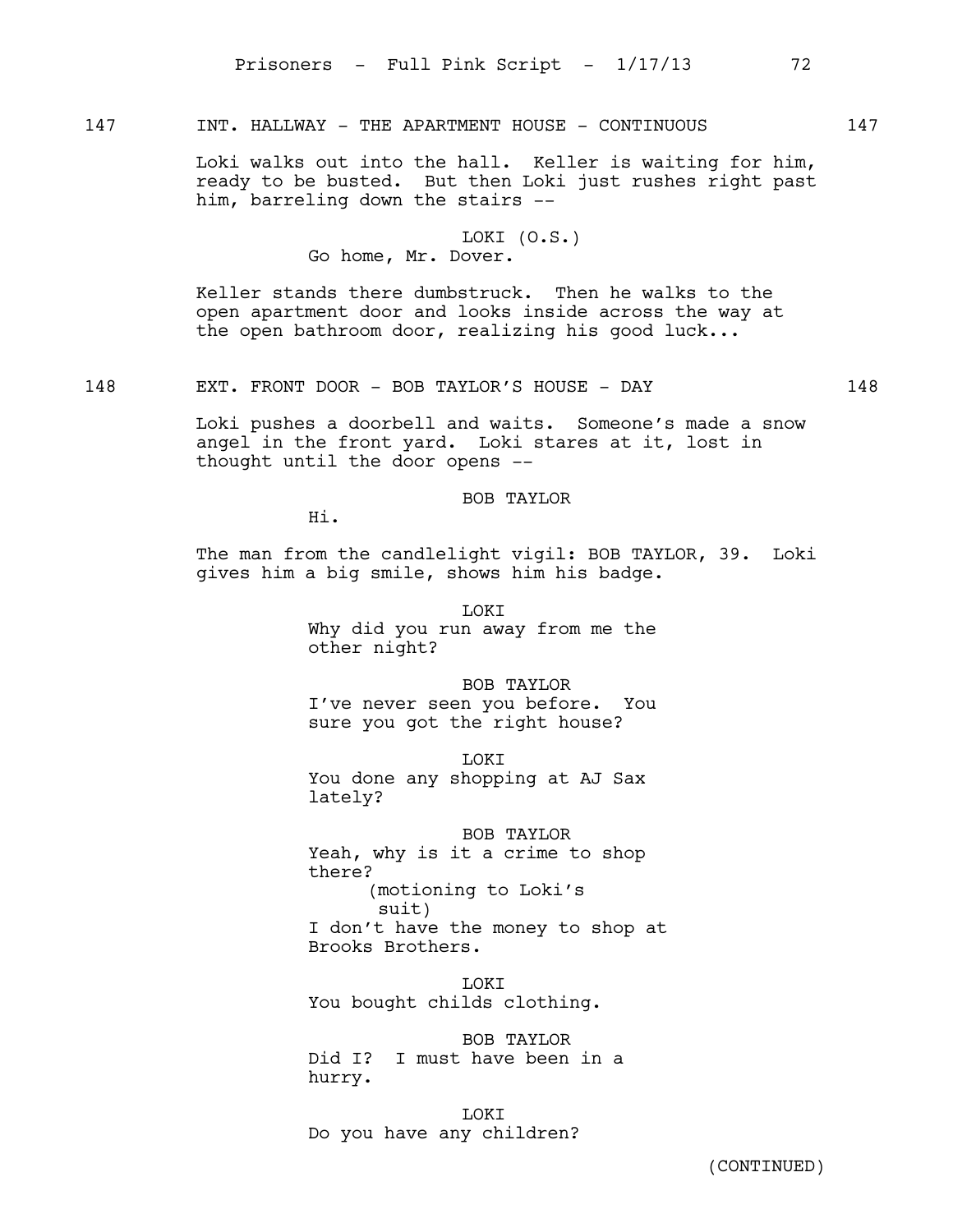147 INT. HALLWAY - THE APARTMENT HOUSE - CONTINUOUS 147

Loki walks out into the hall. Keller is waiting for him, ready to be busted. But then Loki just rushes right past him, barreling down the stairs --

LOKI (O.S.)
Go home, Mr. Dover.

Keller stands there dumbstruck. Then he walks to the open apartment door and looks inside across the way at the open bathroom door, realizing his good luck...

148 EXT. FRONT DOOR - BOB TAYLOR'S HOUSE - DAY 148

Loki pushes a doorbell and waits. Someone's made a snow angel in the front yard. Loki stares at it, lost in thought until the door opens --

BOB TAYLOR
Hi.

The man from the candlelight vigil: BOB TAYLOR, 39. Loki gives him a big smile, shows him his badge.

LOKI
Why did you run away from me the other night?

BOB TAYLOR
I've never seen you before. You sure you got the right house?

LOKI
You done any shopping at AJ Sax lately?

BOB TAYLOR
Yeah, why is it a crime to shop there?
(motioning to Loki's suit)
I don't have the money to shop at Brooks Brothers.

LOKI
You bought childs clothing.

BOB TAYLOR
Did I? I must have been in a hurry.

LOKI
Do you have any children?

(CONTINUED)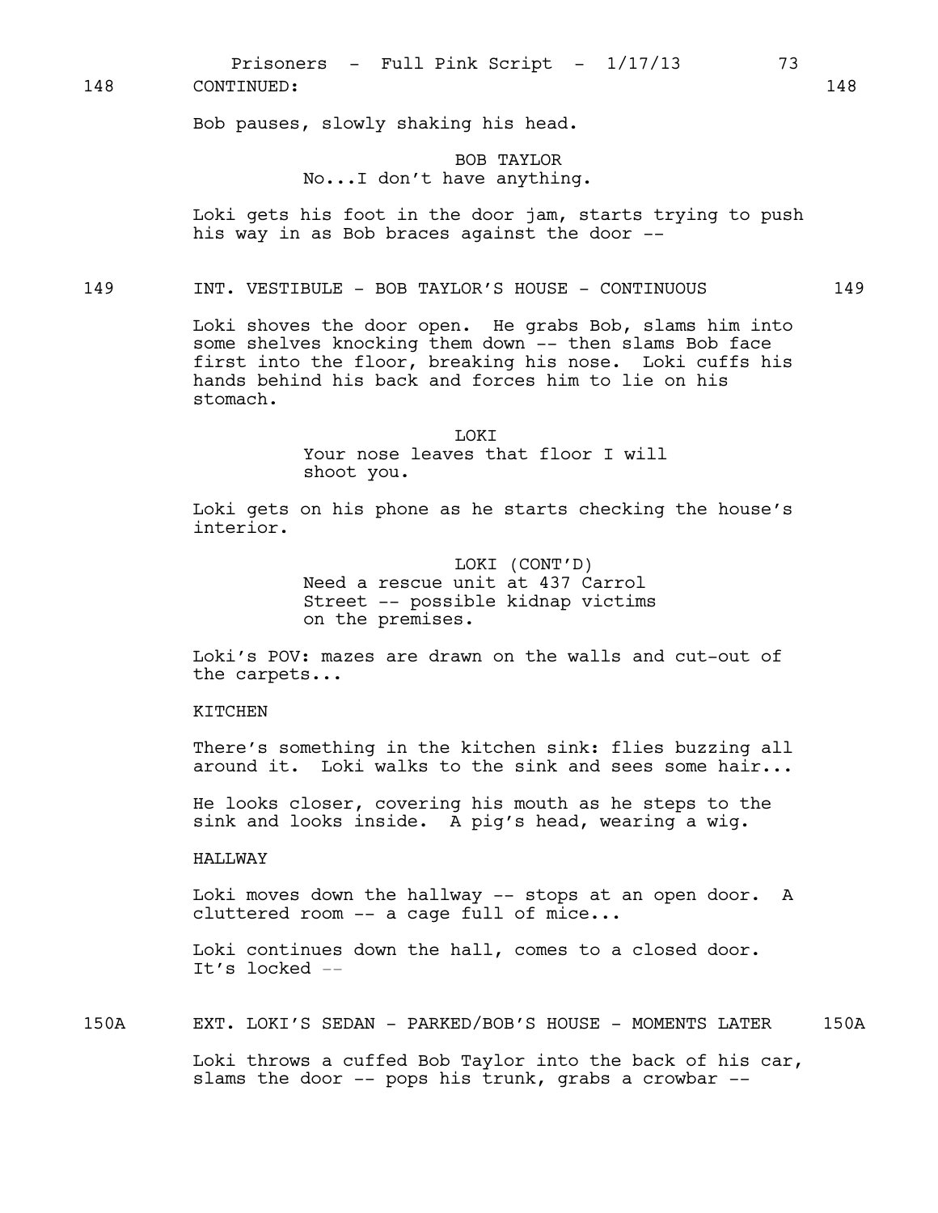148 CONTINUED: 148

Bob pauses, slowly shaking his head.

BOB TAYLOR
No...I don't have anything.

Loki gets his foot in the door jam, starts trying to push his way in as Bob braces against the door --

149 INT. VESTIBULE - BOB TAYLOR'S HOUSE - CONTINUOUS 149

Loki shoves the door open. He grabs Bob, slams him into some shelves knocking them down -- then slams Bob face first into the floor, breaking his nose. Loki cuffs his hands behind his back and forces him to lie on his stomach.

LOKI
Your nose leaves that floor I will shoot you.

Loki gets on his phone as he starts checking the house's interior.

LOKI (CONT'D)
Need a rescue unit at 437 Carrol Street -- possible kidnap victims on the premises.

Loki's POV: mazes are drawn on the walls and cut-out of the carpets...

KITCHEN

There's something in the kitchen sink: flies buzzing all around it. Loki walks to the sink and sees some hair...

He looks closer, covering his mouth as he steps to the sink and looks inside. A pig's head, wearing a wig.

HALLWAY

Loki moves down the hallway -- stops at an open door. A cluttered room -- a cage full of mice...

Loki continues down the hall, comes to a closed door. It's locked --

150A EXT. LOKI'S SEDAN - PARKED/BOB'S HOUSE - MOMENTS LATER 150A

Loki throws a cuffed Bob Taylor into the back of his car, slams the door -- pops his trunk, grabs a crowbar --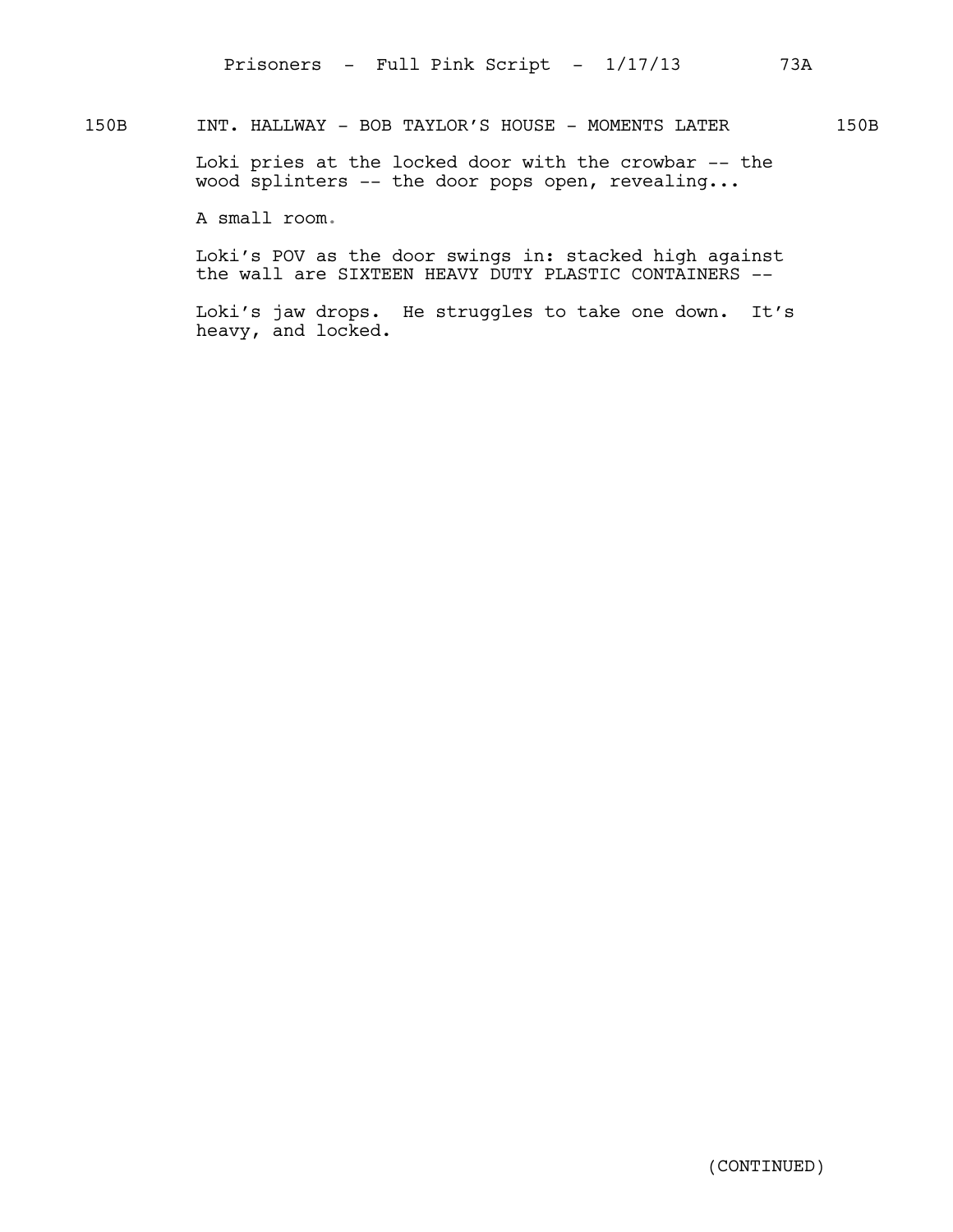150B INT. HALLWAY - BOB TAYLOR'S HOUSE - MOMENTS LATER 150B

Loki pries at the locked door with the crowbar -- the wood splinters -- the door pops open, revealing...

A small room.

Loki's POV as the door swings in: stacked high against the wall are SIXTEEN HEAVY DUTY PLASTIC CONTAINERS --

Loki's jaw drops. He struggles to take one down. It's heavy, and locked.

(CONTINUED)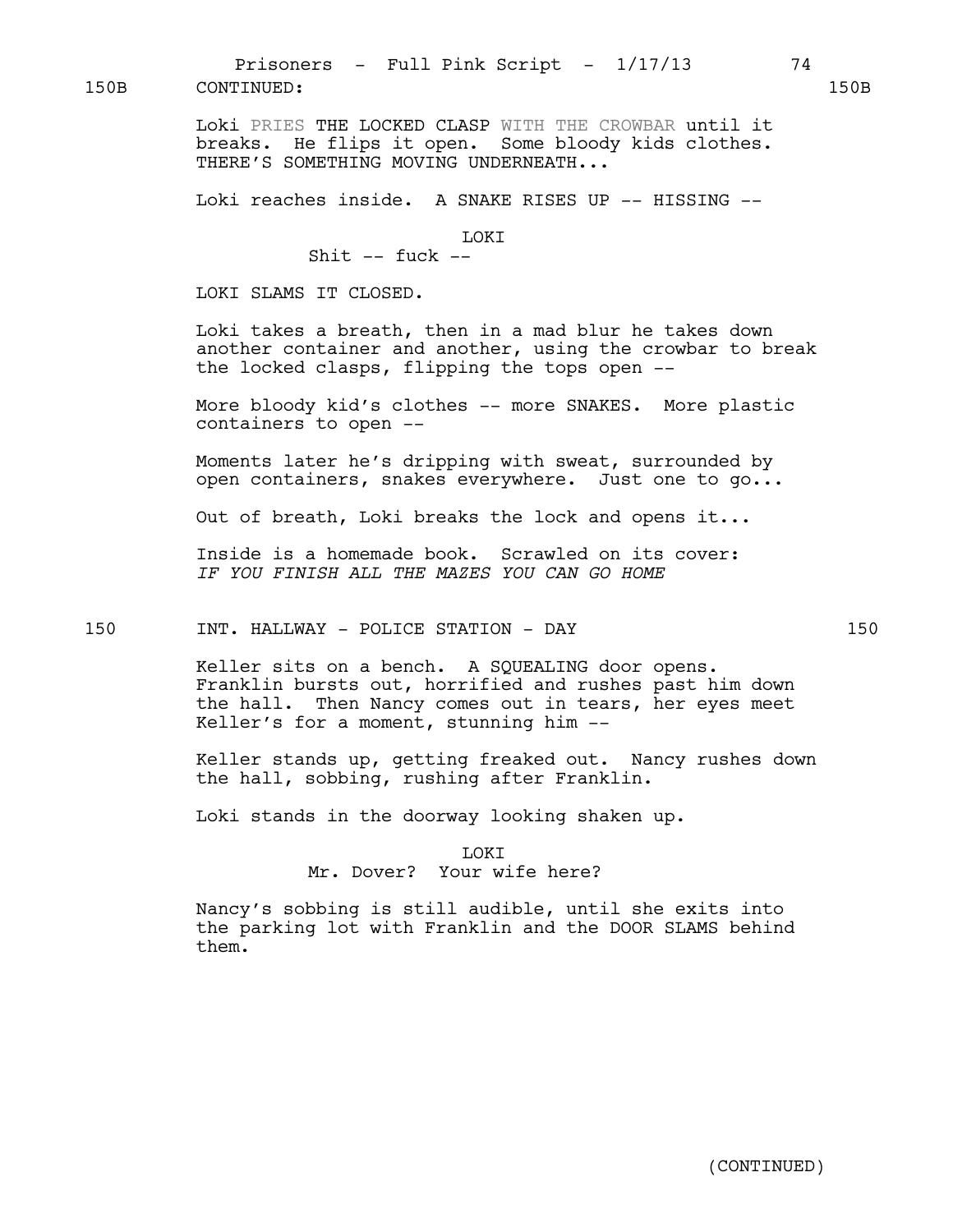150B CONTINUED: 150B

Loki PRIES THE LOCKED CLASP WITH THE CROWBAR until it breaks. He flips it open. Some bloody kids clothes. THERE'S SOMETHING MOVING UNDERNEATH...

Loki reaches inside. A SNAKE RISES UP -- HISSING --

LOKI
Shit -- fuck --

LOKI SLAMS IT CLOSED.

Loki takes a breath, then in a mad blur he takes down another container and another, using the crowbar to break the locked clasps, flipping the tops open --

More bloody kid's clothes -- more SNAKES. More plastic containers to open --

Moments later he's dripping with sweat, surrounded by open containers, snakes everywhere. Just one to go...

Out of breath, Loki breaks the lock and opens it...

Inside is a homemade book. Scrawled on its cover:
*IF YOU FINISH ALL THE MAZES YOU CAN GO HOME*

150 INT. HALLWAY - POLICE STATION - DAY 150

Keller sits on a bench. A SQUEALING door opens. Franklin bursts out, horrified and rushes past him down the hall. Then Nancy comes out in tears, her eyes meet Keller's for a moment, stunning him --

Keller stands up, getting freaked out. Nancy rushes down the hall, sobbing, rushing after Franklin.

Loki stands in the doorway looking shaken up.

LOKI
Mr. Dover? Your wife here?

Nancy's sobbing is still audible, until she exits into the parking lot with Franklin and the DOOR SLAMS behind them.

(CONTINUED)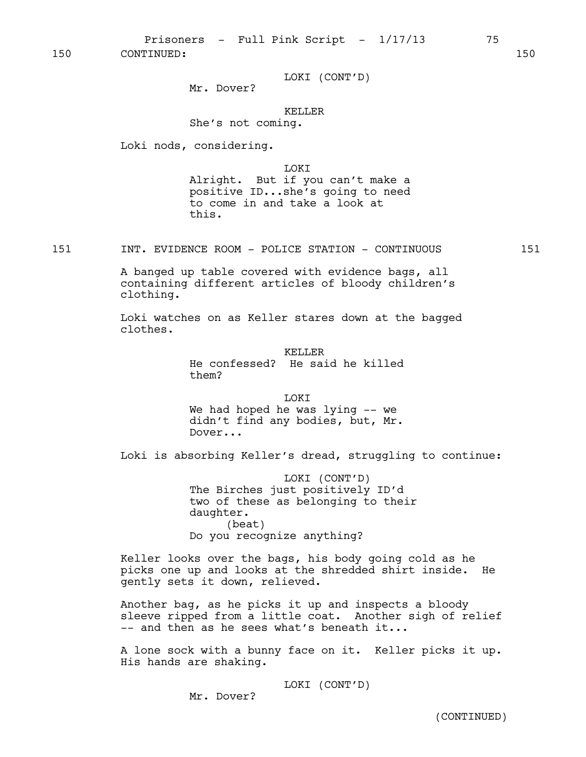150 CONTINUED: 150

LOKI (CONT'D)
Mr. Dover?

KELLER
She's not coming.

Loki nods, considering.

LOKI
Alright. But if you can't make a positive ID...she's going to need to come in and take a look at this.

151 INT. EVIDENCE ROOM - POLICE STATION - CONTINUOUS 151

A banged up table covered with evidence bags, all containing different articles of bloody children's clothing.

Loki watches on as Keller stares down at the bagged clothes.

KELLER
He confessed? He said he killed them?

LOKI
We had hoped he was lying -- we didn't find any bodies, but, Mr. Dover...

Loki is absorbing Keller's dread, struggling to continue:

LOKI (CONT'D)
The Birches just positively ID'd two of these as belonging to their daughter.
(beat)
Do you recognize anything?

Keller looks over the bags, his body going cold as he picks one up and looks at the shredded shirt inside. He gently sets it down, relieved.

Another bag, as he picks it up and inspects a bloody sleeve ripped from a little coat. Another sigh of relief -- and then as he sees what's beneath it...

A lone sock with a bunny face on it. Keller picks it up. His hands are shaking.

LOKI (CONT'D)
Mr. Dover?

(CONTINUED)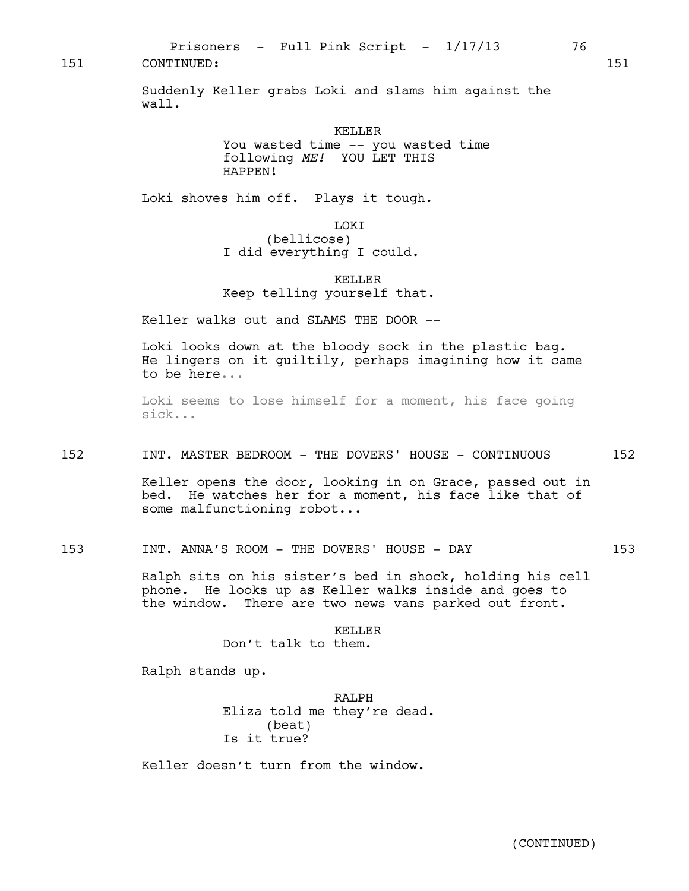151 CONTINUED: 151

Suddenly Keller grabs Loki and slams him against the wall.

KELLER
You wasted time -- you wasted time following *ME!* YOU LET THIS HAPPEN!

Loki shoves him off. Plays it tough.

LOKI
(bellicose)
I did everything I could.

KELLER
Keep telling yourself that.

Keller walks out and SLAMS THE DOOR --

Loki looks down at the bloody sock in the plastic bag. He lingers on it guiltily, perhaps imagining how it came to be here...

Loki seems to lose himself for a moment, his face going sick...

152 INT. MASTER BEDROOM - THE DOVERS' HOUSE - CONTINUOUS 152

Keller opens the door, looking in on Grace, passed out in bed. He watches her for a moment, his face like that of some malfunctioning robot...

153 INT. ANNA'S ROOM - THE DOVERS' HOUSE - DAY 153

Ralph sits on his sister's bed in shock, holding his cell phone. He looks up as Keller walks inside and goes to the window. There are two news vans parked out front.

KELLER
Don't talk to them.

Ralph stands up.

RALPH
Eliza told me they're dead.
(beat)
Is it true?

Keller doesn't turn from the window.

(CONTINUED)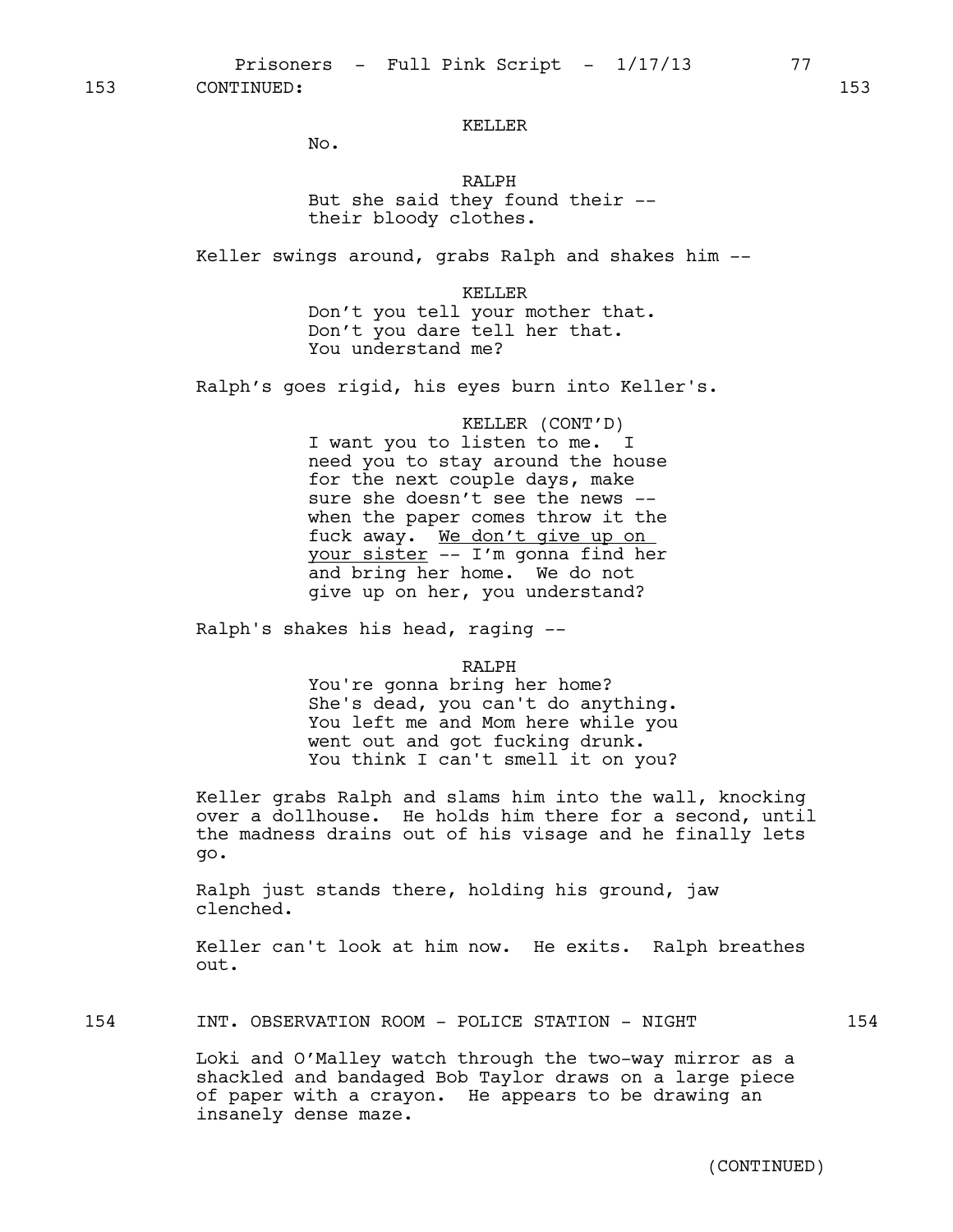153 CONTINUED: 153

KELLER

No.

RALPH

But she said they found their -- their bloody clothes.

Keller swings around, grabs Ralph and shakes him --

KELLER

Don't you tell your mother that. Don't you dare tell her that. You understand me?

Ralph's goes rigid, his eyes burn into Keller's.

KELLER (CONT'D)

I want you to listen to me. I need you to stay around the house for the next couple days, make sure she doesn't see the news -- when the paper comes throw it the fuck away. <u>We don't give up on your sister</u> -- I'm gonna find her and bring her home. We do not give up on her, you understand?

Ralph's shakes his head, raging --

RALPH

You're gonna bring her home? She's dead, you can't do anything. You left me and Mom here while you went out and got fucking drunk. You think I can't smell it on you?

Keller grabs Ralph and slams him into the wall, knocking over a dollhouse. He holds him there for a second, until the madness drains out of his visage and he finally lets go.

Ralph just stands there, holding his ground, jaw clenched.

Keller can't look at him now. He exits. Ralph breathes out.

154 INT. OBSERVATION ROOM - POLICE STATION - NIGHT 154

Loki and O'Malley watch through the two-way mirror as a shackled and bandaged Bob Taylor draws on a large piece of paper with a crayon. He appears to be drawing an insanely dense maze.

(CONTINUED)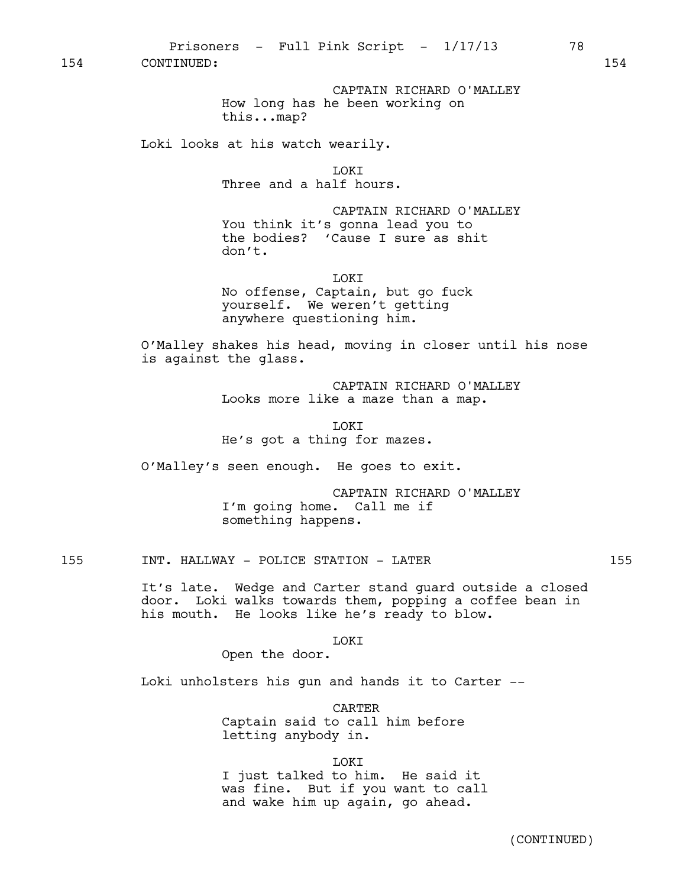154 CONTINUED: 154

CAPTAIN RICHARD O'MALLEY
How long has he been working on this...map?

Loki looks at his watch wearily.

LOKI
Three and a half hours.

CAPTAIN RICHARD O'MALLEY
You think it's gonna lead you to the bodies? 'Cause I sure as shit don't.

LOKI
No offense, Captain, but go fuck yourself. We weren't getting anywhere questioning him.

O'Malley shakes his head, moving in closer until his nose is against the glass.

CAPTAIN RICHARD O'MALLEY
Looks more like a maze than a map.

LOKI
He's got a thing for mazes.

O'Malley's seen enough. He goes to exit.

CAPTAIN RICHARD O'MALLEY
I'm going home. Call me if something happens.

155 INT. HALLWAY - POLICE STATION - LATER 155

It's late. Wedge and Carter stand guard outside a closed door. Loki walks towards them, popping a coffee bean in his mouth. He looks like he's ready to blow.

LOKI
Open the door.

Loki unholsters his gun and hands it to Carter --

CARTER
Captain said to call him before letting anybody in.

LOKI
I just talked to him. He said it was fine. But if you want to call and wake him up again, go ahead.

(CONTINUED)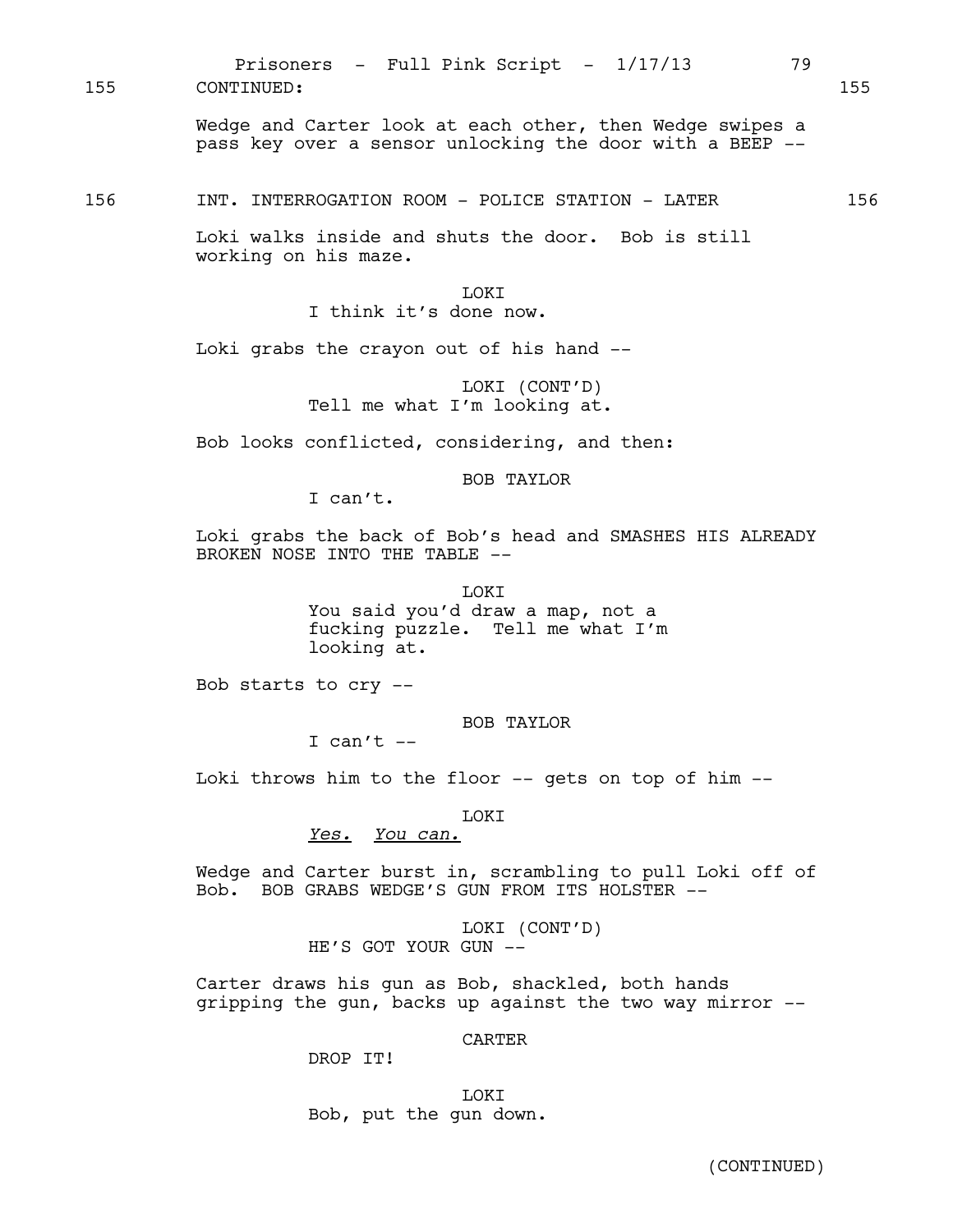155 CONTINUED: 155

Wedge and Carter look at each other, then Wedge swipes a pass key over a sensor unlocking the door with a BEEP --

156 INT. INTERROGATION ROOM - POLICE STATION - LATER 156

Loki walks inside and shuts the door. Bob is still working on his maze.

LOKI
I think it's done now.

Loki grabs the crayon out of his hand --

LOKI (CONT'D)
Tell me what I'm looking at.

Bob looks conflicted, considering, and then:

BOB TAYLOR
I can't.

Loki grabs the back of Bob's head and SMASHES HIS ALREADY BROKEN NOSE INTO THE TABLE --

LOKI
You said you'd draw a map, not a fucking puzzle. Tell me what I'm looking at.

Bob starts to cry --

BOB TAYLOR
I can't --

Loki throws him to the floor -- gets on top of him --

LOKI
*Yes. You can.*

Wedge and Carter burst in, scrambling to pull Loki off of Bob. BOB GRABS WEDGE'S GUN FROM ITS HOLSTER --

LOKI (CONT'D)
HE'S GOT YOUR GUN --

Carter draws his gun as Bob, shackled, both hands gripping the gun, backs up against the two way mirror --

CARTER
DROP IT!

LOKI
Bob, put the gun down.

(CONTINUED)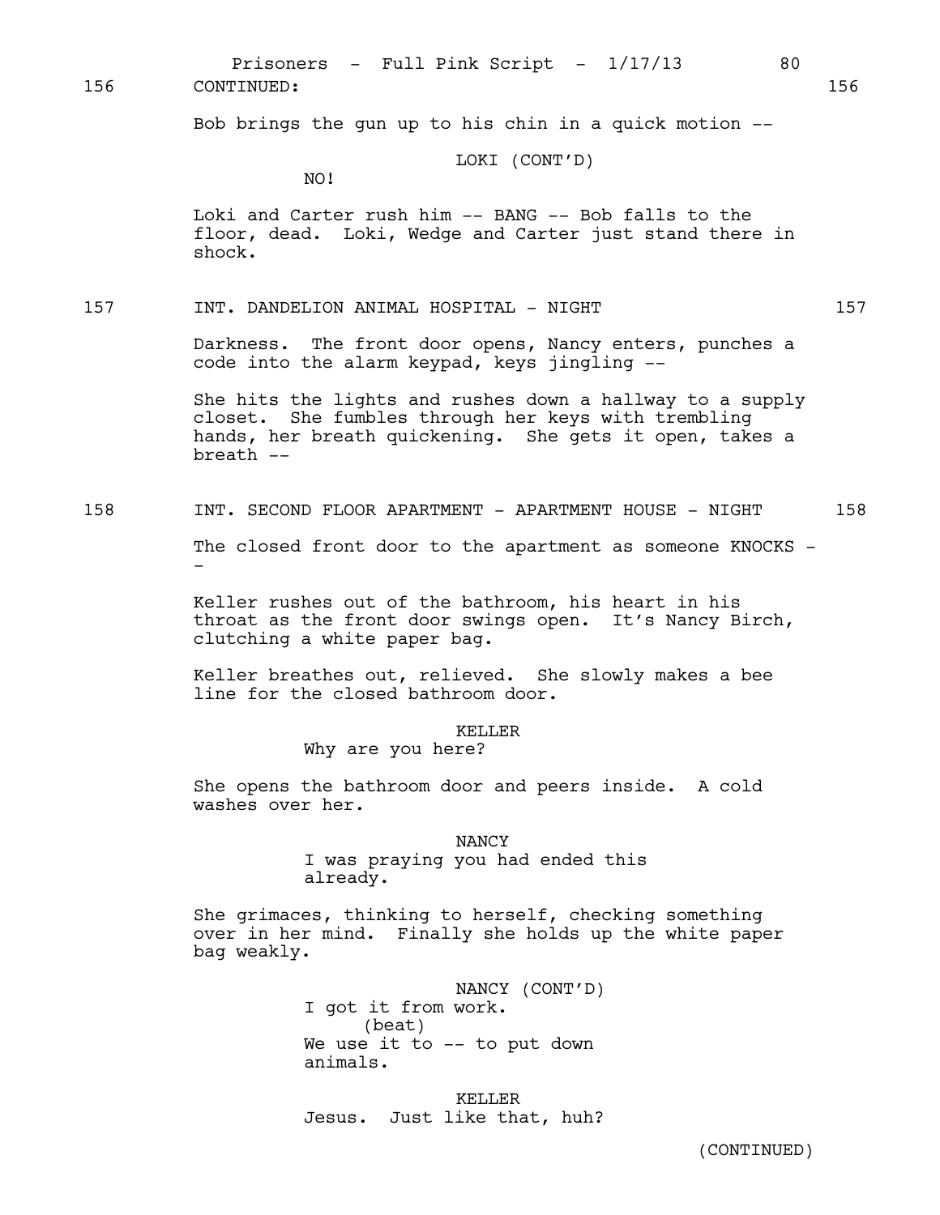156 CONTINUED: 156

Bob brings the gun up to his chin in a quick motion --

LOKI (CONT'D)
NO!

Loki and Carter rush him -- BANG -- Bob falls to the floor, dead. Loki, Wedge and Carter just stand there in shock.

157 INT. DANDELION ANIMAL HOSPITAL - NIGHT 157

Darkness. The front door opens, Nancy enters, punches a code into the alarm keypad, keys jingling --

She hits the lights and rushes down a hallway to a supply closet. She fumbles through her keys with trembling hands, her breath quickening. She gets it open, takes a breath --

158 INT. SECOND FLOOR APARTMENT - APARTMENT HOUSE - NIGHT 158

The closed front door to the apartment as someone KNOCKS --

Keller rushes out of the bathroom, his heart in his throat as the front door swings open. It's Nancy Birch, clutching a white paper bag.

Keller breathes out, relieved. She slowly makes a bee line for the closed bathroom door.

KELLER
Why are you here?

She opens the bathroom door and peers inside. A cold washes over her.

NANCY
I was praying you had ended this already.

She grimaces, thinking to herself, checking something over in her mind. Finally she holds up the white paper bag weakly.

NANCY (CONT'D)
I got it from work.
(beat)
We use it to -- to put down animals.

KELLER
Jesus. Just like that, huh?

(CONTINUED)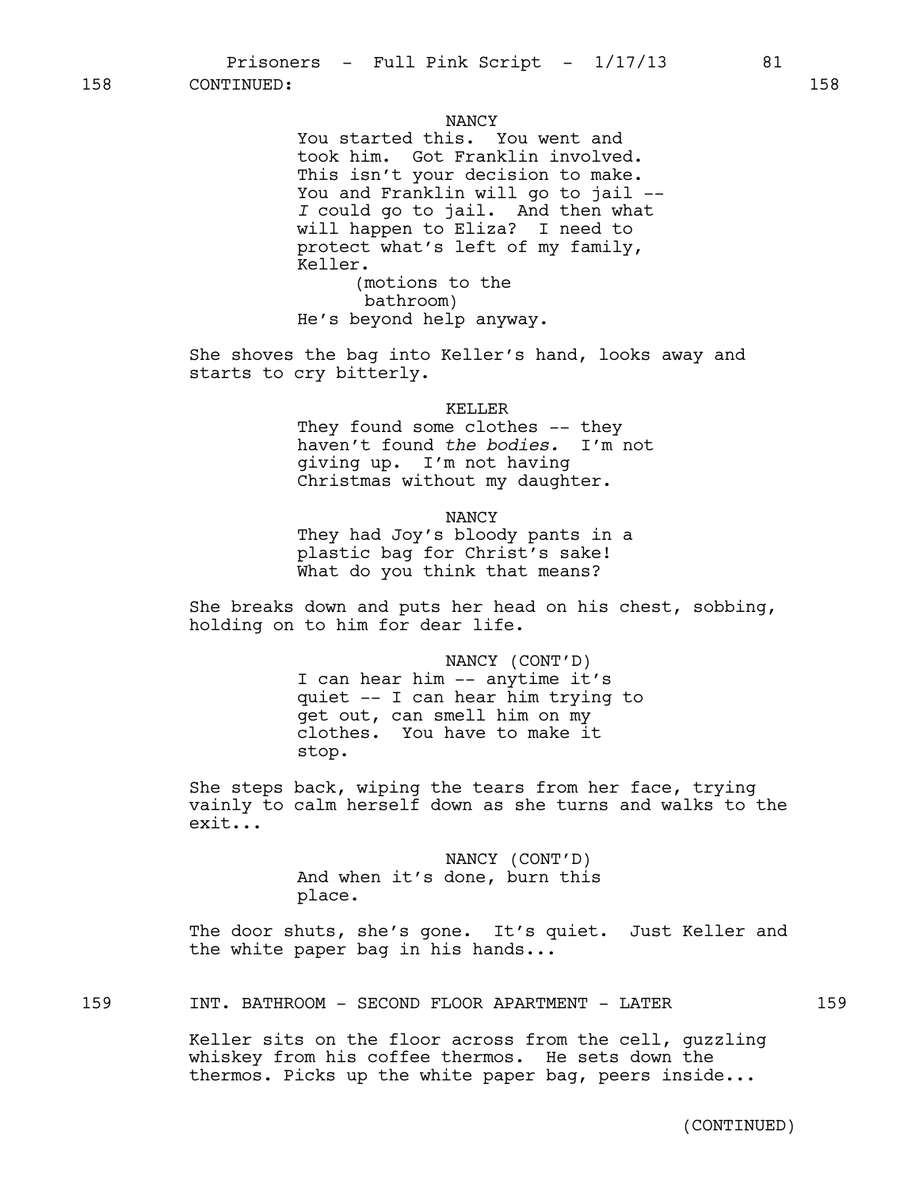158 CONTINUED: 158

NANCY
You started this. You went and took him. Got Franklin involved. This isn't your decision to make. You and Franklin will go to jail -- *I* could go to jail. And then what will happen to Eliza? I need to protect what's left of my family, Keller.
(motions to the bathroom)
He's beyond help anyway.

She shoves the bag into Keller's hand, looks away and starts to cry bitterly.

KELLER
They found some clothes -- they haven't found *the bodies.* I'm not giving up. I'm not having Christmas without my daughter.

NANCY
They had Joy's bloody pants in a plastic bag for Christ's sake! What do you think that means?

She breaks down and puts her head on his chest, sobbing, holding on to him for dear life.

NANCY (CONT'D)
I can hear him -- anytime it's quiet -- I can hear him trying to get out, can smell him on my clothes. You have to make it stop.

She steps back, wiping the tears from her face, trying vainly to calm herself down as she turns and walks to the exit...

NANCY (CONT'D)
And when it's done, burn this place.

The door shuts, she's gone. It's quiet. Just Keller and the white paper bag in his hands...

159 INT. BATHROOM - SECOND FLOOR APARTMENT - LATER 159

Keller sits on the floor across from the cell, guzzling whiskey from his coffee thermos. He sets down the thermos. Picks up the white paper bag, peers inside...

(CONTINUED)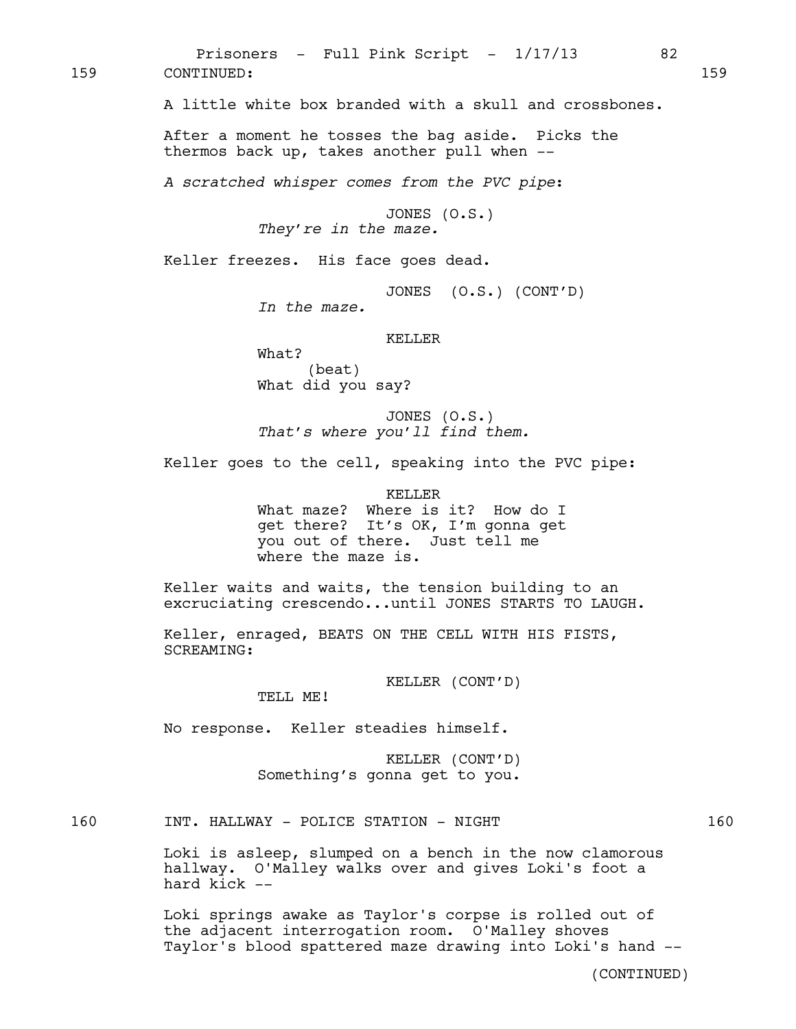159 CONTINUED: 159

A little white box branded with a skull and crossbones.

After a moment he tosses the bag aside. Picks the thermos back up, takes another pull when --

*A scratched whisper comes from the PVC pipe*:

JONES (O.S.)
*They're in the maze.*

Keller freezes. His face goes dead.

JONES (O.S.) (CONT'D)
*In the maze.*

KELLER
What?
(beat)
What did you say?

JONES (O.S.)
*That's where you'll find them.*

Keller goes to the cell, speaking into the PVC pipe:

KELLER
What maze? Where is it? How do I get there? It's OK, I'm gonna get you out of there. Just tell me where the maze is.

Keller waits and waits, the tension building to an excruciating crescendo...until JONES STARTS TO LAUGH.

Keller, enraged, BEATS ON THE CELL WITH HIS FISTS, SCREAMING:

KELLER (CONT'D)
TELL ME!

No response. Keller steadies himself.

KELLER (CONT'D)
Something's gonna get to you.

160 INT. HALLWAY - POLICE STATION - NIGHT 160

Loki is asleep, slumped on a bench in the now clamorous hallway. O'Malley walks over and gives Loki's foot a hard kick --

Loki springs awake as Taylor's corpse is rolled out of the adjacent interrogation room. O'Malley shoves Taylor's blood spattered maze drawing into Loki's hand --

(CONTINUED)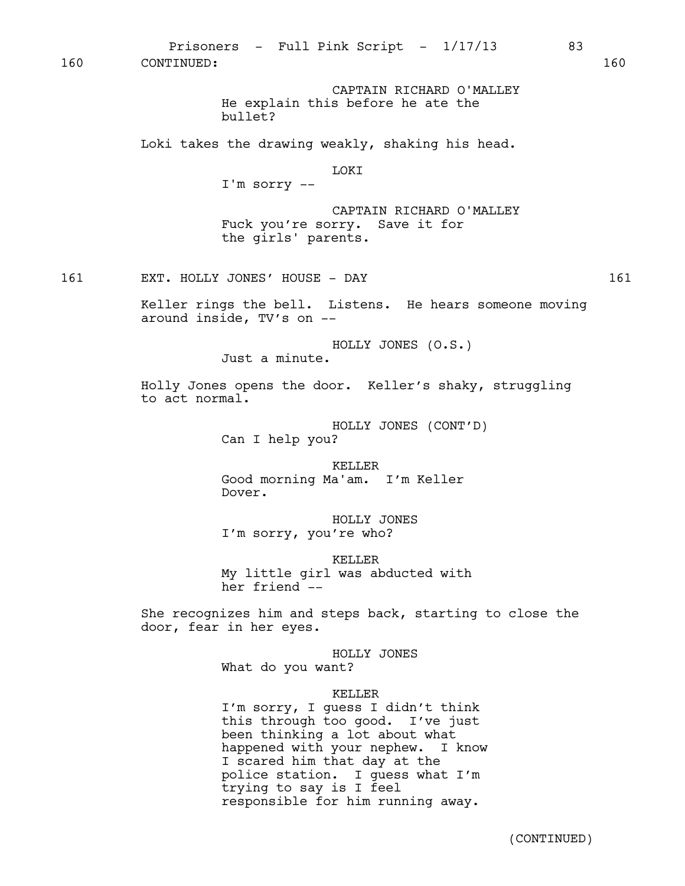160 CONTINUED: 160

CAPTAIN RICHARD O'MALLEY
He explain this before he ate the bullet?

Loki takes the drawing weakly, shaking his head.

LOKI
I'm sorry --

CAPTAIN RICHARD O'MALLEY
Fuck you're sorry. Save it for the girls' parents.

161 EXT. HOLLY JONES' HOUSE - DAY 161

Keller rings the bell. Listens. He hears someone moving around inside, TV's on --

HOLLY JONES (O.S.)
Just a minute.

Holly Jones opens the door. Keller's shaky, struggling to act normal.

HOLLY JONES (CONT'D)
Can I help you?

KELLER
Good morning Ma'am. I'm Keller Dover.

HOLLY JONES
I'm sorry, you're who?

KELLER
My little girl was abducted with her friend --

She recognizes him and steps back, starting to close the door, fear in her eyes.

HOLLY JONES
What do you want?

KELLER
I'm sorry, I guess I didn't think this through too good. I've just been thinking a lot about what happened with your nephew. I know I scared him that day at the police station. I guess what I'm trying to say is I feel responsible for him running away.

(CONTINUED)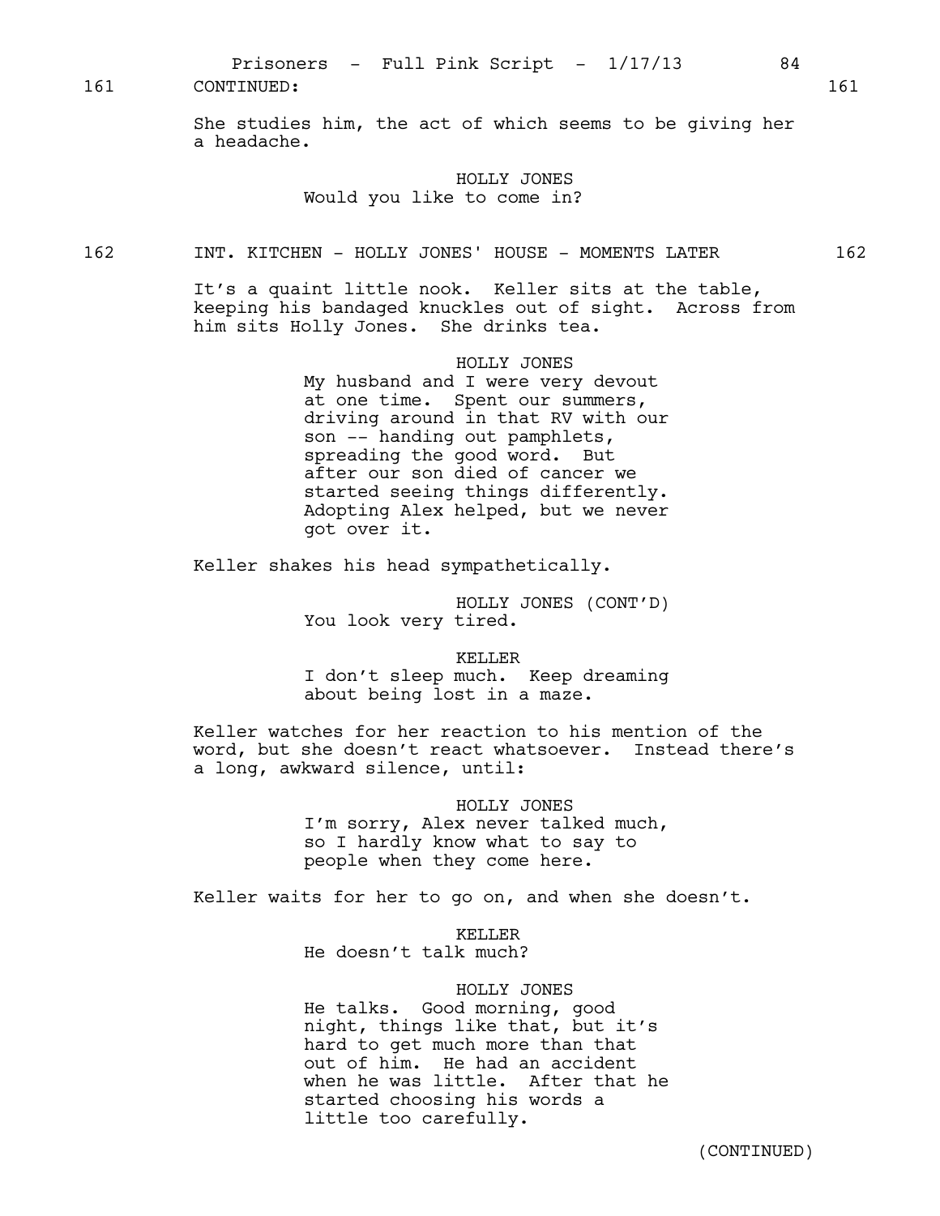161 CONTINUED: 161

She studies him, the act of which seems to be giving her a headache.

HOLLY JONES
Would you like to come in?

162 INT. KITCHEN - HOLLY JONES' HOUSE - MOMENTS LATER 162

It's a quaint little nook. Keller sits at the table, keeping his bandaged knuckles out of sight. Across from him sits Holly Jones. She drinks tea.

HOLLY JONES
My husband and I were very devout at one time. Spent our summers, driving around in that RV with our son -- handing out pamphlets, spreading the good word. But after our son died of cancer we started seeing things differently. Adopting Alex helped, but we never got over it.

Keller shakes his head sympathetically.

HOLLY JONES (CONT'D)
You look very tired.

KELLER
I don't sleep much. Keep dreaming about being lost in a maze.

Keller watches for her reaction to his mention of the word, but she doesn't react whatsoever. Instead there's a long, awkward silence, until:

HOLLY JONES
I'm sorry, Alex never talked much, so I hardly know what to say to people when they come here.

Keller waits for her to go on, and when she doesn't.

KELLER
He doesn't talk much?

HOLLY JONES
He talks. Good morning, good night, things like that, but it's hard to get much more than that out of him. He had an accident when he was little. After that he started choosing his words a little too carefully.

(CONTINUED)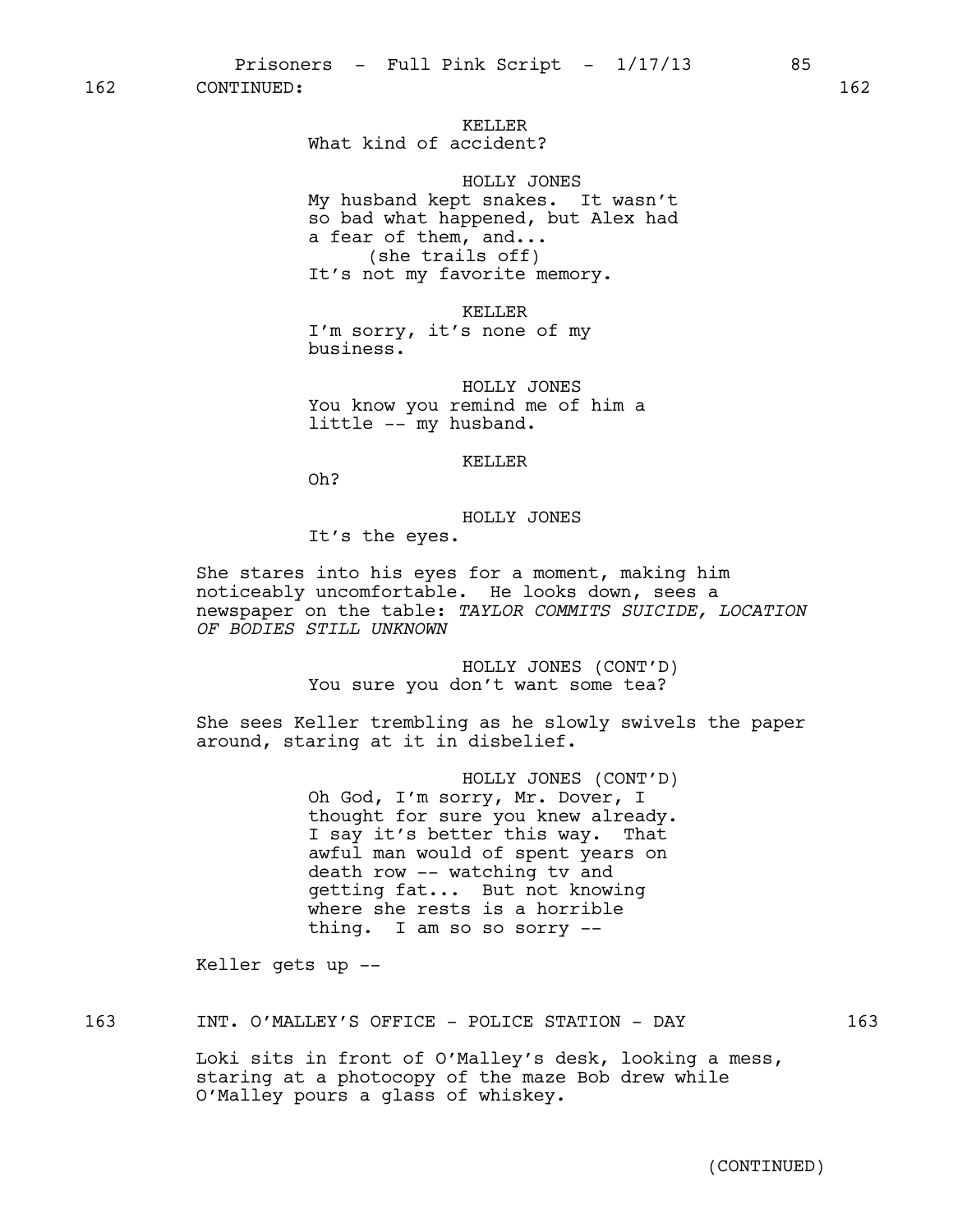162 CONTINUED: 162

KELLER
What kind of accident?

HOLLY JONES
My husband kept snakes. It wasn't so bad what happened, but Alex had a fear of them, and...
(she trails off)
It's not my favorite memory.

KELLER
I'm sorry, it's none of my business.

HOLLY JONES
You know you remind me of him a little -- my husband.

KELLER
Oh?

HOLLY JONES
It's the eyes.

She stares into his eyes for a moment, making him noticeably uncomfortable. He looks down, sees a newspaper on the table: *TAYLOR COMMITS SUICIDE, LOCATION OF BODIES STILL UNKNOWN*

HOLLY JONES (CONT'D)
You sure you don't want some tea?

She sees Keller trembling as he slowly swivels the paper around, staring at it in disbelief.

HOLLY JONES (CONT'D)
Oh God, I'm sorry, Mr. Dover, I thought for sure you knew already. I say it's better this way. That awful man would of spent years on death row -- watching tv and getting fat... But not knowing where she rests is a horrible thing. I am so so sorry --

Keller gets up --

163 INT. O'MALLEY'S OFFICE - POLICE STATION - DAY 163

Loki sits in front of O'Malley's desk, looking a mess, staring at a photocopy of the maze Bob drew while O'Malley pours a glass of whiskey.

(CONTINUED)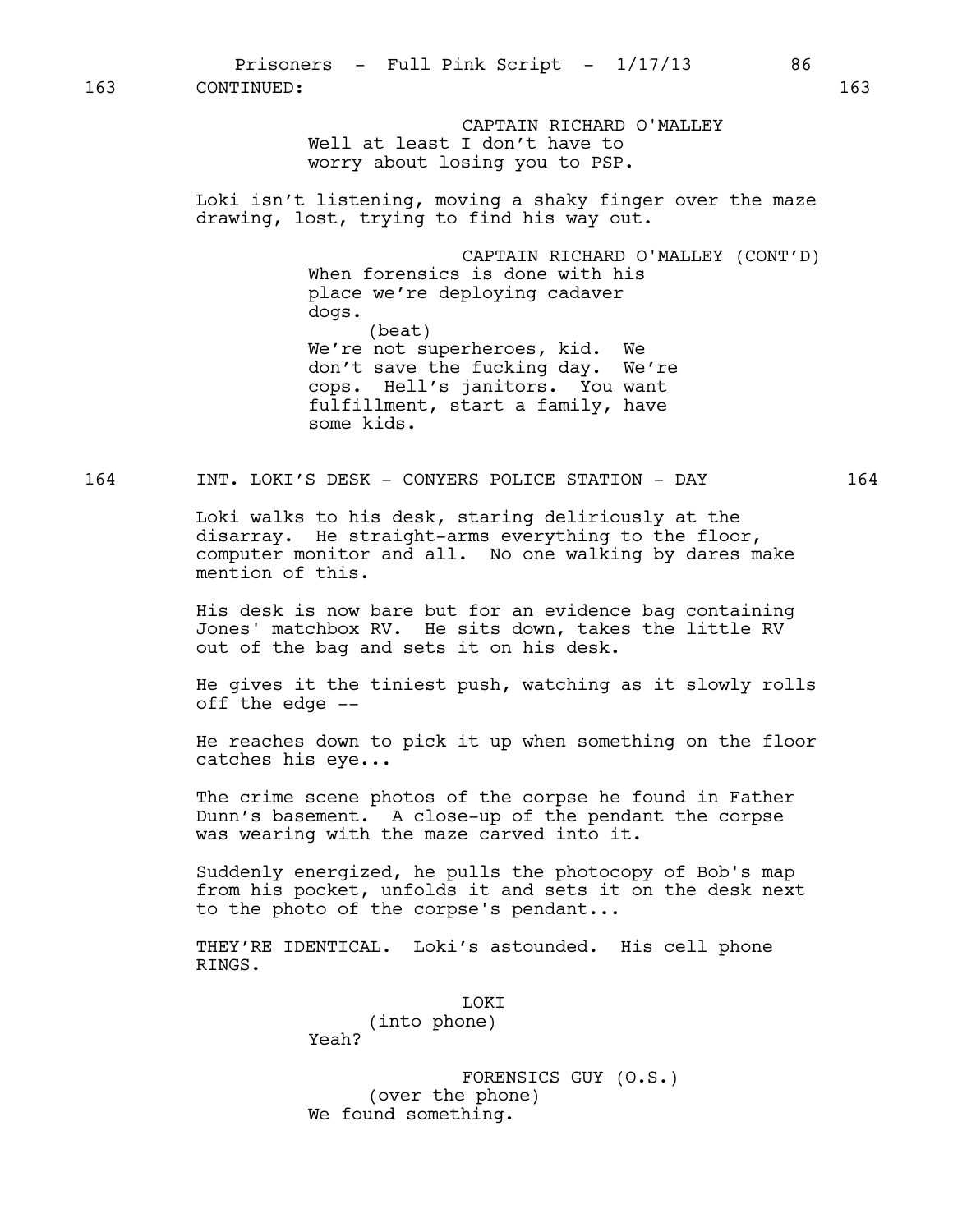163 CONTINUED: 163

CAPTAIN RICHARD O'MALLEY
Well at least I don't have to worry about losing you to PSP.

Loki isn't listening, moving a shaky finger over the maze drawing, lost, trying to find his way out.

CAPTAIN RICHARD O'MALLEY (CONT'D)
When forensics is done with his place we're deploying cadaver dogs.
(beat)
We're not superheroes, kid. We don't save the fucking day. We're cops. Hell's janitors. You want fulfillment, start a family, have some kids.

164 INT. LOKI'S DESK - CONYERS POLICE STATION - DAY 164

Loki walks to his desk, staring deliriously at the disarray. He straight-arms everything to the floor, computer monitor and all. No one walking by dares make mention of this.

His desk is now bare but for an evidence bag containing Jones' matchbox RV. He sits down, takes the little RV out of the bag and sets it on his desk.

He gives it the tiniest push, watching as it slowly rolls off the edge --

He reaches down to pick it up when something on the floor catches his eye...

The crime scene photos of the corpse he found in Father Dunn's basement. A close-up of the pendant the corpse was wearing with the maze carved into it.

Suddenly energized, he pulls the photocopy of Bob's map from his pocket, unfolds it and sets it on the desk next to the photo of the corpse's pendant...

THEY'RE IDENTICAL. Loki's astounded. His cell phone RINGS.

LOKI
(into phone)
Yeah?

FORENSICS GUY (O.S.)
(over the phone)
We found something.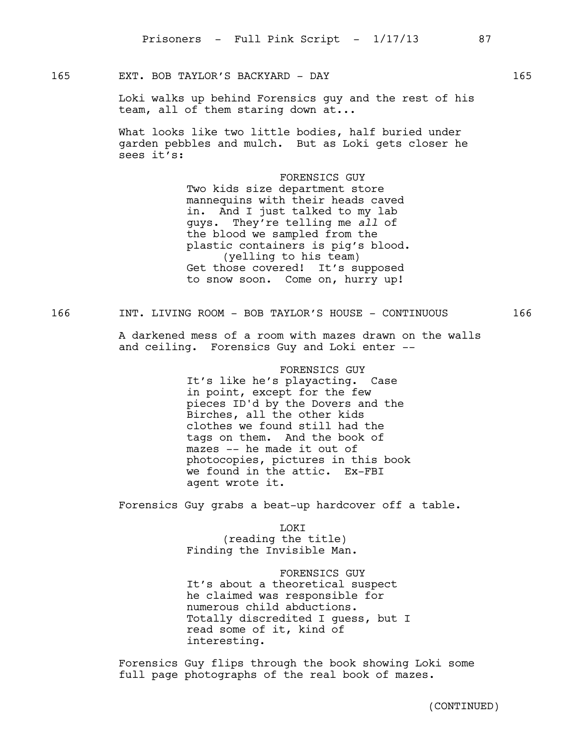165 EXT. BOB TAYLOR'S BACKYARD - DAY 165

Loki walks up behind Forensics guy and the rest of his team, all of them staring down at...

What looks like two little bodies, half buried under garden pebbles and mulch. But as Loki gets closer he sees it's:

FORENSICS GUY
Two kids size department store mannequins with their heads caved in. And I just talked to my lab guys. They're telling me *all* of the blood we sampled from the plastic containers is pig's blood.
(yelling to his team)
Get those covered! It's supposed to snow soon. Come on, hurry up!

166 INT. LIVING ROOM - BOB TAYLOR'S HOUSE - CONTINUOUS 166

A darkened mess of a room with mazes drawn on the walls and ceiling. Forensics Guy and Loki enter --

FORENSICS GUY
It's like he's playacting. Case in point, except for the few pieces ID'd by the Dovers and the Birches, all the other kids clothes we found still had the tags on them. And the book of mazes -- he made it out of photocopies, pictures in this book we found in the attic. Ex-FBI agent wrote it.

Forensics Guy grabs a beat-up hardcover off a table.

LOKI
(reading the title)
Finding the Invisible Man.

FORENSICS GUY
It's about a theoretical suspect he claimed was responsible for numerous child abductions. Totally discredited I guess, but I read some of it, kind of interesting.

Forensics Guy flips through the book showing Loki some full page photographs of the real book of mazes.

(CONTINUED)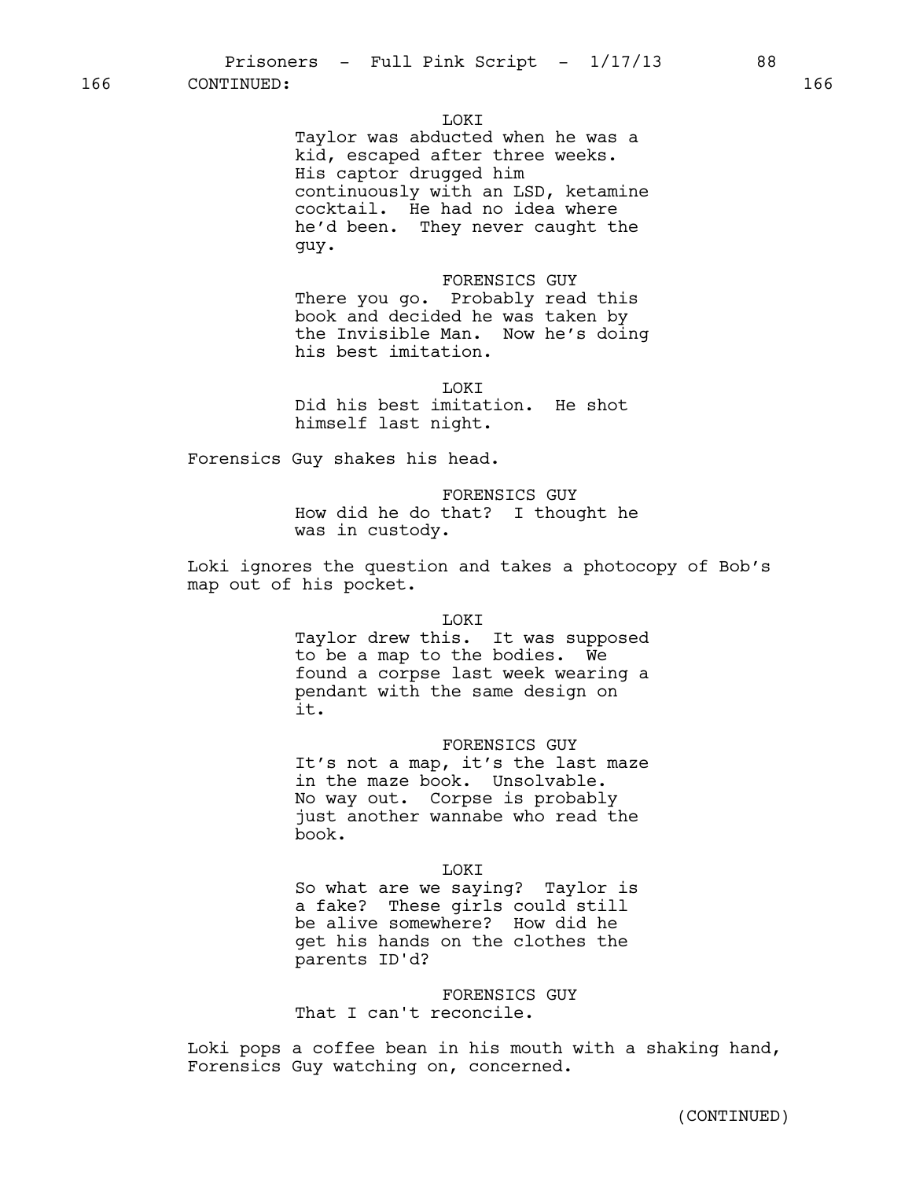166 CONTINUED: 166

LOKI
Taylor was abducted when he was a kid, escaped after three weeks. His captor drugged him continuously with an LSD, ketamine cocktail. He had no idea where he'd been. They never caught the guy.

FORENSICS GUY
There you go. Probably read this book and decided he was taken by the Invisible Man. Now he's doing his best imitation.

LOKI
Did his best imitation. He shot himself last night.

Forensics Guy shakes his head.

FORENSICS GUY
How did he do that? I thought he was in custody.

Loki ignores the question and takes a photocopy of Bob's map out of his pocket.

LOKI
Taylor drew this. It was supposed to be a map to the bodies. We found a corpse last week wearing a pendant with the same design on it.

FORENSICS GUY
It's not a map, it's the last maze in the maze book. Unsolvable. No way out. Corpse is probably just another wannabe who read the book.

LOKI
So what are we saying? Taylor is a fake? These girls could still be alive somewhere? How did he get his hands on the clothes the parents ID'd?

FORENSICS GUY
That I can't reconcile.

Loki pops a coffee bean in his mouth with a shaking hand, Forensics Guy watching on, concerned.

(CONTINUED)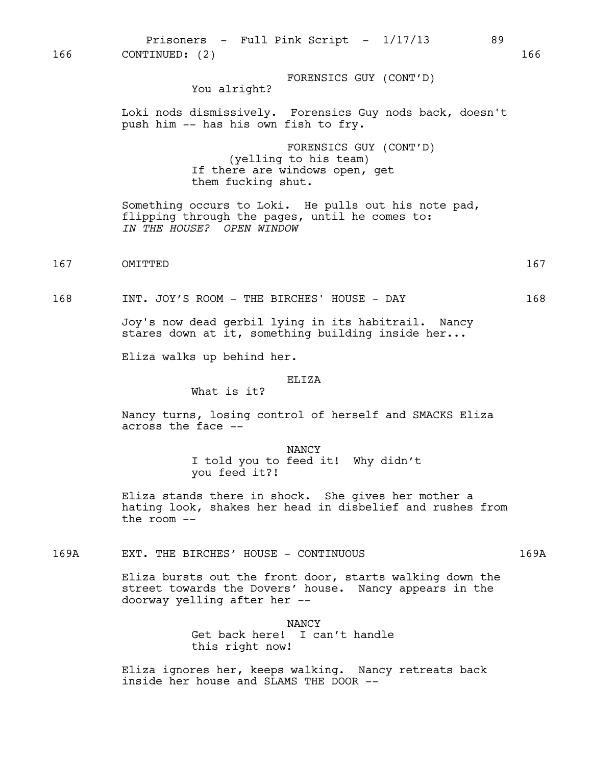166 CONTINUED: (2) 166

FORENSICS GUY (CONT'D)
You alright?

Loki nods dismissively. Forensics Guy nods back, doesn't push him -- has his own fish to fry.

FORENSICS GUY (CONT'D)
(yelling to his team)
If there are windows open, get them fucking shut.

Something occurs to Loki. He pulls out his note pad, flipping through the pages, until he comes to:
*IN THE HOUSE? OPEN WINDOW*

167 OMITTED 167

168 INT. JOY'S ROOM - THE BIRCHES' HOUSE - DAY 168

Joy's now dead gerbil lying in its habitrail. Nancy stares down at it, something building inside her...

Eliza walks up behind her.

ELIZA
What is it?

Nancy turns, losing control of herself and SMACKS Eliza across the face --

NANCY
I told you to feed it! Why didn't you feed it?!

Eliza stands there in shock. She gives her mother a hating look, shakes her head in disbelief and rushes from the room --

169A EXT. THE BIRCHES' HOUSE - CONTINUOUS 169A

Eliza bursts out the front door, starts walking down the street towards the Dovers' house. Nancy appears in the doorway yelling after her --

NANCY
Get back here! I can't handle this right now!

Eliza ignores her, keeps walking. Nancy retreats back inside her house and SLAMS THE DOOR --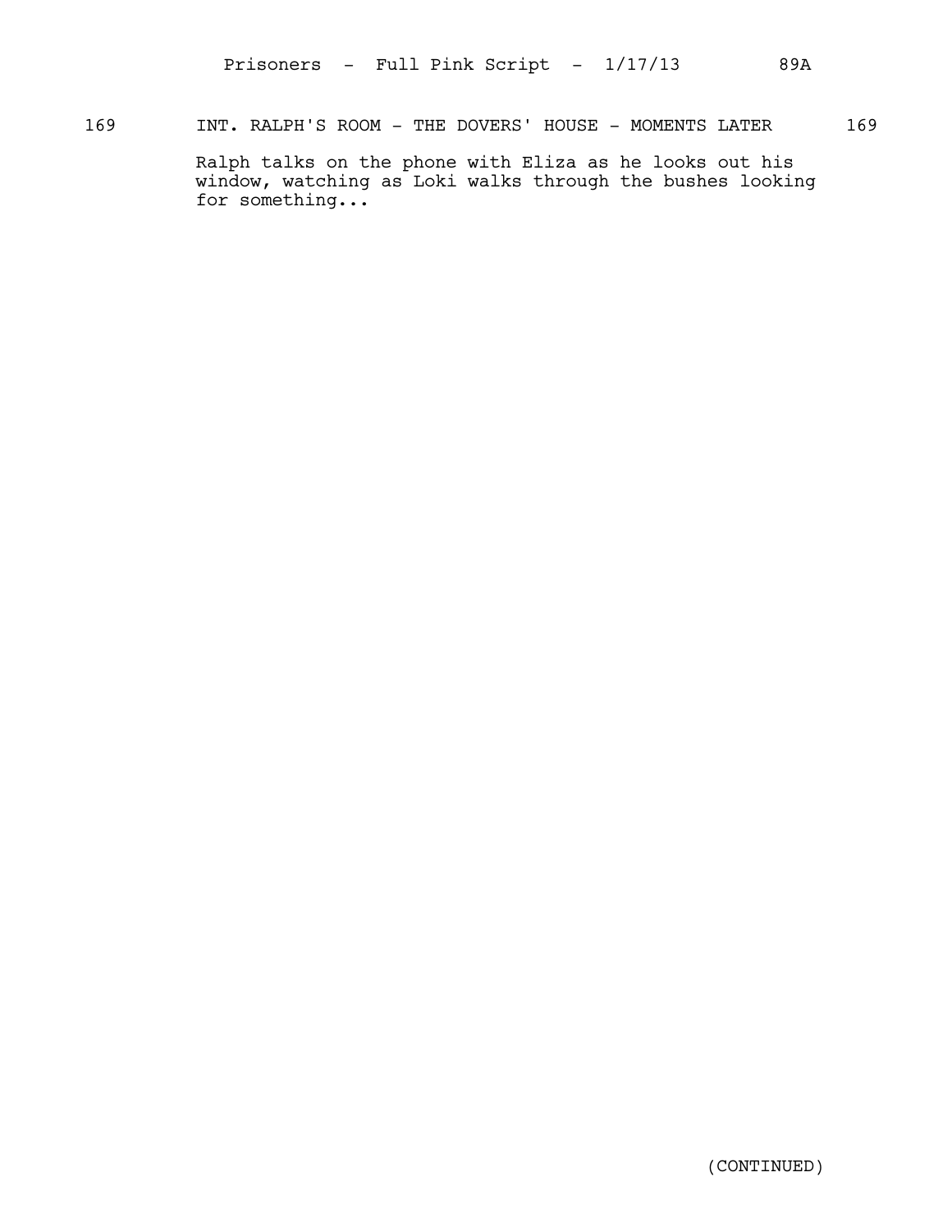169 INT. RALPH'S ROOM - THE DOVERS' HOUSE - MOMENTS LATER 169

Ralph talks on the phone with Eliza as he looks out his window, watching as Loki walks through the bushes looking for something...

(CONTINUED)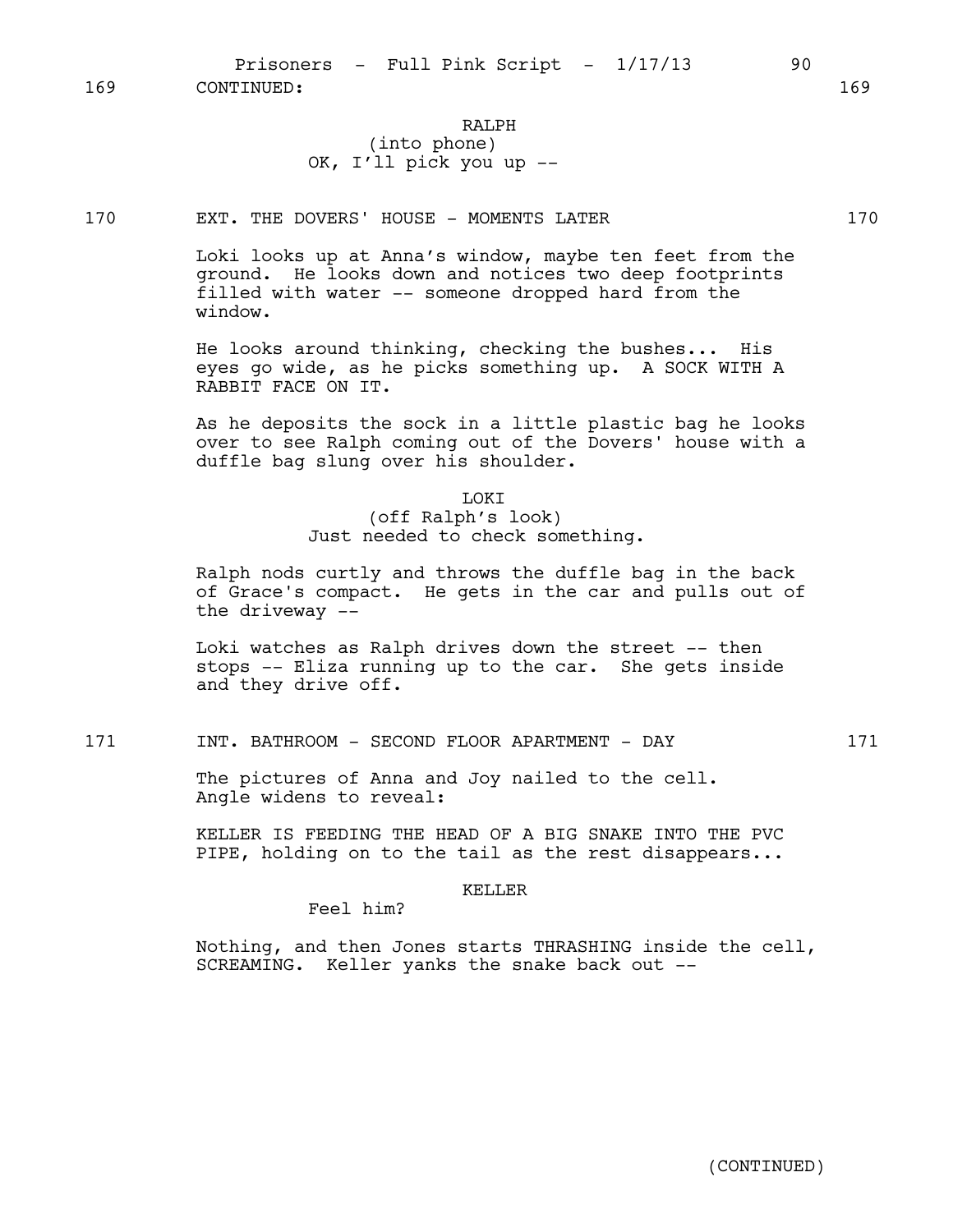169 CONTINUED: 169

RALPH
(into phone)
OK, I'll pick you up --

170 EXT. THE DOVERS' HOUSE - MOMENTS LATER 170

Loki looks up at Anna's window, maybe ten feet from the ground. He looks down and notices two deep footprints filled with water -- someone dropped hard from the window.

He looks around thinking, checking the bushes... His eyes go wide, as he picks something up. A SOCK WITH A RABBIT FACE ON IT.

As he deposits the sock in a little plastic bag he looks over to see Ralph coming out of the Dovers' house with a duffle bag slung over his shoulder.

LOKI
(off Ralph's look)
Just needed to check something.

Ralph nods curtly and throws the duffle bag in the back of Grace's compact. He gets in the car and pulls out of the driveway --

Loki watches as Ralph drives down the street -- then stops -- Eliza running up to the car. She gets inside and they drive off.

171 INT. BATHROOM - SECOND FLOOR APARTMENT - DAY 171

The pictures of Anna and Joy nailed to the cell. Angle widens to reveal:

KELLER IS FEEDING THE HEAD OF A BIG SNAKE INTO THE PVC PIPE, holding on to the tail as the rest disappears...

KELLER
Feel him?

Nothing, and then Jones starts THRASHING inside the cell, SCREAMING. Keller yanks the snake back out --

(CONTINUED)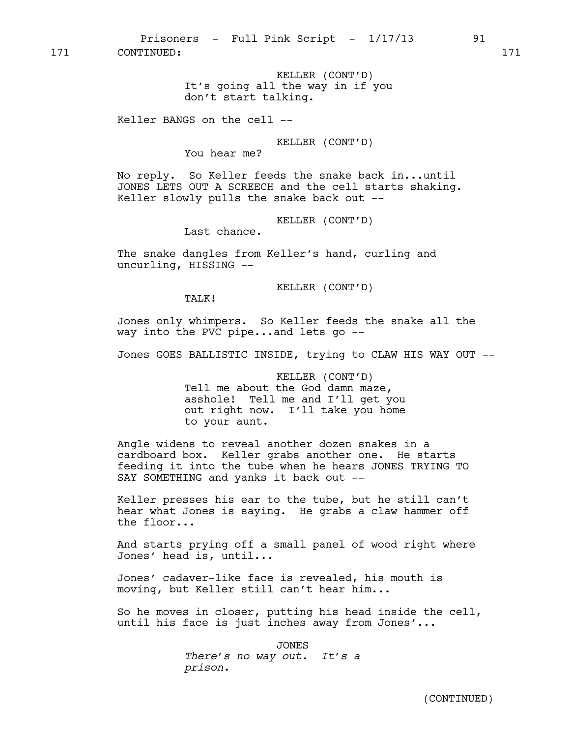171 CONTINUED: 171

KELLER (CONT'D)
It's going all the way in if you don't start talking.

Keller BANGS on the cell --

KELLER (CONT'D)
You hear me?

No reply. So Keller feeds the snake back in...until JONES LETS OUT A SCREECH and the cell starts shaking. Keller slowly pulls the snake back out --

KELLER (CONT'D)
Last chance.

The snake dangles from Keller's hand, curling and uncurling, HISSING --

KELLER (CONT'D)
TALK!

Jones only whimpers. So Keller feeds the snake all the way into the PVC pipe...and lets go --

Jones GOES BALLISTIC INSIDE, trying to CLAW HIS WAY OUT --

KELLER (CONT'D)
Tell me about the God damn maze, asshole! Tell me and I'll get you out right now. I'll take you home to your aunt.

Angle widens to reveal another dozen snakes in a cardboard box. Keller grabs another one. He starts feeding it into the tube when he hears JONES TRYING TO SAY SOMETHING and yanks it back out --

Keller presses his ear to the tube, but he still can't hear what Jones is saying. He grabs a claw hammer off the floor...

And starts prying off a small panel of wood right where Jones' head is, until...

Jones' cadaver-like face is revealed, his mouth is moving, but Keller still can't hear him...

So he moves in closer, putting his head inside the cell, until his face is just inches away from Jones'...

JONES
*There's no way out. It's a prison.*

(CONTINUED)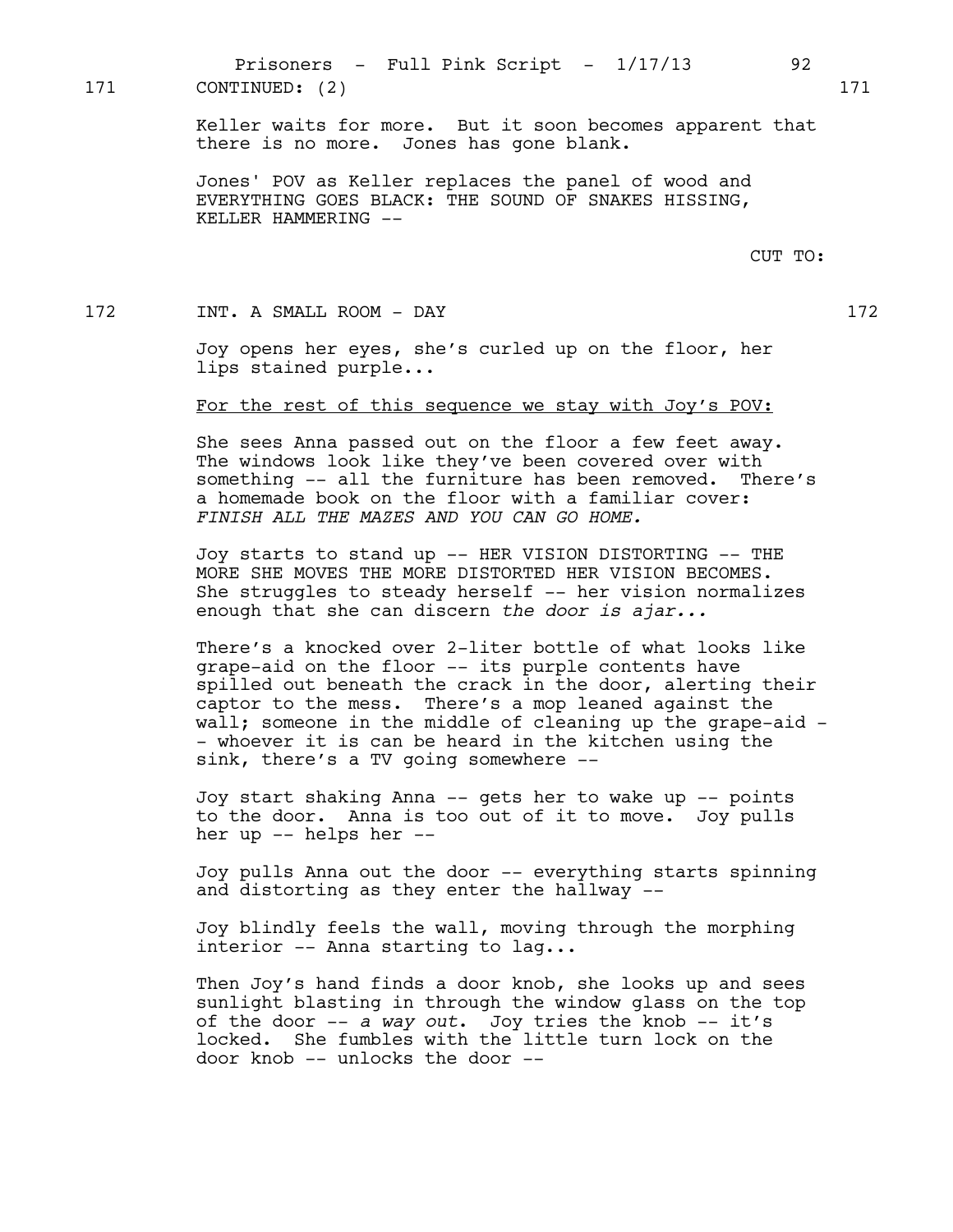171 CONTINUED: (2) 171

Keller waits for more. But it soon becomes apparent that there is no more. Jones has gone blank.

Jones' POV as Keller replaces the panel of wood and EVERYTHING GOES BLACK: THE SOUND OF SNAKES HISSING, KELLER HAMMERING --

CUT TO:

172 INT. A SMALL ROOM - DAY 172

Joy opens her eyes, she's curled up on the floor, her lips stained purple...

For the rest of this sequence we stay with Joy's POV:

She sees Anna passed out on the floor a few feet away. The windows look like they've been covered over with something -- all the furniture has been removed. There's a homemade book on the floor with a familiar cover: *FINISH ALL THE MAZES AND YOU CAN GO HOME.*

Joy starts to stand up -- HER VISION DISTORTING -- THE MORE SHE MOVES THE MORE DISTORTED HER VISION BECOMES. She struggles to steady herself -- her vision normalizes enough that she can discern *the door is ajar...*

There's a knocked over 2-liter bottle of what looks like grape-aid on the floor -- its purple contents have spilled out beneath the crack in the door, alerting their captor to the mess. There's a mop leaned against the wall; someone in the middle of cleaning up the grape-aid -- whoever it is can be heard in the kitchen using the sink, there's a TV going somewhere --

Joy start shaking Anna -- gets her to wake up -- points to the door. Anna is too out of it to move. Joy pulls her up -- helps her --

Joy pulls Anna out the door -- everything starts spinning and distorting as they enter the hallway --

Joy blindly feels the wall, moving through the morphing interior -- Anna starting to lag...

Then Joy's hand finds a door knob, she looks up and sees sunlight blasting in through the window glass on the top of the door -- *a way out*. Joy tries the knob -- it's locked. She fumbles with the little turn lock on the door knob -- unlocks the door --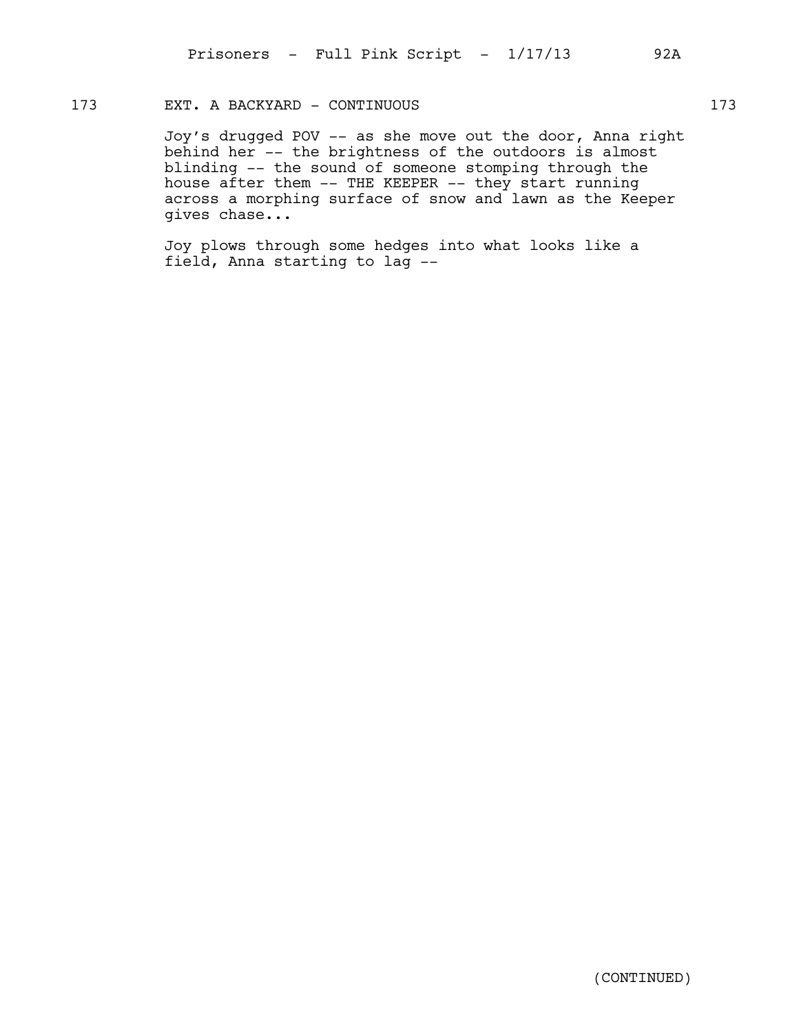173 EXT. A BACKYARD - CONTINUOUS 173

Joy's drugged POV -- as she move out the door, Anna right behind her -- the brightness of the outdoors is almost blinding -- the sound of someone stomping through the house after them -- THE KEEPER -- they start running across a morphing surface of snow and lawn as the Keeper gives chase...

Joy plows through some hedges into what looks like a field, Anna starting to lag --

(CONTINUED)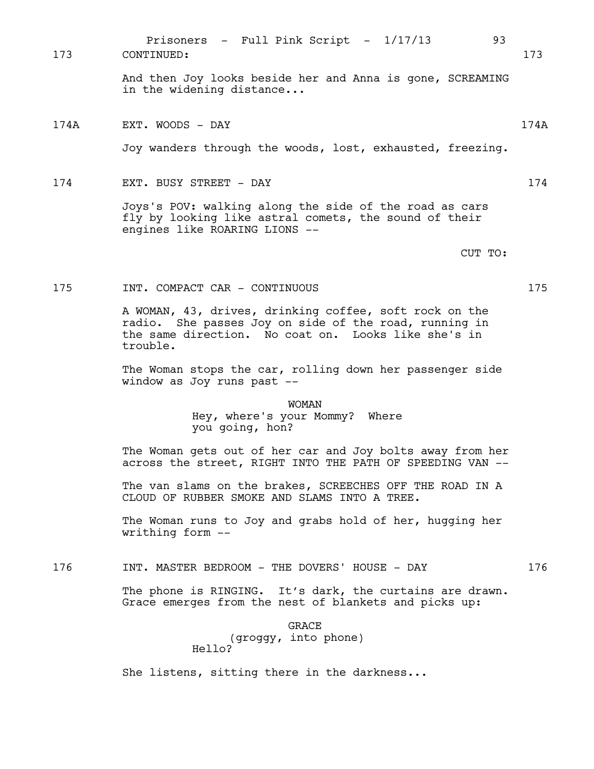173 CONTINUED: 173

And then Joy looks beside her and Anna is gone, SCREAMING in the widening distance...

174A EXT. WOODS - DAY 174A

Joy wanders through the woods, lost, exhausted, freezing.

174 EXT. BUSY STREET - DAY 174

Joys's POV: walking along the side of the road as cars fly by looking like astral comets, the sound of their engines like ROARING LIONS --

CUT TO:

175 INT. COMPACT CAR - CONTINUOUS 175

A WOMAN, 43, drives, drinking coffee, soft rock on the radio. She passes Joy on side of the road, running in the same direction. No coat on. Looks like she's in trouble.

The Woman stops the car, rolling down her passenger side window as Joy runs past --

WOMAN
Hey, where's your Mommy? Where you going, hon?

The Woman gets out of her car and Joy bolts away from her across the street, RIGHT INTO THE PATH OF SPEEDING VAN --

The van slams on the brakes, SCREECHES OFF THE ROAD IN A CLOUD OF RUBBER SMOKE AND SLAMS INTO A TREE.

The Woman runs to Joy and grabs hold of her, hugging her writhing form --

176 INT. MASTER BEDROOM - THE DOVERS' HOUSE - DAY 176

The phone is RINGING. It's dark, the curtains are drawn. Grace emerges from the nest of blankets and picks up:

GRACE
(groggy, into phone)
Hello?

She listens, sitting there in the darkness...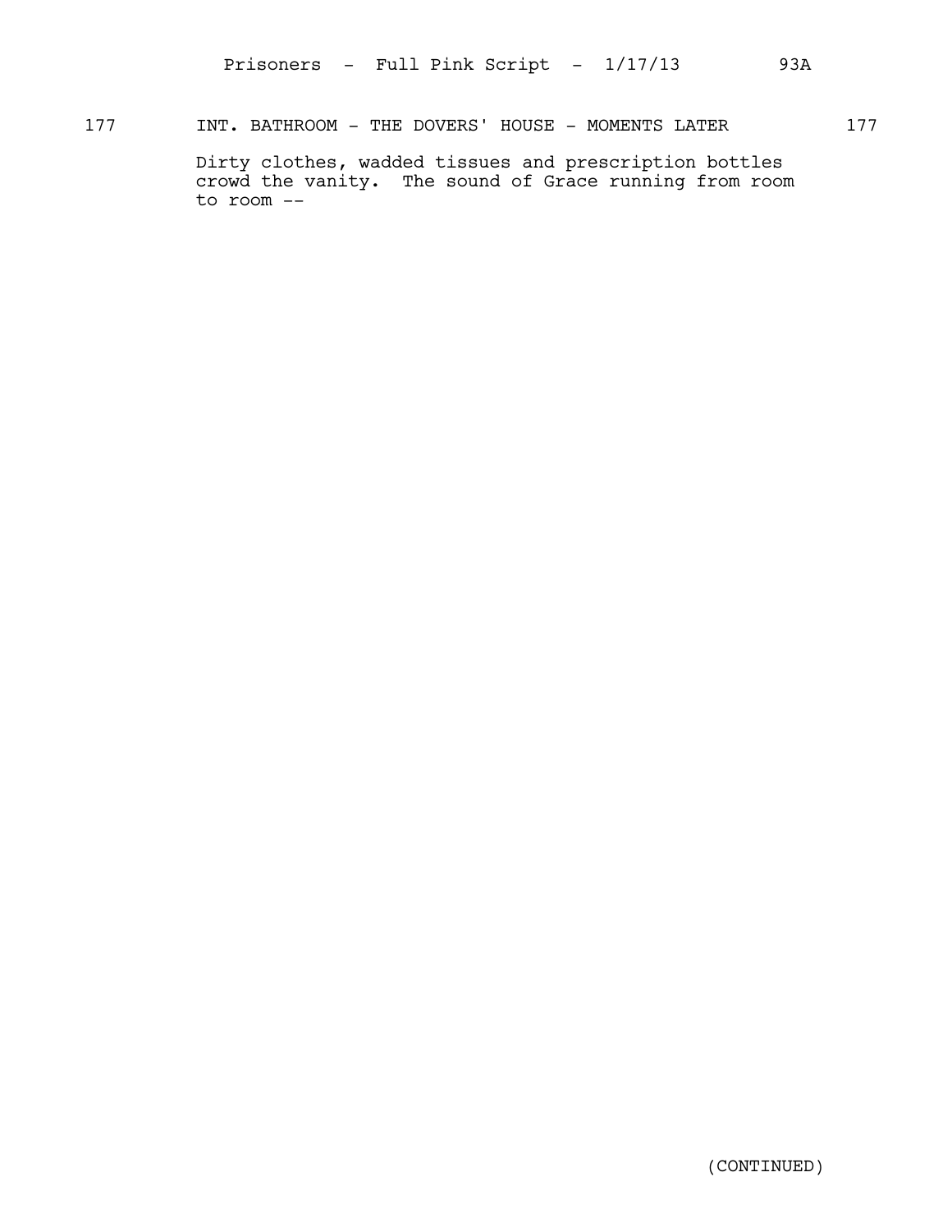177 INT. BATHROOM - THE DOVERS' HOUSE - MOMENTS LATER 177

Dirty clothes, wadded tissues and prescription bottles crowd the vanity. The sound of Grace running from room to room --

(CONTINUED)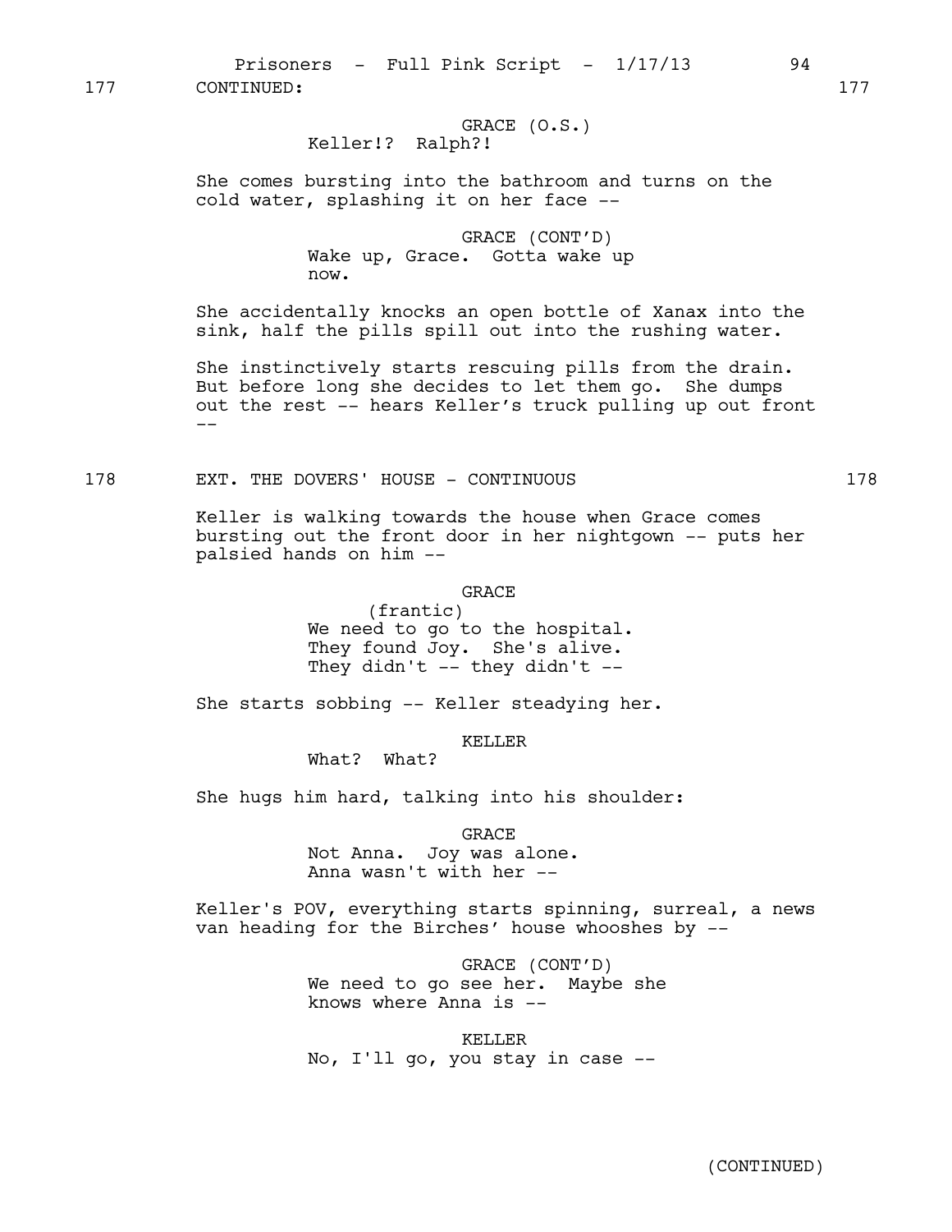177 CONTINUED: 177

GRACE (O.S.)
Keller!? Ralph?!

She comes bursting into the bathroom and turns on the cold water, splashing it on her face --

GRACE (CONT'D)
Wake up, Grace. Gotta wake up now.

She accidentally knocks an open bottle of Xanax into the sink, half the pills spill out into the rushing water.

She instinctively starts rescuing pills from the drain. But before long she decides to let them go. She dumps out the rest -- hears Keller's truck pulling up out front --

178 EXT. THE DOVERS' HOUSE - CONTINUOUS 178

Keller is walking towards the house when Grace comes bursting out the front door in her nightgown -- puts her palsied hands on him --

GRACE
(frantic)
We need to go to the hospital. They found Joy. She's alive. They didn't -- they didn't --

She starts sobbing -- Keller steadying her.

KELLER
What? What?

She hugs him hard, talking into his shoulder:

GRACE
Not Anna. Joy was alone. Anna wasn't with her --

Keller's POV, everything starts spinning, surreal, a news van heading for the Birches' house whooshes by --

GRACE (CONT'D)
We need to go see her. Maybe she knows where Anna is --

KELLER
No, I'll go, you stay in case --

(CONTINUED)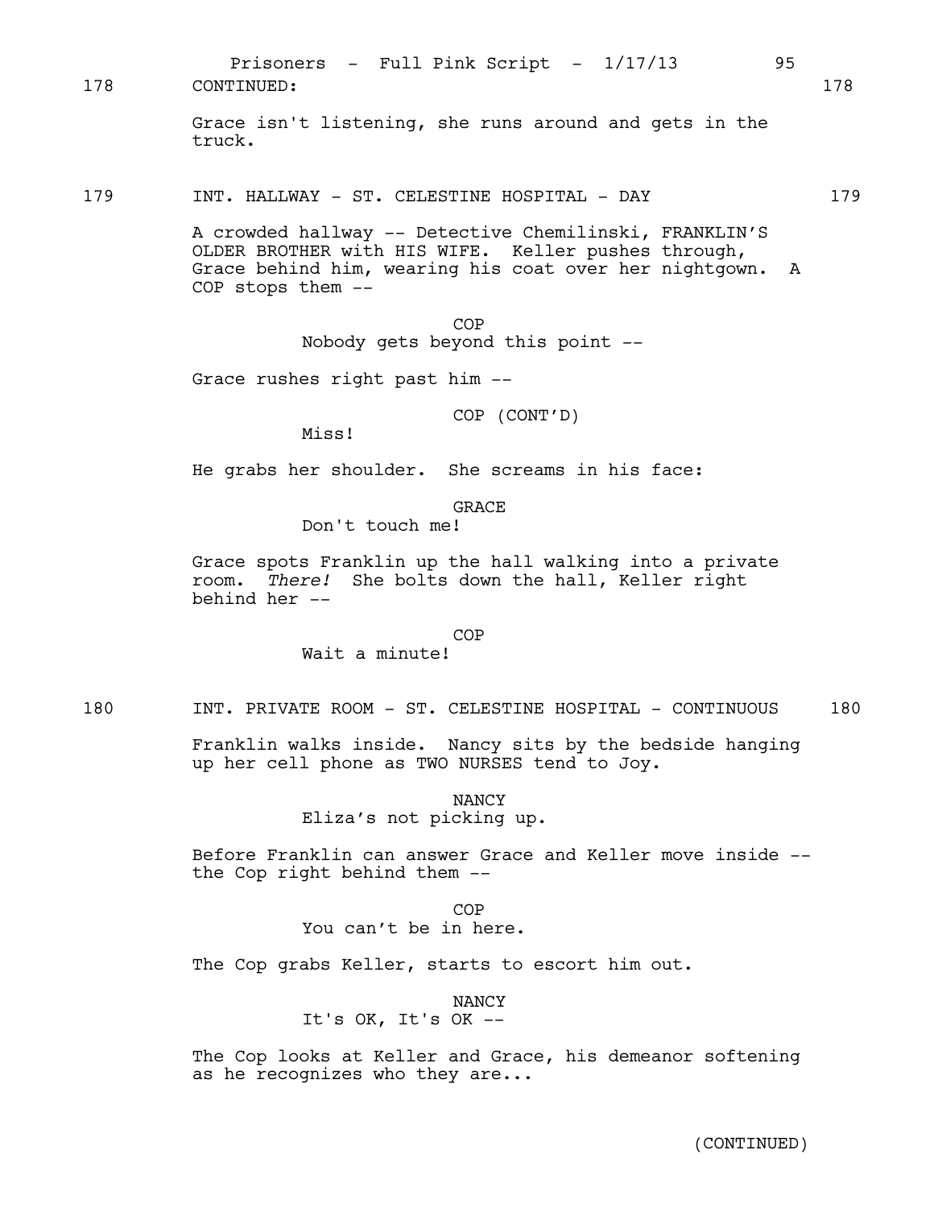178 CONTINUED: 178

Grace isn't listening, she runs around and gets in the truck.

179 INT. HALLWAY - ST. CELESTINE HOSPITAL - DAY 179

A crowded hallway -- Detective Chemilinski, FRANKLIN'S OLDER BROTHER with HIS WIFE. Keller pushes through, Grace behind him, wearing his coat over her nightgown. A COP stops them --

COP
Nobody gets beyond this point --

Grace rushes right past him --

COP (CONT'D)
Miss!

He grabs her shoulder. She screams in his face:

GRACE
Don't touch me!

Grace spots Franklin up the hall walking into a private room. *There!* She bolts down the hall, Keller right behind her --

COP
Wait a minute!

180 INT. PRIVATE ROOM - ST. CELESTINE HOSPITAL - CONTINUOUS 180

Franklin walks inside. Nancy sits by the bedside hanging up her cell phone as TWO NURSES tend to Joy.

NANCY
Eliza's not picking up.

Before Franklin can answer Grace and Keller move inside -- the Cop right behind them --

COP
You can't be in here.

The Cop grabs Keller, starts to escort him out.

NANCY
It's OK, It's OK --

The Cop looks at Keller and Grace, his demeanor softening as he recognizes who they are...

(CONTINUED)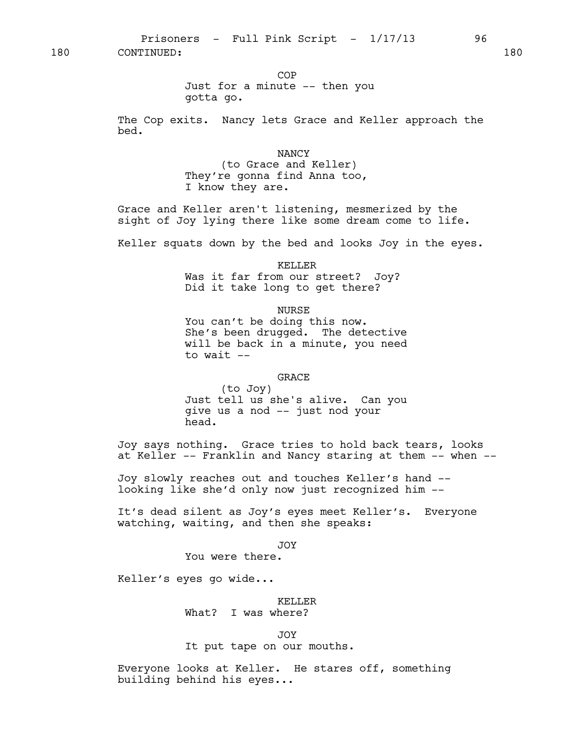180 CONTINUED: 180

COP
Just for a minute -- then you gotta go.

The Cop exits. Nancy lets Grace and Keller approach the bed.

NANCY
(to Grace and Keller)
They're gonna find Anna too, I know they are.

Grace and Keller aren't listening, mesmerized by the sight of Joy lying there like some dream come to life.

Keller squats down by the bed and looks Joy in the eyes.

KELLER
Was it far from our street? Joy? Did it take long to get there?

NURSE
You can't be doing this now. She's been drugged. The detective will be back in a minute, you need to wait --

GRACE
(to Joy)
Just tell us she's alive. Can you give us a nod -- just nod your head.

Joy says nothing. Grace tries to hold back tears, looks at Keller -- Franklin and Nancy staring at them -- when --

Joy slowly reaches out and touches Keller's hand -- looking like she'd only now just recognized him --

It's dead silent as Joy's eyes meet Keller's. Everyone watching, waiting, and then she speaks:

JOY
You were there.

Keller's eyes go wide...

KELLER
What? I was where?

JOY
It put tape on our mouths.

Everyone looks at Keller. He stares off, something building behind his eyes...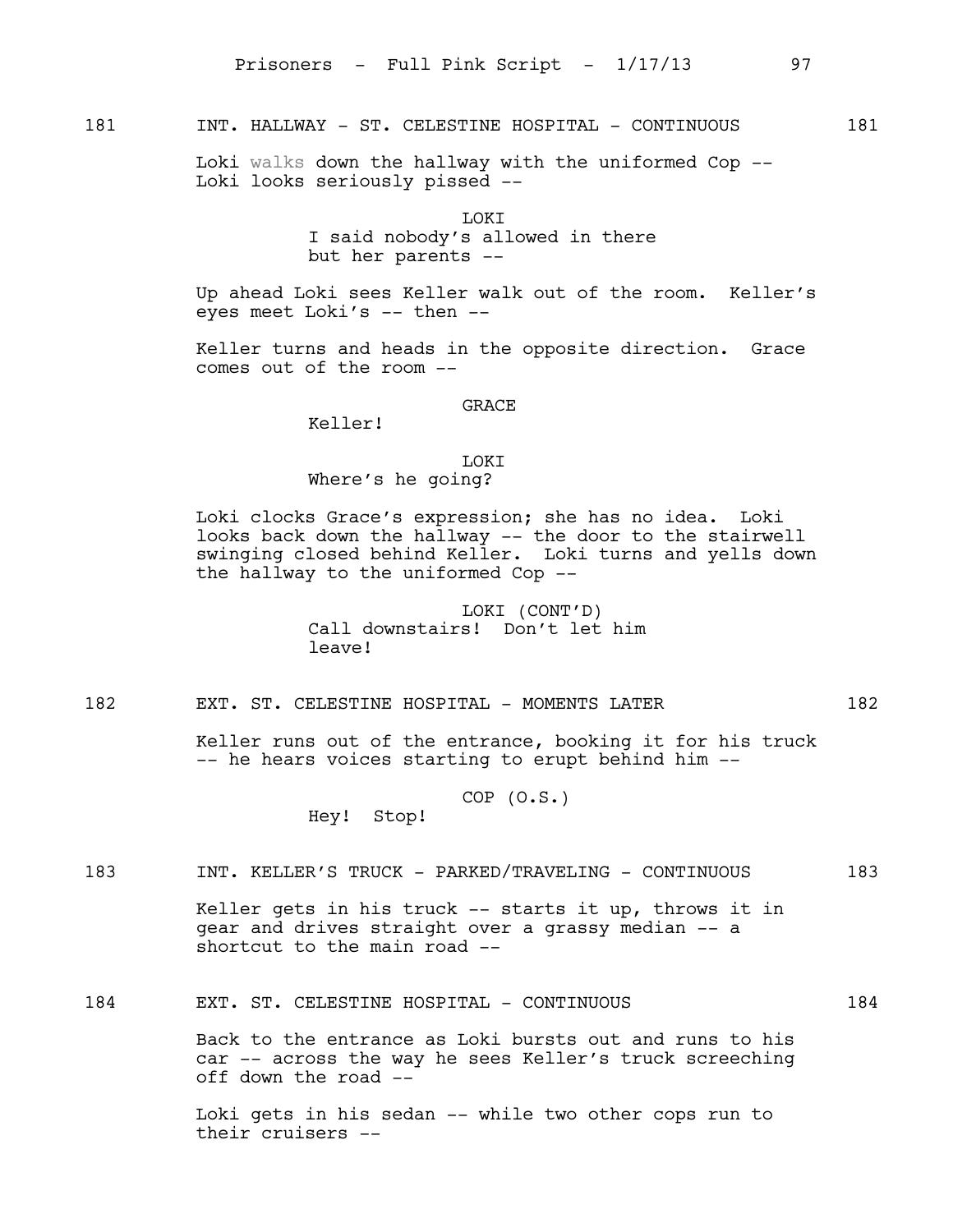181 INT. HALLWAY - ST. CELESTINE HOSPITAL - CONTINUOUS 181

Loki walks down the hallway with the uniformed Cop -- Loki looks seriously pissed --

LOKI
I said nobody's allowed in there but her parents --

Up ahead Loki sees Keller walk out of the room. Keller's eyes meet Loki's -- then --

Keller turns and heads in the opposite direction. Grace comes out of the room --

GRACE
Keller!

LOKI
Where's he going?

Loki clocks Grace's expression; she has no idea. Loki looks back down the hallway -- the door to the stairwell swinging closed behind Keller. Loki turns and yells down the hallway to the uniformed Cop --

LOKI (CONT'D)
Call downstairs! Don't let him leave!

182 EXT. ST. CELESTINE HOSPITAL - MOMENTS LATER 182

Keller runs out of the entrance, booking it for his truck -- he hears voices starting to erupt behind him --

COP (O.S.)
Hey! Stop!

183 INT. KELLER'S TRUCK - PARKED/TRAVELING - CONTINUOUS 183

Keller gets in his truck -- starts it up, throws it in gear and drives straight over a grassy median -- a shortcut to the main road --

184 EXT. ST. CELESTINE HOSPITAL - CONTINUOUS 184

Back to the entrance as Loki bursts out and runs to his car -- across the way he sees Keller's truck screeching off down the road --

Loki gets in his sedan -- while two other cops run to their cruisers --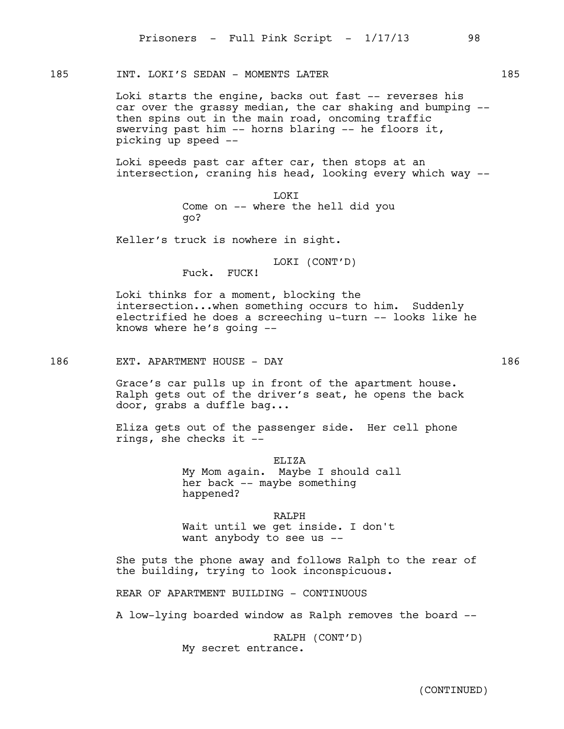185 INT. LOKI'S SEDAN - MOMENTS LATER 185

Loki starts the engine, backs out fast -- reverses his car over the grassy median, the car shaking and bumping -- then spins out in the main road, oncoming traffic swerving past him -- horns blaring -- he floors it, picking up speed --

Loki speeds past car after car, then stops at an intersection, craning his head, looking every which way --

LOKI
Come on -- where the hell did you go?

Keller's truck is nowhere in sight.

LOKI (CONT'D)
Fuck. FUCK!

Loki thinks for a moment, blocking the intersection...when something occurs to him. Suddenly electrified he does a screeching u-turn -- looks like he knows where he's going --

186 EXT. APARTMENT HOUSE - DAY 186

Grace's car pulls up in front of the apartment house. Ralph gets out of the driver's seat, he opens the back door, grabs a duffle bag...

Eliza gets out of the passenger side. Her cell phone rings, she checks it --

ELIZA
My Mom again. Maybe I should call her back -- maybe something happened?

RALPH
Wait until we get inside. I don't want anybody to see us --

She puts the phone away and follows Ralph to the rear of the building, trying to look inconspicuous.

REAR OF APARTMENT BUILDING - CONTINUOUS

A low-lying boarded window as Ralph removes the board --

RALPH (CONT'D)
My secret entrance.

(CONTINUED)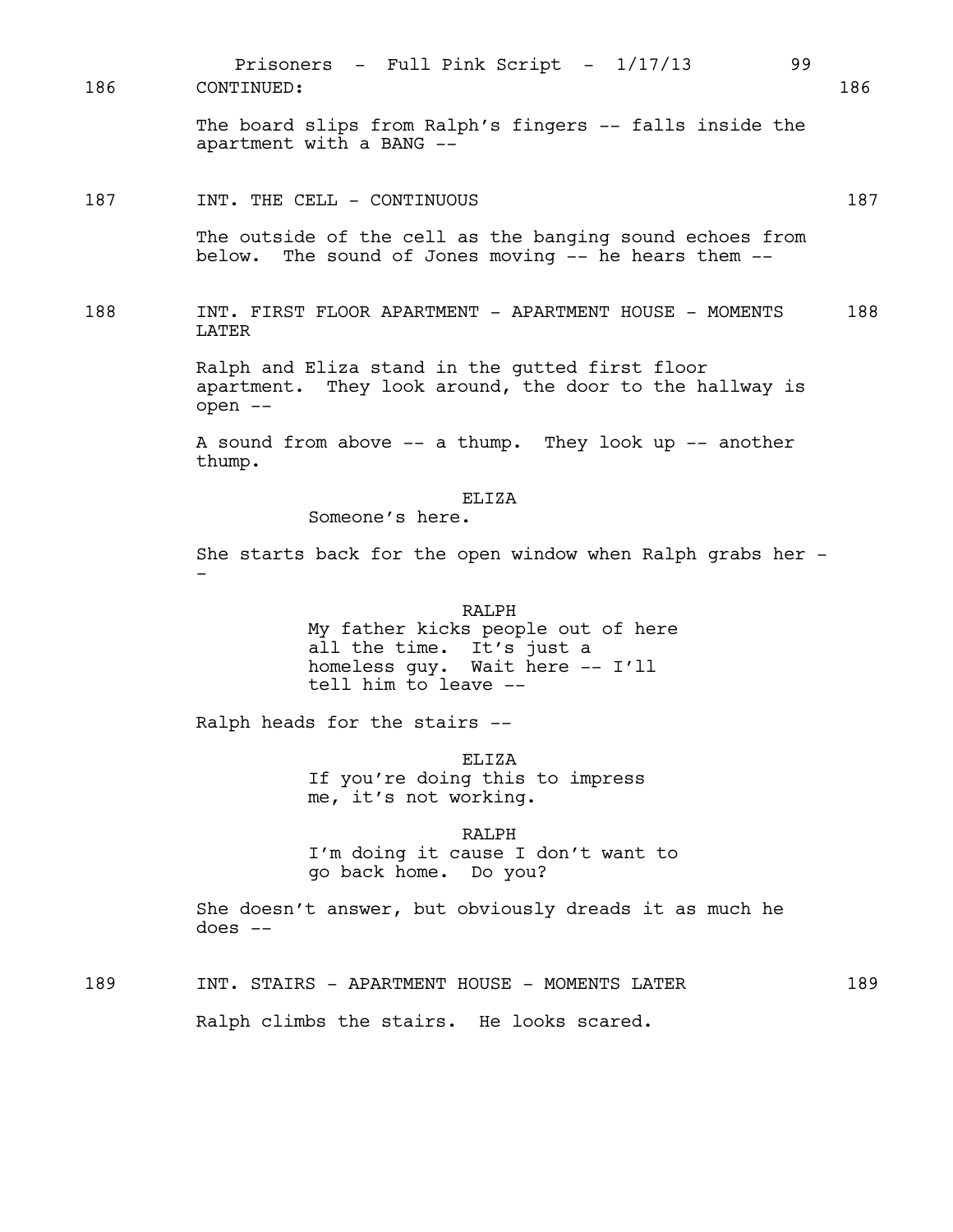186 CONTINUED: 186

The board slips from Ralph's fingers -- falls inside the apartment with a BANG --

187 INT. THE CELL - CONTINUOUS 187

The outside of the cell as the banging sound echoes from below. The sound of Jones moving -- he hears them --

188 INT. FIRST FLOOR APARTMENT - APARTMENT HOUSE - MOMENTS LATER 188

Ralph and Eliza stand in the gutted first floor apartment. They look around, the door to the hallway is open --

A sound from above -- a thump. They look up -- another thump.

ELIZA
Someone's here.

She starts back for the open window when Ralph grabs her --

RALPH
My father kicks people out of here all the time. It's just a homeless guy. Wait here -- I'll tell him to leave --

Ralph heads for the stairs --

ELIZA
If you're doing this to impress me, it's not working.

RALPH
I'm doing it cause I don't want to go back home. Do you?

She doesn't answer, but obviously dreads it as much he does --

189 INT. STAIRS - APARTMENT HOUSE - MOMENTS LATER 189

Ralph climbs the stairs. He looks scared.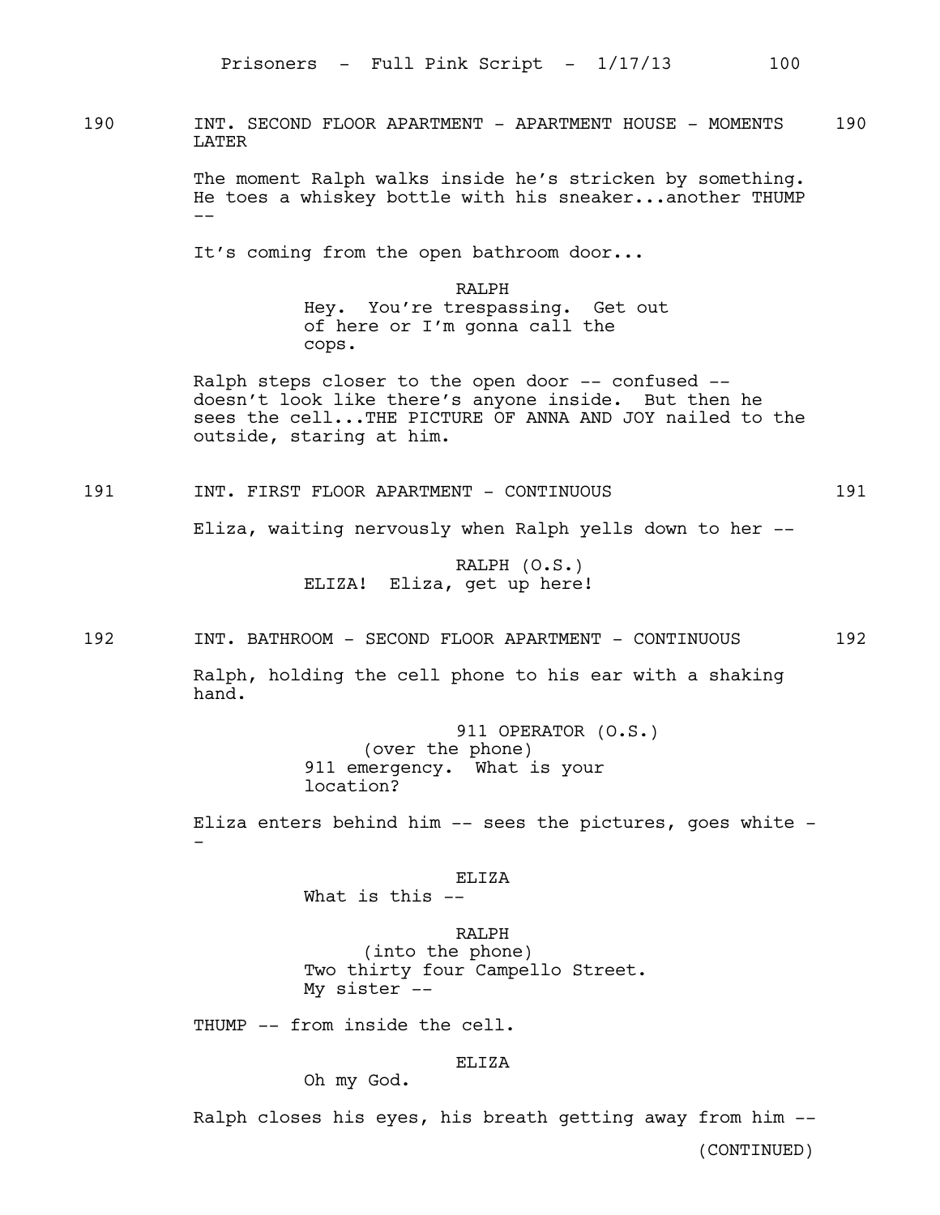190 INT. SECOND FLOOR APARTMENT - APARTMENT HOUSE - MOMENTS LATER 190

The moment Ralph walks inside he's stricken by something. He toes a whiskey bottle with his sneaker...another THUMP --

It's coming from the open bathroom door...

RALPH
Hey. You're trespassing. Get out of here or I'm gonna call the cops.

Ralph steps closer to the open door -- confused -- doesn't look like there's anyone inside. But then he sees the cell...THE PICTURE OF ANNA AND JOY nailed to the outside, staring at him.

191 INT. FIRST FLOOR APARTMENT - CONTINUOUS 191

Eliza, waiting nervously when Ralph yells down to her --

RALPH (O.S.)
ELIZA! Eliza, get up here!

192 INT. BATHROOM - SECOND FLOOR APARTMENT - CONTINUOUS 192

Ralph, holding the cell phone to his ear with a shaking hand.

911 OPERATOR (O.S.)
(over the phone)
911 emergency. What is your location?

Eliza enters behind him -- sees the pictures, goes white --

ELIZA
What is this --

RALPH
(into the phone)
Two thirty four Campello Street.
My sister --

THUMP -- from inside the cell.

ELIZA
Oh my God.

Ralph closes his eyes, his breath getting away from him --

(CONTINUED)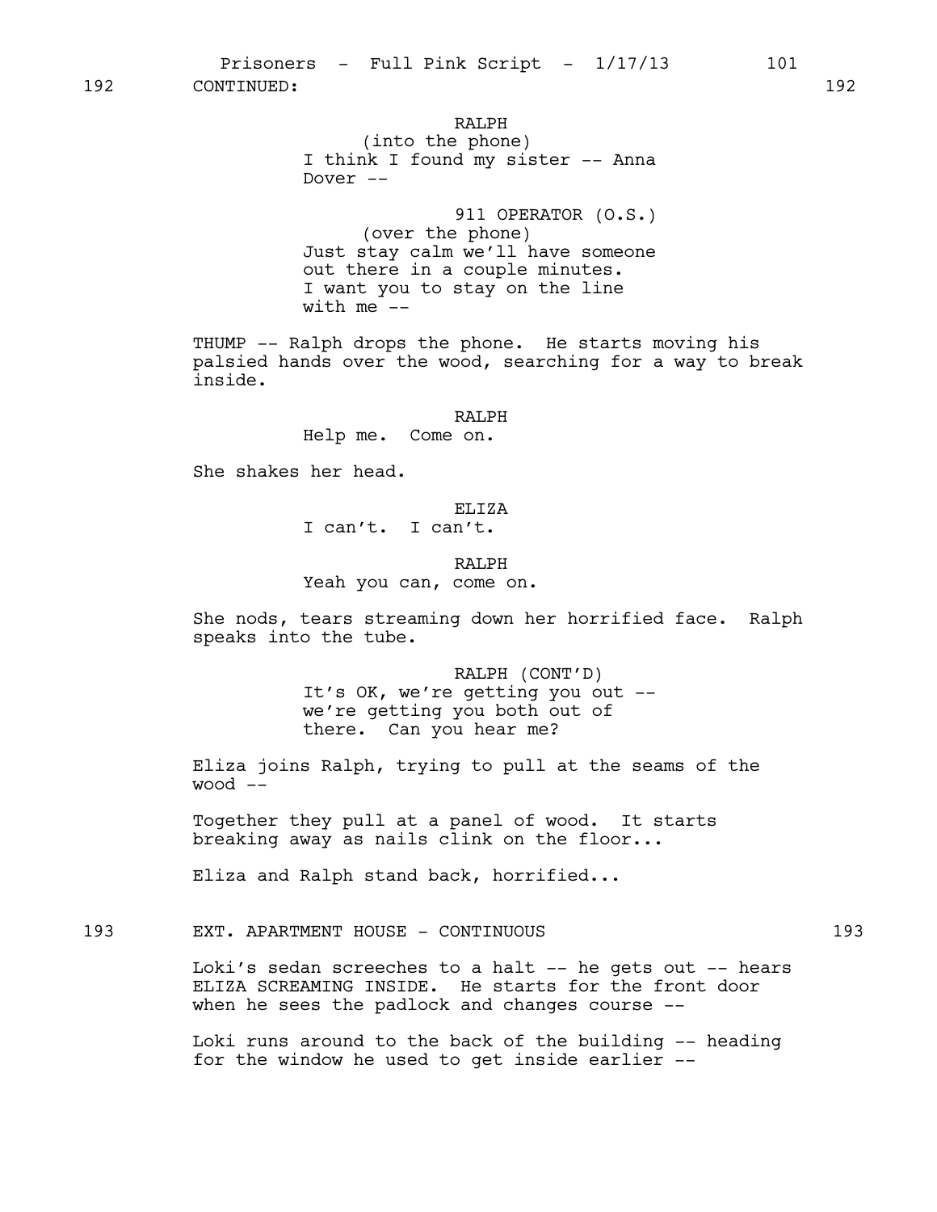192 CONTINUED: 192

RALPH
(into the phone)
I think I found my sister -- Anna Dover --

911 OPERATOR (O.S.)
(over the phone)
Just stay calm we'll have someone out there in a couple minutes. I want you to stay on the line with me --

THUMP -- Ralph drops the phone. He starts moving his palsied hands over the wood, searching for a way to break inside.

RALPH
Help me. Come on.

She shakes her head.

ELIZA
I can't. I can't.

RALPH
Yeah you can, come on.

She nods, tears streaming down her horrified face. Ralph speaks into the tube.

RALPH (CONT'D)
It's OK, we're getting you out -- we're getting you both out of there. Can you hear me?

Eliza joins Ralph, trying to pull at the seams of the wood --

Together they pull at a panel of wood. It starts breaking away as nails clink on the floor...

Eliza and Ralph stand back, horrified...

193 EXT. APARTMENT HOUSE - CONTINUOUS 193

Loki's sedan screeches to a halt -- he gets out -- hears ELIZA SCREAMING INSIDE. He starts for the front door when he sees the padlock and changes course --

Loki runs around to the back of the building -- heading for the window he used to get inside earlier --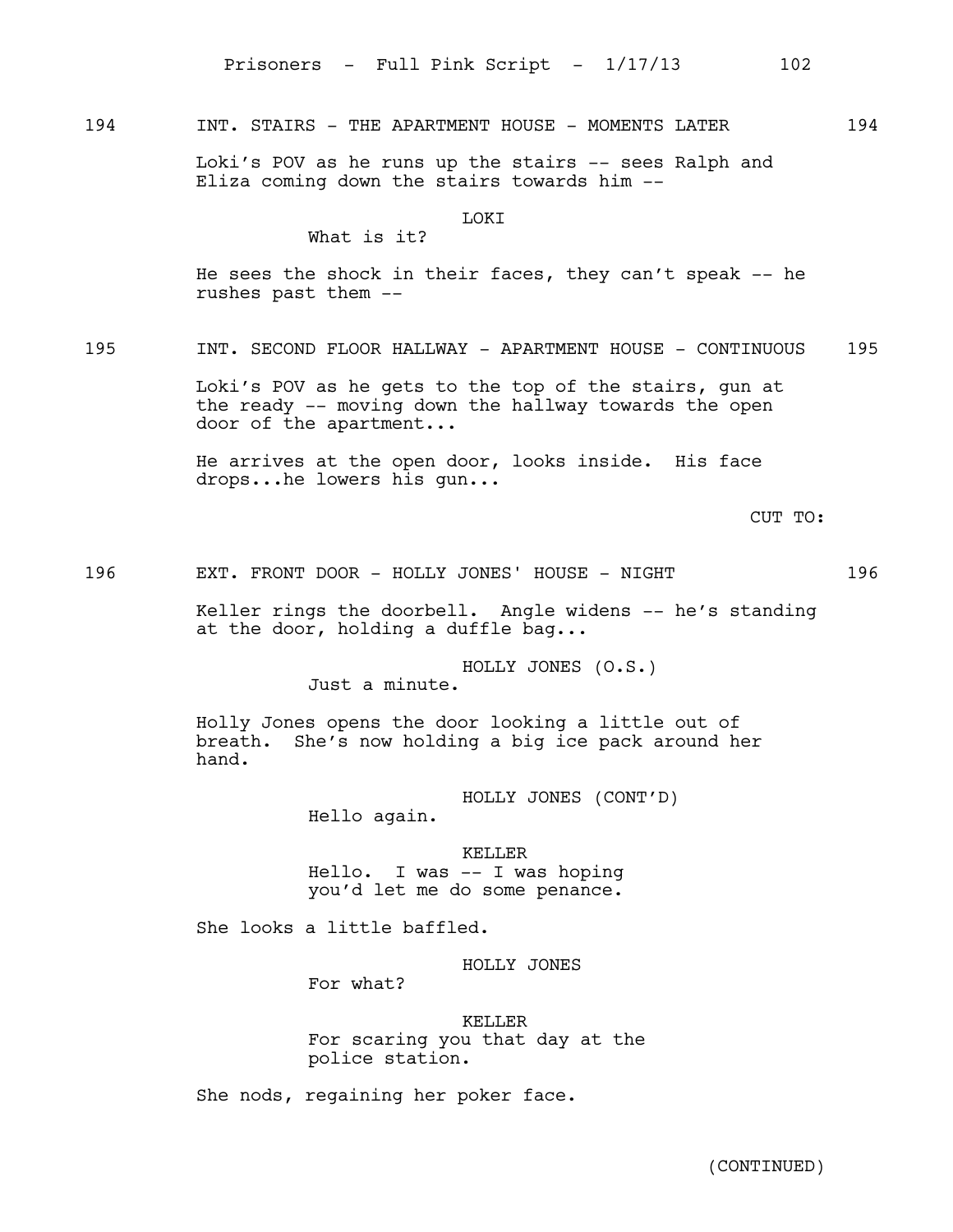194 INT. STAIRS - THE APARTMENT HOUSE - MOMENTS LATER 194

Loki's POV as he runs up the stairs -- sees Ralph and Eliza coming down the stairs towards him --

LOKI

What is it?

He sees the shock in their faces, they can't speak -- he rushes past them --

195 INT. SECOND FLOOR HALLWAY - APARTMENT HOUSE - CONTINUOUS 195

Loki's POV as he gets to the top of the stairs, gun at the ready -- moving down the hallway towards the open door of the apartment...

He arrives at the open door, looks inside. His face drops...he lowers his gun...

CUT TO:

196 EXT. FRONT DOOR - HOLLY JONES' HOUSE - NIGHT 196

Keller rings the doorbell. Angle widens -- he's standing at the door, holding a duffle bag...

HOLLY JONES (O.S.)

Just a minute.

Holly Jones opens the door looking a little out of breath. She's now holding a big ice pack around her hand.

HOLLY JONES (CONT'D)

Hello again.

KELLER

Hello. I was -- I was hoping you'd let me do some penance.

She looks a little baffled.

HOLLY JONES

For what?

KELLER

For scaring you that day at the police station.

She nods, regaining her poker face.

(CONTINUED)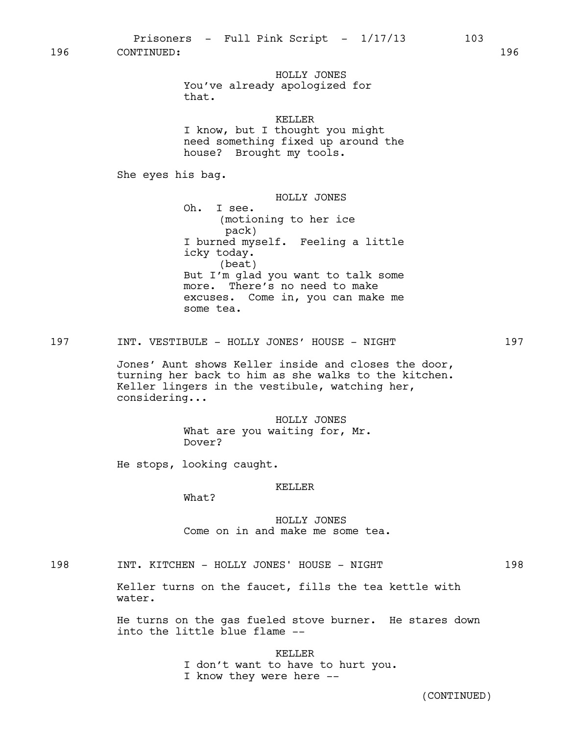196 CONTINUED: 196

HOLLY JONES
You've already apologized for that.

KELLER
I know, but I thought you might need something fixed up around the house? Brought my tools.

She eyes his bag.

HOLLY JONES
Oh. I see.
(motioning to her ice pack)
I burned myself. Feeling a little icky today.
(beat)
But I'm glad you want to talk some more. There's no need to make excuses. Come in, you can make me some tea.

197 INT. VESTIBULE - HOLLY JONES' HOUSE - NIGHT 197

Jones' Aunt shows Keller inside and closes the door, turning her back to him as she walks to the kitchen. Keller lingers in the vestibule, watching her, considering...

HOLLY JONES
What are you waiting for, Mr. Dover?

He stops, looking caught.

KELLER
What?

HOLLY JONES
Come on in and make me some tea.

198 INT. KITCHEN - HOLLY JONES' HOUSE - NIGHT 198

Keller turns on the faucet, fills the tea kettle with water.

He turns on the gas fueled stove burner. He stares down into the little blue flame --

KELLER
I don't want to have to hurt you.
I know they were here --

(CONTINUED)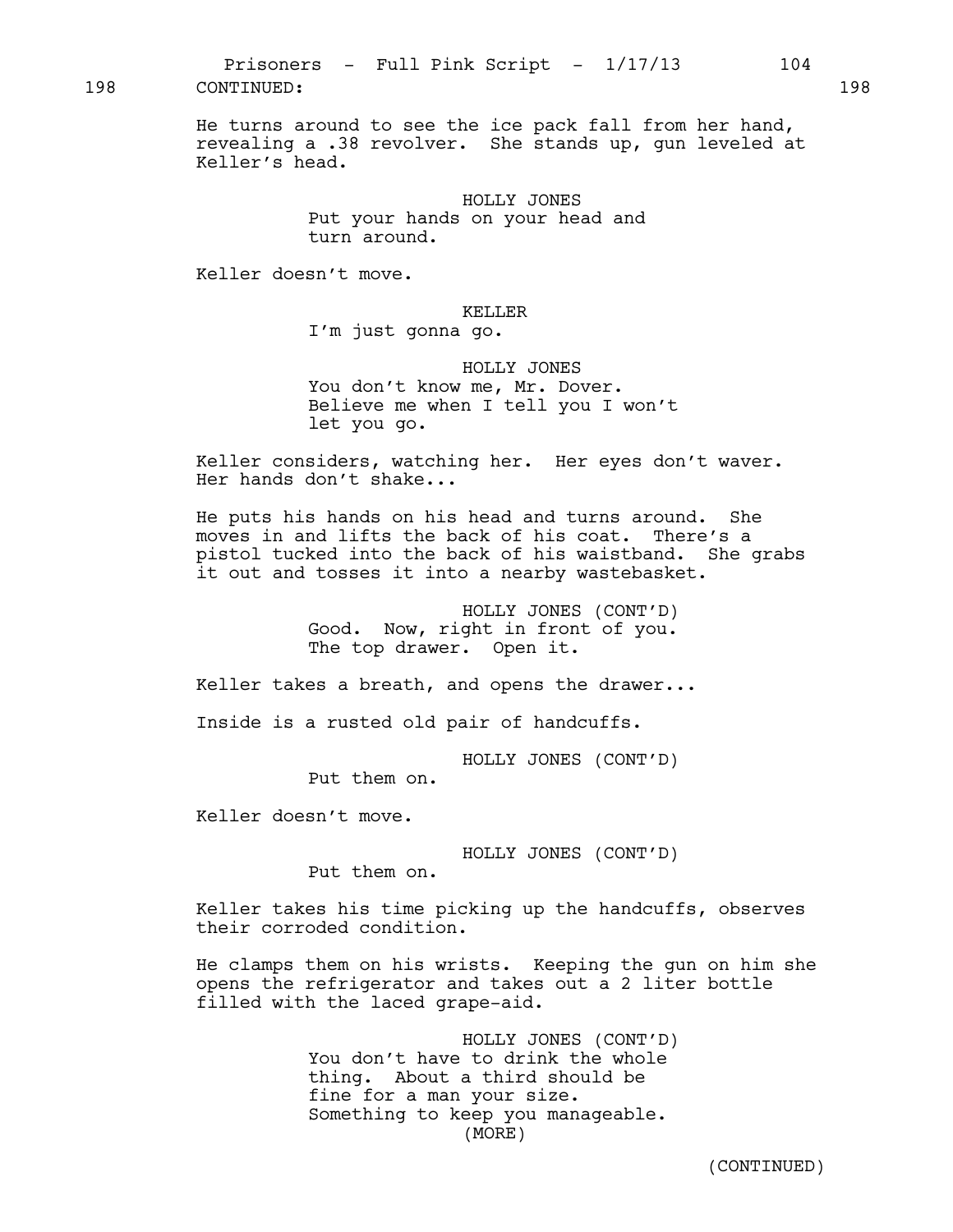198 CONTINUED: 198

He turns around to see the ice pack fall from her hand, revealing a .38 revolver. She stands up, gun leveled at Keller's head.

HOLLY JONES
Put your hands on your head and turn around.

Keller doesn't move.

KELLER
I'm just gonna go.

HOLLY JONES
You don't know me, Mr. Dover. Believe me when I tell you I won't let you go.

Keller considers, watching her. Her eyes don't waver. Her hands don't shake...

He puts his hands on his head and turns around. She moves in and lifts the back of his coat. There's a pistol tucked into the back of his waistband. She grabs it out and tosses it into a nearby wastebasket.

HOLLY JONES (CONT'D)
Good. Now, right in front of you. The top drawer. Open it.

Keller takes a breath, and opens the drawer...

Inside is a rusted old pair of handcuffs.

HOLLY JONES (CONT'D)
Put them on.

Keller doesn't move.

HOLLY JONES (CONT'D)
Put them on.

Keller takes his time picking up the handcuffs, observes their corroded condition.

He clamps them on his wrists. Keeping the gun on him she opens the refrigerator and takes out a 2 liter bottle filled with the laced grape-aid.

HOLLY JONES (CONT'D)
You don't have to drink the whole thing. About a third should be fine for a man your size. Something to keep you manageable.
(MORE)

(CONTINUED)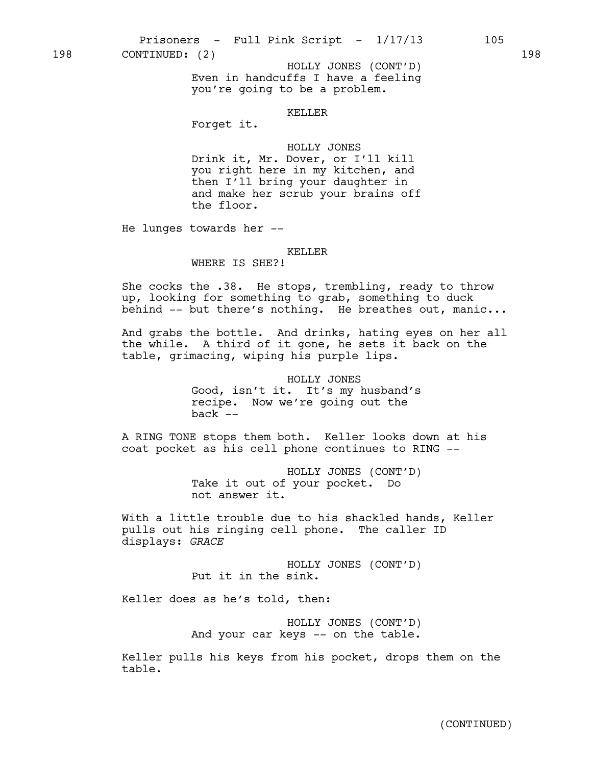198 CONTINUED: (2) 198

HOLLY JONES (CONT'D)
Even in handcuffs I have a feeling you're going to be a problem.

KELLER
Forget it.

HOLLY JONES
Drink it, Mr. Dover, or I'll kill you right here in my kitchen, and then I'll bring your daughter in and make her scrub your brains off the floor.

He lunges towards her --

KELLER
WHERE IS SHE?!

She cocks the .38. He stops, trembling, ready to throw up, looking for something to grab, something to duck behind -- but there's nothing. He breathes out, manic...

And grabs the bottle. And drinks, hating eyes on her all the while. A third of it gone, he sets it back on the table, grimacing, wiping his purple lips.

HOLLY JONES
Good, isn't it. It's my husband's recipe. Now we're going out the back --

A RING TONE stops them both. Keller looks down at his coat pocket as his cell phone continues to RING --

HOLLY JONES (CONT'D)
Take it out of your pocket. Do not answer it.

With a little trouble due to his shackled hands, Keller pulls out his ringing cell phone. The caller ID displays: *GRACE*

HOLLY JONES (CONT'D)
Put it in the sink.

Keller does as he's told, then:

HOLLY JONES (CONT'D)
And your car keys -- on the table.

Keller pulls his keys from his pocket, drops them on the table.

(CONTINUED)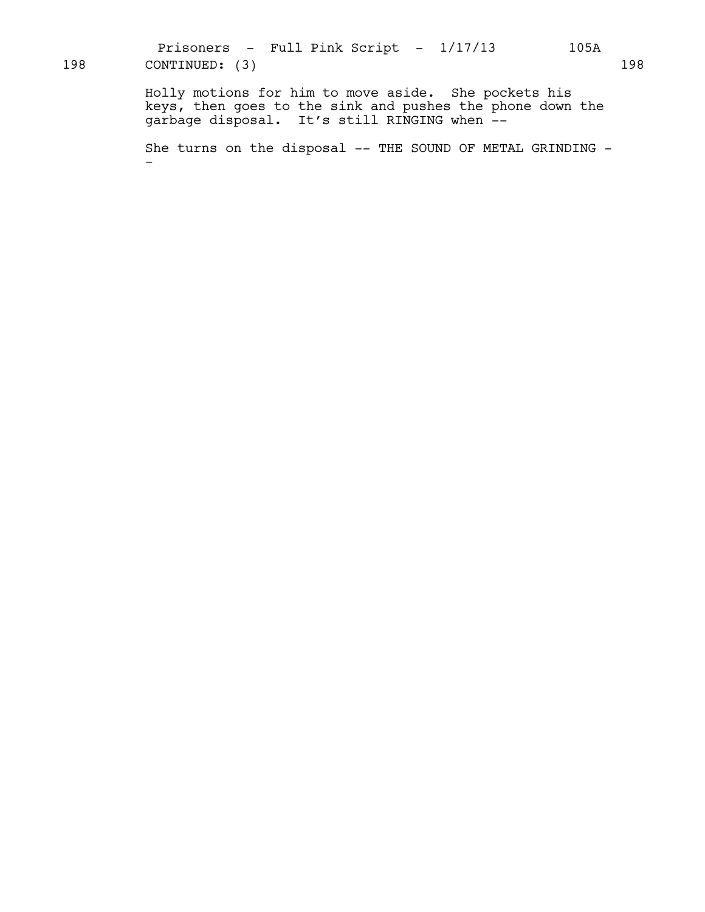198 CONTINUED: (3) 198

Holly motions for him to move aside. She pockets his keys, then goes to the sink and pushes the phone down the garbage disposal. It's still RINGING when --

She turns on the disposal -- THE SOUND OF METAL GRINDING --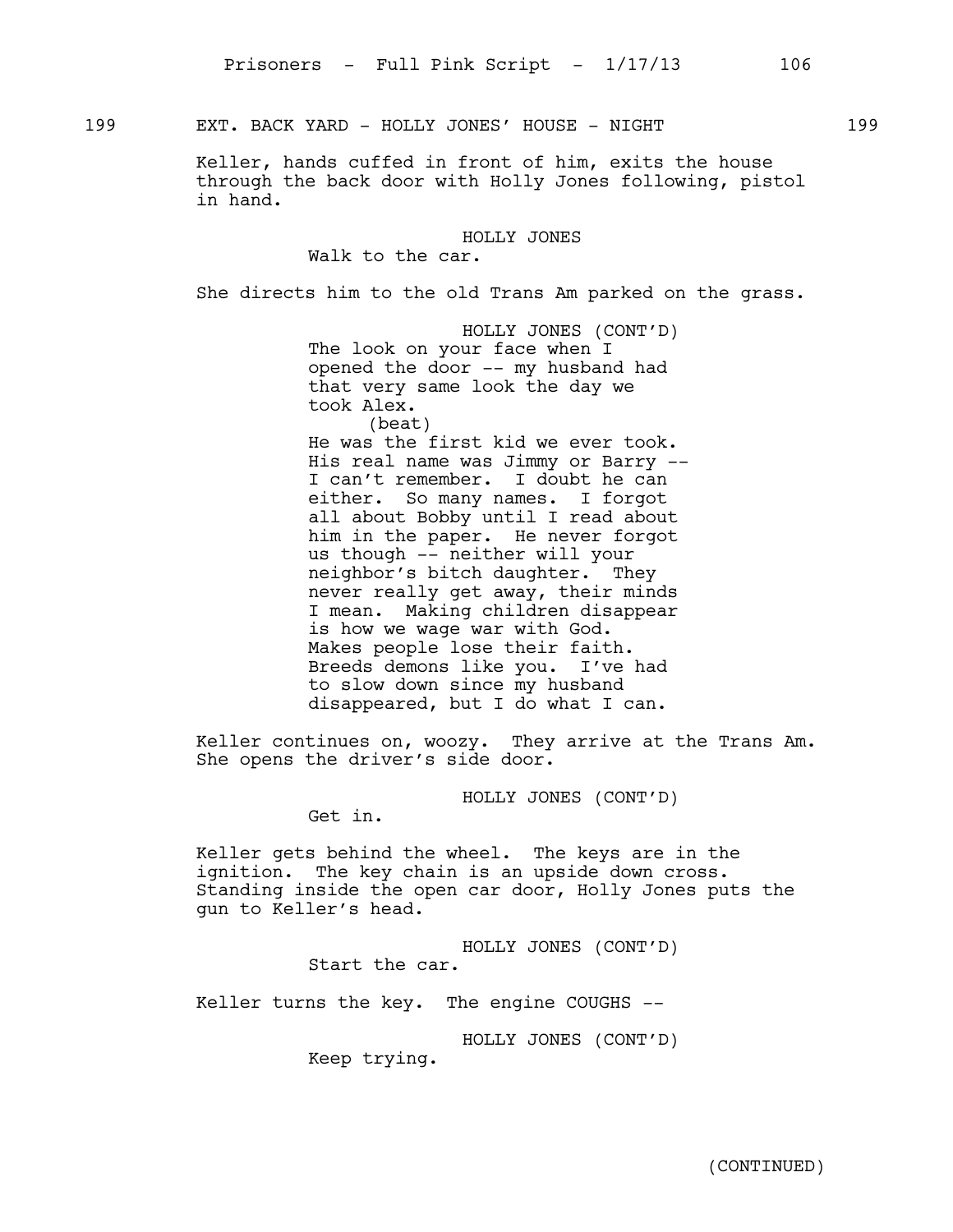199 EXT. BACK YARD - HOLLY JONES' HOUSE - NIGHT 199

Keller, hands cuffed in front of him, exits the house through the back door with Holly Jones following, pistol in hand.

HOLLY JONES
Walk to the car.

She directs him to the old Trans Am parked on the grass.

HOLLY JONES (CONT'D)
The look on your face when I opened the door -- my husband had that very same look the day we took Alex.
(beat)
He was the first kid we ever took. His real name was Jimmy or Barry -- I can't remember. I doubt he can either. So many names. I forgot all about Bobby until I read about him in the paper. He never forgot us though -- neither will your neighbor's bitch daughter. They never really get away, their minds I mean. Making children disappear is how we wage war with God. Makes people lose their faith. Breeds demons like you. I've had to slow down since my husband disappeared, but I do what I can.

Keller continues on, woozy. They arrive at the Trans Am. She opens the driver's side door.

HOLLY JONES (CONT'D)
Get in.

Keller gets behind the wheel. The keys are in the ignition. The key chain is an upside down cross. Standing inside the open car door, Holly Jones puts the gun to Keller's head.

HOLLY JONES (CONT'D)
Start the car.

Keller turns the key. The engine COUGHS --

HOLLY JONES (CONT'D)
Keep trying.

(CONTINUED)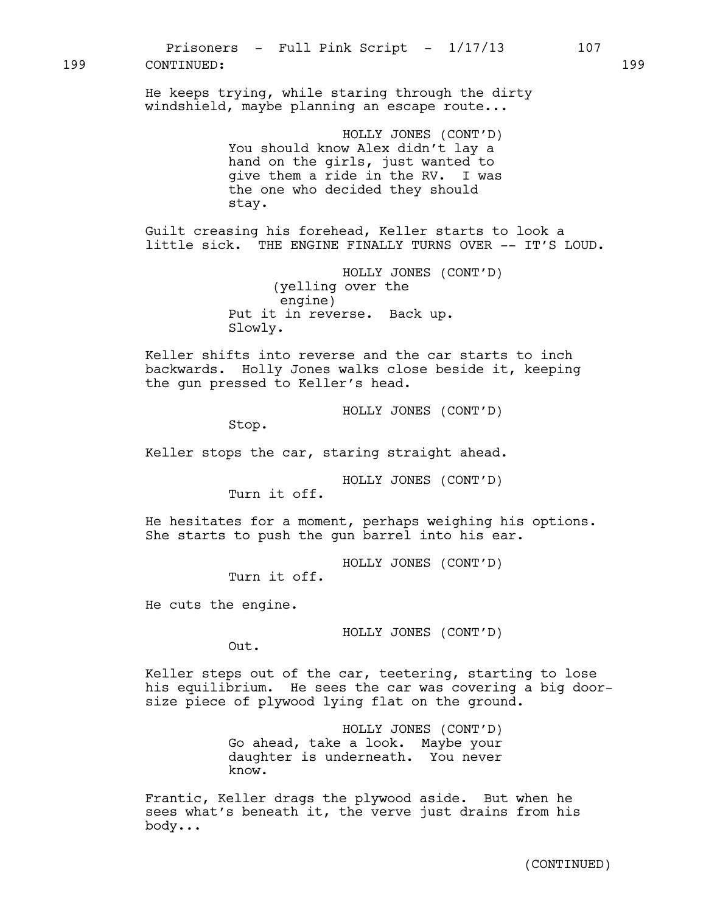199 CONTINUED: 199

He keeps trying, while staring through the dirty windshield, maybe planning an escape route...

HOLLY JONES (CONT'D)
You should know Alex didn't lay a hand on the girls, just wanted to give them a ride in the RV. I was the one who decided they should stay.

Guilt creasing his forehead, Keller starts to look a little sick. THE ENGINE FINALLY TURNS OVER -- IT'S LOUD.

HOLLY JONES (CONT'D)
(yelling over the engine)
Put it in reverse. Back up. Slowly.

Keller shifts into reverse and the car starts to inch backwards. Holly Jones walks close beside it, keeping the gun pressed to Keller's head.

HOLLY JONES (CONT'D)
Stop.

Keller stops the car, staring straight ahead.

HOLLY JONES (CONT'D)
Turn it off.

He hesitates for a moment, perhaps weighing his options. She starts to push the gun barrel into his ear.

HOLLY JONES (CONT'D)
Turn it off.

He cuts the engine.

HOLLY JONES (CONT'D)
Out.

Keller steps out of the car, teetering, starting to lose his equilibrium. He sees the car was covering a big door-size piece of plywood lying flat on the ground.

HOLLY JONES (CONT'D)
Go ahead, take a look. Maybe your daughter is underneath. You never know.

Frantic, Keller drags the plywood aside. But when he sees what's beneath it, the verve just drains from his body...

(CONTINUED)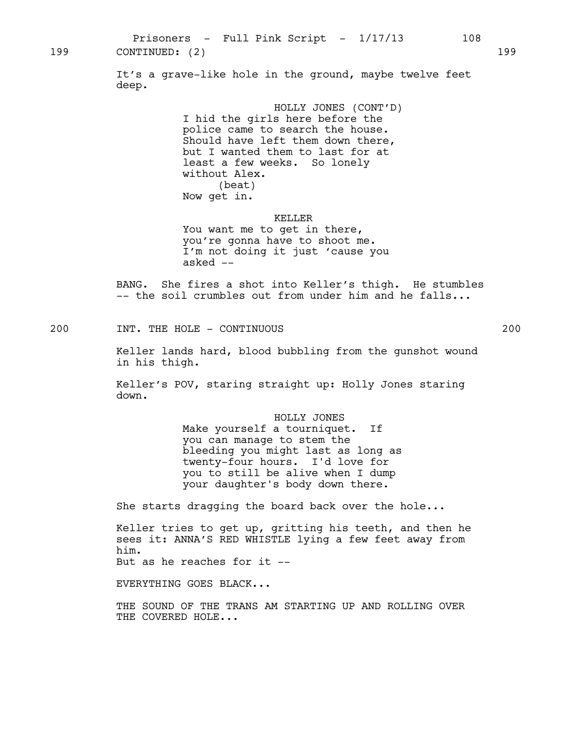199 CONTINUED: (2) 199

It's a grave-like hole in the ground, maybe twelve feet deep.

HOLLY JONES (CONT'D)
I hid the girls here before the police came to search the house. Should have left them down there, but I wanted them to last for at least a few weeks. So lonely without Alex.
(beat)
Now get in.

KELLER
You want me to get in there, you're gonna have to shoot me. I'm not doing it just 'cause you asked --

BANG. She fires a shot into Keller's thigh. He stumbles -- the soil crumbles out from under him and he falls...

200 INT. THE HOLE - CONTINUOUS 200

Keller lands hard, blood bubbling from the gunshot wound in his thigh.

Keller's POV, staring straight up: Holly Jones staring down.

HOLLY JONES
Make yourself a tourniquet. If you can manage to stem the bleeding you might last as long as twenty-four hours. I'd love for you to still be alive when I dump your daughter's body down there.

She starts dragging the board back over the hole...

Keller tries to get up, gritting his teeth, and then he sees it: ANNA'S RED WHISTLE lying a few feet away from him.
But as he reaches for it --

EVERYTHING GOES BLACK...

THE SOUND OF THE TRANS AM STARTING UP AND ROLLING OVER THE COVERED HOLE...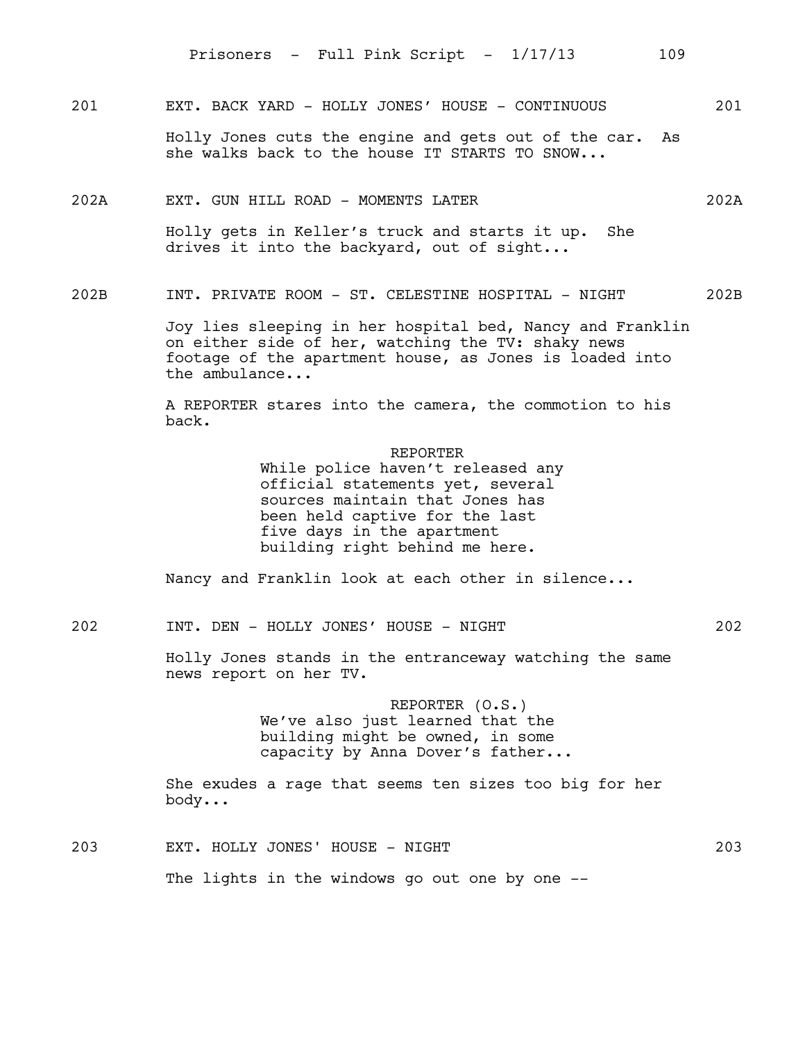201 EXT. BACK YARD - HOLLY JONES' HOUSE - CONTINUOUS 201

Holly Jones cuts the engine and gets out of the car. As she walks back to the house IT STARTS TO SNOW...

202A EXT. GUN HILL ROAD - MOMENTS LATER 202A

Holly gets in Keller's truck and starts it up. She drives it into the backyard, out of sight...

202B INT. PRIVATE ROOM - ST. CELESTINE HOSPITAL - NIGHT 202B

Joy lies sleeping in her hospital bed, Nancy and Franklin on either side of her, watching the TV: shaky news footage of the apartment house, as Jones is loaded into the ambulance...

A REPORTER stares into the camera, the commotion to his back.

REPORTER
While police haven't released any official statements yet, several sources maintain that Jones has been held captive for the last five days in the apartment building right behind me here.

Nancy and Franklin look at each other in silence...

202 INT. DEN - HOLLY JONES' HOUSE - NIGHT 202

Holly Jones stands in the entranceway watching the same news report on her TV.

REPORTER (O.S.)
We've also just learned that the building might be owned, in some capacity by Anna Dover's father...

She exudes a rage that seems ten sizes too big for her body...

203 EXT. HOLLY JONES' HOUSE - NIGHT 203

The lights in the windows go out one by one --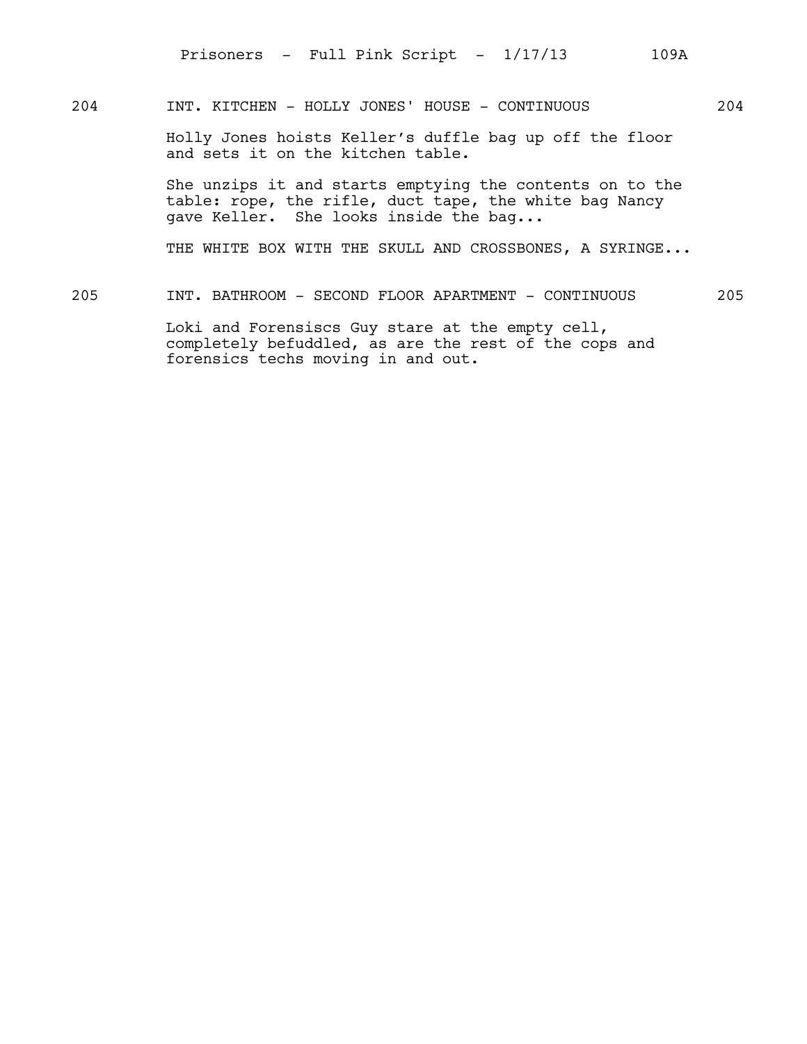204 INT. KITCHEN - HOLLY JONES' HOUSE - CONTINUOUS 204

Holly Jones hoists Keller's duffle bag up off the floor and sets it on the kitchen table.

She unzips it and starts emptying the contents on to the table: rope, the rifle, duct tape, the white bag Nancy gave Keller. She looks inside the bag...

THE WHITE BOX WITH THE SKULL AND CROSSBONES, A SYRINGE...

205 INT. BATHROOM - SECOND FLOOR APARTMENT - CONTINUOUS 205

Loki and Forensiscs Guy stare at the empty cell, completely befuddled, as are the rest of the cops and forensics techs moving in and out.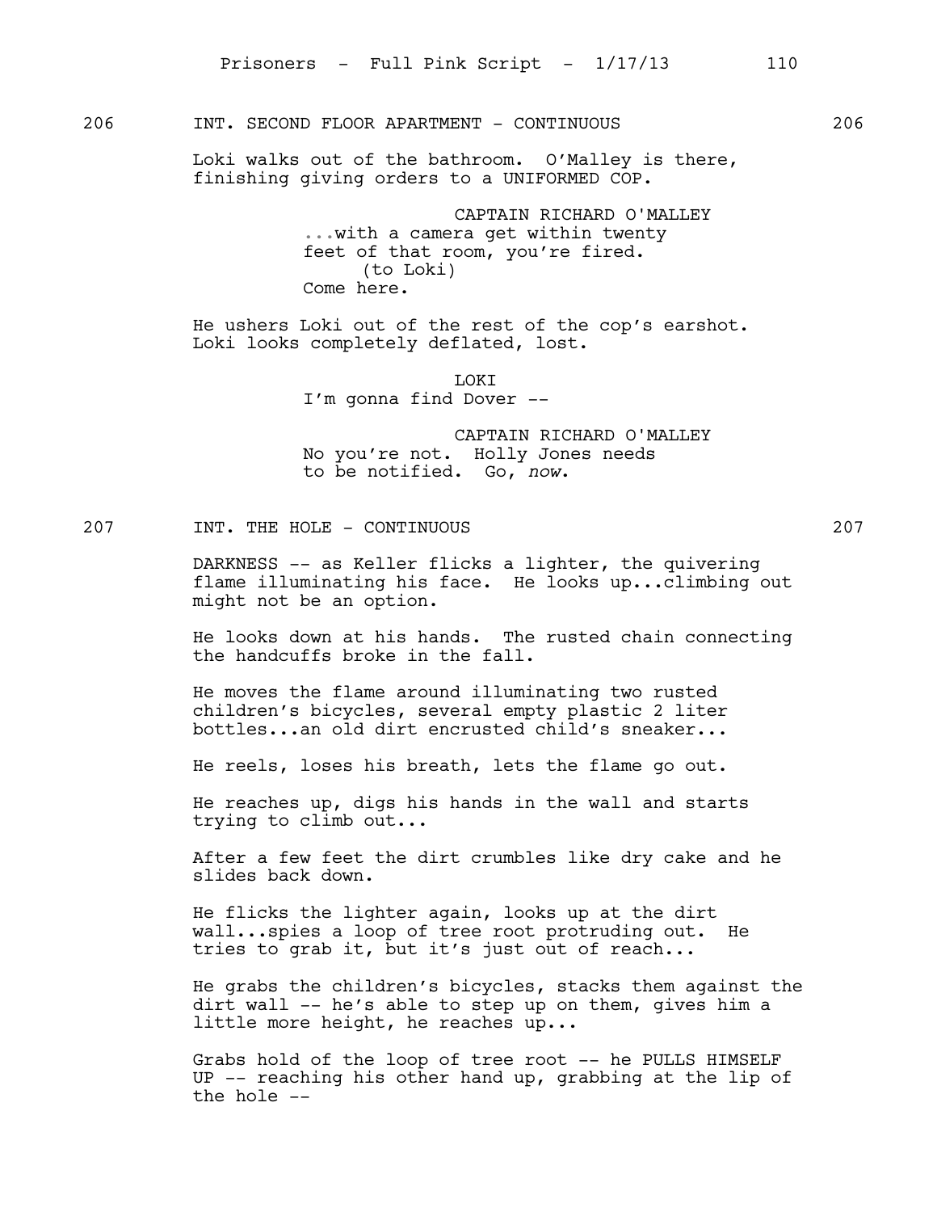206 INT. SECOND FLOOR APARTMENT - CONTINUOUS 206

Loki walks out of the bathroom. O'Malley is there, finishing giving orders to a UNIFORMED COP.

CAPTAIN RICHARD O'MALLEY
...with a camera get within twenty feet of that room, you're fired.
(to Loki)
Come here.

He ushers Loki out of the rest of the cop's earshot. Loki looks completely deflated, lost.

LOKI
I'm gonna find Dover --

CAPTAIN RICHARD O'MALLEY
No you're not. Holly Jones needs to be notified. Go, *now*.

207 INT. THE HOLE - CONTINUOUS 207

DARKNESS -- as Keller flicks a lighter, the quivering flame illuminating his face. He looks up...climbing out might not be an option.

He looks down at his hands. The rusted chain connecting the handcuffs broke in the fall.

He moves the flame around illuminating two rusted children's bicycles, several empty plastic 2 liter bottles...an old dirt encrusted child's sneaker...

He reels, loses his breath, lets the flame go out.

He reaches up, digs his hands in the wall and starts trying to climb out...

After a few feet the dirt crumbles like dry cake and he slides back down.

He flicks the lighter again, looks up at the dirt wall...spies a loop of tree root protruding out. He tries to grab it, but it's just out of reach...

He grabs the children's bicycles, stacks them against the dirt wall -- he's able to step up on them, gives him a little more height, he reaches up...

Grabs hold of the loop of tree root -- he PULLS HIMSELF UP -- reaching his other hand up, grabbing at the lip of the hole --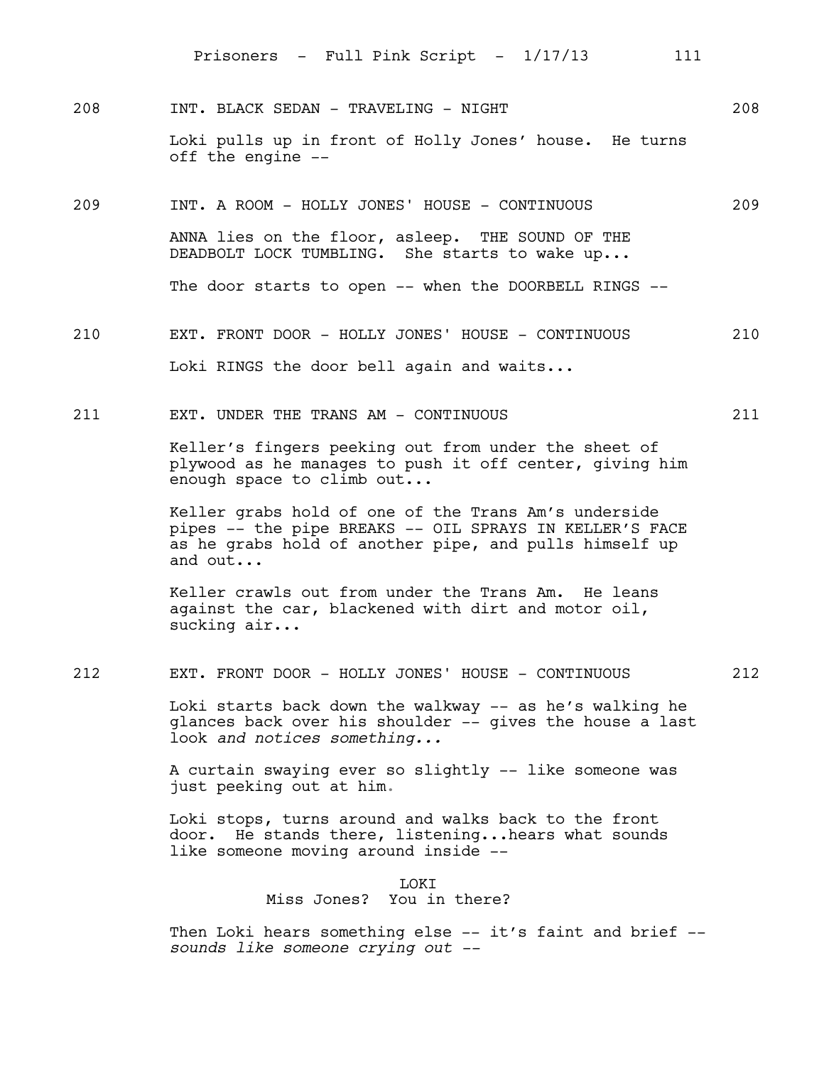208 INT. BLACK SEDAN - TRAVELING - NIGHT 208

Loki pulls up in front of Holly Jones' house. He turns off the engine --

209 INT. A ROOM - HOLLY JONES' HOUSE - CONTINUOUS 209

ANNA lies on the floor, asleep. THE SOUND OF THE DEADBOLT LOCK TUMBLING. She starts to wake up...

The door starts to open -- when the DOORBELL RINGS --

210 EXT. FRONT DOOR - HOLLY JONES' HOUSE - CONTINUOUS 210

Loki RINGS the door bell again and waits...

211 EXT. UNDER THE TRANS AM - CONTINUOUS 211

Keller's fingers peeking out from under the sheet of plywood as he manages to push it off center, giving him enough space to climb out...

Keller grabs hold of one of the Trans Am's underside pipes -- the pipe BREAKS -- OIL SPRAYS IN KELLER'S FACE as he grabs hold of another pipe, and pulls himself up and out...

Keller crawls out from under the Trans Am. He leans against the car, blackened with dirt and motor oil, sucking air...

212 EXT. FRONT DOOR - HOLLY JONES' HOUSE - CONTINUOUS 212

Loki starts back down the walkway -- as he's walking he glances back over his shoulder -- gives the house a last look *and notices something...*

A curtain swaying ever so slightly -- like someone was just peeking out at him.

Loki stops, turns around and walks back to the front door. He stands there, listening...hears what sounds like someone moving around inside --

LOKI
Miss Jones? You in there?

Then Loki hears something else -- it's faint and brief -- *sounds like someone crying out --*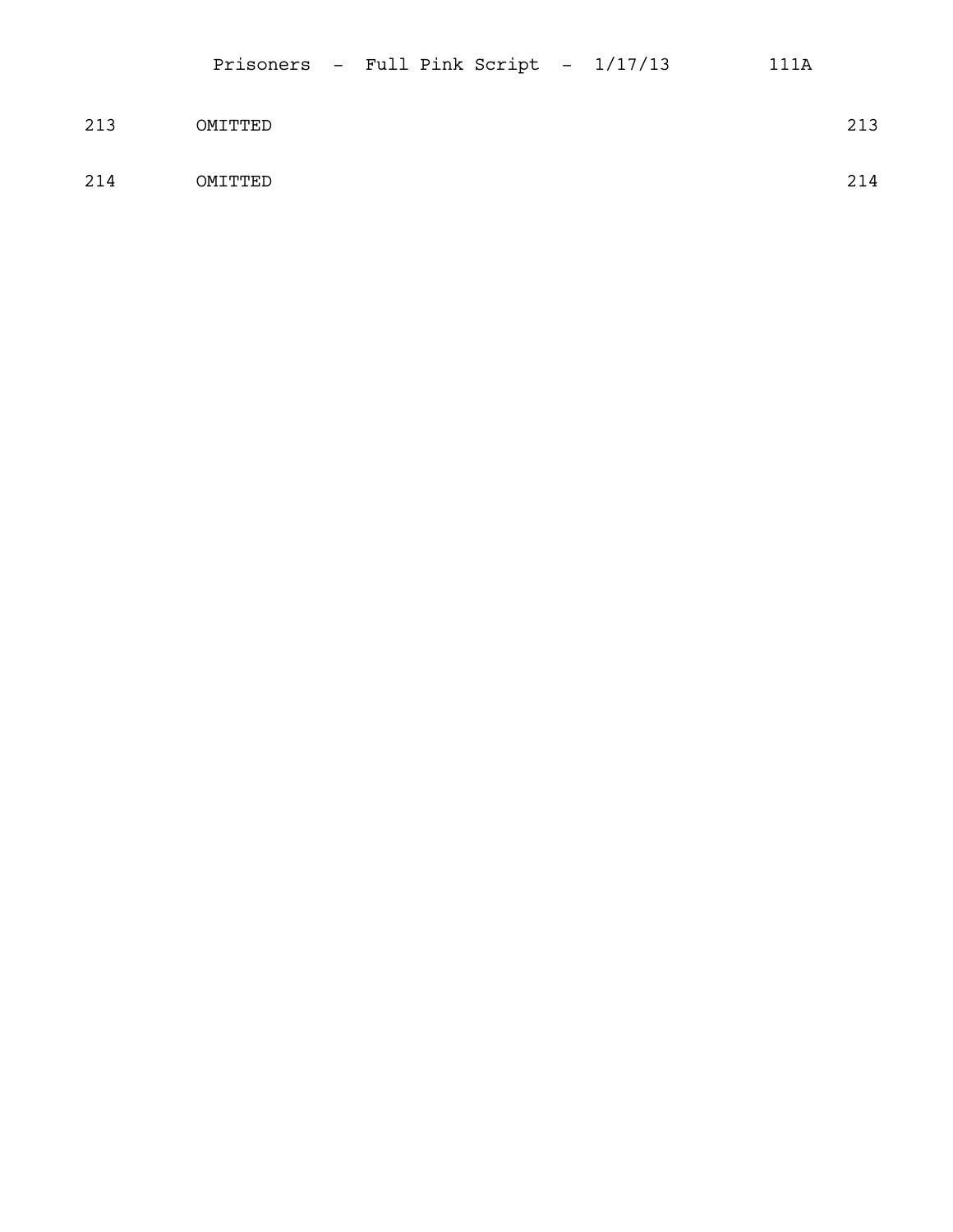213 OMITTED 213

214 OMITTED 214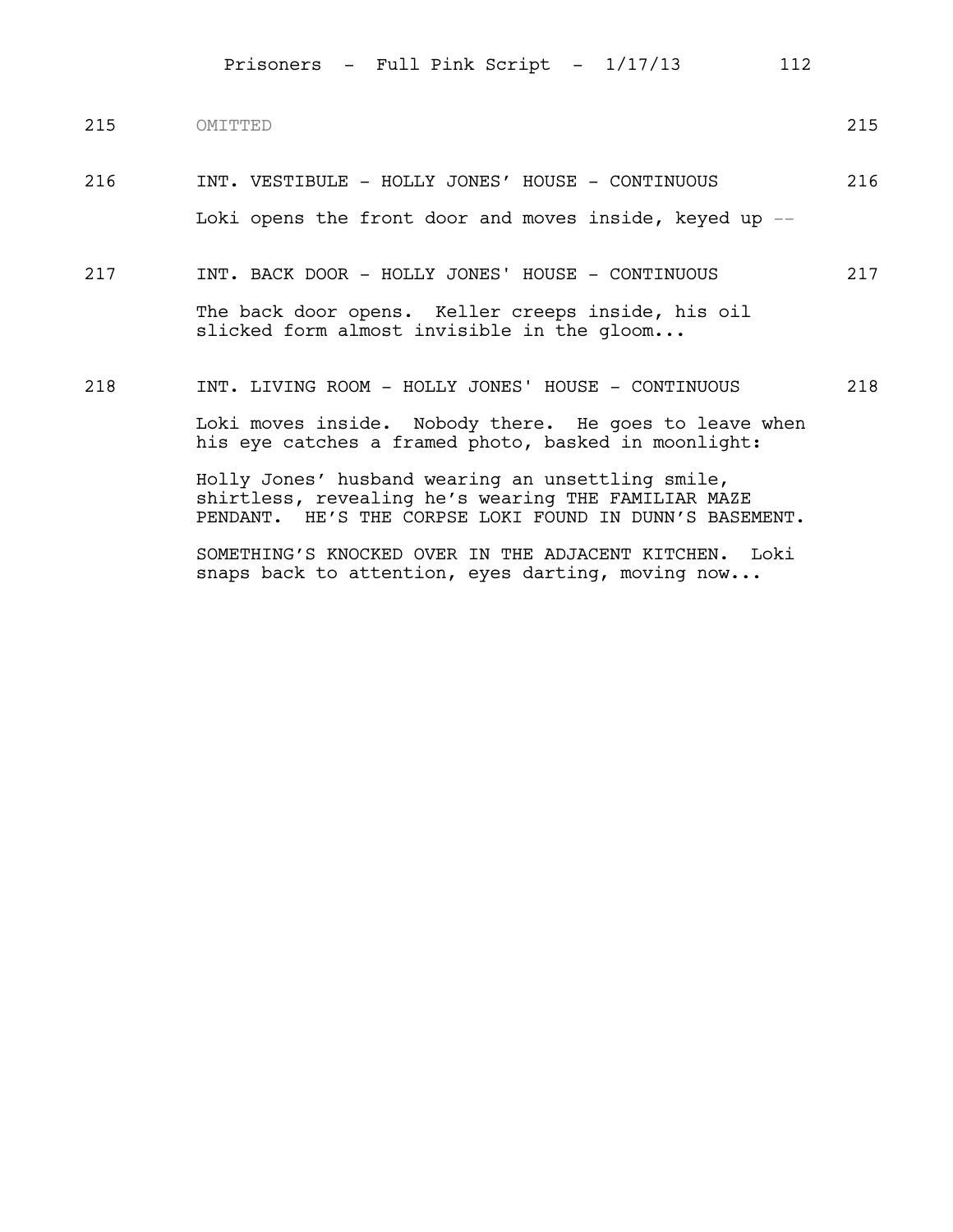215 OMITTED 215

216 INT. VESTIBULE - HOLLY JONES' HOUSE - CONTINUOUS 216

Loki opens the front door and moves inside, keyed up --

217 INT. BACK DOOR - HOLLY JONES' HOUSE - CONTINUOUS 217

The back door opens. Keller creeps inside, his oil slicked form almost invisible in the gloom...

218 INT. LIVING ROOM - HOLLY JONES' HOUSE - CONTINUOUS 218

Loki moves inside. Nobody there. He goes to leave when his eye catches a framed photo, basked in moonlight:

Holly Jones' husband wearing an unsettling smile, shirtless, revealing he's wearing THE FAMILIAR MAZE PENDANT. HE'S THE CORPSE LOKI FOUND IN DUNN'S BASEMENT.

SOMETHING'S KNOCKED OVER IN THE ADJACENT KITCHEN. Loki snaps back to attention, eyes darting, moving now...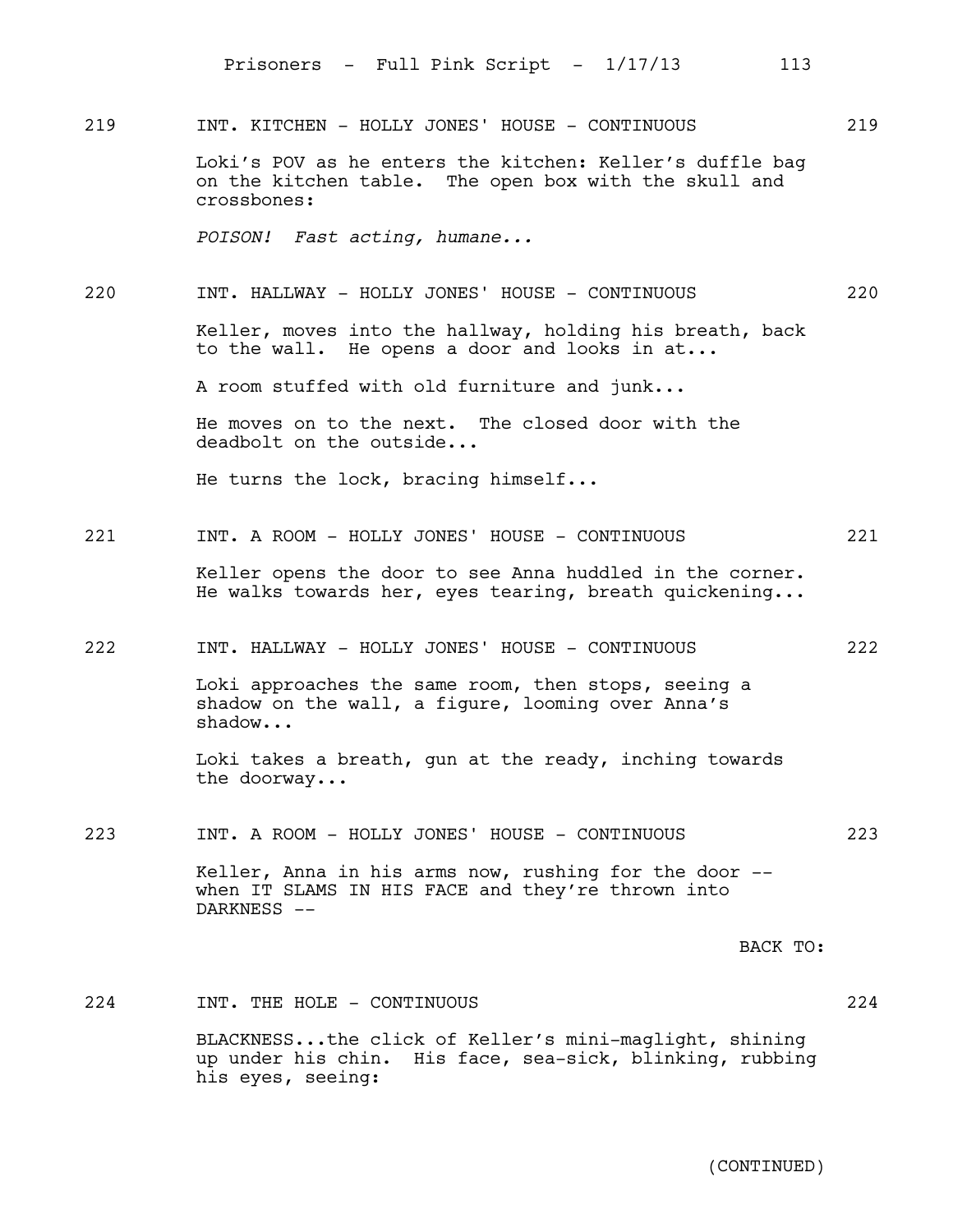219 INT. KITCHEN - HOLLY JONES' HOUSE - CONTINUOUS 219

Loki's POV as he enters the kitchen: Keller's duffle bag on the kitchen table. The open box with the skull and crossbones:

*POISON! Fast acting, humane...*

220 INT. HALLWAY - HOLLY JONES' HOUSE - CONTINUOUS 220

Keller, moves into the hallway, holding his breath, back to the wall. He opens a door and looks in at...

A room stuffed with old furniture and junk...

He moves on to the next. The closed door with the deadbolt on the outside...

He turns the lock, bracing himself...

221 INT. A ROOM - HOLLY JONES' HOUSE - CONTINUOUS 221

Keller opens the door to see Anna huddled in the corner. He walks towards her, eyes tearing, breath quickening...

222 INT. HALLWAY - HOLLY JONES' HOUSE - CONTINUOUS 222

Loki approaches the same room, then stops, seeing a shadow on the wall, a figure, looming over Anna's shadow...

Loki takes a breath, gun at the ready, inching towards the doorway...

223 INT. A ROOM - HOLLY JONES' HOUSE - CONTINUOUS 223

Keller, Anna in his arms now, rushing for the door -- when IT SLAMS IN HIS FACE and they're thrown into DARKNESS --

BACK TO:

224 INT. THE HOLE - CONTINUOUS 224

BLACKNESS...the click of Keller's mini-maglight, shining up under his chin. His face, sea-sick, blinking, rubbing his eyes, seeing:

(CONTINUED)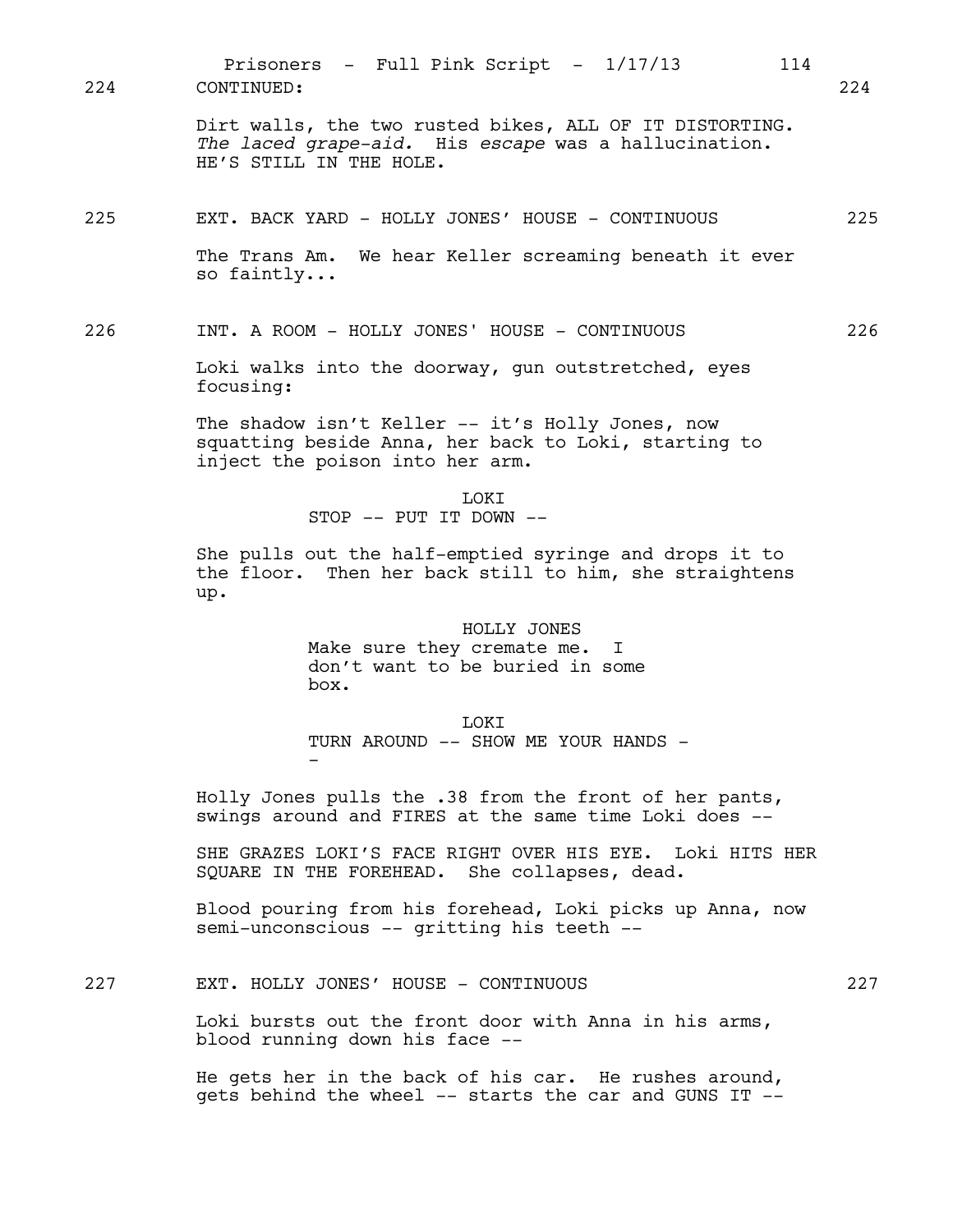224 CONTINUED: 224

Dirt walls, the two rusted bikes, ALL OF IT DISTORTING. *The laced grape-aid.* His *escape* was a hallucination. HE'S STILL IN THE HOLE.

225 EXT. BACK YARD - HOLLY JONES' HOUSE - CONTINUOUS 225

The Trans Am. We hear Keller screaming beneath it ever so faintly...

226 INT. A ROOM - HOLLY JONES' HOUSE - CONTINUOUS 226

Loki walks into the doorway, gun outstretched, eyes focusing:

The shadow isn't Keller -- it's Holly Jones, now squatting beside Anna, her back to Loki, starting to inject the poison into her arm.

LOKI
STOP -- PUT IT DOWN --

She pulls out the half-emptied syringe and drops it to the floor. Then her back still to him, she straightens up.

HOLLY JONES
Make sure they cremate me. I don't want to be buried in some box.

LOKI
TURN AROUND -- SHOW ME YOUR HANDS --

Holly Jones pulls the .38 from the front of her pants, swings around and FIRES at the same time Loki does --

SHE GRAZES LOKI'S FACE RIGHT OVER HIS EYE. Loki HITS HER SQUARE IN THE FOREHEAD. She collapses, dead.

Blood pouring from his forehead, Loki picks up Anna, now semi-unconscious -- gritting his teeth --

227 EXT. HOLLY JONES' HOUSE - CONTINUOUS 227

Loki bursts out the front door with Anna in his arms, blood running down his face --

He gets her in the back of his car. He rushes around, gets behind the wheel -- starts the car and GUNS IT --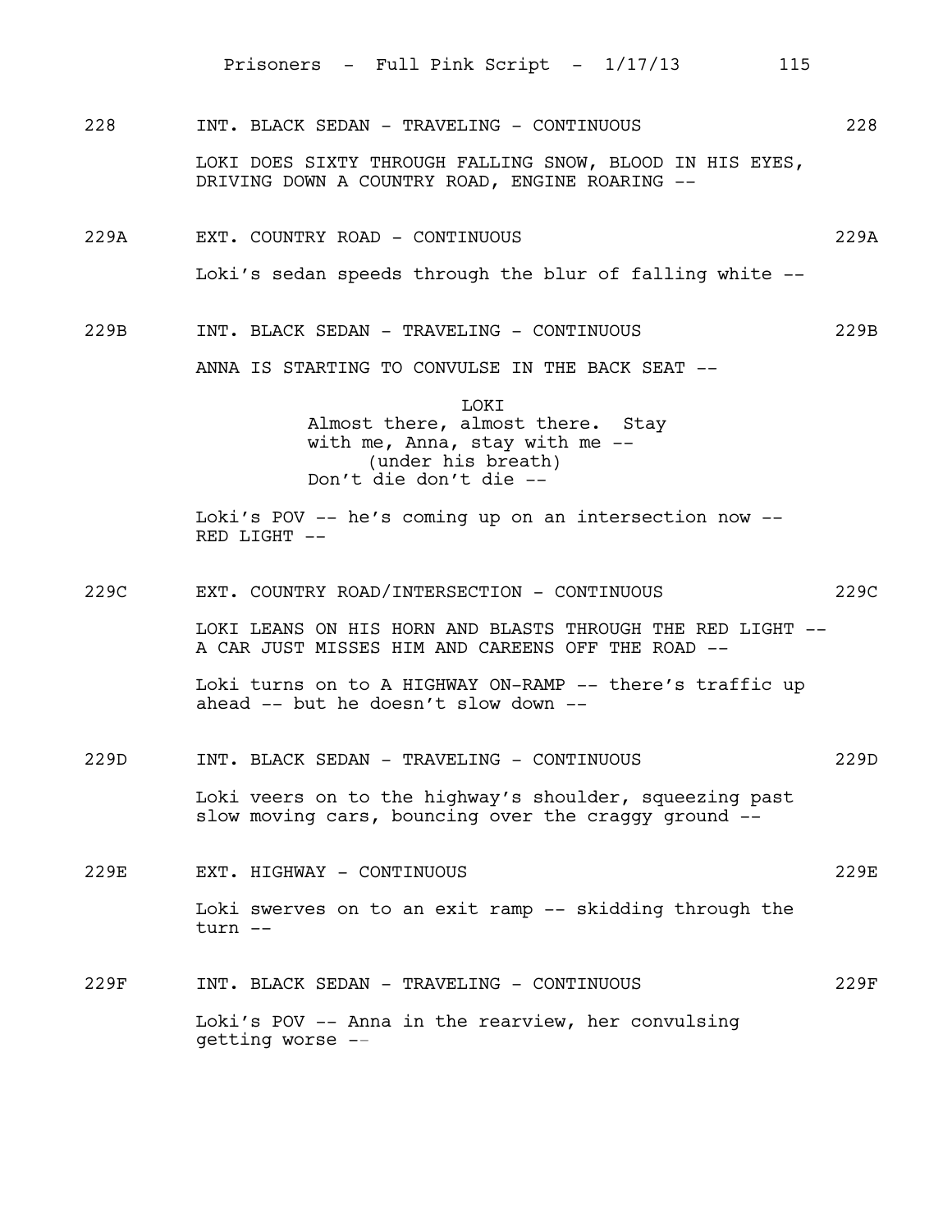228 INT. BLACK SEDAN - TRAVELING - CONTINUOUS 228

LOKI DOES SIXTY THROUGH FALLING SNOW, BLOOD IN HIS EYES, DRIVING DOWN A COUNTRY ROAD, ENGINE ROARING --

229A EXT. COUNTRY ROAD - CONTINUOUS 229A

Loki's sedan speeds through the blur of falling white --

229B INT. BLACK SEDAN - TRAVELING - CONTINUOUS 229B

ANNA IS STARTING TO CONVULSE IN THE BACK SEAT --

LOKI
Almost there, almost there. Stay with me, Anna, stay with me --
(under his breath)
Don't die don't die --

Loki's POV -- he's coming up on an intersection now -- RED LIGHT --

229C EXT. COUNTRY ROAD/INTERSECTION - CONTINUOUS 229C

LOKI LEANS ON HIS HORN AND BLASTS THROUGH THE RED LIGHT -- A CAR JUST MISSES HIM AND CAREENS OFF THE ROAD --

Loki turns on to A HIGHWAY ON-RAMP -- there's traffic up ahead -- but he doesn't slow down --

229D INT. BLACK SEDAN - TRAVELING - CONTINUOUS 229D

Loki veers on to the highway's shoulder, squeezing past slow moving cars, bouncing over the craggy ground --

229E EXT. HIGHWAY - CONTINUOUS 229E

Loki swerves on to an exit ramp -- skidding through the turn --

229F INT. BLACK SEDAN - TRAVELING - CONTINUOUS 229F

Loki's POV -- Anna in the rearview, her convulsing getting worse --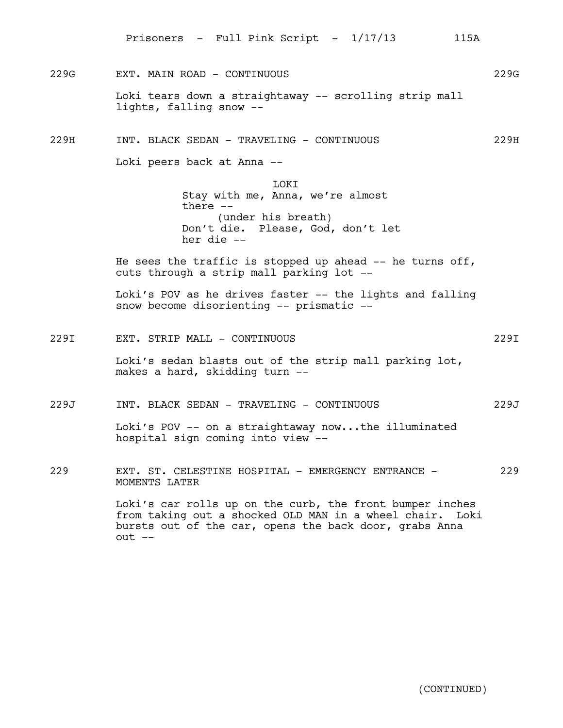229G EXT. MAIN ROAD - CONTINUOUS 229G

Loki tears down a straightaway -- scrolling strip mall lights, falling snow --

229H INT. BLACK SEDAN - TRAVELING - CONTINUOUS 229H

Loki peers back at Anna --

LOKI
Stay with me, Anna, we're almost there --
(under his breath)
Don't die. Please, God, don't let her die --

He sees the traffic is stopped up ahead -- he turns off, cuts through a strip mall parking lot --

Loki's POV as he drives faster -- the lights and falling snow become disorienting -- prismatic --

229I EXT. STRIP MALL - CONTINUOUS 229I

Loki's sedan blasts out of the strip mall parking lot, makes a hard, skidding turn --

229J INT. BLACK SEDAN - TRAVELING - CONTINUOUS 229J

Loki's POV -- on a straightaway now...the illuminated hospital sign coming into view --

229 EXT. ST. CELESTINE HOSPITAL - EMERGENCY ENTRANCE - MOMENTS LATER 229

Loki's car rolls up on the curb, the front bumper inches from taking out a shocked OLD MAN in a wheel chair. Loki bursts out of the car, opens the back door, grabs Anna out --

(CONTINUED)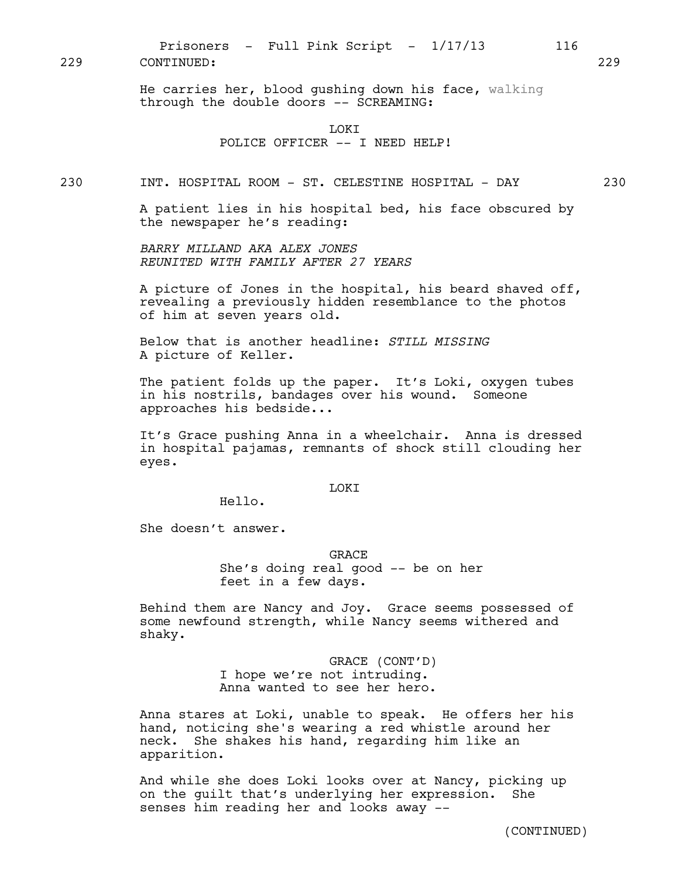229 CONTINUED: 229

He carries her, blood gushing down his face, walking through the double doors -- SCREAMING:

LOKI
POLICE OFFICER -- I NEED HELP!

230 INT. HOSPITAL ROOM - ST. CELESTINE HOSPITAL - DAY 230

A patient lies in his hospital bed, his face obscured by the newspaper he's reading:

*BARRY MILLAND AKA ALEX JONES*
*REUNITED WITH FAMILY AFTER 27 YEARS*

A picture of Jones in the hospital, his beard shaved off, revealing a previously hidden resemblance to the photos of him at seven years old.

Below that is another headline: *STILL MISSING*
A picture of Keller.

The patient folds up the paper. It's Loki, oxygen tubes in his nostrils, bandages over his wound. Someone approaches his bedside...

It's Grace pushing Anna in a wheelchair. Anna is dressed in hospital pajamas, remnants of shock still clouding her eyes.

LOKI
Hello.

She doesn't answer.

GRACE
She's doing real good -- be on her feet in a few days.

Behind them are Nancy and Joy. Grace seems possessed of some newfound strength, while Nancy seems withered and shaky.

GRACE (CONT'D)
I hope we're not intruding.
Anna wanted to see her hero.

Anna stares at Loki, unable to speak. He offers her his hand, noticing she's wearing a red whistle around her neck. She shakes his hand, regarding him like an apparition.

And while she does Loki looks over at Nancy, picking up on the guilt that's underlying her expression. She senses him reading her and looks away --

(CONTINUED)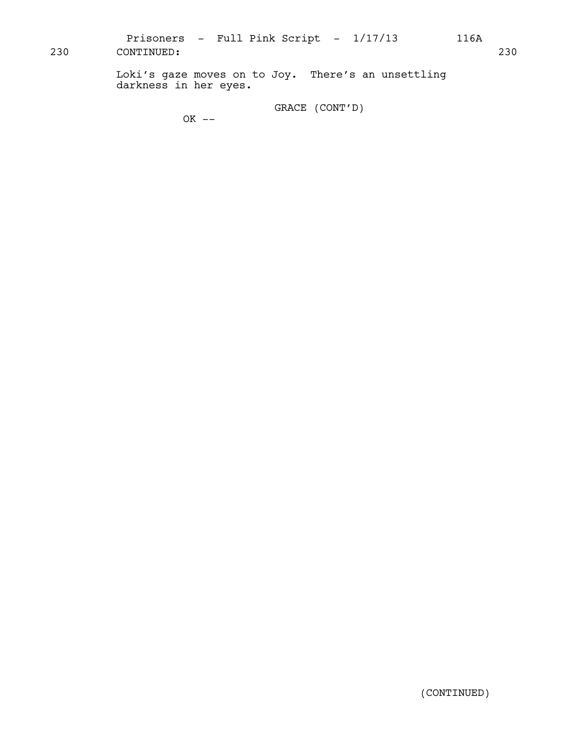230 CONTINUED: 230

Loki's gaze moves on to Joy. There's an unsettling darkness in her eyes.

GRACE (CONT'D)

OK --

(CONTINUED)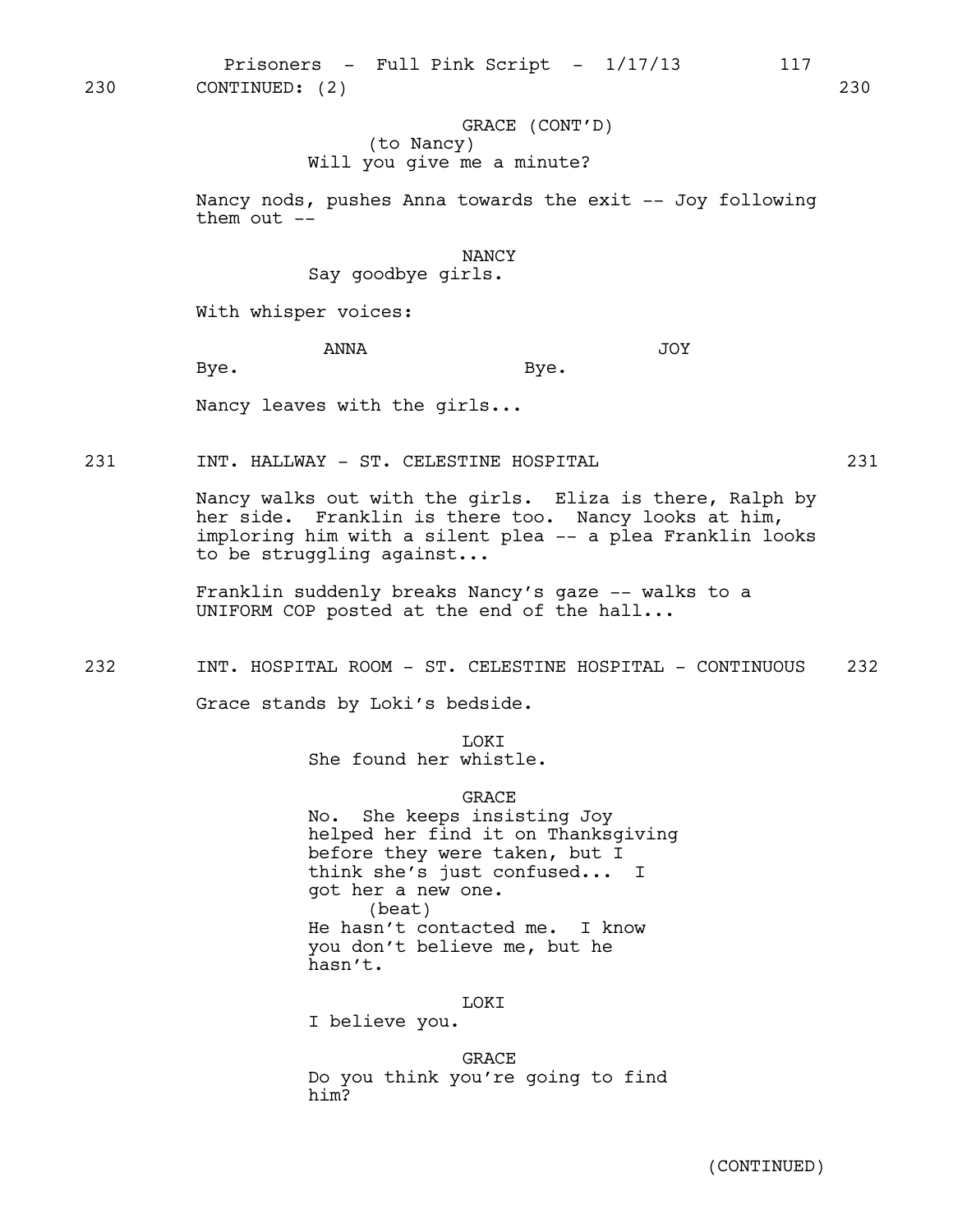230 CONTINUED: (2) 230

GRACE (CONT'D)
(to Nancy)
Will you give me a minute?

Nancy nods, pushes Anna towards the exit -- Joy following them out --

NANCY
Say goodbye girls.

With whisper voices:

ANNA
Bye.

JOY
Bye.

Nancy leaves with the girls...

231 INT. HALLWAY - ST. CELESTINE HOSPITAL 231

Nancy walks out with the girls. Eliza is there, Ralph by her side. Franklin is there too. Nancy looks at him, imploring him with a silent plea -- a plea Franklin looks to be struggling against...

Franklin suddenly breaks Nancy's gaze -- walks to a UNIFORM COP posted at the end of the hall...

232 INT. HOSPITAL ROOM - ST. CELESTINE HOSPITAL - CONTINUOUS 232

Grace stands by Loki's bedside.

LOKI
She found her whistle.

GRACE
No. She keeps insisting Joy helped her find it on Thanksgiving before they were taken, but I think she's just confused... I got her a new one.
(beat)
He hasn't contacted me. I know you don't believe me, but he hasn't.

LOKI
I believe you.

GRACE
Do you think you're going to find him?

(CONTINUED)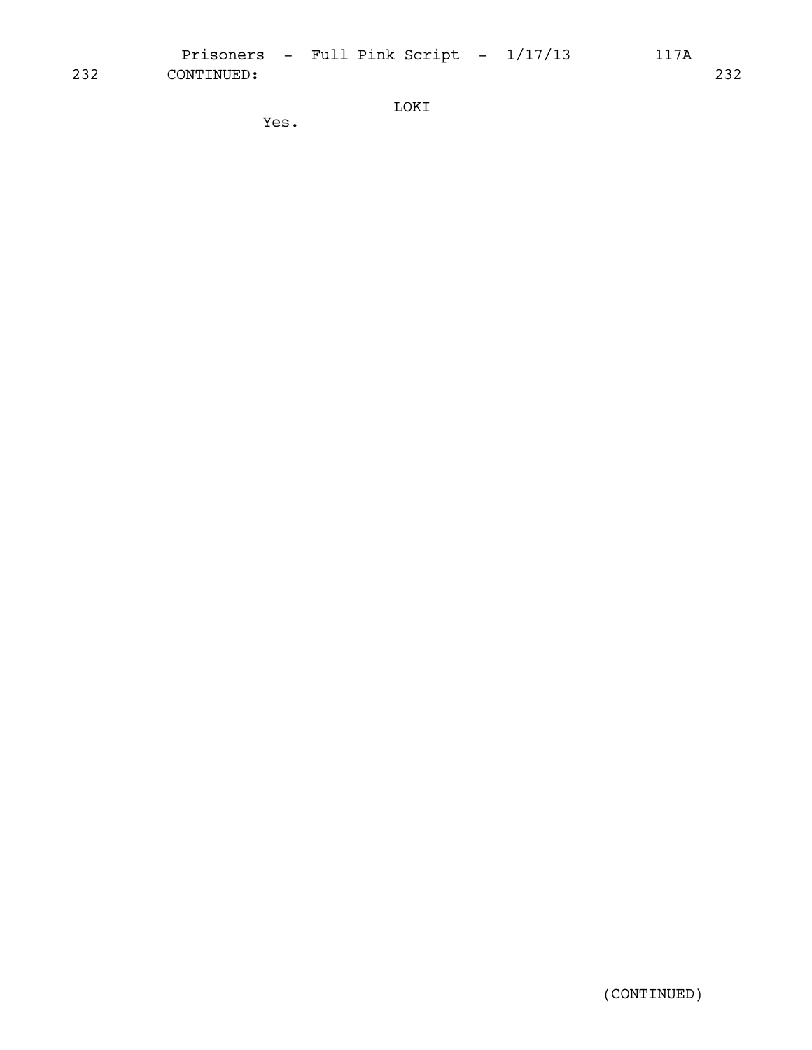232 CONTINUED: 232

LOKI

Yes.

(CONTINUED)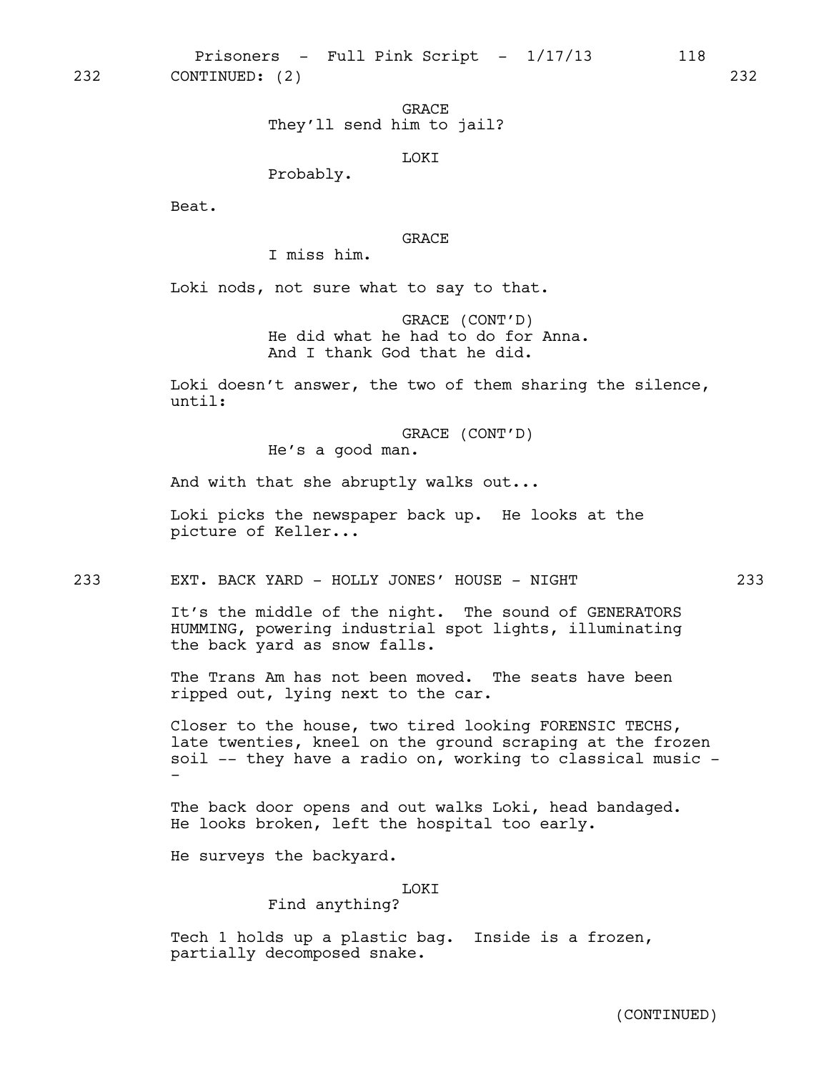232 CONTINUED: (2) 232

GRACE
They'll send him to jail?

LOKI
Probably.

Beat.

GRACE
I miss him.

Loki nods, not sure what to say to that.

GRACE (CONT'D)
He did what he had to do for Anna.
And I thank God that he did.

Loki doesn't answer, the two of them sharing the silence, until:

GRACE (CONT'D)
He's a good man.

And with that she abruptly walks out...

Loki picks the newspaper back up. He looks at the picture of Keller...

233 EXT. BACK YARD - HOLLY JONES' HOUSE - NIGHT 233

It's the middle of the night. The sound of GENERATORS HUMMING, powering industrial spot lights, illuminating the back yard as snow falls.

The Trans Am has not been moved. The seats have been ripped out, lying next to the car.

Closer to the house, two tired looking FORENSIC TECHS, late twenties, kneel on the ground scraping at the frozen soil -- they have a radio on, working to classical music --

The back door opens and out walks Loki, head bandaged. He looks broken, left the hospital too early.

He surveys the backyard.

LOKI
Find anything?

Tech 1 holds up a plastic bag. Inside is a frozen, partially decomposed snake.

(CONTINUED)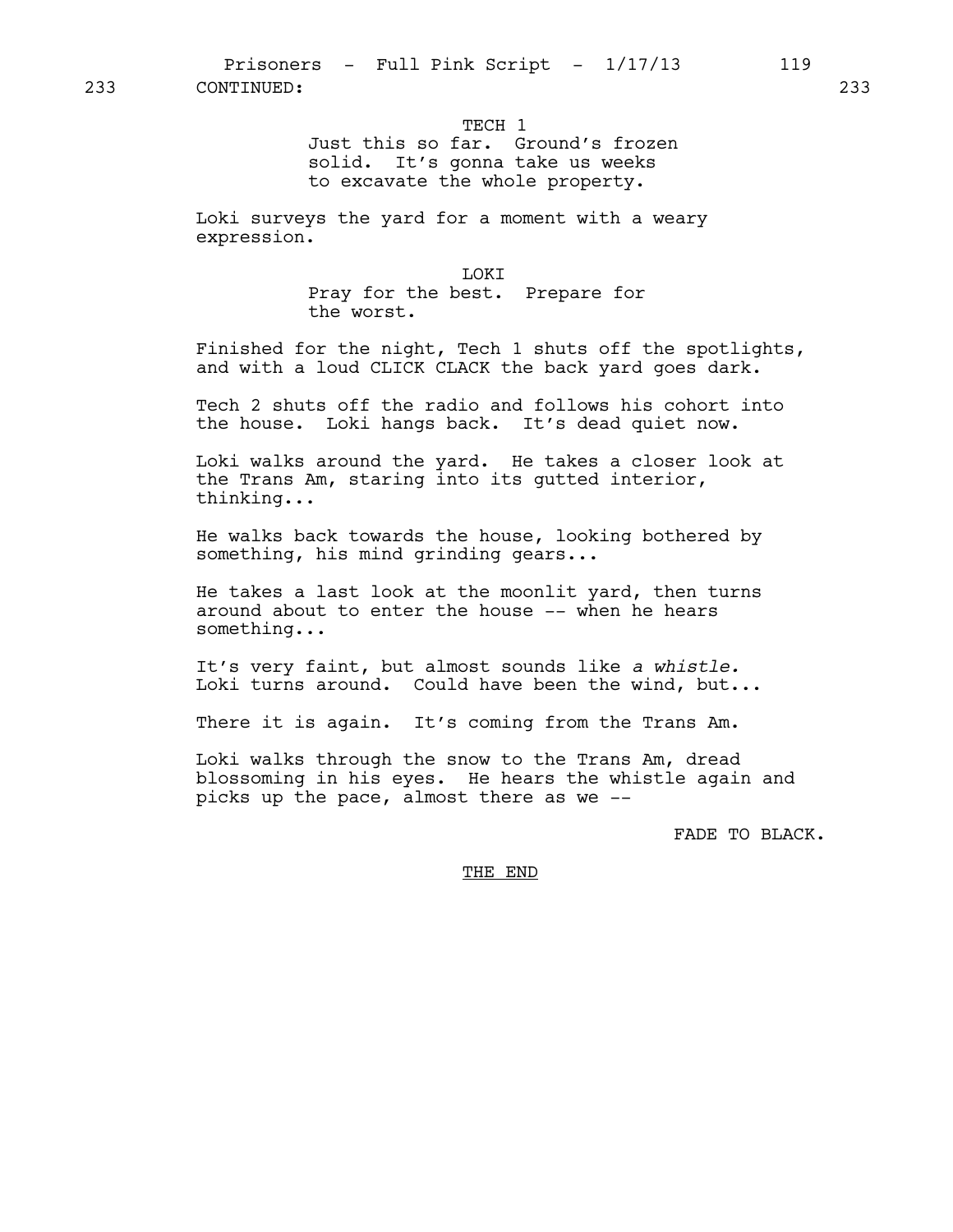233 CONTINUED: 233

TECH 1
Just this so far. Ground's frozen solid. It's gonna take us weeks to excavate the whole property.

Loki surveys the yard for a moment with a weary expression.

LOKI
Pray for the best. Prepare for the worst.

Finished for the night, Tech 1 shuts off the spotlights, and with a loud CLICK CLACK the back yard goes dark.

Tech 2 shuts off the radio and follows his cohort into the house. Loki hangs back. It's dead quiet now.

Loki walks around the yard. He takes a closer look at the Trans Am, staring into its gutted interior, thinking...

He walks back towards the house, looking bothered by something, his mind grinding gears...

He takes a last look at the moonlit yard, then turns around about to enter the house -- when he hears something...

It's very faint, but almost sounds like *a whistle.* Loki turns around. Could have been the wind, but...

There it is again. It's coming from the Trans Am.

Loki walks through the snow to the Trans Am, dread blossoming in his eyes. He hears the whistle again and picks up the pace, almost there as we --

FADE TO BLACK.

<u>THE END</u>